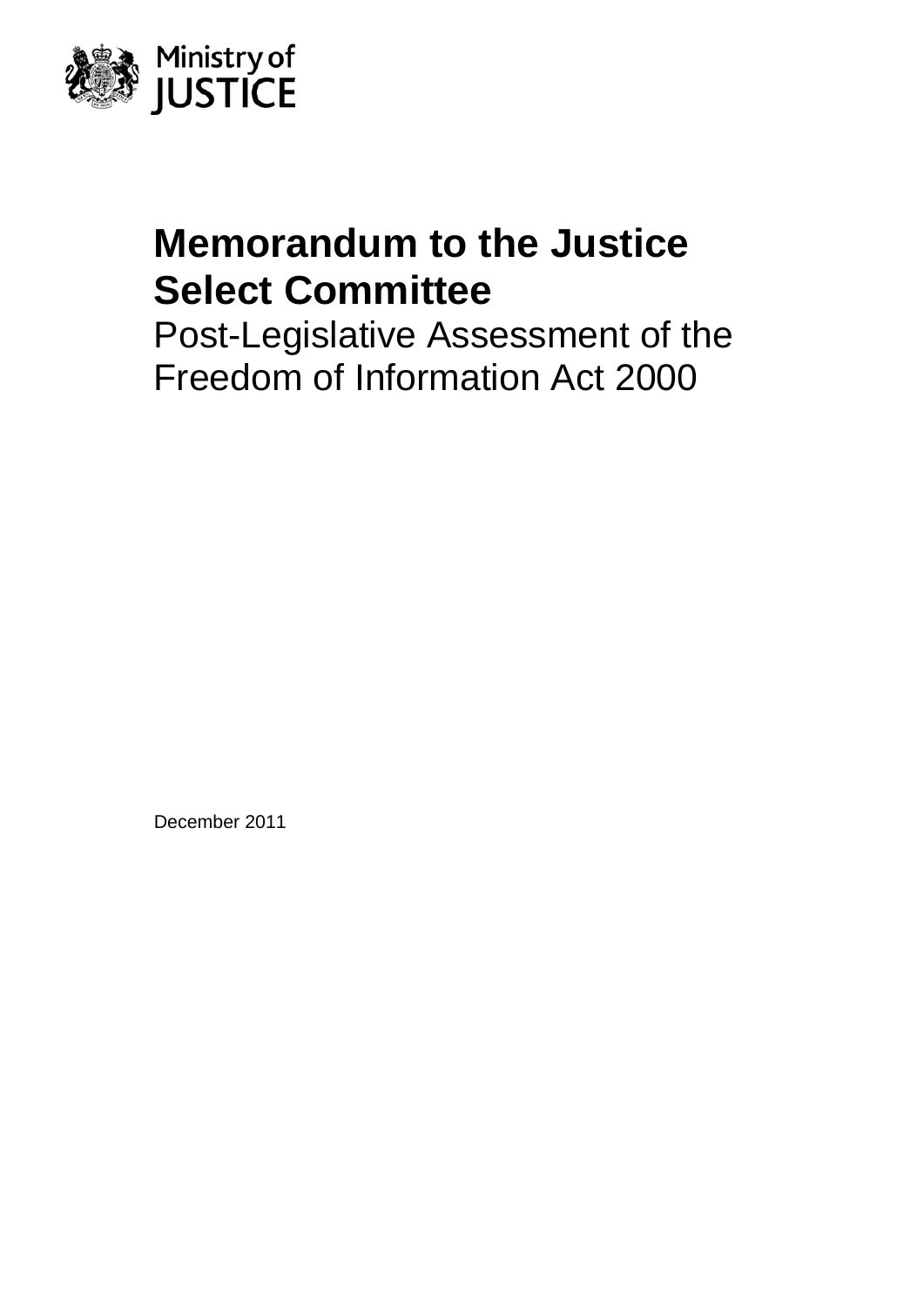Ministry of JUSTICE

# Memorandum to the Justice Select Committee

Post-Legislative Assessment of the Freedom of Information Act 2000

December 2011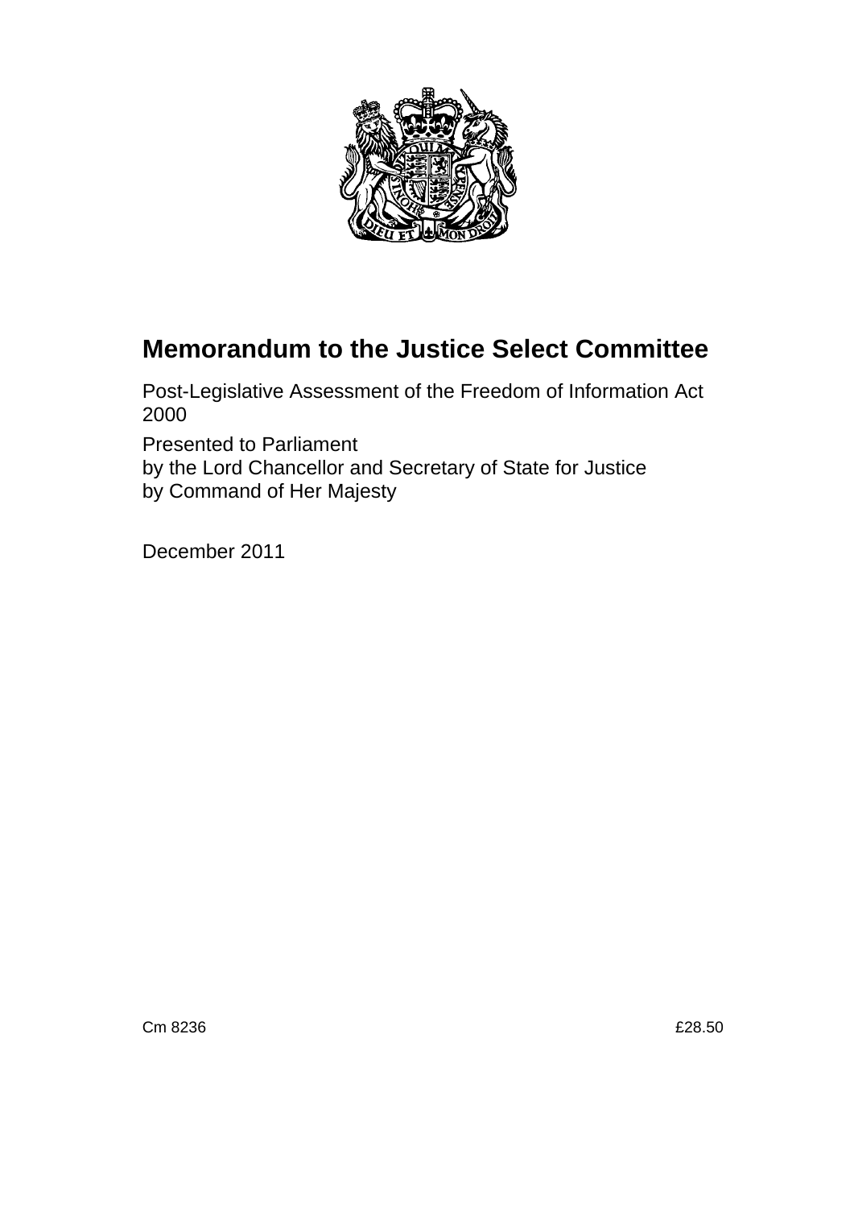# Memorandum to the Justice Select Committee

Post-Legislative Assessment of the Freedom of Information Act 2000

Presented to Parliament
by the Lord Chancellor and Secretary of State for Justice
by Command of Her Majesty

December 2011

Cm 8236 £28.50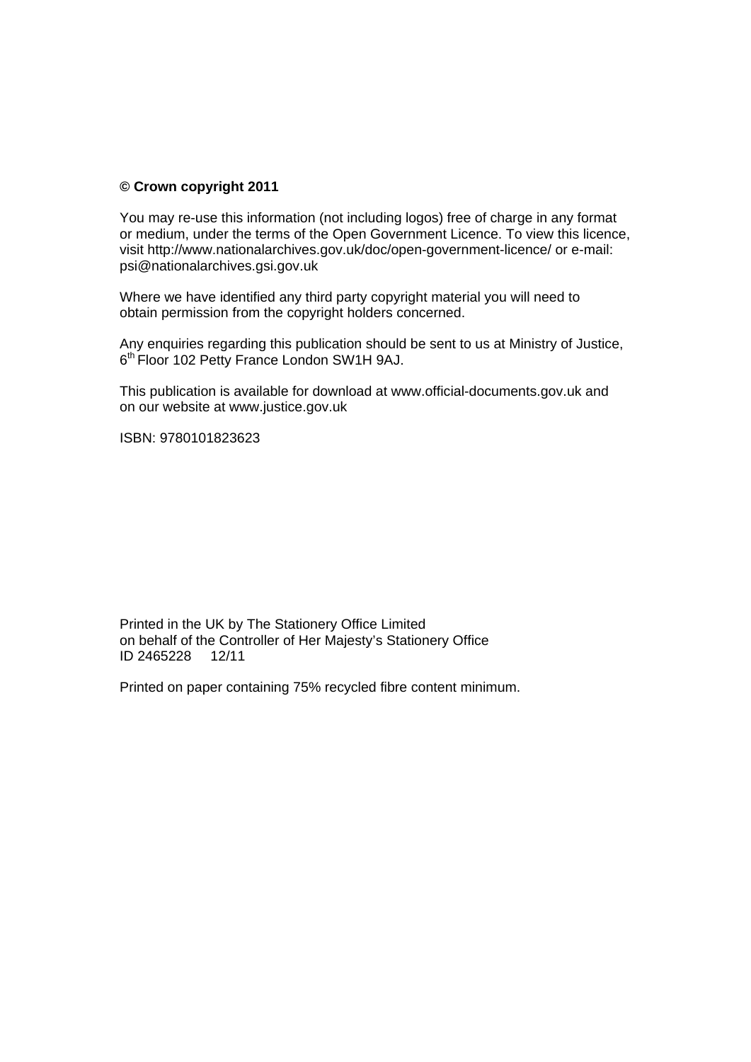**© Crown copyright 2011**

You may re-use this information (not including logos) free of charge in any format or medium, under the terms of the Open Government Licence. To view this licence, visit http://www.nationalarchives.gov.uk/doc/open-government-licence/ or e-mail: psi@nationalarchives.gsi.gov.uk

Where we have identified any third party copyright material you will need to obtain permission from the copyright holders concerned.

Any enquiries regarding this publication should be sent to us at Ministry of Justice, 6th Floor 102 Petty France London SW1H 9AJ.

This publication is available for download at www.official-documents.gov.uk and on our website at www.justice.gov.uk

ISBN: 9780101823623

Printed in the UK by The Stationery Office Limited
on behalf of the Controller of Her Majesty's Stationery Office
ID 2465228 12/11

Printed on paper containing 75% recycled fibre content minimum.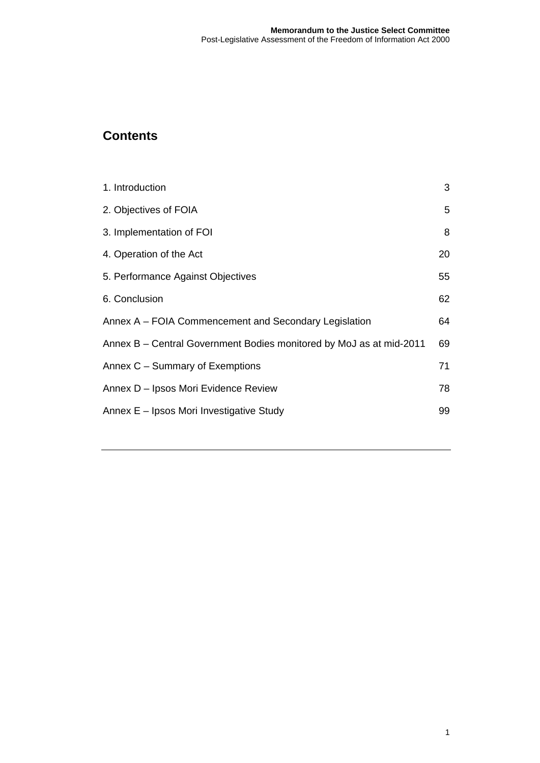## Contents

| | |
|---|---|
| 1. Introduction | 3 |
| 2. Objectives of FOIA | 5 |
| 3. Implementation of FOI | 8 |
| 4. Operation of the Act | 20 |
| 5. Performance Against Objectives | 55 |
| 6. Conclusion | 62 |
| Annex A – FOIA Commencement and Secondary Legislation | 64 |
| Annex B – Central Government Bodies monitored by MoJ as at mid-2011 | 69 |
| Annex C – Summary of Exemptions | 71 |
| Annex D – Ipsos Mori Evidence Review | 78 |
| Annex E – Ipsos Mori Investigative Study | 99 |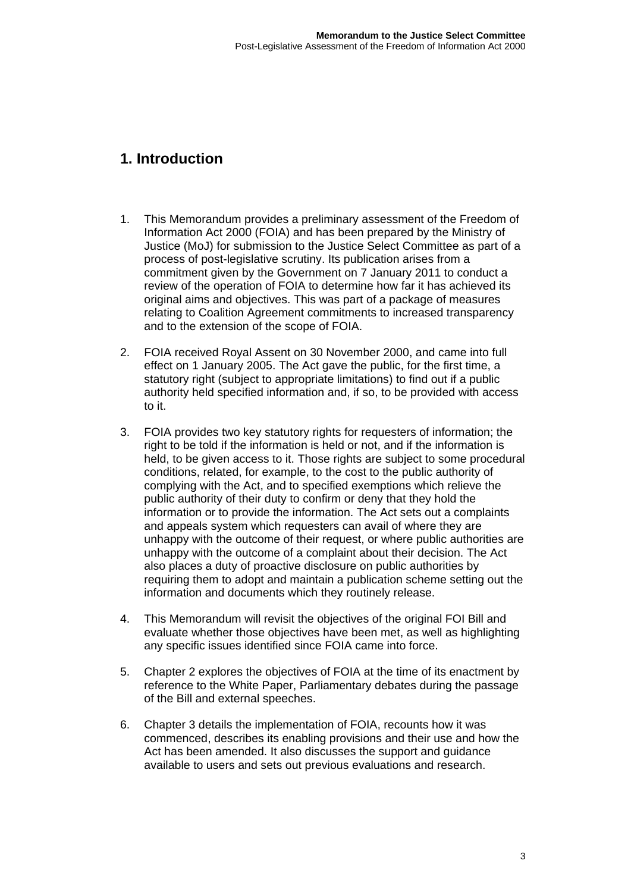## 1. Introduction

1. This Memorandum provides a preliminary assessment of the Freedom of Information Act 2000 (FOIA) and has been prepared by the Ministry of Justice (MoJ) for submission to the Justice Select Committee as part of a process of post-legislative scrutiny. Its publication arises from a commitment given by the Government on 7 January 2011 to conduct a review of the operation of FOIA to determine how far it has achieved its original aims and objectives. This was part of a package of measures relating to Coalition Agreement commitments to increased transparency and to the extension of the scope of FOIA.

2. FOIA received Royal Assent on 30 November 2000, and came into full effect on 1 January 2005. The Act gave the public, for the first time, a statutory right (subject to appropriate limitations) to find out if a public authority held specified information and, if so, to be provided with access to it.

3. FOIA provides two key statutory rights for requesters of information; the right to be told if the information is held or not, and if the information is held, to be given access to it. Those rights are subject to some procedural conditions, related, for example, to the cost to the public authority of complying with the Act, and to specified exemptions which relieve the public authority of their duty to confirm or deny that they hold the information or to provide the information. The Act sets out a complaints and appeals system which requesters can avail of where they are unhappy with the outcome of their request, or where public authorities are unhappy with the outcome of a complaint about their decision. The Act also places a duty of proactive disclosure on public authorities by requiring them to adopt and maintain a publication scheme setting out the information and documents which they routinely release.

4. This Memorandum will revisit the objectives of the original FOI Bill and evaluate whether those objectives have been met, as well as highlighting any specific issues identified since FOIA came into force.

5. Chapter 2 explores the objectives of FOIA at the time of its enactment by reference to the White Paper, Parliamentary debates during the passage of the Bill and external speeches.

6. Chapter 3 details the implementation of FOIA, recounts how it was commenced, describes its enabling provisions and their use and how the Act has been amended. It also discusses the support and guidance available to users and sets out previous evaluations and research.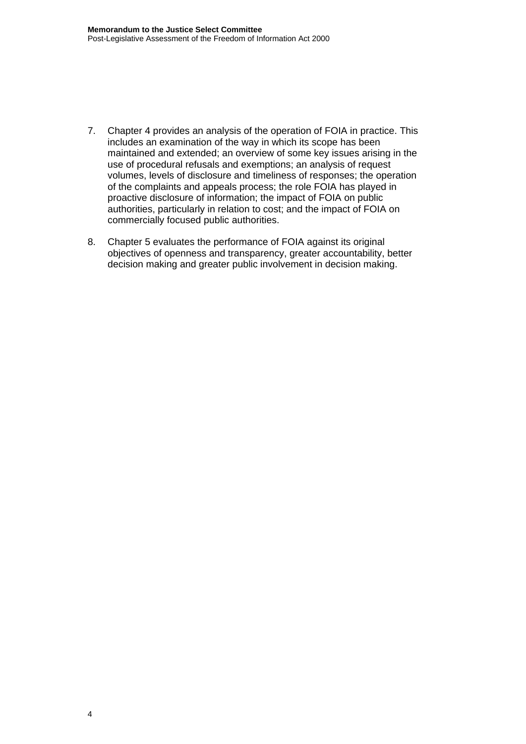7. Chapter 4 provides an analysis of the operation of FOIA in practice. This includes an examination of the way in which its scope has been maintained and extended; an overview of some key issues arising in the use of procedural refusals and exemptions; an analysis of request volumes, levels of disclosure and timeliness of responses; the operation of the complaints and appeals process; the role FOIA has played in proactive disclosure of information; the impact of FOIA on public authorities, particularly in relation to cost; and the impact of FOIA on commercially focused public authorities.

8. Chapter 5 evaluates the performance of FOIA against its original objectives of openness and transparency, greater accountability, better decision making and greater public involvement in decision making.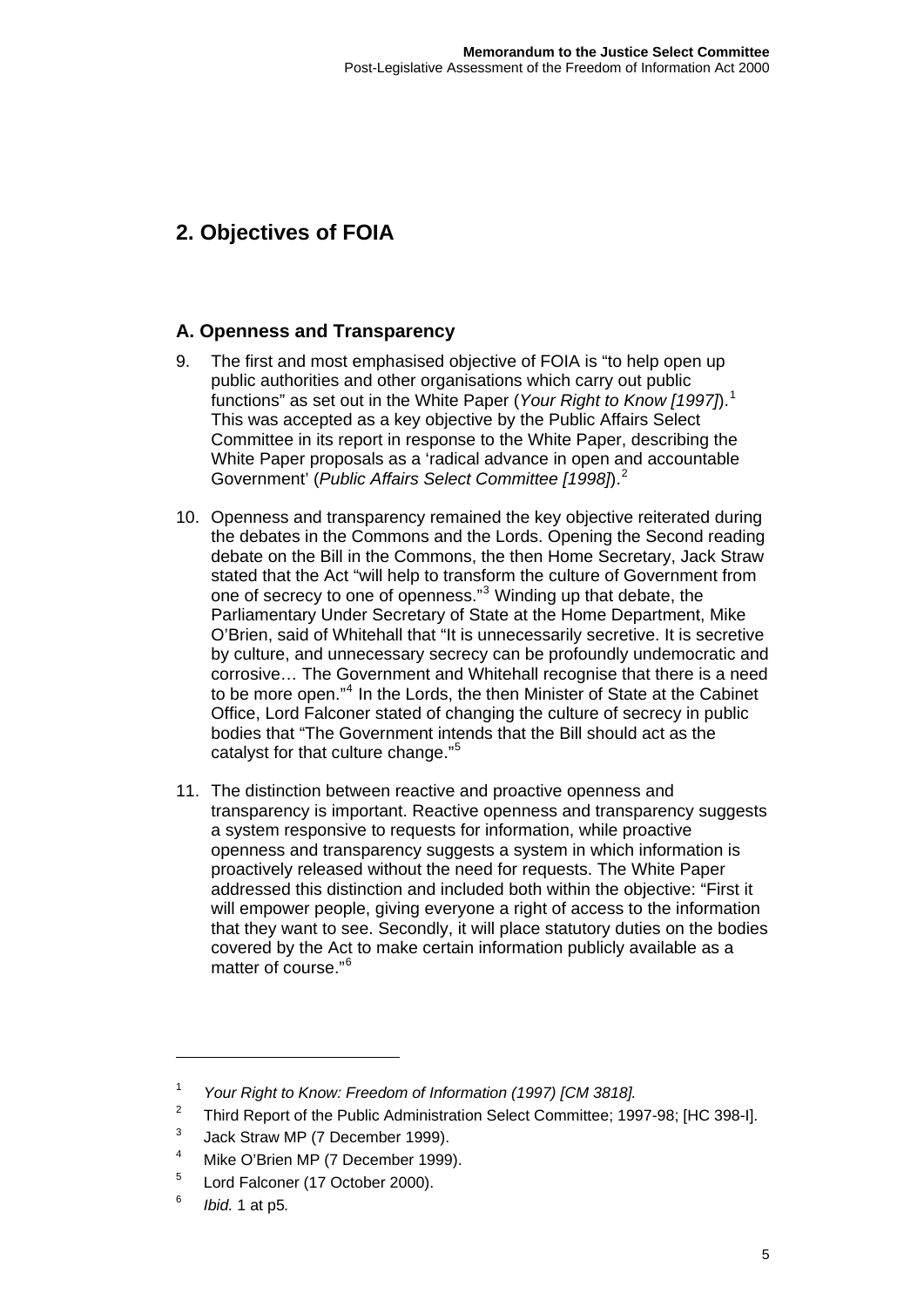## 2. Objectives of FOIA

### A. Openness and Transparency

9. The first and most emphasised objective of FOIA is "to help open up public authorities and other organisations which carry out public functions" as set out in the White Paper (*Your Right to Know [1997]*).[1] This was accepted as a key objective by the Public Affairs Select Committee in its report in response to the White Paper, describing the White Paper proposals as a 'radical advance in open and accountable Government' (*Public Affairs Select Committee [1998]*).[2]

10. Openness and transparency remained the key objective reiterated during the debates in the Commons and the Lords. Opening the Second reading debate on the Bill in the Commons, the then Home Secretary, Jack Straw stated that the Act "will help to transform the culture of Government from one of secrecy to one of openness."[3] Winding up that debate, the Parliamentary Under Secretary of State at the Home Department, Mike O'Brien, said of Whitehall that "It is unnecessarily secretive. It is secretive by culture, and unnecessary secrecy can be profoundly undemocratic and corrosive… The Government and Whitehall recognise that there is a need to be more open."[4] In the Lords, the then Minister of State at the Cabinet Office, Lord Falconer stated of changing the culture of secrecy in public bodies that "The Government intends that the Bill should act as the catalyst for that culture change."[5]

11. The distinction between reactive and proactive openness and transparency is important. Reactive openness and transparency suggests a system responsive to requests for information, while proactive openness and transparency suggests a system in which information is proactively released without the need for requests. The White Paper addressed this distinction and included both within the objective: "First it will empower people, giving everyone a right of access to the information that they want to see. Secondly, it will place statutory duties on the bodies covered by the Act to make certain information publicly available as a matter of course."[6]

---

[1] *Your Right to Know: Freedom of Information (1997) [CM 3818].*

[2] Third Report of the Public Administration Select Committee; 1997-98; [HC 398-I].

[3] Jack Straw MP (7 December 1999).

[4] Mike O'Brien MP (7 December 1999).

[5] Lord Falconer (17 October 2000).

[6] *Ibid.* 1 at p5*.*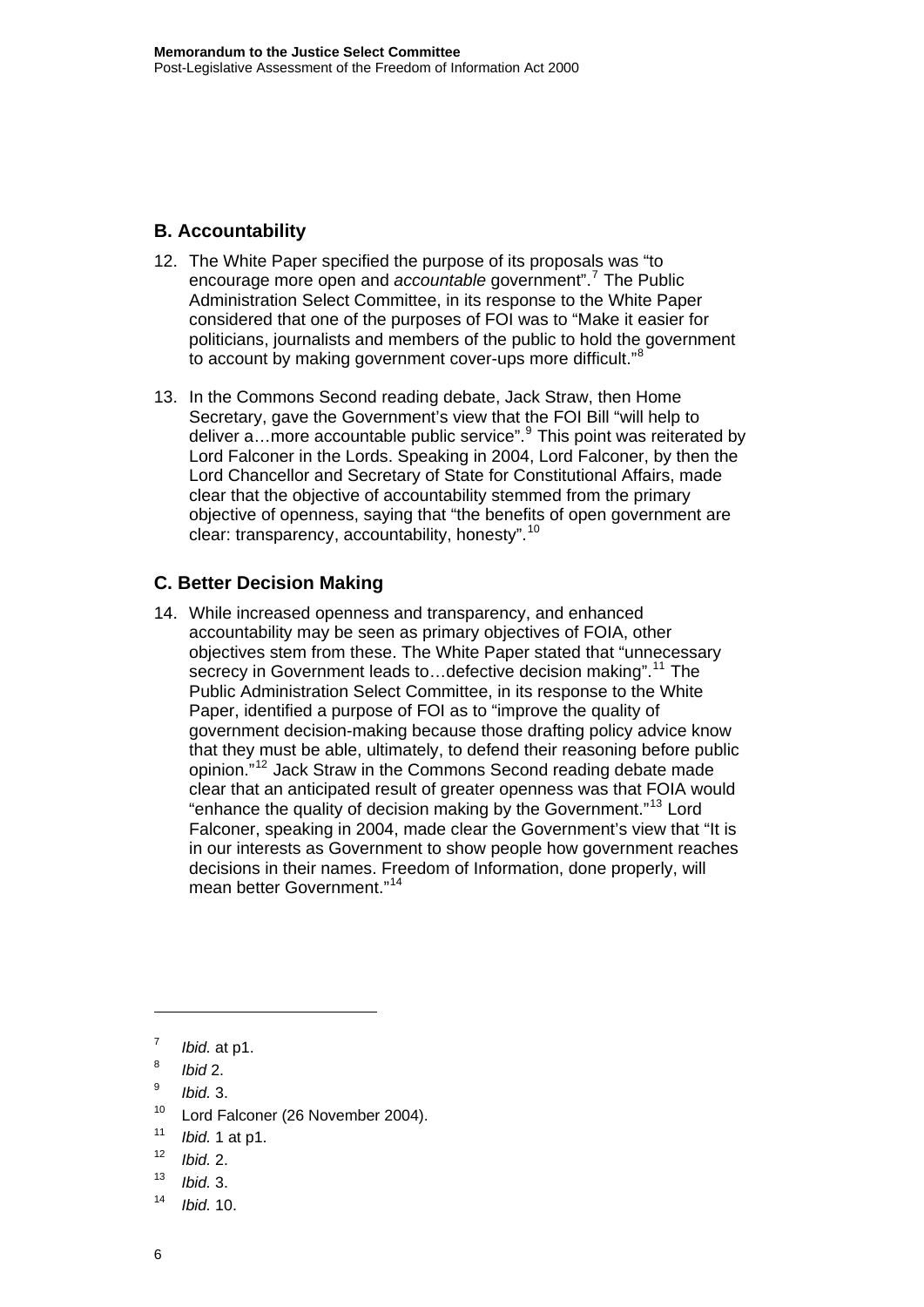## B. Accountability

12. The White Paper specified the purpose of its proposals was "to encourage more open and *accountable* government".[7] The Public Administration Select Committee, in its response to the White Paper considered that one of the purposes of FOI was to "Make it easier for politicians, journalists and members of the public to hold the government to account by making government cover-ups more difficult."[8]

13. In the Commons Second reading debate, Jack Straw, then Home Secretary, gave the Government's view that the FOI Bill "will help to deliver a…more accountable public service".[9] This point was reiterated by Lord Falconer in the Lords. Speaking in 2004, Lord Falconer, by then the Lord Chancellor and Secretary of State for Constitutional Affairs, made clear that the objective of accountability stemmed from the primary objective of openness, saying that "the benefits of open government are clear: transparency, accountability, honesty".[10]

## C. Better Decision Making

14. While increased openness and transparency, and enhanced accountability may be seen as primary objectives of FOIA, other objectives stem from these. The White Paper stated that "unnecessary secrecy in Government leads to…defective decision making".[11] The Public Administration Select Committee, in its response to the White Paper, identified a purpose of FOI as to "improve the quality of government decision-making because those drafting policy advice know that they must be able, ultimately, to defend their reasoning before public opinion."[12] Jack Straw in the Commons Second reading debate made clear that an anticipated result of greater openness was that FOIA would "enhance the quality of decision making by the Government."[13] Lord Falconer, speaking in 2004, made clear the Government's view that "It is in our interests as Government to show people how government reaches decisions in their names. Freedom of Information, done properly, will mean better Government."[14]

---

[7] *Ibid.* at p1.

[8] *Ibid* 2.

[9] *Ibid.* 3.

[10] Lord Falconer (26 November 2004).

[11] *Ibid.* 1 at p1.

[12] *Ibid.* 2.

[13] *Ibid.* 3.

[14] *Ibid.* 10.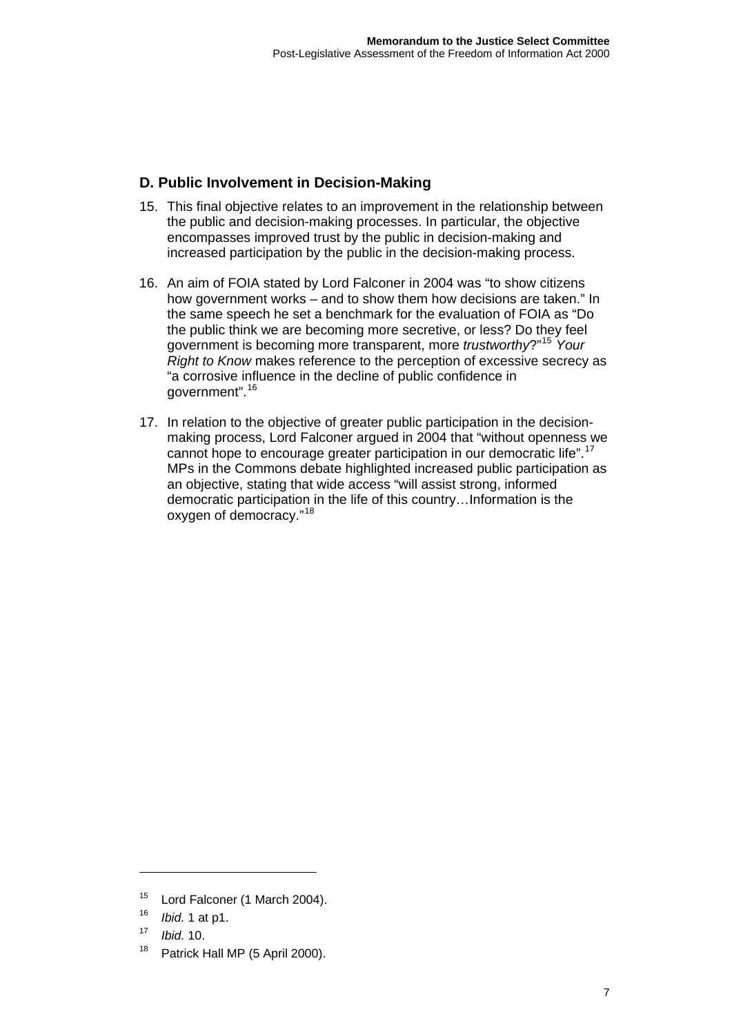## D. Public Involvement in Decision-Making

15. This final objective relates to an improvement in the relationship between the public and decision-making processes. In particular, the objective encompasses improved trust by the public in decision-making and increased participation by the public in the decision-making process.

16. An aim of FOIA stated by Lord Falconer in 2004 was "to show citizens how government works – and to show them how decisions are taken." In the same speech he set a benchmark for the evaluation of FOIA as "Do the public think we are becoming more secretive, or less? Do they feel government is becoming more transparent, more *trustworthy*?"[15] *Your Right to Know* makes reference to the perception of excessive secrecy as "a corrosive influence in the decline of public confidence in government".[16]

17. In relation to the objective of greater public participation in the decision-making process, Lord Falconer argued in 2004 that "without openness we cannot hope to encourage greater participation in our democratic life".[17] MPs in the Commons debate highlighted increased public participation as an objective, stating that wide access "will assist strong, informed democratic participation in the life of this country…Information is the oxygen of democracy."[18]

---

[15] Lord Falconer (1 March 2004).

[16] *Ibid.* 1 at p1.

[17] *Ibid.* 10.

[18] Patrick Hall MP (5 April 2000).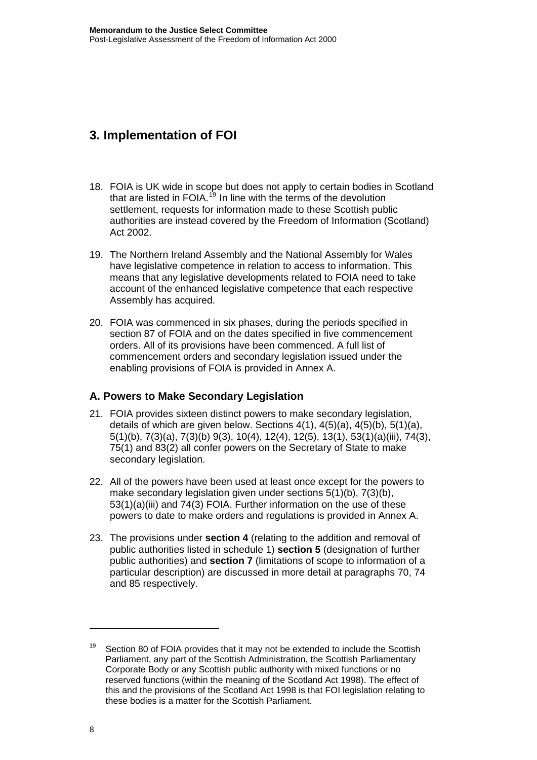# 3. Implementation of FOI

18. FOIA is UK wide in scope but does not apply to certain bodies in Scotland that are listed in FOIA.[19] In line with the terms of the devolution settlement, requests for information made to these Scottish public authorities are instead covered by the Freedom of Information (Scotland) Act 2002.

19. The Northern Ireland Assembly and the National Assembly for Wales have legislative competence in relation to access to information. This means that any legislative developments related to FOIA need to take account of the enhanced legislative competence that each respective Assembly has acquired.

20. FOIA was commenced in six phases, during the periods specified in section 87 of FOIA and on the dates specified in five commencement orders. All of its provisions have been commenced. A full list of commencement orders and secondary legislation issued under the enabling provisions of FOIA is provided in Annex A.

## A. Powers to Make Secondary Legislation

21. FOIA provides sixteen distinct powers to make secondary legislation, details of which are given below. Sections 4(1), 4(5)(a), 4(5)(b), 5(1)(a), 5(1)(b), 7(3)(a), 7(3)(b) 9(3), 10(4), 12(4), 12(5), 13(1), 53(1)(a)(iii), 74(3), 75(1) and 83(2) all confer powers on the Secretary of State to make secondary legislation.

22. All of the powers have been used at least once except for the powers to make secondary legislation given under sections 5(1)(b), 7(3)(b), 53(1)(a)(iii) and 74(3) FOIA. Further information on the use of these powers to date to make orders and regulations is provided in Annex A.

23. The provisions under **section 4** (relating to the addition and removal of public authorities listed in schedule 1) **section 5** (designation of further public authorities) and **section 7** (limitations of scope to information of a particular description) are discussed in more detail at paragraphs 70, 74 and 85 respectively.

[19] Section 80 of FOIA provides that it may not be extended to include the Scottish Parliament, any part of the Scottish Administration, the Scottish Parliamentary Corporate Body or any Scottish public authority with mixed functions or no reserved functions (within the meaning of the Scotland Act 1998). The effect of this and the provisions of the Scotland Act 1998 is that FOI legislation relating to these bodies is a matter for the Scottish Parliament.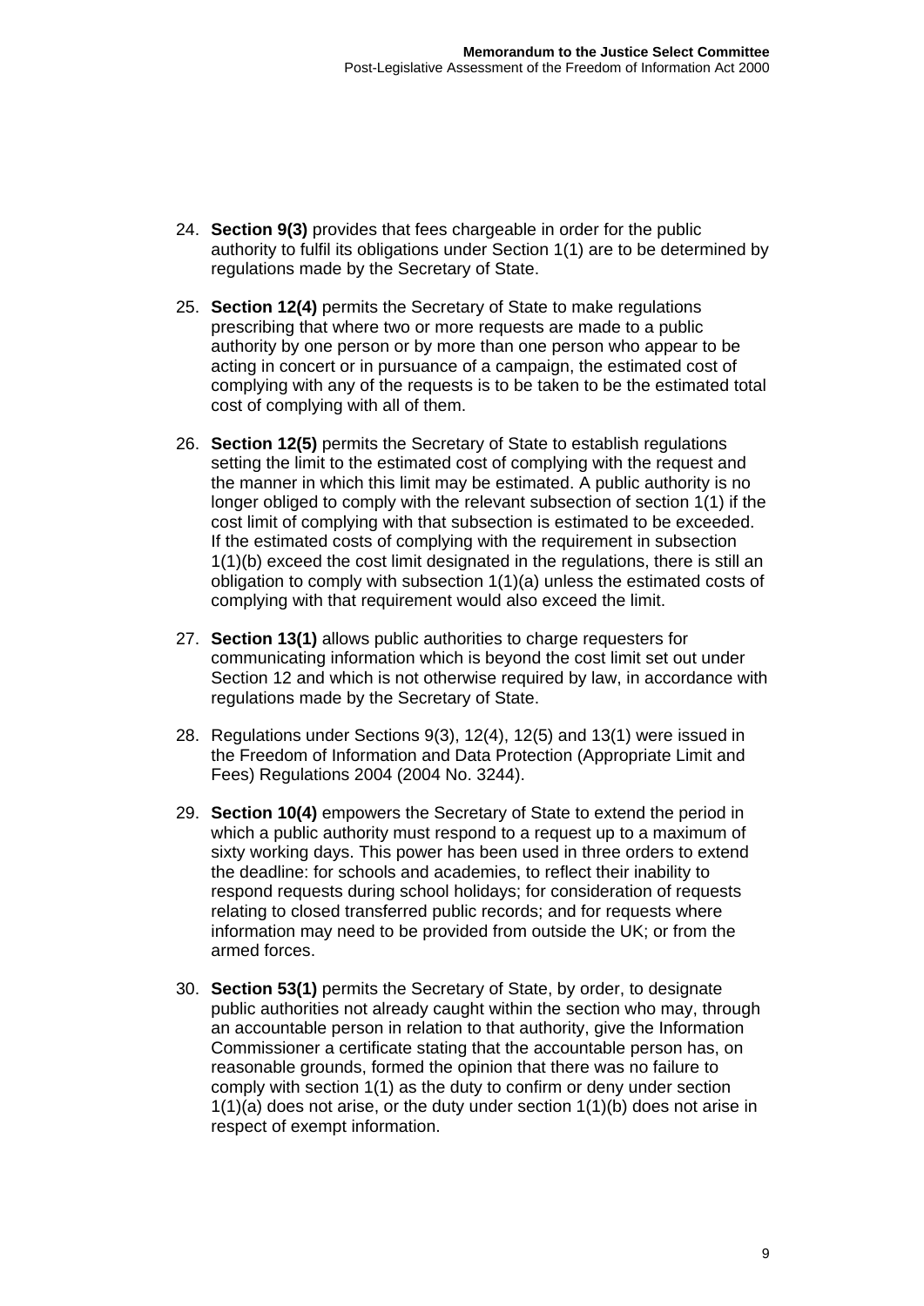24. **Section 9(3)** provides that fees chargeable in order for the public authority to fulfil its obligations under Section 1(1) are to be determined by regulations made by the Secretary of State.

25. **Section 12(4)** permits the Secretary of State to make regulations prescribing that where two or more requests are made to a public authority by one person or by more than one person who appear to be acting in concert or in pursuance of a campaign, the estimated cost of complying with any of the requests is to be taken to be the estimated total cost of complying with all of them.

26. **Section 12(5)** permits the Secretary of State to establish regulations setting the limit to the estimated cost of complying with the request and the manner in which this limit may be estimated. A public authority is no longer obliged to comply with the relevant subsection of section 1(1) if the cost limit of complying with that subsection is estimated to be exceeded. If the estimated costs of complying with the requirement in subsection 1(1)(b) exceed the cost limit designated in the regulations, there is still an obligation to comply with subsection 1(1)(a) unless the estimated costs of complying with that requirement would also exceed the limit.

27. **Section 13(1)** allows public authorities to charge requesters for communicating information which is beyond the cost limit set out under Section 12 and which is not otherwise required by law, in accordance with regulations made by the Secretary of State.

28. Regulations under Sections 9(3), 12(4), 12(5) and 13(1) were issued in the Freedom of Information and Data Protection (Appropriate Limit and Fees) Regulations 2004 (2004 No. 3244).

29. **Section 10(4)** empowers the Secretary of State to extend the period in which a public authority must respond to a request up to a maximum of sixty working days. This power has been used in three orders to extend the deadline: for schools and academies, to reflect their inability to respond requests during school holidays; for consideration of requests relating to closed transferred public records; and for requests where information may need to be provided from outside the UK; or from the armed forces.

30. **Section 53(1)** permits the Secretary of State, by order, to designate public authorities not already caught within the section who may, through an accountable person in relation to that authority, give the Information Commissioner a certificate stating that the accountable person has, on reasonable grounds, formed the opinion that there was no failure to comply with section 1(1) as the duty to confirm or deny under section 1(1)(a) does not arise, or the duty under section 1(1)(b) does not arise in respect of exempt information.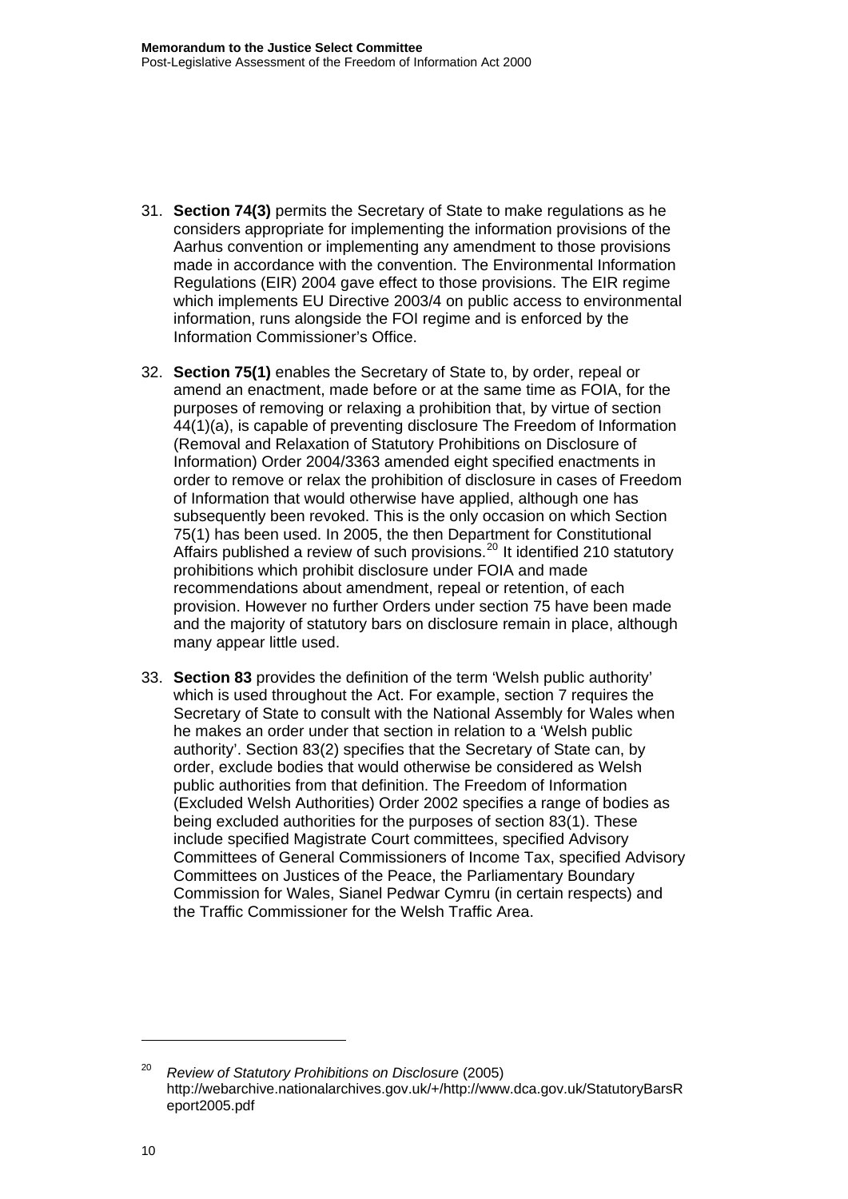31. **Section 74(3)** permits the Secretary of State to make regulations as he considers appropriate for implementing the information provisions of the Aarhus convention or implementing any amendment to those provisions made in accordance with the convention. The Environmental Information Regulations (EIR) 2004 gave effect to those provisions. The EIR regime which implements EU Directive 2003/4 on public access to environmental information, runs alongside the FOI regime and is enforced by the Information Commissioner's Office.

32. **Section 75(1)** enables the Secretary of State to, by order, repeal or amend an enactment, made before or at the same time as FOIA, for the purposes of removing or relaxing a prohibition that, by virtue of section 44(1)(a), is capable of preventing disclosure The Freedom of Information (Removal and Relaxation of Statutory Prohibitions on Disclosure of Information) Order 2004/3363 amended eight specified enactments in order to remove or relax the prohibition of disclosure in cases of Freedom of Information that would otherwise have applied, although one has subsequently been revoked. This is the only occasion on which Section 75(1) has been used. In 2005, the then Department for Constitutional Affairs published a review of such provisions.[20] It identified 210 statutory prohibitions which prohibit disclosure under FOIA and made recommendations about amendment, repeal or retention, of each provision. However no further Orders under section 75 have been made and the majority of statutory bars on disclosure remain in place, although many appear little used.

33. **Section 83** provides the definition of the term 'Welsh public authority' which is used throughout the Act. For example, section 7 requires the Secretary of State to consult with the National Assembly for Wales when he makes an order under that section in relation to a 'Welsh public authority'. Section 83(2) specifies that the Secretary of State can, by order, exclude bodies that would otherwise be considered as Welsh public authorities from that definition. The Freedom of Information (Excluded Welsh Authorities) Order 2002 specifies a range of bodies as being excluded authorities for the purposes of section 83(1). These include specified Magistrate Court committees, specified Advisory Committees of General Commissioners of Income Tax, specified Advisory Committees on Justices of the Peace, the Parliamentary Boundary Commission for Wales, Sianel Pedwar Cymru (in certain respects) and the Traffic Commissioner for the Welsh Traffic Area.

---

[20] *Review of Statutory Prohibitions on Disclosure* (2005) http://webarchive.nationalarchives.gov.uk/+/http://www.dca.gov.uk/StatutoryBarsReport2005.pdf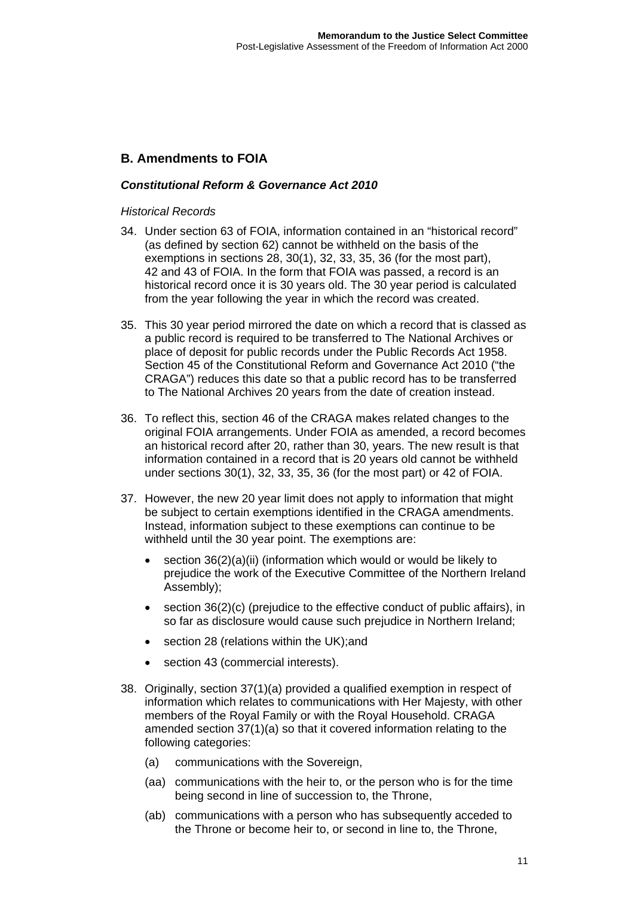## B. Amendments to FOIA

### *Constitutional Reform & Governance Act 2010*

*Historical Records*

34. Under section 63 of FOIA, information contained in an "historical record" (as defined by section 62) cannot be withheld on the basis of the exemptions in sections 28, 30(1), 32, 33, 35, 36 (for the most part), 42 and 43 of FOIA. In the form that FOIA was passed, a record is an historical record once it is 30 years old. The 30 year period is calculated from the year following the year in which the record was created.

35. This 30 year period mirrored the date on which a record that is classed as a public record is required to be transferred to The National Archives or place of deposit for public records under the Public Records Act 1958. Section 45 of the Constitutional Reform and Governance Act 2010 ("the CRAGA") reduces this date so that a public record has to be transferred to The National Archives 20 years from the date of creation instead.

36. To reflect this, section 46 of the CRAGA makes related changes to the original FOIA arrangements. Under FOIA as amended, a record becomes an historical record after 20, rather than 30, years. The new result is that information contained in a record that is 20 years old cannot be withheld under sections 30(1), 32, 33, 35, 36 (for the most part) or 42 of FOIA.

37. However, the new 20 year limit does not apply to information that might be subject to certain exemptions identified in the CRAGA amendments. Instead, information subject to these exemptions can continue to be withheld until the 30 year point. The exemptions are:

    - section 36(2)(a)(ii) (information which would or would be likely to prejudice the work of the Executive Committee of the Northern Ireland Assembly);
    - section 36(2)(c) (prejudice to the effective conduct of public affairs), in so far as disclosure would cause such prejudice in Northern Ireland;
    - section 28 (relations within the UK);and
    - section 43 (commercial interests).

38. Originally, section 37(1)(a) provided a qualified exemption in respect of information which relates to communications with Her Majesty, with other members of the Royal Family or with the Royal Household. CRAGA amended section 37(1)(a) so that it covered information relating to the following categories:

    (a) communications with the Sovereign,

    (aa) communications with the heir to, or the person who is for the time being second in line of succession to, the Throne,

    (ab) communications with a person who has subsequently acceded to the Throne or become heir to, or second in line to, the Throne,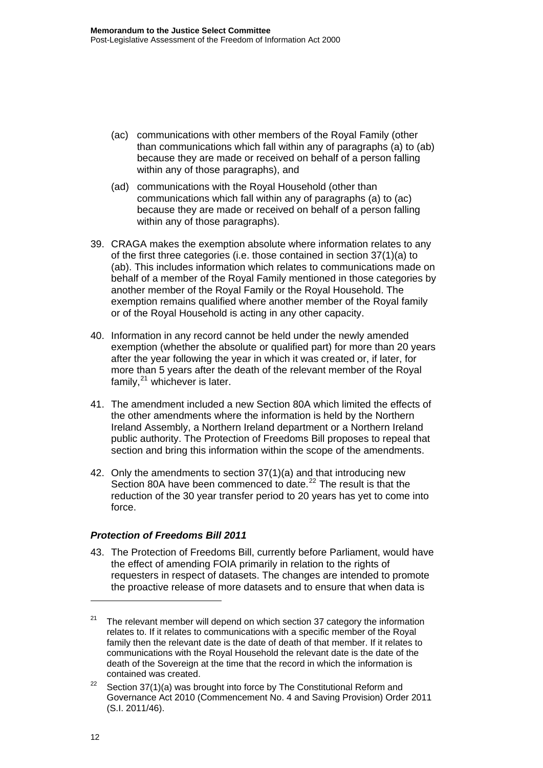(ac) communications with other members of the Royal Family (other than communications which fall within any of paragraphs (a) to (ab) because they are made or received on behalf of a person falling within any of those paragraphs), and

(ad) communications with the Royal Household (other than communications which fall within any of paragraphs (a) to (ac) because they are made or received on behalf of a person falling within any of those paragraphs).

39. CRAGA makes the exemption absolute where information relates to any of the first three categories (i.e. those contained in section 37(1)(a) to (ab). This includes information which relates to communications made on behalf of a member of the Royal Family mentioned in those categories by another member of the Royal Family or the Royal Household. The exemption remains qualified where another member of the Royal family or of the Royal Household is acting in any other capacity.

40. Information in any record cannot be held under the newly amended exemption (whether the absolute or qualified part) for more than 20 years after the year following the year in which it was created or, if later, for more than 5 years after the death of the relevant member of the Royal family,[21] whichever is later.

41. The amendment included a new Section 80A which limited the effects of the other amendments where the information is held by the Northern Ireland Assembly, a Northern Ireland department or a Northern Ireland public authority. The Protection of Freedoms Bill proposes to repeal that section and bring this information within the scope of the amendments.

42. Only the amendments to section 37(1)(a) and that introducing new Section 80A have been commenced to date.[22] The result is that the reduction of the 30 year transfer period to 20 years has yet to come into force.

### *Protection of Freedoms Bill 2011*

43. The Protection of Freedoms Bill, currently before Parliament, would have the effect of amending FOIA primarily in relation to the rights of requesters in respect of datasets. The changes are intended to promote the proactive release of more datasets and to ensure that when data is

---

[21] The relevant member will depend on which section 37 category the information relates to. If it relates to communications with a specific member of the Royal family then the relevant date is the date of death of that member. If it relates to communications with the Royal Household the relevant date is the date of the death of the Sovereign at the time that the record in which the information is contained was created.

[22] Section 37(1)(a) was brought into force by The Constitutional Reform and Governance Act 2010 (Commencement No. 4 and Saving Provision) Order 2011 (S.I. 2011/46).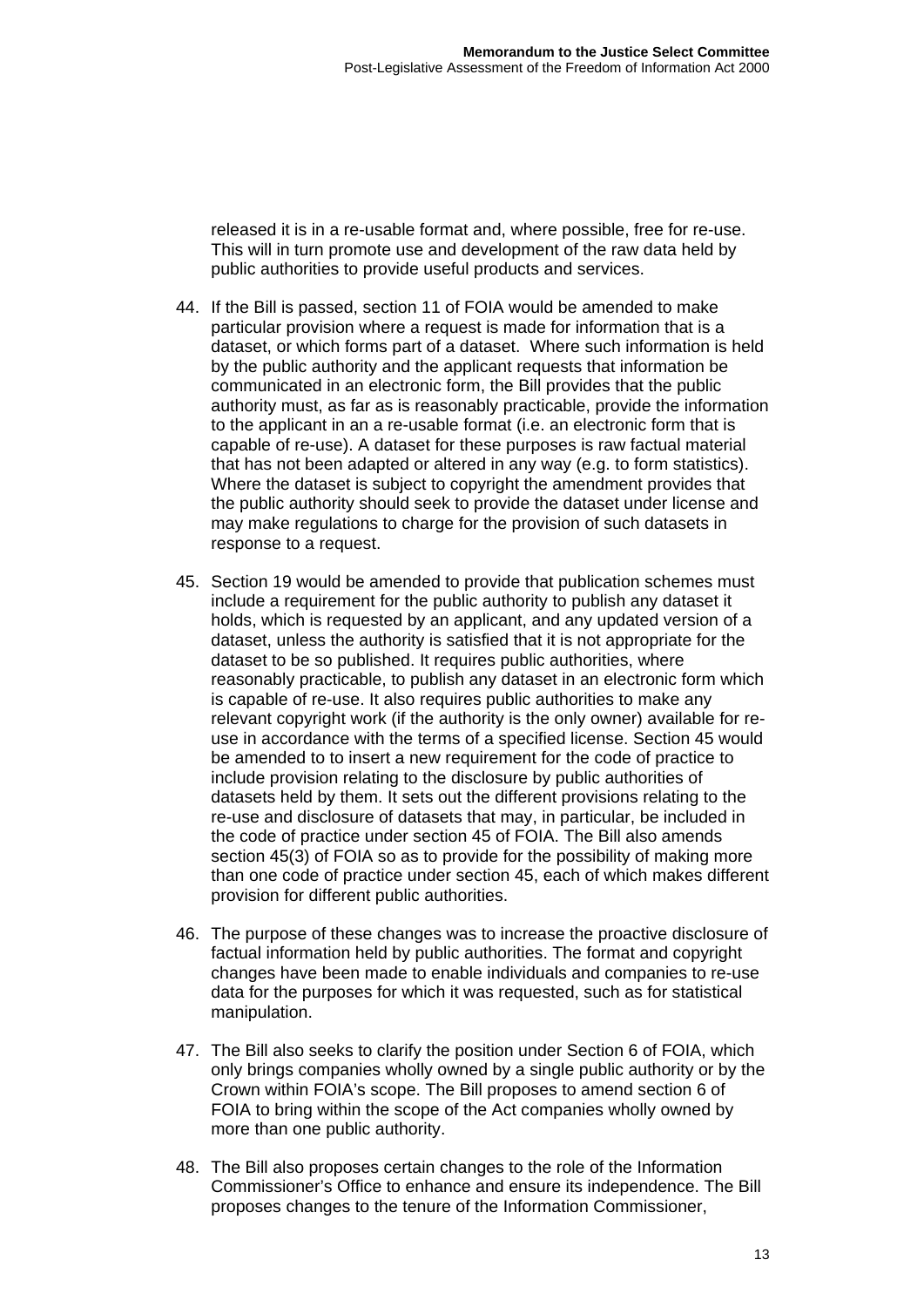released it is in a re-usable format and, where possible, free for re-use. This will in turn promote use and development of the raw data held by public authorities to provide useful products and services.

44. If the Bill is passed, section 11 of FOIA would be amended to make particular provision where a request is made for information that is a dataset, or which forms part of a dataset. Where such information is held by the public authority and the applicant requests that information be communicated in an electronic form, the Bill provides that the public authority must, as far as is reasonably practicable, provide the information to the applicant in an a re-usable format (i.e. an electronic form that is capable of re-use). A dataset for these purposes is raw factual material that has not been adapted or altered in any way (e.g. to form statistics). Where the dataset is subject to copyright the amendment provides that the public authority should seek to provide the dataset under license and may make regulations to charge for the provision of such datasets in response to a request.

45. Section 19 would be amended to provide that publication schemes must include a requirement for the public authority to publish any dataset it holds, which is requested by an applicant, and any updated version of a dataset, unless the authority is satisfied that it is not appropriate for the dataset to be so published. It requires public authorities, where reasonably practicable, to publish any dataset in an electronic form which is capable of re-use. It also requires public authorities to make any relevant copyright work (if the authority is the only owner) available for re-use in accordance with the terms of a specified license. Section 45 would be amended to to insert a new requirement for the code of practice to include provision relating to the disclosure by public authorities of datasets held by them. It sets out the different provisions relating to the re-use and disclosure of datasets that may, in particular, be included in the code of practice under section 45 of FOIA. The Bill also amends section 45(3) of FOIA so as to provide for the possibility of making more than one code of practice under section 45, each of which makes different provision for different public authorities.

46. The purpose of these changes was to increase the proactive disclosure of factual information held by public authorities. The format and copyright changes have been made to enable individuals and companies to re-use data for the purposes for which it was requested, such as for statistical manipulation.

47. The Bill also seeks to clarify the position under Section 6 of FOIA, which only brings companies wholly owned by a single public authority or by the Crown within FOIA's scope. The Bill proposes to amend section 6 of FOIA to bring within the scope of the Act companies wholly owned by more than one public authority.

48. The Bill also proposes certain changes to the role of the Information Commissioner's Office to enhance and ensure its independence. The Bill proposes changes to the tenure of the Information Commissioner,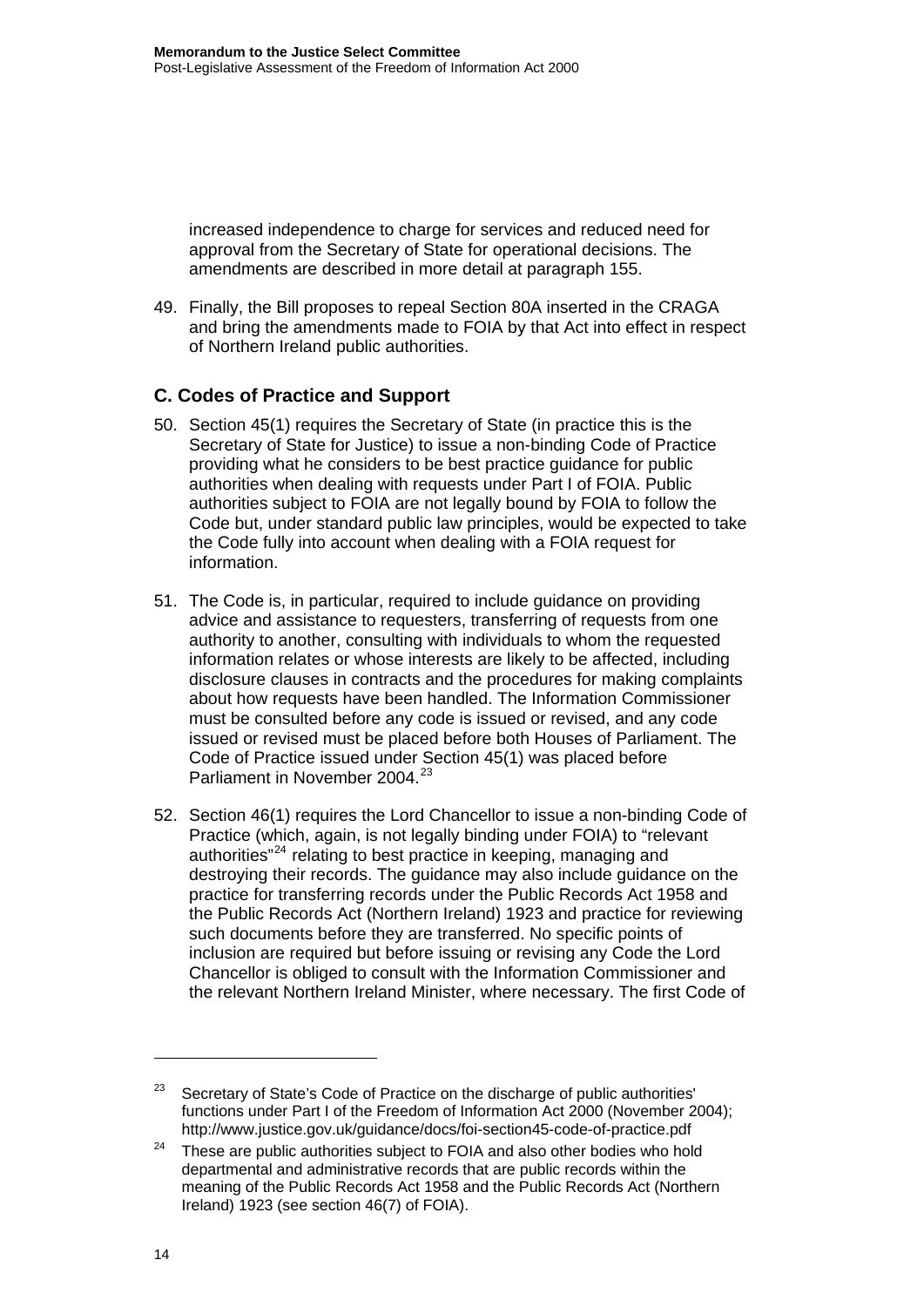increased independence to charge for services and reduced need for approval from the Secretary of State for operational decisions. The amendments are described in more detail at paragraph 155.

49. Finally, the Bill proposes to repeal Section 80A inserted in the CRAGA and bring the amendments made to FOIA by that Act into effect in respect of Northern Ireland public authorities.

## C. Codes of Practice and Support

50. Section 45(1) requires the Secretary of State (in practice this is the Secretary of State for Justice) to issue a non-binding Code of Practice providing what he considers to be best practice guidance for public authorities when dealing with requests under Part I of FOIA. Public authorities subject to FOIA are not legally bound by FOIA to follow the Code but, under standard public law principles, would be expected to take the Code fully into account when dealing with a FOIA request for information.

51. The Code is, in particular, required to include guidance on providing advice and assistance to requesters, transferring of requests from one authority to another, consulting with individuals to whom the requested information relates or whose interests are likely to be affected, including disclosure clauses in contracts and the procedures for making complaints about how requests have been handled. The Information Commissioner must be consulted before any code is issued or revised, and any code issued or revised must be placed before both Houses of Parliament. The Code of Practice issued under Section 45(1) was placed before Parliament in November 2004.[23]

52. Section 46(1) requires the Lord Chancellor to issue a non-binding Code of Practice (which, again, is not legally binding under FOIA) to "relevant authorities"[24] relating to best practice in keeping, managing and destroying their records. The guidance may also include guidance on the practice for transferring records under the Public Records Act 1958 and the Public Records Act (Northern Ireland) 1923 and practice for reviewing such documents before they are transferred. No specific points of inclusion are required but before issuing or revising any Code the Lord Chancellor is obliged to consult with the Information Commissioner and the relevant Northern Ireland Minister, where necessary. The first Code of

---

[23] Secretary of State's Code of Practice on the discharge of public authorities' functions under Part I of the Freedom of Information Act 2000 (November 2004); http://www.justice.gov.uk/guidance/docs/foi-section45-code-of-practice.pdf

[24] These are public authorities subject to FOIA and also other bodies who hold departmental and administrative records that are public records within the meaning of the Public Records Act 1958 and the Public Records Act (Northern Ireland) 1923 (see section 46(7) of FOIA).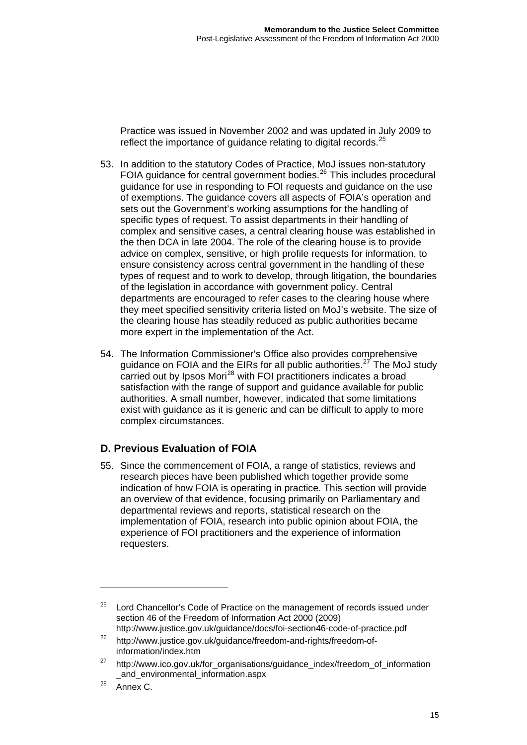Practice was issued in November 2002 and was updated in July 2009 to reflect the importance of guidance relating to digital records.[25]

53. In addition to the statutory Codes of Practice, MoJ issues non-statutory FOIA guidance for central government bodies.[26] This includes procedural guidance for use in responding to FOI requests and guidance on the use of exemptions. The guidance covers all aspects of FOIA's operation and sets out the Government's working assumptions for the handling of specific types of request. To assist departments in their handling of complex and sensitive cases, a central clearing house was established in the then DCA in late 2004. The role of the clearing house is to provide advice on complex, sensitive, or high profile requests for information, to ensure consistency across central government in the handling of these types of request and to work to develop, through litigation, the boundaries of the legislation in accordance with government policy. Central departments are encouraged to refer cases to the clearing house where they meet specified sensitivity criteria listed on MoJ's website. The size of the clearing house has steadily reduced as public authorities became more expert in the implementation of the Act.

54. The Information Commissioner's Office also provides comprehensive guidance on FOIA and the EIRs for all public authorities.[27] The MoJ study carried out by Ipsos Mori[28] with FOI practitioners indicates a broad satisfaction with the range of support and guidance available for public authorities. A small number, however, indicated that some limitations exist with guidance as it is generic and can be difficult to apply to more complex circumstances.

## D. Previous Evaluation of FOIA

55. Since the commencement of FOIA, a range of statistics, reviews and research pieces have been published which together provide some indication of how FOIA is operating in practice. This section will provide an overview of that evidence, focusing primarily on Parliamentary and departmental reviews and reports, statistical research on the implementation of FOIA, research into public opinion about FOIA, the experience of FOI practitioners and the experience of information requesters.

---

[25] Lord Chancellor's Code of Practice on the management of records issued under section 46 of the Freedom of Information Act 2000 (2009) http://www.justice.gov.uk/guidance/docs/foi-section46-code-of-practice.pdf

[26] http://www.justice.gov.uk/guidance/freedom-and-rights/freedom-of-information/index.htm

[27] http://www.ico.gov.uk/for_organisations/guidance_index/freedom_of_information_and_environmental_information.aspx

[28] Annex C.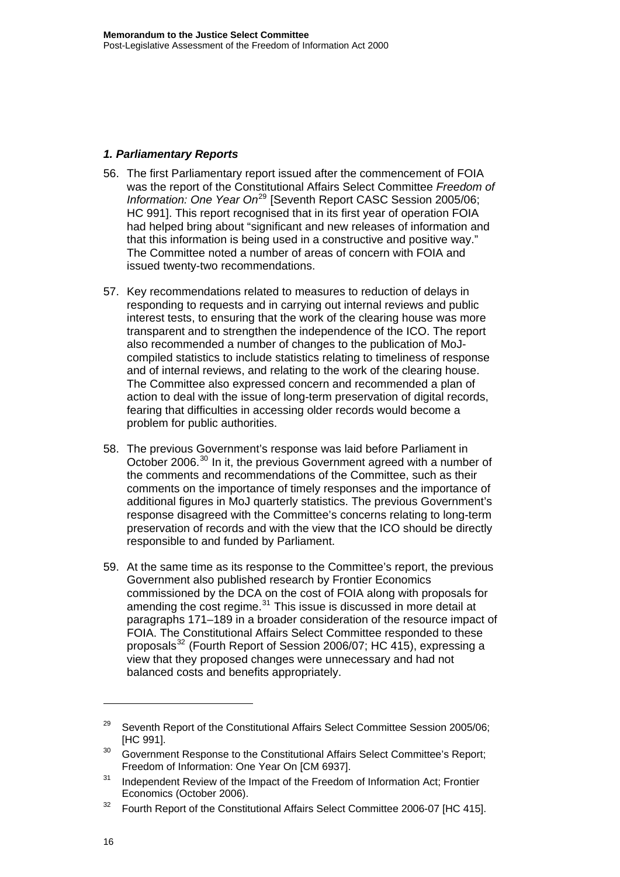### *1. Parliamentary Reports*

56. The first Parliamentary report issued after the commencement of FOIA was the report of the Constitutional Affairs Select Committee *Freedom of Information: One Year On*[29] [Seventh Report CASC Session 2005/06; HC 991]. This report recognised that in its first year of operation FOIA had helped bring about "significant and new releases of information and that this information is being used in a constructive and positive way." The Committee noted a number of areas of concern with FOIA and issued twenty-two recommendations.

57. Key recommendations related to measures to reduction of delays in responding to requests and in carrying out internal reviews and public interest tests, to ensuring that the work of the clearing house was more transparent and to strengthen the independence of the ICO. The report also recommended a number of changes to the publication of MoJ-compiled statistics to include statistics relating to timeliness of response and of internal reviews, and relating to the work of the clearing house. The Committee also expressed concern and recommended a plan of action to deal with the issue of long-term preservation of digital records, fearing that difficulties in accessing older records would become a problem for public authorities.

58. The previous Government's response was laid before Parliament in October 2006.[30] In it, the previous Government agreed with a number of the comments and recommendations of the Committee, such as their comments on the importance of timely responses and the importance of additional figures in MoJ quarterly statistics. The previous Government's response disagreed with the Committee's concerns relating to long-term preservation of records and with the view that the ICO should be directly responsible to and funded by Parliament.

59. At the same time as its response to the Committee's report, the previous Government also published research by Frontier Economics commissioned by the DCA on the cost of FOIA along with proposals for amending the cost regime.[31] This issue is discussed in more detail at paragraphs 171–189 in a broader consideration of the resource impact of FOIA. The Constitutional Affairs Select Committee responded to these proposals[32] (Fourth Report of Session 2006/07; HC 415), expressing a view that they proposed changes were unnecessary and had not balanced costs and benefits appropriately.

---

[29] Seventh Report of the Constitutional Affairs Select Committee Session 2005/06; [HC 991].

[30] Government Response to the Constitutional Affairs Select Committee's Report; Freedom of Information: One Year On [CM 6937].

[31] Independent Review of the Impact of the Freedom of Information Act; Frontier Economics (October 2006).

[32] Fourth Report of the Constitutional Affairs Select Committee 2006-07 [HC 415].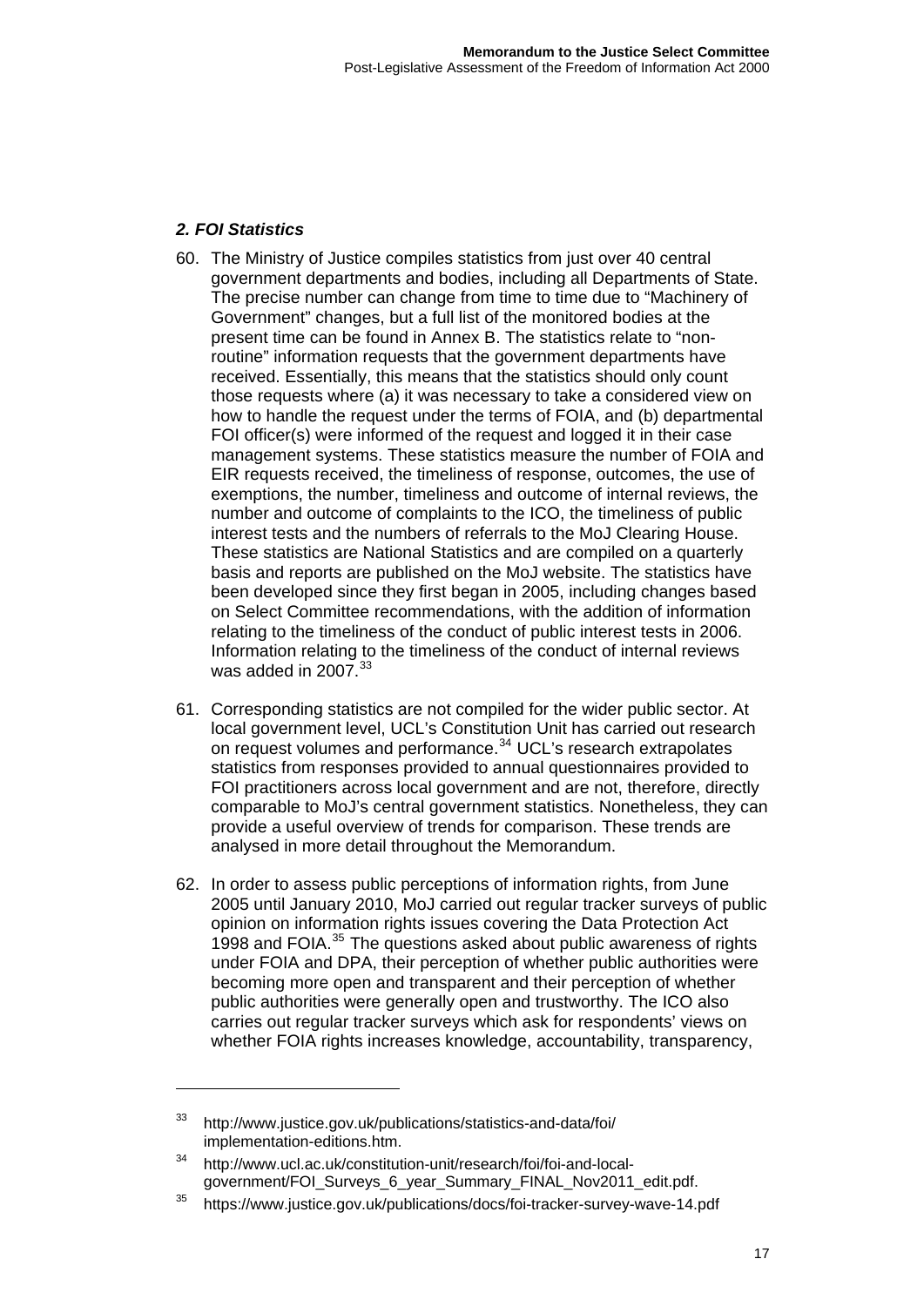### *2. FOI Statistics*

60. The Ministry of Justice compiles statistics from just over 40 central government departments and bodies, including all Departments of State. The precise number can change from time to time due to "Machinery of Government" changes, but a full list of the monitored bodies at the present time can be found in Annex B. The statistics relate to "non-routine" information requests that the government departments have received. Essentially, this means that the statistics should only count those requests where (a) it was necessary to take a considered view on how to handle the request under the terms of FOIA, and (b) departmental FOI officer(s) were informed of the request and logged it in their case management systems. These statistics measure the number of FOIA and EIR requests received, the timeliness of response, outcomes, the use of exemptions, the number, timeliness and outcome of internal reviews, the number and outcome of complaints to the ICO, the timeliness of public interest tests and the numbers of referrals to the MoJ Clearing House. These statistics are National Statistics and are compiled on a quarterly basis and reports are published on the MoJ website. The statistics have been developed since they first began in 2005, including changes based on Select Committee recommendations, with the addition of information relating to the timeliness of the conduct of public interest tests in 2006. Information relating to the timeliness of the conduct of internal reviews was added in 2007.[33]

61. Corresponding statistics are not compiled for the wider public sector. At local government level, UCL's Constitution Unit has carried out research on request volumes and performance.[34] UCL's research extrapolates statistics from responses provided to annual questionnaires provided to FOI practitioners across local government and are not, therefore, directly comparable to MoJ's central government statistics. Nonetheless, they can provide a useful overview of trends for comparison. These trends are analysed in more detail throughout the Memorandum.

62. In order to assess public perceptions of information rights, from June 2005 until January 2010, MoJ carried out regular tracker surveys of public opinion on information rights issues covering the Data Protection Act 1998 and FOIA.[35] The questions asked about public awareness of rights under FOIA and DPA, their perception of whether public authorities were becoming more open and transparent and their perception of whether public authorities were generally open and trustworthy. The ICO also carries out regular tracker surveys which ask for respondents' views on whether FOIA rights increases knowledge, accountability, transparency,

---

[33] http://www.justice.gov.uk/publications/statistics-and-data/foi/implementation-editions.htm.

[34] http://www.ucl.ac.uk/constitution-unit/research/foi/foi-and-local-government/FOI_Surveys_6_year_Summary_FINAL_Nov2011_edit.pdf.

[35] https://www.justice.gov.uk/publications/docs/foi-tracker-survey-wave-14.pdf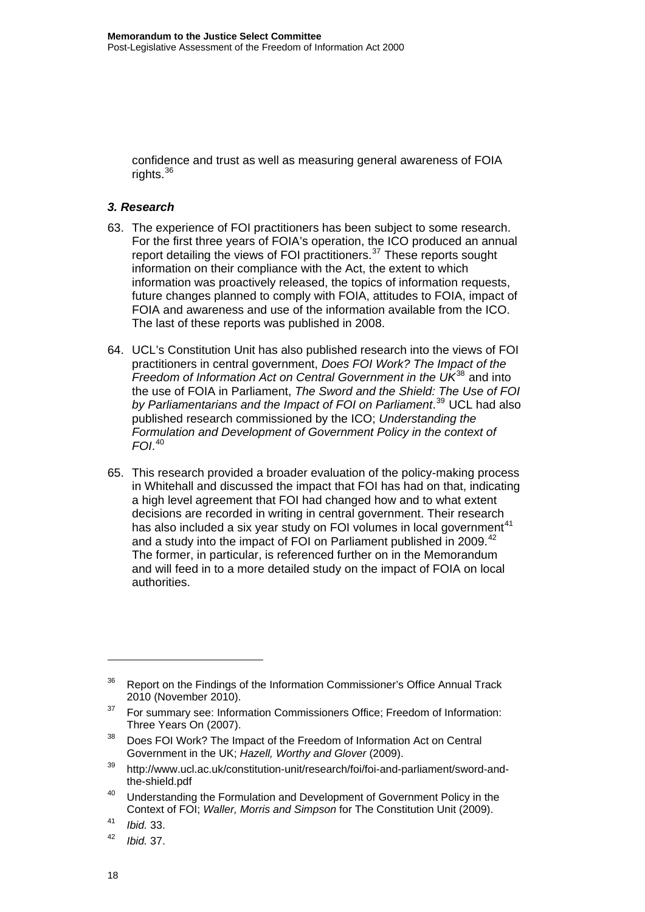confidence and trust as well as measuring general awareness of FOIA rights.[36]

### *3. Research*

63. The experience of FOI practitioners has been subject to some research. For the first three years of FOIA's operation, the ICO produced an annual report detailing the views of FOI practitioners.[37] These reports sought information on their compliance with the Act, the extent to which information was proactively released, the topics of information requests, future changes planned to comply with FOIA, attitudes to FOIA, impact of FOIA and awareness and use of the information available from the ICO. The last of these reports was published in 2008.

64. UCL's Constitution Unit has also published research into the views of FOI practitioners in central government, *Does FOI Work? The Impact of the Freedom of Information Act on Central Government in the UK*[38] and into the use of FOIA in Parliament, *The Sword and the Shield: The Use of FOI by Parliamentarians and the Impact of FOI on Parliament*.[39] UCL had also published research commissioned by the ICO; *Understanding the Formulation and Development of Government Policy in the context of FOI*.[40]

65. This research provided a broader evaluation of the policy-making process in Whitehall and discussed the impact that FOI has had on that, indicating a high level agreement that FOI had changed how and to what extent decisions are recorded in writing in central government. Their research has also included a six year study on FOI volumes in local government[41] and a study into the impact of FOI on Parliament published in 2009.[42] The former, in particular, is referenced further on in the Memorandum and will feed in to a more detailed study on the impact of FOIA on local authorities.

---

[36] Report on the Findings of the Information Commissioner's Office Annual Track 2010 (November 2010).

[37] For summary see: Information Commissioners Office; Freedom of Information: Three Years On (2007).

[38] Does FOI Work? The Impact of the Freedom of Information Act on Central Government in the UK; *Hazell, Worthy and Glover* (2009).

[39] http://www.ucl.ac.uk/constitution-unit/research/foi/foi-and-parliament/sword-and-the-shield.pdf

[40] Understanding the Formulation and Development of Government Policy in the Context of FOI; *Waller, Morris and Simpson* for The Constitution Unit (2009).

[41] *Ibid.* 33.

[42] *Ibid.* 37.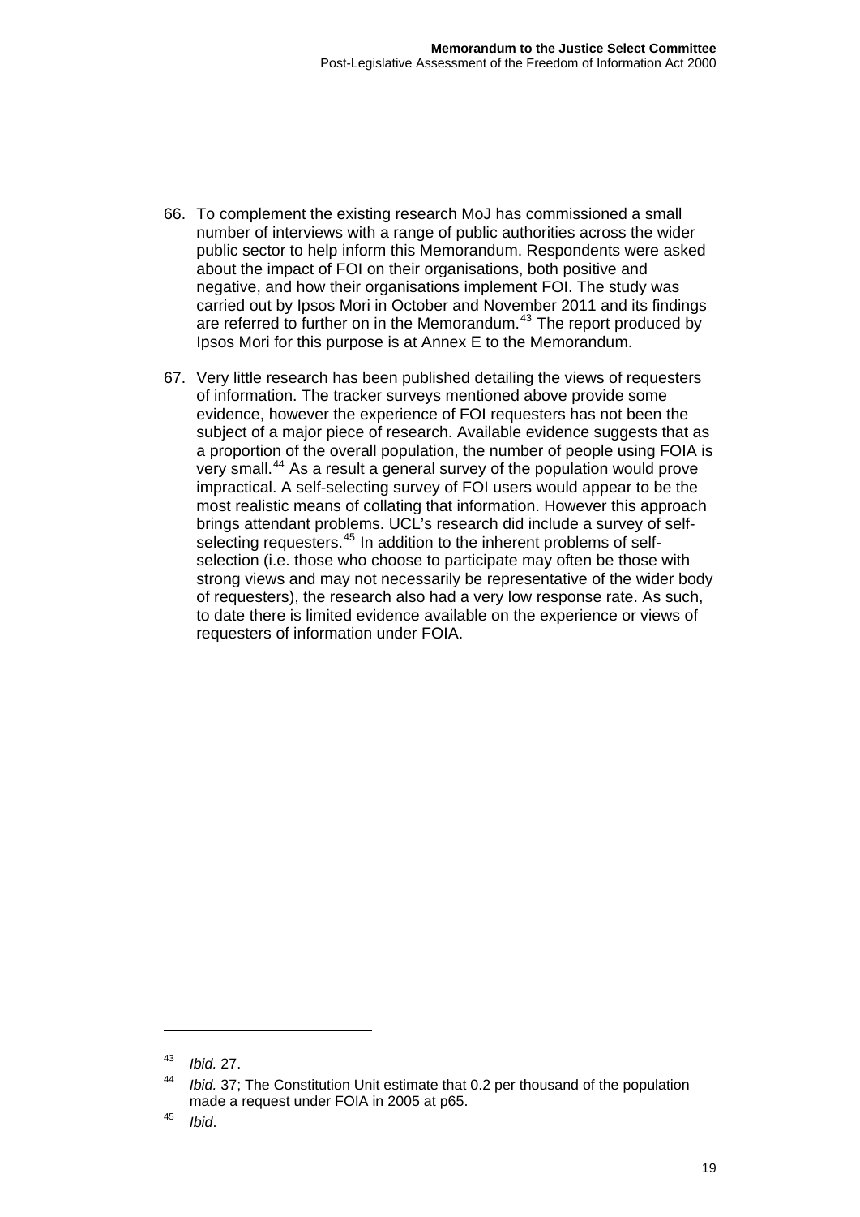66. To complement the existing research MoJ has commissioned a small number of interviews with a range of public authorities across the wider public sector to help inform this Memorandum. Respondents were asked about the impact of FOI on their organisations, both positive and negative, and how their organisations implement FOI. The study was carried out by Ipsos Mori in October and November 2011 and its findings are referred to further on in the Memorandum.[43] The report produced by Ipsos Mori for this purpose is at Annex E to the Memorandum.

67. Very little research has been published detailing the views of requesters of information. The tracker surveys mentioned above provide some evidence, however the experience of FOI requesters has not been the subject of a major piece of research. Available evidence suggests that as a proportion of the overall population, the number of people using FOIA is very small.[44] As a result a general survey of the population would prove impractical. A self-selecting survey of FOI users would appear to be the most realistic means of collating that information. However this approach brings attendant problems. UCL's research did include a survey of self-selecting requesters.[45] In addition to the inherent problems of self-selection (i.e. those who choose to participate may often be those with strong views and may not necessarily be representative of the wider body of requesters), the research also had a very low response rate. As such, to date there is limited evidence available on the experience or views of requesters of information under FOIA.

---

[43] *Ibid.* 27.

[44] *Ibid.* 37; The Constitution Unit estimate that 0.2 per thousand of the population made a request under FOIA in 2005 at p65.

[45] *Ibid*.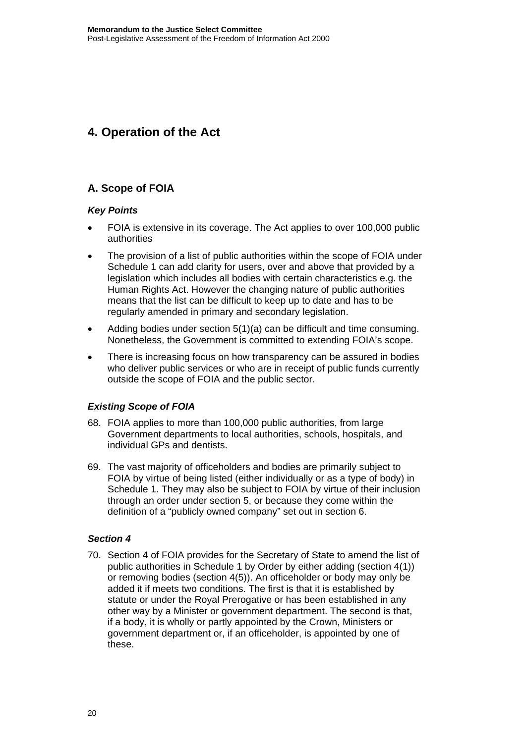# 4. Operation of the Act

## A. Scope of FOIA

### *Key Points*

- FOIA is extensive in its coverage. The Act applies to over 100,000 public authorities
- The provision of a list of public authorities within the scope of FOIA under Schedule 1 can add clarity for users, over and above that provided by a legislation which includes all bodies with certain characteristics e.g. the Human Rights Act. However the changing nature of public authorities means that the list can be difficult to keep up to date and has to be regularly amended in primary and secondary legislation.
- Adding bodies under section 5(1)(a) can be difficult and time consuming. Nonetheless, the Government is committed to extending FOIA's scope.
- There is increasing focus on how transparency can be assured in bodies who deliver public services or who are in receipt of public funds currently outside the scope of FOIA and the public sector.

### *Existing Scope of FOIA*

68. FOIA applies to more than 100,000 public authorities, from large Government departments to local authorities, schools, hospitals, and individual GPs and dentists.

69. The vast majority of officeholders and bodies are primarily subject to FOIA by virtue of being listed (either individually or as a type of body) in Schedule 1. They may also be subject to FOIA by virtue of their inclusion through an order under section 5, or because they come within the definition of a "publicly owned company" set out in section 6.

### *Section 4*

70. Section 4 of FOIA provides for the Secretary of State to amend the list of public authorities in Schedule 1 by Order by either adding (section 4(1)) or removing bodies (section 4(5)). An officeholder or body may only be added it if meets two conditions. The first is that it is established by statute or under the Royal Prerogative or has been established in any other way by a Minister or government department. The second is that, if a body, it is wholly or partly appointed by the Crown, Ministers or government department or, if an officeholder, is appointed by one of these.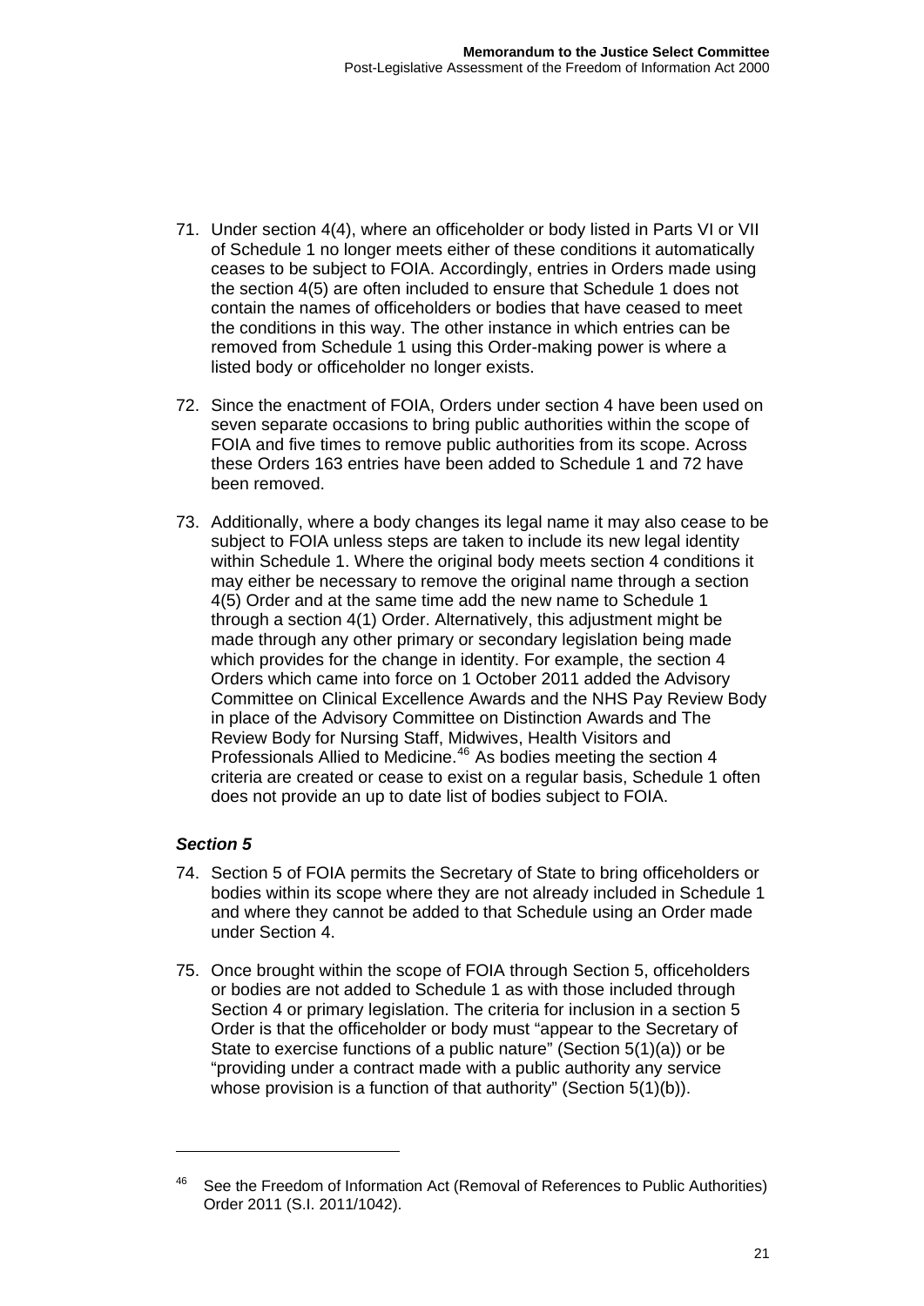71. Under section 4(4), where an officeholder or body listed in Parts VI or VII of Schedule 1 no longer meets either of these conditions it automatically ceases to be subject to FOIA. Accordingly, entries in Orders made using the section 4(5) are often included to ensure that Schedule 1 does not contain the names of officeholders or bodies that have ceased to meet the conditions in this way. The other instance in which entries can be removed from Schedule 1 using this Order-making power is where a listed body or officeholder no longer exists.

72. Since the enactment of FOIA, Orders under section 4 have been used on seven separate occasions to bring public authorities within the scope of FOIA and five times to remove public authorities from its scope. Across these Orders 163 entries have been added to Schedule 1 and 72 have been removed.

73. Additionally, where a body changes its legal name it may also cease to be subject to FOIA unless steps are taken to include its new legal identity within Schedule 1. Where the original body meets section 4 conditions it may either be necessary to remove the original name through a section 4(5) Order and at the same time add the new name to Schedule 1 through a section 4(1) Order. Alternatively, this adjustment might be made through any other primary or secondary legislation being made which provides for the change in identity. For example, the section 4 Orders which came into force on 1 October 2011 added the Advisory Committee on Clinical Excellence Awards and the NHS Pay Review Body in place of the Advisory Committee on Distinction Awards and The Review Body for Nursing Staff, Midwives, Health Visitors and Professionals Allied to Medicine.[46] As bodies meeting the section 4 criteria are created or cease to exist on a regular basis, Schedule 1 often does not provide an up to date list of bodies subject to FOIA.

### *Section 5*

74. Section 5 of FOIA permits the Secretary of State to bring officeholders or bodies within its scope where they are not already included in Schedule 1 and where they cannot be added to that Schedule using an Order made under Section 4.

75. Once brought within the scope of FOIA through Section 5, officeholders or bodies are not added to Schedule 1 as with those included through Section 4 or primary legislation. The criteria for inclusion in a section 5 Order is that the officeholder or body must "appear to the Secretary of State to exercise functions of a public nature" (Section 5(1)(a)) or be "providing under a contract made with a public authority any service whose provision is a function of that authority" (Section 5(1)(b)).

---

[46] See the Freedom of Information Act (Removal of References to Public Authorities) Order 2011 (S.I. 2011/1042).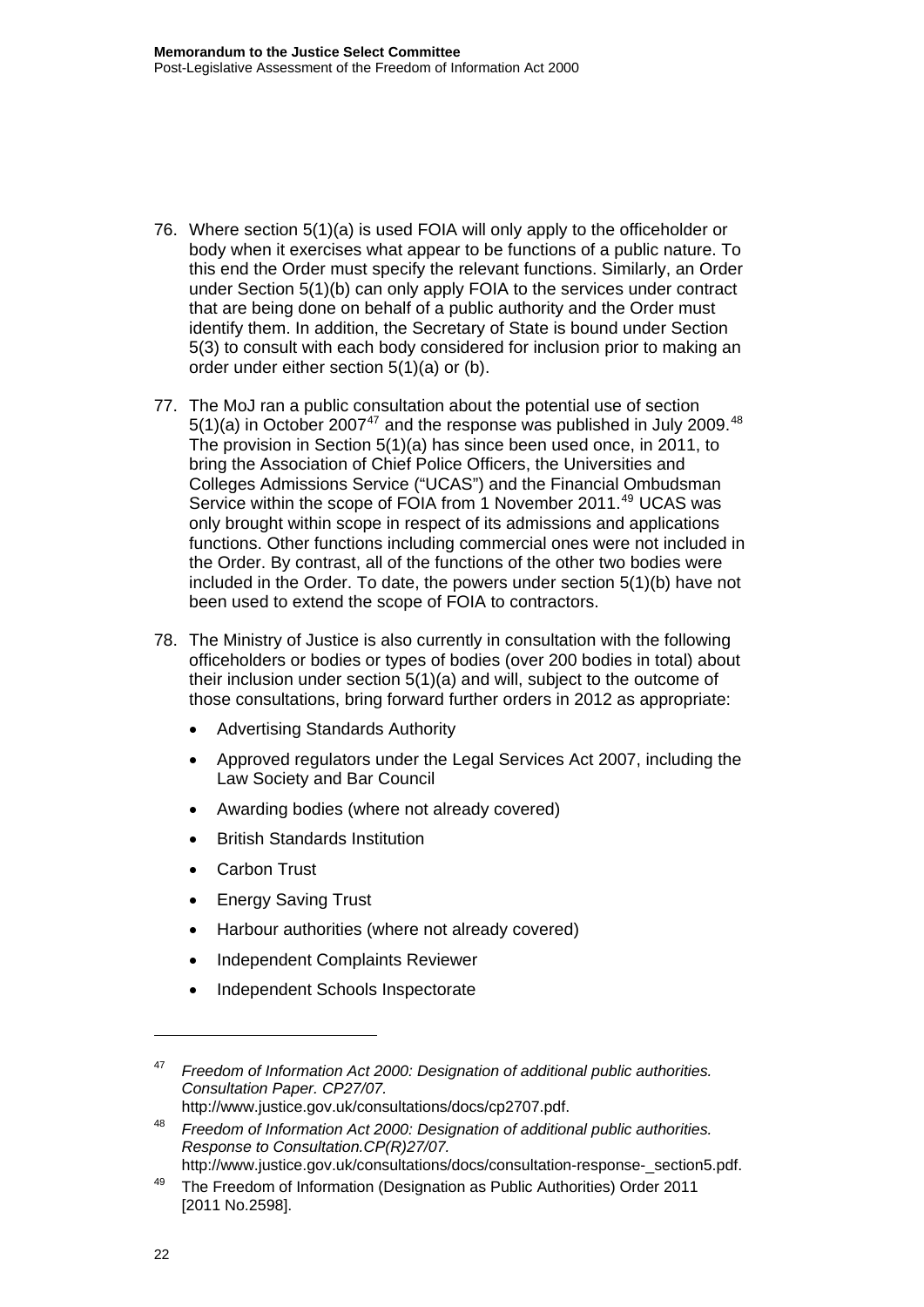76. Where section 5(1)(a) is used FOIA will only apply to the officeholder or body when it exercises what appear to be functions of a public nature. To this end the Order must specify the relevant functions. Similarly, an Order under Section 5(1)(b) can only apply FOIA to the services under contract that are being done on behalf of a public authority and the Order must identify them. In addition, the Secretary of State is bound under Section 5(3) to consult with each body considered for inclusion prior to making an order under either section 5(1)(a) or (b).

77. The MoJ ran a public consultation about the potential use of section 5(1)(a) in October 2007[47] and the response was published in July 2009.[48] The provision in Section 5(1)(a) has since been used once, in 2011, to bring the Association of Chief Police Officers, the Universities and Colleges Admissions Service ("UCAS") and the Financial Ombudsman Service within the scope of FOIA from 1 November 2011.[49] UCAS was only brought within scope in respect of its admissions and applications functions. Other functions including commercial ones were not included in the Order. By contrast, all of the functions of the other two bodies were included in the Order. To date, the powers under section 5(1)(b) have not been used to extend the scope of FOIA to contractors.

78. The Ministry of Justice is also currently in consultation with the following officeholders or bodies or types of bodies (over 200 bodies in total) about their inclusion under section 5(1)(a) and will, subject to the outcome of those consultations, bring forward further orders in 2012 as appropriate:

    - Advertising Standards Authority
    - Approved regulators under the Legal Services Act 2007, including the Law Society and Bar Council
    - Awarding bodies (where not already covered)
    - British Standards Institution
    - Carbon Trust
    - Energy Saving Trust
    - Harbour authorities (where not already covered)
    - Independent Complaints Reviewer
    - Independent Schools Inspectorate

---

[47] *Freedom of Information Act 2000: Designation of additional public authorities. Consultation Paper. CP27/07.* http://www.justice.gov.uk/consultations/docs/cp2707.pdf.

[48] *Freedom of Information Act 2000: Designation of additional public authorities. Response to Consultation.CP(R)27/07.* http://www.justice.gov.uk/consultations/docs/consultation-response-_section5.pdf.

[49] The Freedom of Information (Designation as Public Authorities) Order 2011 [2011 No.2598].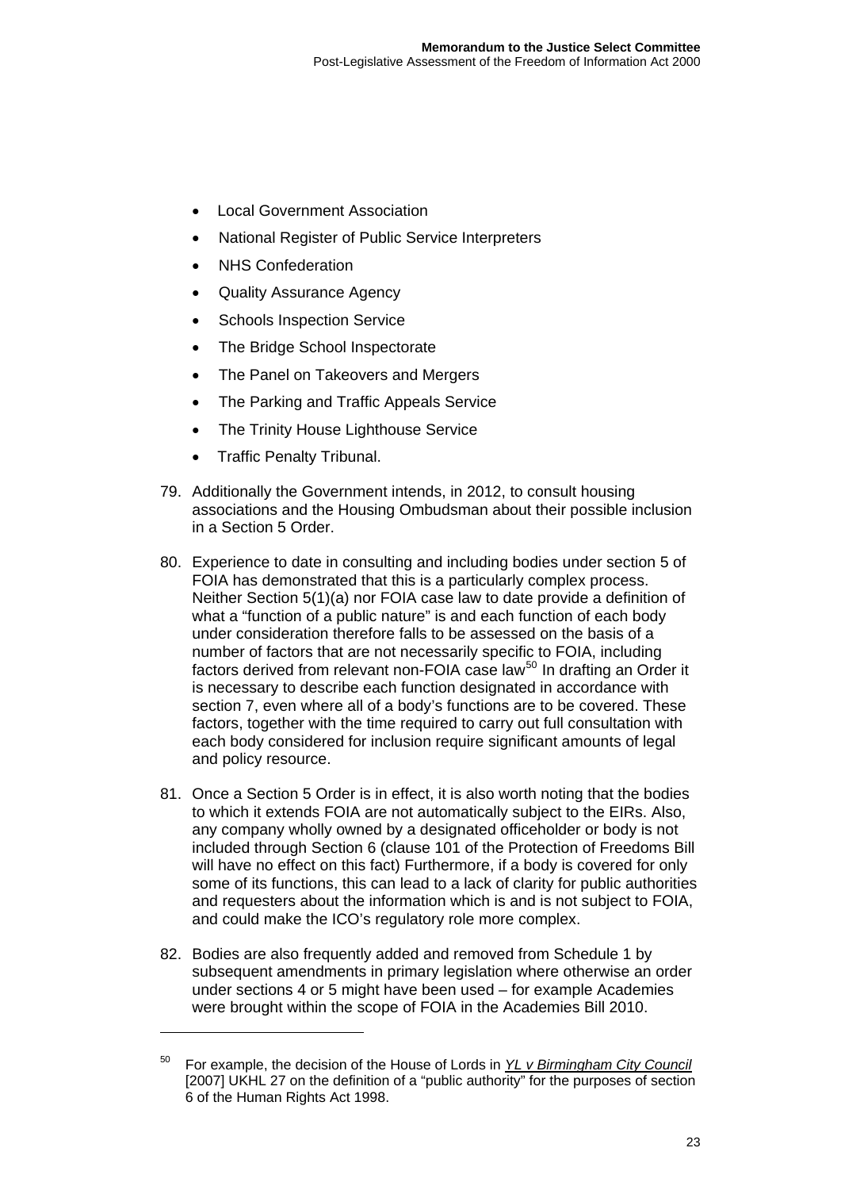- Local Government Association
- National Register of Public Service Interpreters
- NHS Confederation
- Quality Assurance Agency
- Schools Inspection Service
- The Bridge School Inspectorate
- The Panel on Takeovers and Mergers
- The Parking and Traffic Appeals Service
- The Trinity House Lighthouse Service
- Traffic Penalty Tribunal.

79. Additionally the Government intends, in 2012, to consult housing associations and the Housing Ombudsman about their possible inclusion in a Section 5 Order.

80. Experience to date in consulting and including bodies under section 5 of FOIA has demonstrated that this is a particularly complex process. Neither Section 5(1)(a) nor FOIA case law to date provide a definition of what a "function of a public nature" is and each function of each body under consideration therefore falls to be assessed on the basis of a number of factors that are not necessarily specific to FOIA, including factors derived from relevant non-FOIA case law[50] In drafting an Order it is necessary to describe each function designated in accordance with section 7, even where all of a body's functions are to be covered. These factors, together with the time required to carry out full consultation with each body considered for inclusion require significant amounts of legal and policy resource.

81. Once a Section 5 Order is in effect, it is also worth noting that the bodies to which it extends FOIA are not automatically subject to the EIRs. Also, any company wholly owned by a designated officeholder or body is not included through Section 6 (clause 101 of the Protection of Freedoms Bill will have no effect on this fact) Furthermore, if a body is covered for only some of its functions, this can lead to a lack of clarity for public authorities and requesters about the information which is and is not subject to FOIA, and could make the ICO's regulatory role more complex.

82. Bodies are also frequently added and removed from Schedule 1 by subsequent amendments in primary legislation where otherwise an order under sections 4 or 5 might have been used – for example Academies were brought within the scope of FOIA in the Academies Bill 2010.

---

[50] For example, the decision of the House of Lords in *YL v Birmingham City Council* [2007] UKHL 27 on the definition of a "public authority" for the purposes of section 6 of the Human Rights Act 1998.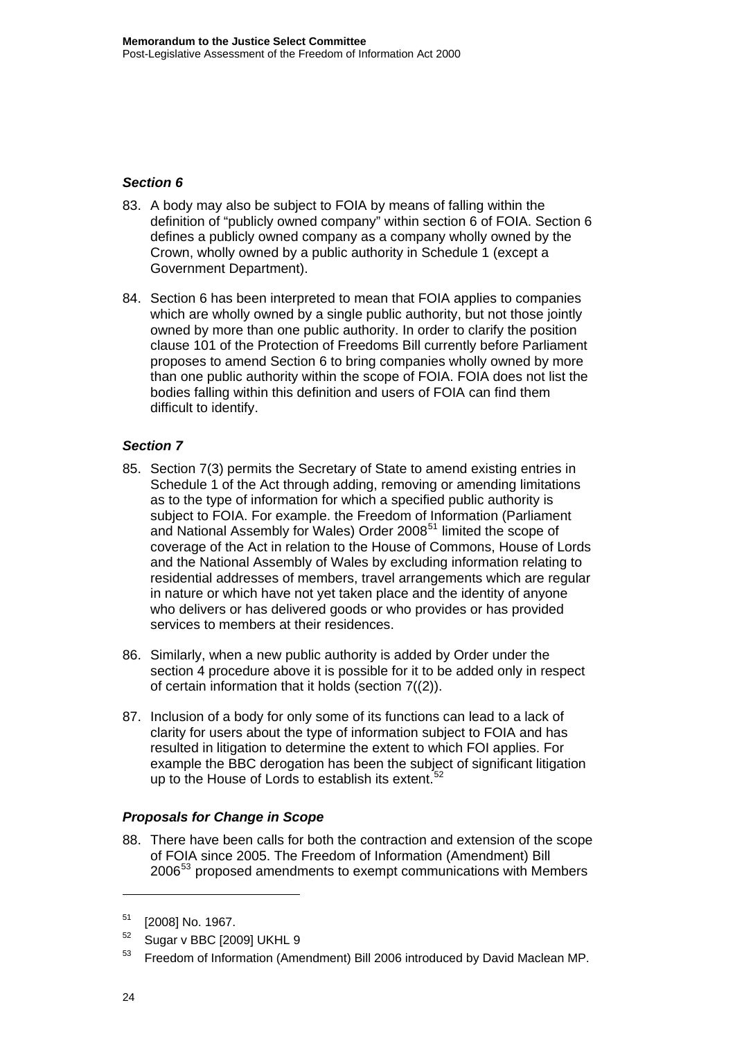### *Section 6*

83. A body may also be subject to FOIA by means of falling within the definition of "publicly owned company" within section 6 of FOIA. Section 6 defines a publicly owned company as a company wholly owned by the Crown, wholly owned by a public authority in Schedule 1 (except a Government Department).

84. Section 6 has been interpreted to mean that FOIA applies to companies which are wholly owned by a single public authority, but not those jointly owned by more than one public authority. In order to clarify the position clause 101 of the Protection of Freedoms Bill currently before Parliament proposes to amend Section 6 to bring companies wholly owned by more than one public authority within the scope of FOIA. FOIA does not list the bodies falling within this definition and users of FOIA can find them difficult to identify.

### *Section 7*

85. Section 7(3) permits the Secretary of State to amend existing entries in Schedule 1 of the Act through adding, removing or amending limitations as to the type of information for which a specified public authority is subject to FOIA. For example. the Freedom of Information (Parliament and National Assembly for Wales) Order 2008[51] limited the scope of coverage of the Act in relation to the House of Commons, House of Lords and the National Assembly of Wales by excluding information relating to residential addresses of members, travel arrangements which are regular in nature or which have not yet taken place and the identity of anyone who delivers or has delivered goods or who provides or has provided services to members at their residences.

86. Similarly, when a new public authority is added by Order under the section 4 procedure above it is possible for it to be added only in respect of certain information that it holds (section 7((2)).

87. Inclusion of a body for only some of its functions can lead to a lack of clarity for users about the type of information subject to FOIA and has resulted in litigation to determine the extent to which FOI applies. For example the BBC derogation has been the subject of significant litigation up to the House of Lords to establish its extent.[52]

### *Proposals for Change in Scope*

88. There have been calls for both the contraction and extension of the scope of FOIA since 2005. The Freedom of Information (Amendment) Bill 2006[53] proposed amendments to exempt communications with Members

---

[51] [2008] No. 1967.

[52] Sugar v BBC [2009] UKHL 9

[53] Freedom of Information (Amendment) Bill 2006 introduced by David Maclean MP.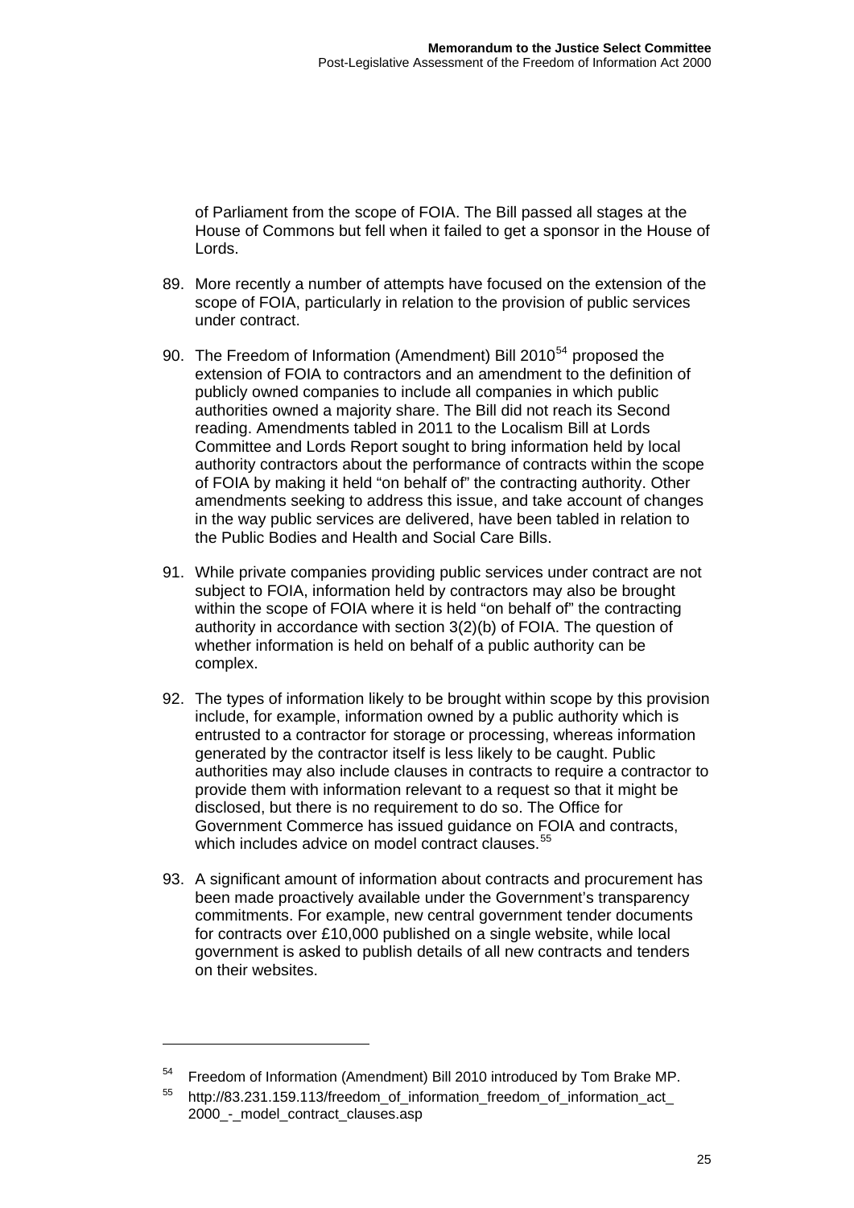of Parliament from the scope of FOIA. The Bill passed all stages at the House of Commons but fell when it failed to get a sponsor in the House of Lords.

89. More recently a number of attempts have focused on the extension of the scope of FOIA, particularly in relation to the provision of public services under contract.

90. The Freedom of Information (Amendment) Bill 2010[54] proposed the extension of FOIA to contractors and an amendment to the definition of publicly owned companies to include all companies in which public authorities owned a majority share. The Bill did not reach its Second reading. Amendments tabled in 2011 to the Localism Bill at Lords Committee and Lords Report sought to bring information held by local authority contractors about the performance of contracts within the scope of FOIA by making it held "on behalf of" the contracting authority. Other amendments seeking to address this issue, and take account of changes in the way public services are delivered, have been tabled in relation to the Public Bodies and Health and Social Care Bills.

91. While private companies providing public services under contract are not subject to FOIA, information held by contractors may also be brought within the scope of FOIA where it is held "on behalf of" the contracting authority in accordance with section 3(2)(b) of FOIA. The question of whether information is held on behalf of a public authority can be complex.

92. The types of information likely to be brought within scope by this provision include, for example, information owned by a public authority which is entrusted to a contractor for storage or processing, whereas information generated by the contractor itself is less likely to be caught. Public authorities may also include clauses in contracts to require a contractor to provide them with information relevant to a request so that it might be disclosed, but there is no requirement to do so. The Office for Government Commerce has issued guidance on FOIA and contracts, which includes advice on model contract clauses.[55]

93. A significant amount of information about contracts and procurement has been made proactively available under the Government's transparency commitments. For example, new central government tender documents for contracts over £10,000 published on a single website, while local government is asked to publish details of all new contracts and tenders on their websites.

---

[54] Freedom of Information (Amendment) Bill 2010 introduced by Tom Brake MP.

[55] http://83.231.159.113/freedom_of_information_freedom_of_information_act_2000_-_model_contract_clauses.asp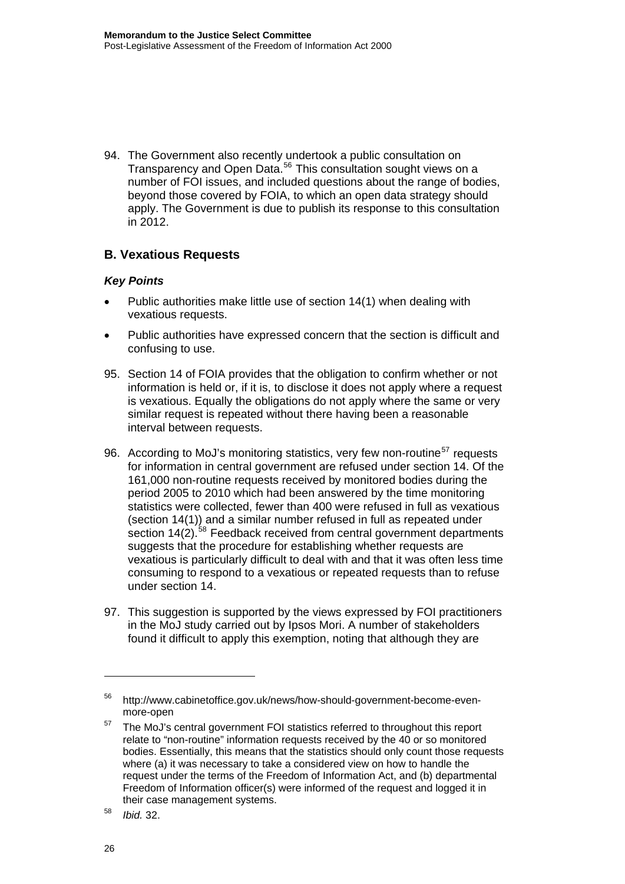94. The Government also recently undertook a public consultation on Transparency and Open Data.[56] This consultation sought views on a number of FOI issues, and included questions about the range of bodies, beyond those covered by FOIA, to which an open data strategy should apply. The Government is due to publish its response to this consultation in 2012.

## B. Vexatious Requests

### *Key Points*

- Public authorities make little use of section 14(1) when dealing with vexatious requests.
- Public authorities have expressed concern that the section is difficult and confusing to use.

95. Section 14 of FOIA provides that the obligation to confirm whether or not information is held or, if it is, to disclose it does not apply where a request is vexatious. Equally the obligations do not apply where the same or very similar request is repeated without there having been a reasonable interval between requests.

96. According to MoJ's monitoring statistics, very few non-routine[57] requests for information in central government are refused under section 14. Of the 161,000 non-routine requests received by monitored bodies during the period 2005 to 2010 which had been answered by the time monitoring statistics were collected, fewer than 400 were refused in full as vexatious (section 14(1)) and a similar number refused in full as repeated under section 14(2).[58] Feedback received from central government departments suggests that the procedure for establishing whether requests are vexatious is particularly difficult to deal with and that it was often less time consuming to respond to a vexatious or repeated requests than to refuse under section 14.

97. This suggestion is supported by the views expressed by FOI practitioners in the MoJ study carried out by Ipsos Mori. A number of stakeholders found it difficult to apply this exemption, noting that although they are

---

[56] http://www.cabinetoffice.gov.uk/news/how-should-government-become-even-more-open

[57] The MoJ's central government FOI statistics referred to throughout this report relate to "non-routine" information requests received by the 40 or so monitored bodies. Essentially, this means that the statistics should only count those requests where (a) it was necessary to take a considered view on how to handle the request under the terms of the Freedom of Information Act, and (b) departmental Freedom of Information officer(s) were informed of the request and logged it in their case management systems.

[58] *Ibid.* 32.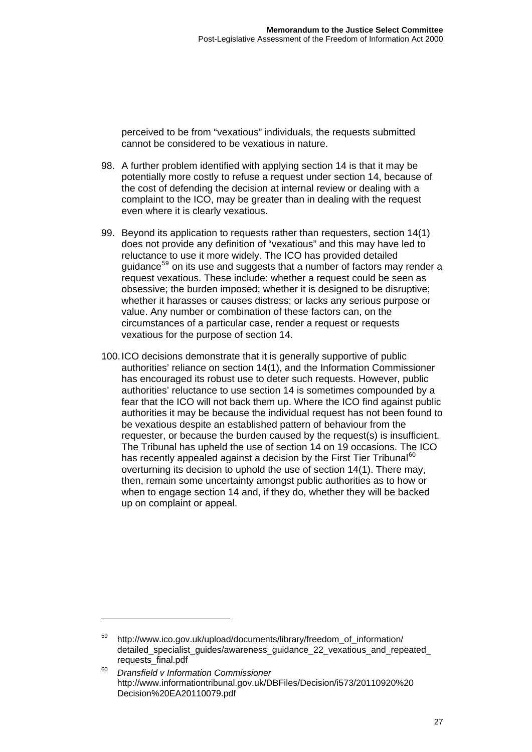perceived to be from "vexatious" individuals, the requests submitted cannot be considered to be vexatious in nature.

98. A further problem identified with applying section 14 is that it may be potentially more costly to refuse a request under section 14, because of the cost of defending the decision at internal review or dealing with a complaint to the ICO, may be greater than in dealing with the request even where it is clearly vexatious.

99. Beyond its application to requests rather than requesters, section 14(1) does not provide any definition of "vexatious" and this may have led to reluctance to use it more widely. The ICO has provided detailed guidance[59] on its use and suggests that a number of factors may render a request vexatious. These include: whether a request could be seen as obsessive; the burden imposed; whether it is designed to be disruptive; whether it harasses or causes distress; or lacks any serious purpose or value. Any number or combination of these factors can, on the circumstances of a particular case, render a request or requests vexatious for the purpose of section 14.

100. ICO decisions demonstrate that it is generally supportive of public authorities' reliance on section 14(1), and the Information Commissioner has encouraged its robust use to deter such requests. However, public authorities' reluctance to use section 14 is sometimes compounded by a fear that the ICO will not back them up. Where the ICO find against public authorities it may be because the individual request has not been found to be vexatious despite an established pattern of behaviour from the requester, or because the burden caused by the request(s) is insufficient. The Tribunal has upheld the use of section 14 on 19 occasions. The ICO has recently appealed against a decision by the First Tier Tribunal[60] overturning its decision to uphold the use of section 14(1). There may, then, remain some uncertainty amongst public authorities as to how or when to engage section 14 and, if they do, whether they will be backed up on complaint or appeal.

---

[59] http://www.ico.gov.uk/upload/documents/library/freedom_of_information/detailed_specialist_guides/awareness_guidance_22_vexatious_and_repeated_requests_final.pdf

[60] *Dransfield v Information Commissioner* http://www.informationtribunal.gov.uk/DBFiles/Decision/i573/20110920%20Decision%20EA20110079.pdf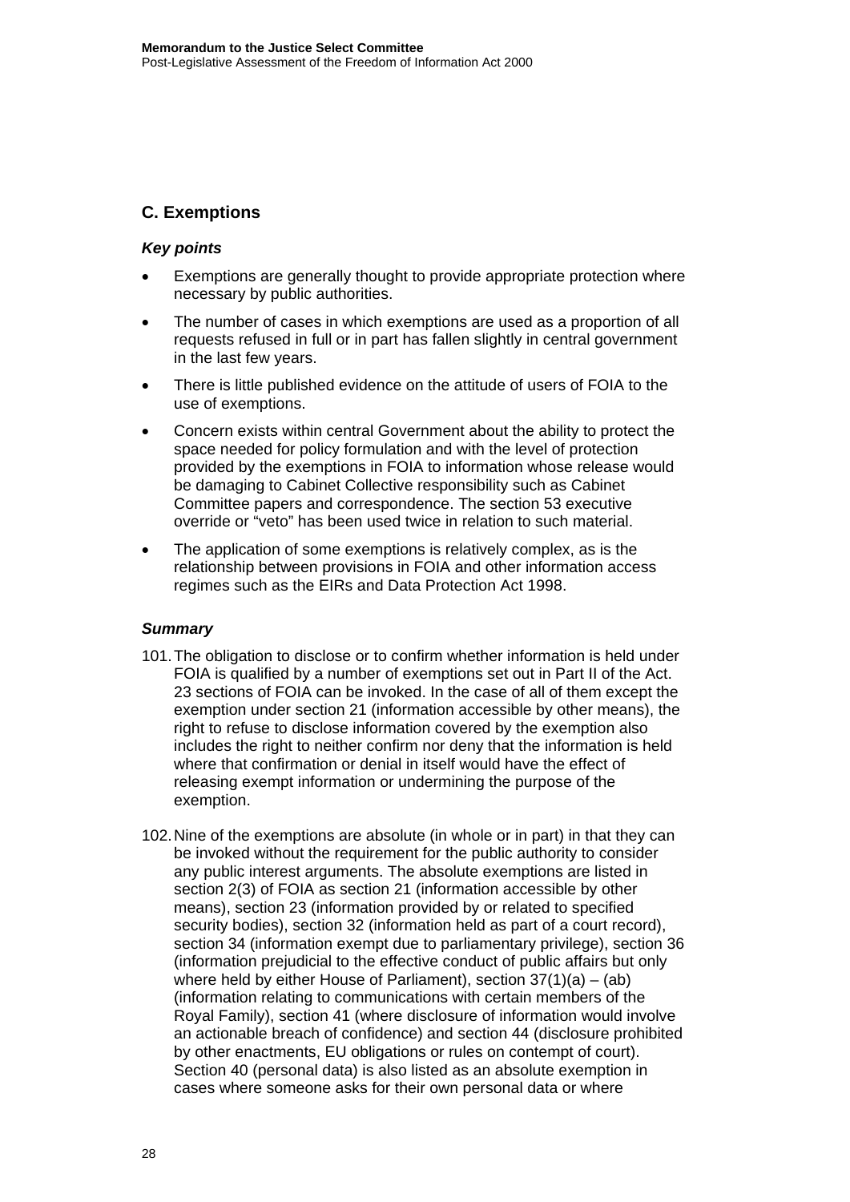## C. Exemptions

### *Key points*

- Exemptions are generally thought to provide appropriate protection where necessary by public authorities.
- The number of cases in which exemptions are used as a proportion of all requests refused in full or in part has fallen slightly in central government in the last few years.
- There is little published evidence on the attitude of users of FOIA to the use of exemptions.
- Concern exists within central Government about the ability to protect the space needed for policy formulation and with the level of protection provided by the exemptions in FOIA to information whose release would be damaging to Cabinet Collective responsibility such as Cabinet Committee papers and correspondence. The section 53 executive override or "veto" has been used twice in relation to such material.
- The application of some exemptions is relatively complex, as is the relationship between provisions in FOIA and other information access regimes such as the EIRs and Data Protection Act 1998.

### *Summary*

101. The obligation to disclose or to confirm whether information is held under FOIA is qualified by a number of exemptions set out in Part II of the Act. 23 sections of FOIA can be invoked. In the case of all of them except the exemption under section 21 (information accessible by other means), the right to refuse to disclose information covered by the exemption also includes the right to neither confirm nor deny that the information is held where that confirmation or denial in itself would have the effect of releasing exempt information or undermining the purpose of the exemption.

102. Nine of the exemptions are absolute (in whole or in part) in that they can be invoked without the requirement for the public authority to consider any public interest arguments. The absolute exemptions are listed in section 2(3) of FOIA as section 21 (information accessible by other means), section 23 (information provided by or related to specified security bodies), section 32 (information held as part of a court record), section 34 (information exempt due to parliamentary privilege), section 36 (information prejudicial to the effective conduct of public affairs but only where held by either House of Parliament), section 37(1)(a) – (ab) (information relating to communications with certain members of the Royal Family), section 41 (where disclosure of information would involve an actionable breach of confidence) and section 44 (disclosure prohibited by other enactments, EU obligations or rules on contempt of court). Section 40 (personal data) is also listed as an absolute exemption in cases where someone asks for their own personal data or where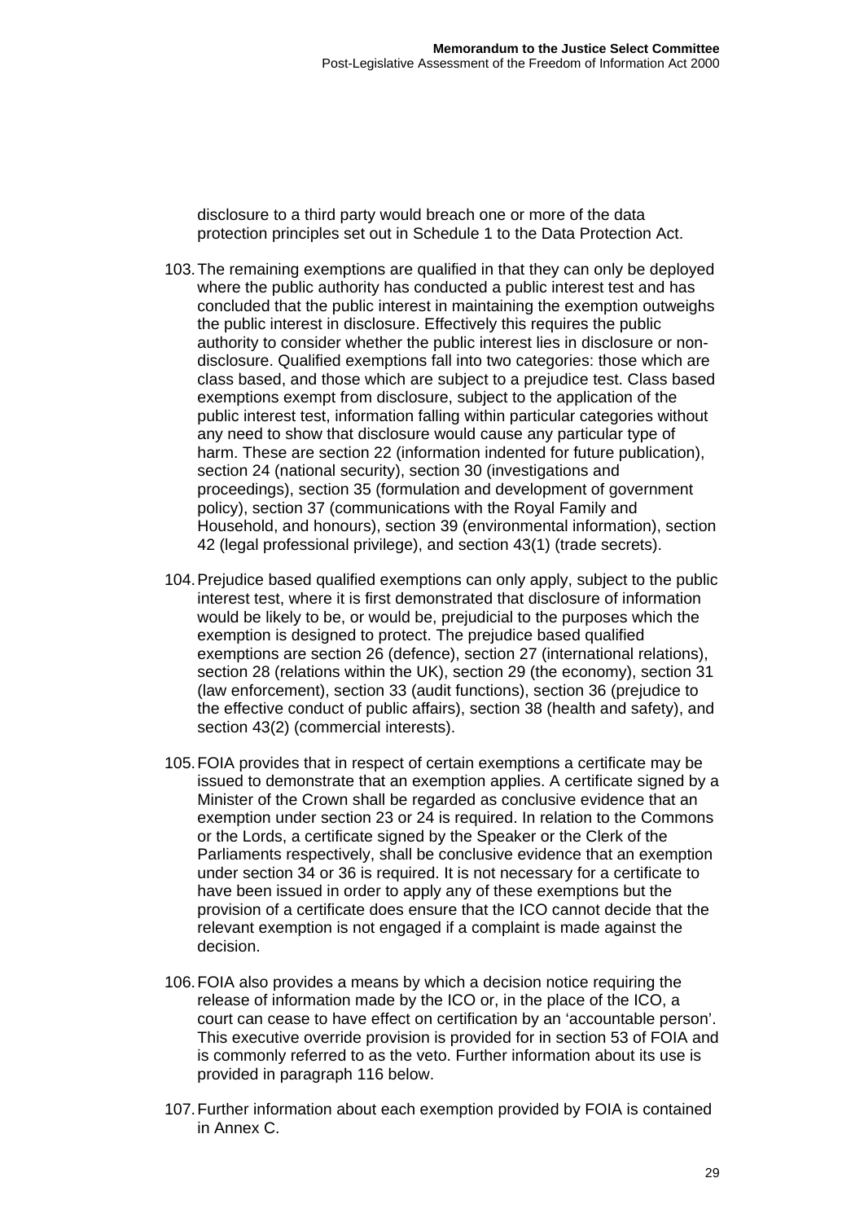disclosure to a third party would breach one or more of the data protection principles set out in Schedule 1 to the Data Protection Act.

103. The remaining exemptions are qualified in that they can only be deployed where the public authority has conducted a public interest test and has concluded that the public interest in maintaining the exemption outweighs the public interest in disclosure. Effectively this requires the public authority to consider whether the public interest lies in disclosure or non-disclosure. Qualified exemptions fall into two categories: those which are class based, and those which are subject to a prejudice test. Class based exemptions exempt from disclosure, subject to the application of the public interest test, information falling within particular categories without any need to show that disclosure would cause any particular type of harm. These are section 22 (information indented for future publication), section 24 (national security), section 30 (investigations and proceedings), section 35 (formulation and development of government policy), section 37 (communications with the Royal Family and Household, and honours), section 39 (environmental information), section 42 (legal professional privilege), and section 43(1) (trade secrets).

104. Prejudice based qualified exemptions can only apply, subject to the public interest test, where it is first demonstrated that disclosure of information would be likely to be, or would be, prejudicial to the purposes which the exemption is designed to protect. The prejudice based qualified exemptions are section 26 (defence), section 27 (international relations), section 28 (relations within the UK), section 29 (the economy), section 31 (law enforcement), section 33 (audit functions), section 36 (prejudice to the effective conduct of public affairs), section 38 (health and safety), and section 43(2) (commercial interests).

105. FOIA provides that in respect of certain exemptions a certificate may be issued to demonstrate that an exemption applies. A certificate signed by a Minister of the Crown shall be regarded as conclusive evidence that an exemption under section 23 or 24 is required. In relation to the Commons or the Lords, a certificate signed by the Speaker or the Clerk of the Parliaments respectively, shall be conclusive evidence that an exemption under section 34 or 36 is required. It is not necessary for a certificate to have been issued in order to apply any of these exemptions but the provision of a certificate does ensure that the ICO cannot decide that the relevant exemption is not engaged if a complaint is made against the decision.

106. FOIA also provides a means by which a decision notice requiring the release of information made by the ICO or, in the place of the ICO, a court can cease to have effect on certification by an 'accountable person'. This executive override provision is provided for in section 53 of FOIA and is commonly referred to as the veto. Further information about its use is provided in paragraph 116 below.

107. Further information about each exemption provided by FOIA is contained in Annex C.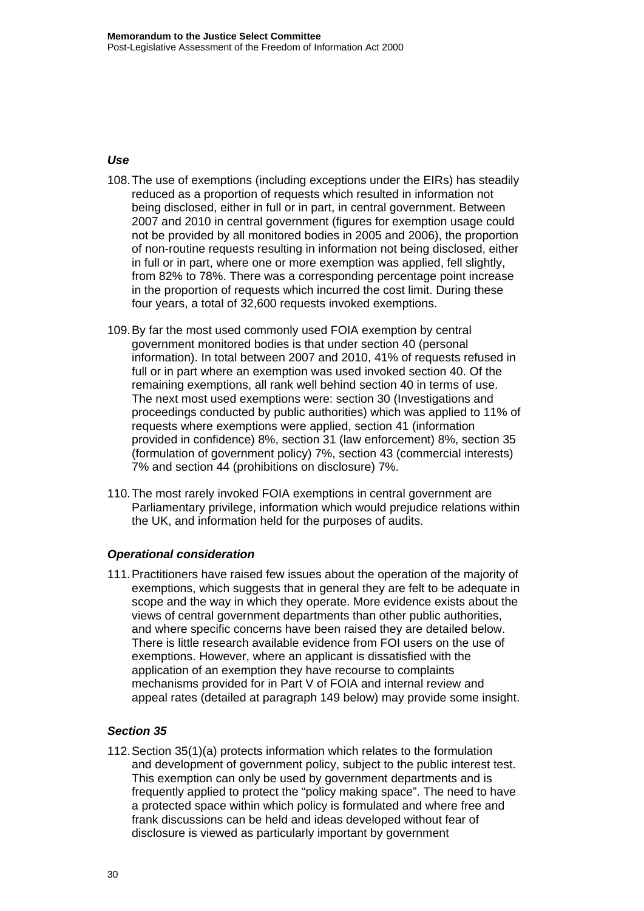### *Use*

108. The use of exemptions (including exceptions under the EIRs) has steadily reduced as a proportion of requests which resulted in information not being disclosed, either in full or in part, in central government. Between 2007 and 2010 in central government (figures for exemption usage could not be provided by all monitored bodies in 2005 and 2006), the proportion of non-routine requests resulting in information not being disclosed, either in full or in part, where one or more exemption was applied, fell slightly, from 82% to 78%. There was a corresponding percentage point increase in the proportion of requests which incurred the cost limit. During these four years, a total of 32,600 requests invoked exemptions.

109. By far the most used commonly used FOIA exemption by central government monitored bodies is that under section 40 (personal information). In total between 2007 and 2010, 41% of requests refused in full or in part where an exemption was used invoked section 40. Of the remaining exemptions, all rank well behind section 40 in terms of use. The next most used exemptions were: section 30 (Investigations and proceedings conducted by public authorities) which was applied to 11% of requests where exemptions were applied, section 41 (information provided in confidence) 8%, section 31 (law enforcement) 8%, section 35 (formulation of government policy) 7%, section 43 (commercial interests) 7% and section 44 (prohibitions on disclosure) 7%.

110. The most rarely invoked FOIA exemptions in central government are Parliamentary privilege, information which would prejudice relations within the UK, and information held for the purposes of audits.

### *Operational consideration*

111. Practitioners have raised few issues about the operation of the majority of exemptions, which suggests that in general they are felt to be adequate in scope and the way in which they operate. More evidence exists about the views of central government departments than other public authorities, and where specific concerns have been raised they are detailed below. There is little research available evidence from FOI users on the use of exemptions. However, where an applicant is dissatisfied with the application of an exemption they have recourse to complaints mechanisms provided for in Part V of FOIA and internal review and appeal rates (detailed at paragraph 149 below) may provide some insight.

### *Section 35*

112. Section 35(1)(a) protects information which relates to the formulation and development of government policy, subject to the public interest test. This exemption can only be used by government departments and is frequently applied to protect the "policy making space". The need to have a protected space within which policy is formulated and where free and frank discussions can be held and ideas developed without fear of disclosure is viewed as particularly important by government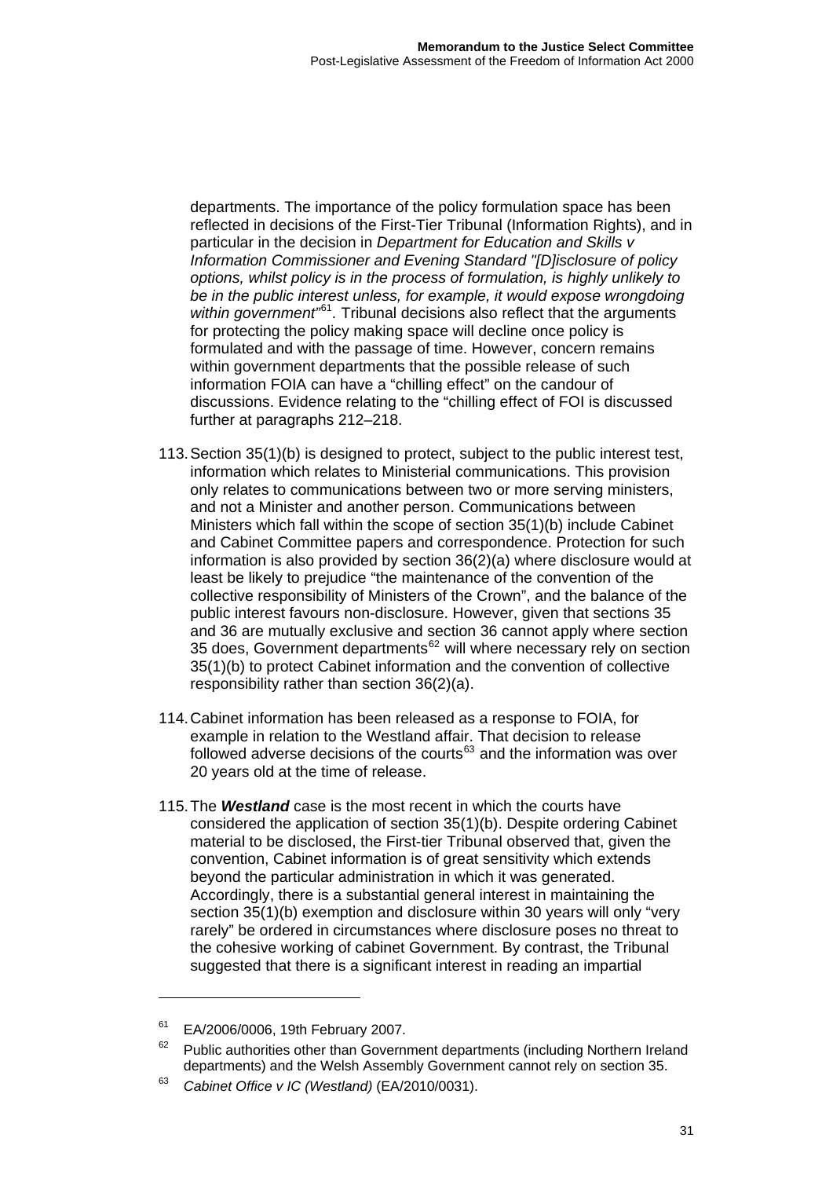departments. The importance of the policy formulation space has been reflected in decisions of the First-Tier Tribunal (Information Rights), and in particular in the decision in *Department for Education and Skills v Information Commissioner and Evening Standard "[D]isclosure of policy options, whilst policy is in the process of formulation, is highly unlikely to be in the public interest unless, for example, it would expose wrongdoing within government"*[61]. Tribunal decisions also reflect that the arguments for protecting the policy making space will decline once policy is formulated and with the passage of time. However, concern remains within government departments that the possible release of such information FOIA can have a "chilling effect" on the candour of discussions. Evidence relating to the "chilling effect of FOI is discussed further at paragraphs 212–218.

113. Section 35(1)(b) is designed to protect, subject to the public interest test, information which relates to Ministerial communications. This provision only relates to communications between two or more serving ministers, and not a Minister and another person. Communications between Ministers which fall within the scope of section 35(1)(b) include Cabinet and Cabinet Committee papers and correspondence. Protection for such information is also provided by section 36(2)(a) where disclosure would at least be likely to prejudice "the maintenance of the convention of the collective responsibility of Ministers of the Crown", and the balance of the public interest favours non-disclosure. However, given that sections 35 and 36 are mutually exclusive and section 36 cannot apply where section 35 does, Government departments[62] will where necessary rely on section 35(1)(b) to protect Cabinet information and the convention of collective responsibility rather than section 36(2)(a).

114. Cabinet information has been released as a response to FOIA, for example in relation to the Westland affair. That decision to release followed adverse decisions of the courts[63] and the information was over 20 years old at the time of release.

115. The ***Westland*** case is the most recent in which the courts have considered the application of section 35(1)(b). Despite ordering Cabinet material to be disclosed, the First-tier Tribunal observed that, given the convention, Cabinet information is of great sensitivity which extends beyond the particular administration in which it was generated. Accordingly, there is a substantial general interest in maintaining the section 35(1)(b) exemption and disclosure within 30 years will only "very rarely" be ordered in circumstances where disclosure poses no threat to the cohesive working of cabinet Government. By contrast, the Tribunal suggested that there is a significant interest in reading an impartial

---

[61] EA/2006/0006, 19th February 2007.

[62] Public authorities other than Government departments (including Northern Ireland departments) and the Welsh Assembly Government cannot rely on section 35.

[63] *Cabinet Office v IC (Westland)* (EA/2010/0031).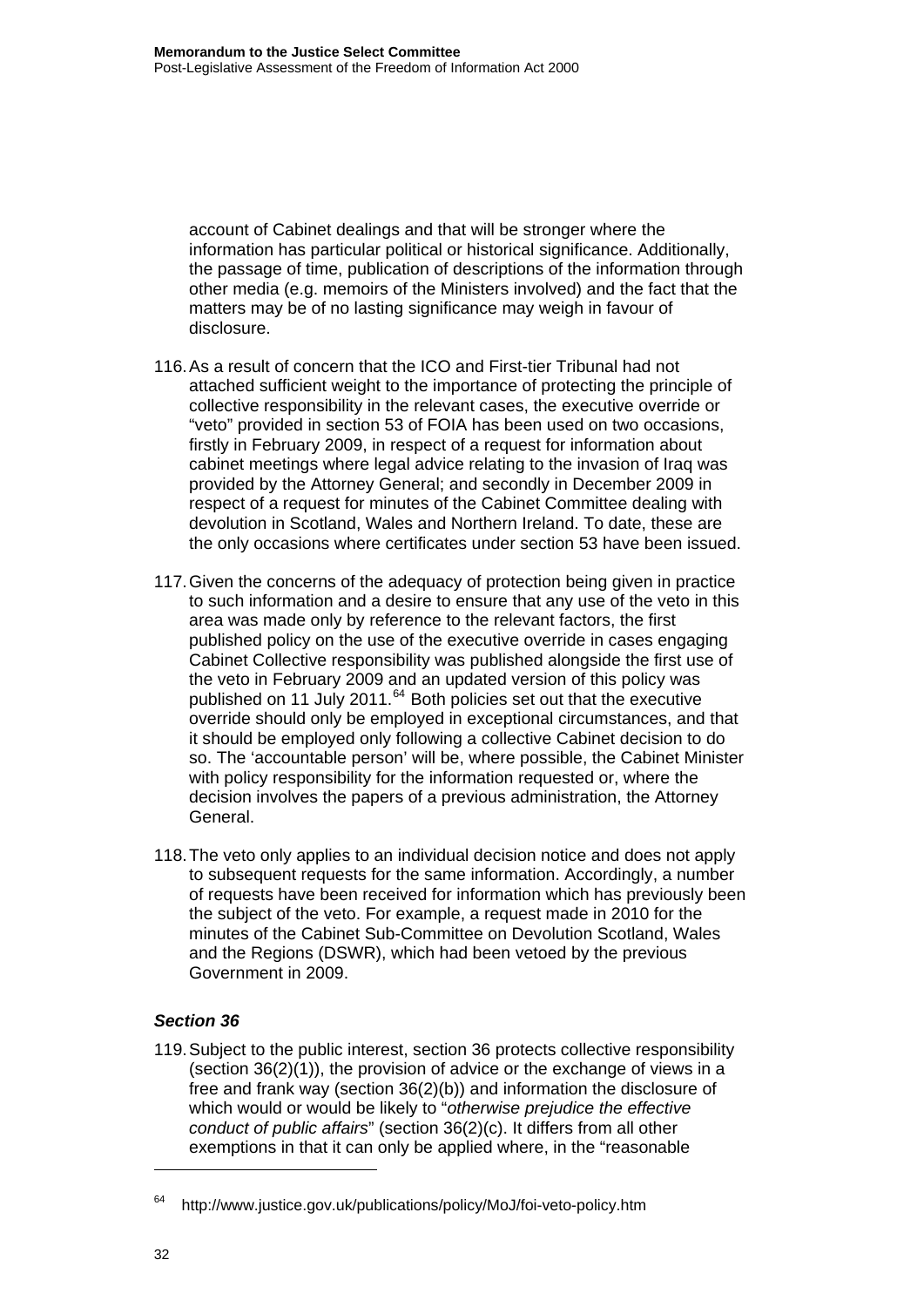account of Cabinet dealings and that will be stronger where the information has particular political or historical significance. Additionally, the passage of time, publication of descriptions of the information through other media (e.g. memoirs of the Ministers involved) and the fact that the matters may be of no lasting significance may weigh in favour of disclosure.

116. As a result of concern that the ICO and First-tier Tribunal had not attached sufficient weight to the importance of protecting the principle of collective responsibility in the relevant cases, the executive override or "veto" provided in section 53 of FOIA has been used on two occasions, firstly in February 2009, in respect of a request for information about cabinet meetings where legal advice relating to the invasion of Iraq was provided by the Attorney General; and secondly in December 2009 in respect of a request for minutes of the Cabinet Committee dealing with devolution in Scotland, Wales and Northern Ireland. To date, these are the only occasions where certificates under section 53 have been issued.

117. Given the concerns of the adequacy of protection being given in practice to such information and a desire to ensure that any use of the veto in this area was made only by reference to the relevant factors, the first published policy on the use of the executive override in cases engaging Cabinet Collective responsibility was published alongside the first use of the veto in February 2009 and an updated version of this policy was published on 11 July 2011.[64] Both policies set out that the executive override should only be employed in exceptional circumstances, and that it should be employed only following a collective Cabinet decision to do so. The 'accountable person' will be, where possible, the Cabinet Minister with policy responsibility for the information requested or, where the decision involves the papers of a previous administration, the Attorney General.

118. The veto only applies to an individual decision notice and does not apply to subsequent requests for the same information. Accordingly, a number of requests have been received for information which has previously been the subject of the veto. For example, a request made in 2010 for the minutes of the Cabinet Sub-Committee on Devolution Scotland, Wales and the Regions (DSWR), which had been vetoed by the previous Government in 2009.

### *Section 36*

119. Subject to the public interest, section 36 protects collective responsibility (section 36(2)(1)), the provision of advice or the exchange of views in a free and frank way (section 36(2)(b)) and information the disclosure of which would or would be likely to "*otherwise prejudice the effective conduct of public affairs*" (section 36(2)(c). It differs from all other exemptions in that it can only be applied where, in the "reasonable

---

[64] http://www.justice.gov.uk/publications/policy/MoJ/foi-veto-policy.htm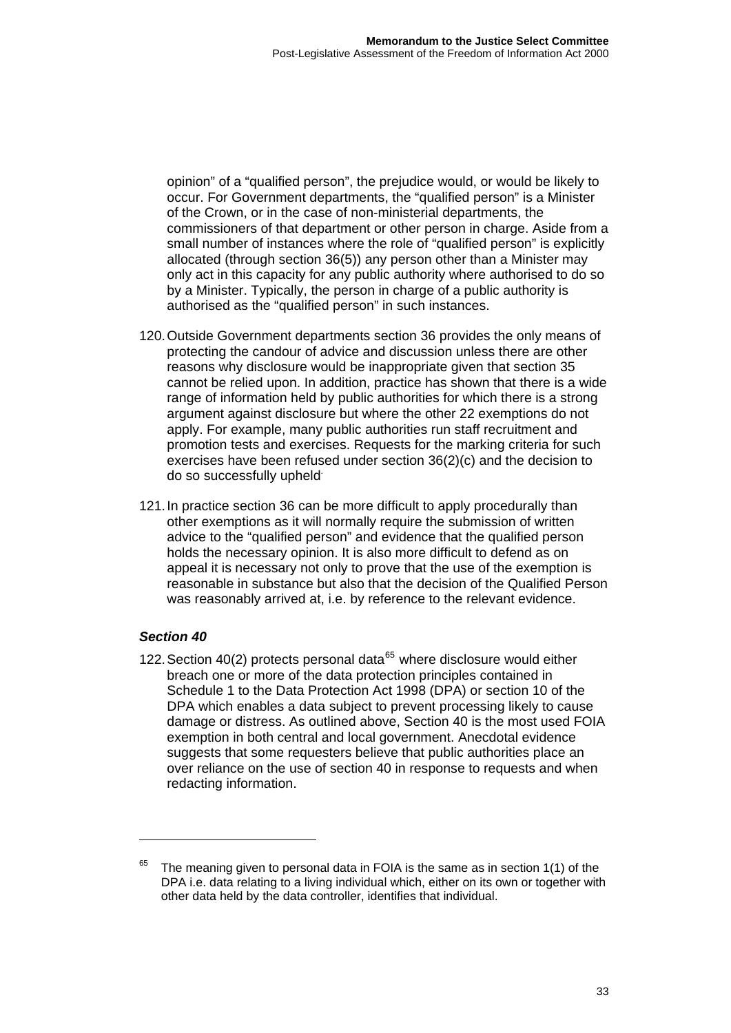opinion" of a "qualified person", the prejudice would, or would be likely to occur. For Government departments, the "qualified person" is a Minister of the Crown, or in the case of non-ministerial departments, the commissioners of that department or other person in charge. Aside from a small number of instances where the role of "qualified person" is explicitly allocated (through section 36(5)) any person other than a Minister may only act in this capacity for any public authority where authorised to do so by a Minister. Typically, the person in charge of a public authority is authorised as the "qualified person" in such instances.

120. Outside Government departments section 36 provides the only means of protecting the candour of advice and discussion unless there are other reasons why disclosure would be inappropriate given that section 35 cannot be relied upon. In addition, practice has shown that there is a wide range of information held by public authorities for which there is a strong argument against disclosure but where the other 22 exemptions do not apply. For example, many public authorities run staff recruitment and promotion tests and exercises. Requests for the marking criteria for such exercises have been refused under section 36(2)(c) and the decision to do so successfully upheld.

121. In practice section 36 can be more difficult to apply procedurally than other exemptions as it will normally require the submission of written advice to the "qualified person" and evidence that the qualified person holds the necessary opinion. It is also more difficult to defend as on appeal it is necessary not only to prove that the use of the exemption is reasonable in substance but also that the decision of the Qualified Person was reasonably arrived at, i.e. by reference to the relevant evidence.

### *Section 40*

122. Section 40(2) protects personal data[65] where disclosure would either breach one or more of the data protection principles contained in Schedule 1 to the Data Protection Act 1998 (DPA) or section 10 of the DPA which enables a data subject to prevent processing likely to cause damage or distress. As outlined above, Section 40 is the most used FOIA exemption in both central and local government. Anecdotal evidence suggests that some requesters believe that public authorities place an over reliance on the use of section 40 in response to requests and when redacting information.

---

[65] The meaning given to personal data in FOIA is the same as in section 1(1) of the DPA i.e. data relating to a living individual which, either on its own or together with other data held by the data controller, identifies that individual.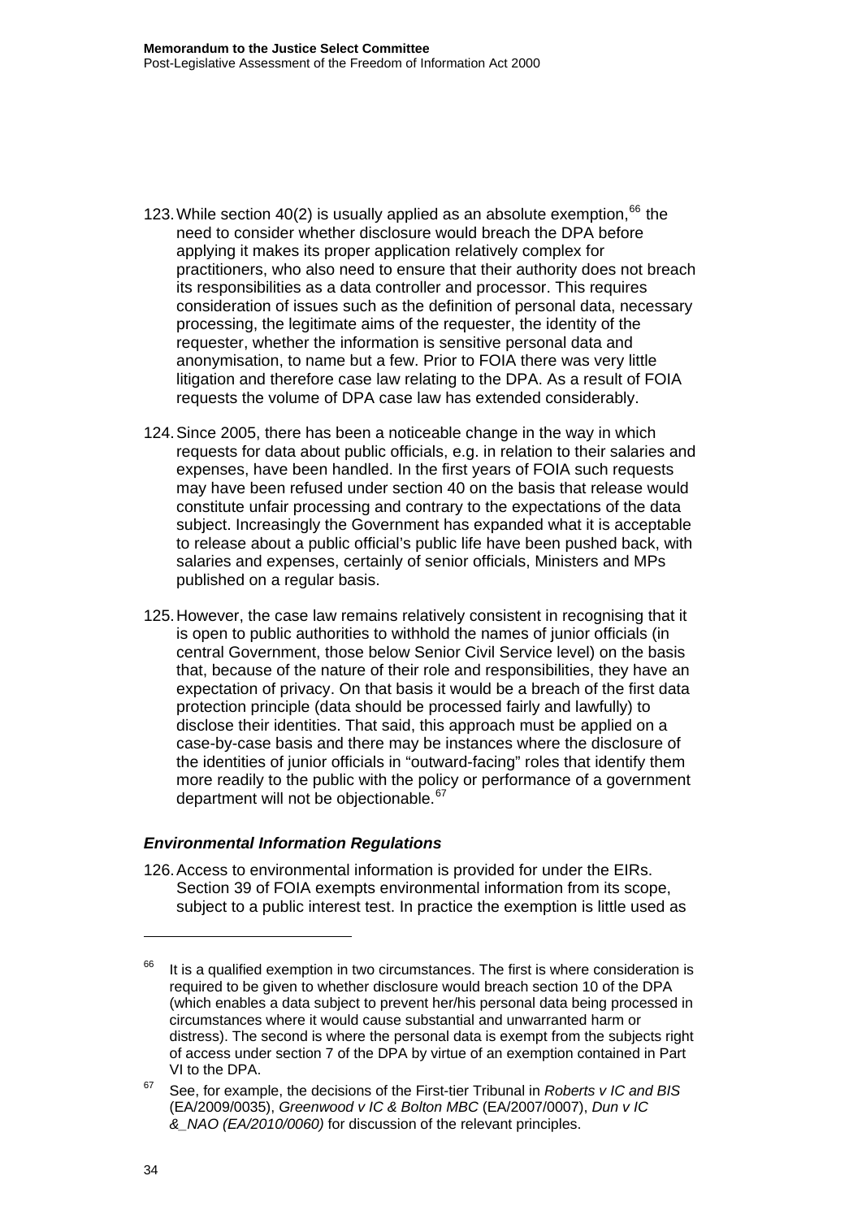123. While section 40(2) is usually applied as an absolute exemption,[66] the need to consider whether disclosure would breach the DPA before applying it makes its proper application relatively complex for practitioners, who also need to ensure that their authority does not breach its responsibilities as a data controller and processor. This requires consideration of issues such as the definition of personal data, necessary processing, the legitimate aims of the requester, the identity of the requester, whether the information is sensitive personal data and anonymisation, to name but a few. Prior to FOIA there was very little litigation and therefore case law relating to the DPA. As a result of FOIA requests the volume of DPA case law has extended considerably.

124. Since 2005, there has been a noticeable change in the way in which requests for data about public officials, e.g. in relation to their salaries and expenses, have been handled. In the first years of FOIA such requests may have been refused under section 40 on the basis that release would constitute unfair processing and contrary to the expectations of the data subject. Increasingly the Government has expanded what it is acceptable to release about a public official's public life have been pushed back, with salaries and expenses, certainly of senior officials, Ministers and MPs published on a regular basis.

125. However, the case law remains relatively consistent in recognising that it is open to public authorities to withhold the names of junior officials (in central Government, those below Senior Civil Service level) on the basis that, because of the nature of their role and responsibilities, they have an expectation of privacy. On that basis it would be a breach of the first data protection principle (data should be processed fairly and lawfully) to disclose their identities. That said, this approach must be applied on a case-by-case basis and there may be instances where the disclosure of the identities of junior officials in "outward-facing" roles that identify them more readily to the public with the policy or performance of a government department will not be objectionable.[67]

### *Environmental Information Regulations*

126. Access to environmental information is provided for under the EIRs. Section 39 of FOIA exempts environmental information from its scope, subject to a public interest test. In practice the exemption is little used as

---

[66] It is a qualified exemption in two circumstances. The first is where consideration is required to be given to whether disclosure would breach section 10 of the DPA (which enables a data subject to prevent her/his personal data being processed in circumstances where it would cause substantial and unwarranted harm or distress). The second is where the personal data is exempt from the subjects right of access under section 7 of the DPA by virtue of an exemption contained in Part VI to the DPA.

[67] See, for example, the decisions of the First-tier Tribunal in *Roberts v IC and BIS* (EA/2009/0035), *Greenwood v IC & Bolton MBC* (EA/2007/0007), *Dun v IC &_NAO (EA/2010/0060)* for discussion of the relevant principles.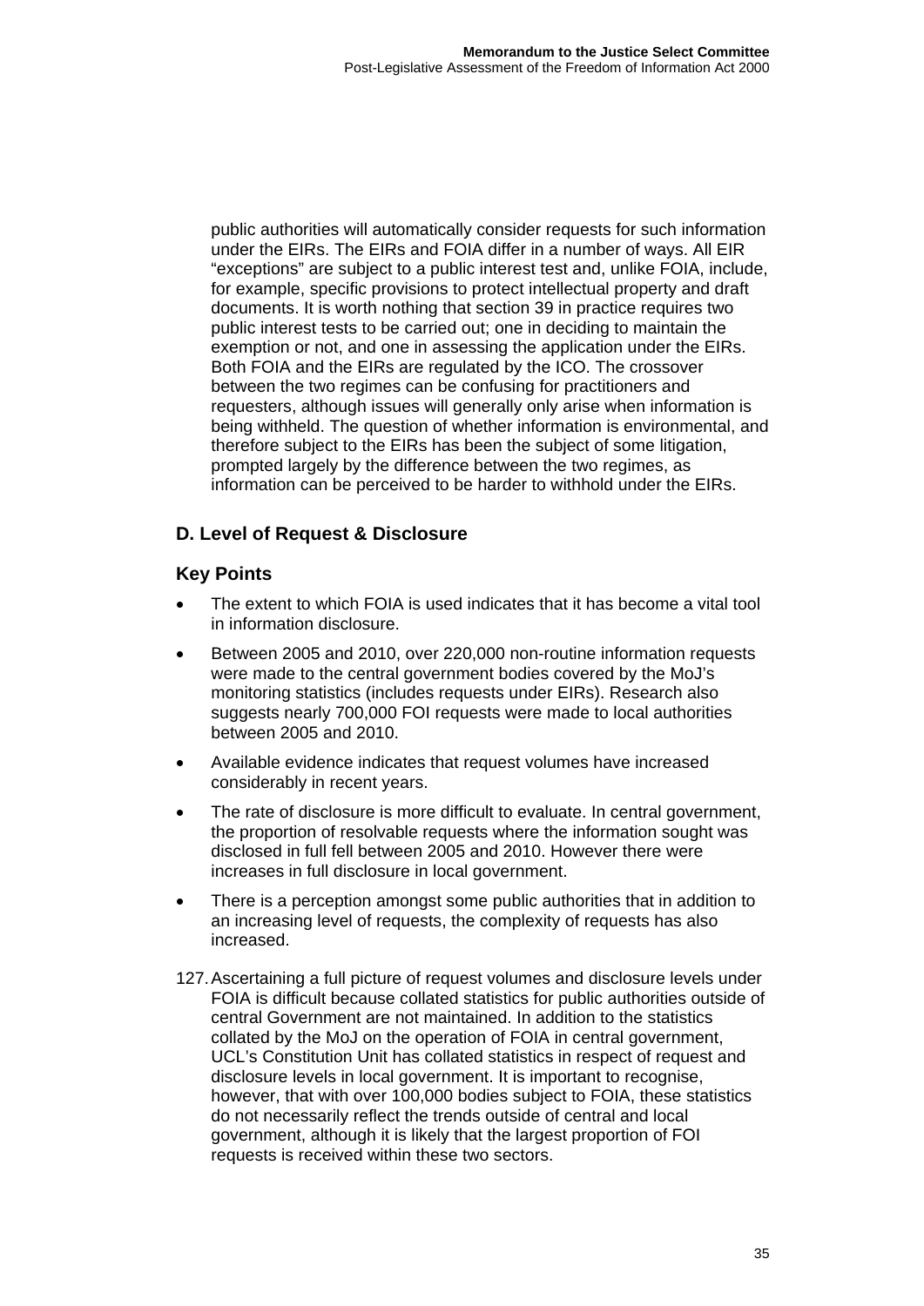public authorities will automatically consider requests for such information under the EIRs. The EIRs and FOIA differ in a number of ways. All EIR "exceptions" are subject to a public interest test and, unlike FOIA, include, for example, specific provisions to protect intellectual property and draft documents. It is worth nothing that section 39 in practice requires two public interest tests to be carried out; one in deciding to maintain the exemption or not, and one in assessing the application under the EIRs. Both FOIA and the EIRs are regulated by the ICO. The crossover between the two regimes can be confusing for practitioners and requesters, although issues will generally only arise when information is being withheld. The question of whether information is environmental, and therefore subject to the EIRs has been the subject of some litigation, prompted largely by the difference between the two regimes, as information can be perceived to be harder to withhold under the EIRs.

### D. Level of Request & Disclosure

### Key Points

- The extent to which FOIA is used indicates that it has become a vital tool in information disclosure.
- Between 2005 and 2010, over 220,000 non-routine information requests were made to the central government bodies covered by the MoJ's monitoring statistics (includes requests under EIRs). Research also suggests nearly 700,000 FOI requests were made to local authorities between 2005 and 2010.
- Available evidence indicates that request volumes have increased considerably in recent years.
- The rate of disclosure is more difficult to evaluate. In central government, the proportion of resolvable requests where the information sought was disclosed in full fell between 2005 and 2010. However there were increases in full disclosure in local government.
- There is a perception amongst some public authorities that in addition to an increasing level of requests, the complexity of requests has also increased.

127. Ascertaining a full picture of request volumes and disclosure levels under FOIA is difficult because collated statistics for public authorities outside of central Government are not maintained. In addition to the statistics collated by the MoJ on the operation of FOIA in central government, UCL's Constitution Unit has collated statistics in respect of request and disclosure levels in local government. It is important to recognise, however, that with over 100,000 bodies subject to FOIA, these statistics do not necessarily reflect the trends outside of central and local government, although it is likely that the largest proportion of FOI requests is received within these two sectors.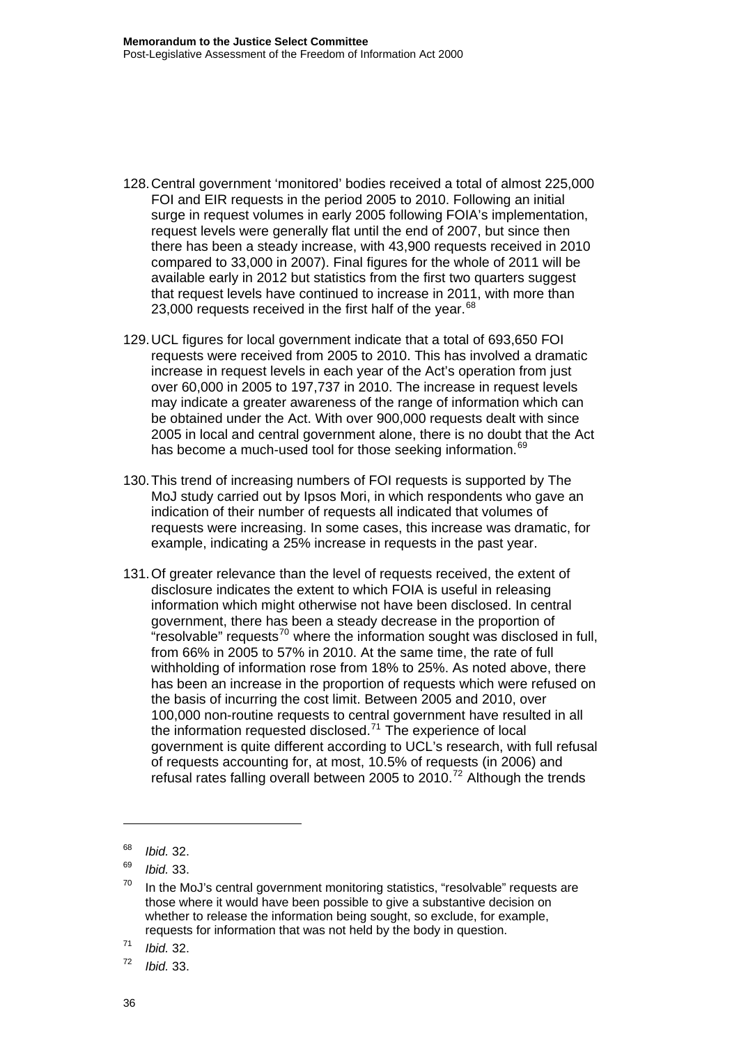128. Central government 'monitored' bodies received a total of almost 225,000 FOI and EIR requests in the period 2005 to 2010. Following an initial surge in request volumes in early 2005 following FOIA's implementation, request levels were generally flat until the end of 2007, but since then there has been a steady increase, with 43,900 requests received in 2010 compared to 33,000 in 2007). Final figures for the whole of 2011 will be available early in 2012 but statistics from the first two quarters suggest that request levels have continued to increase in 2011, with more than 23,000 requests received in the first half of the year.[68]

129. UCL figures for local government indicate that a total of 693,650 FOI requests were received from 2005 to 2010. This has involved a dramatic increase in request levels in each year of the Act's operation from just over 60,000 in 2005 to 197,737 in 2010. The increase in request levels may indicate a greater awareness of the range of information which can be obtained under the Act. With over 900,000 requests dealt with since 2005 in local and central government alone, there is no doubt that the Act has become a much-used tool for those seeking information.[69]

130. This trend of increasing numbers of FOI requests is supported by The MoJ study carried out by Ipsos Mori, in which respondents who gave an indication of their number of requests all indicated that volumes of requests were increasing. In some cases, this increase was dramatic, for example, indicating a 25% increase in requests in the past year.

131. Of greater relevance than the level of requests received, the extent of disclosure indicates the extent to which FOIA is useful in releasing information which might otherwise not have been disclosed. In central government, there has been a steady decrease in the proportion of "resolvable" requests[70] where the information sought was disclosed in full, from 66% in 2005 to 57% in 2010. At the same time, the rate of full withholding of information rose from 18% to 25%. As noted above, there has been an increase in the proportion of requests which were refused on the basis of incurring the cost limit. Between 2005 and 2010, over 100,000 non-routine requests to central government have resulted in all the information requested disclosed.[71] The experience of local government is quite different according to UCL's research, with full refusal of requests accounting for, at most, 10.5% of requests (in 2006) and refusal rates falling overall between 2005 to 2010.[72] Although the trends

---

[68] *Ibid.* 32.

[69] *Ibid.* 33.

[70] In the MoJ's central government monitoring statistics, "resolvable" requests are those where it would have been possible to give a substantive decision on whether to release the information being sought, so exclude, for example, requests for information that was not held by the body in question.

[71] *Ibid.* 32.

[72] *Ibid.* 33.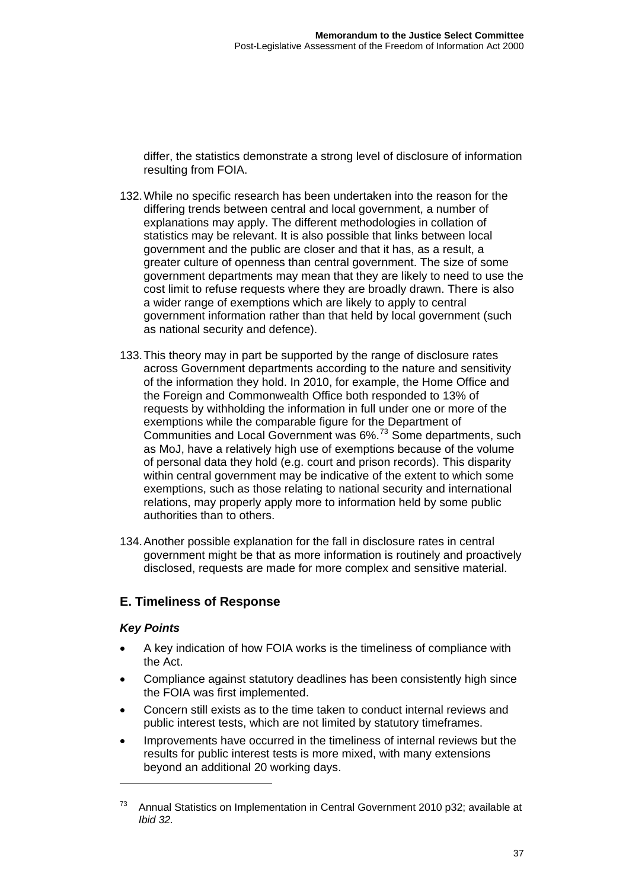differ, the statistics demonstrate a strong level of disclosure of information resulting from FOIA.

132. While no specific research has been undertaken into the reason for the differing trends between central and local government, a number of explanations may apply. The different methodologies in collation of statistics may be relevant. It is also possible that links between local government and the public are closer and that it has, as a result, a greater culture of openness than central government. The size of some government departments may mean that they are likely to need to use the cost limit to refuse requests where they are broadly drawn. There is also a wider range of exemptions which are likely to apply to central government information rather than that held by local government (such as national security and defence).

133. This theory may in part be supported by the range of disclosure rates across Government departments according to the nature and sensitivity of the information they hold. In 2010, for example, the Home Office and the Foreign and Commonwealth Office both responded to 13% of requests by withholding the information in full under one or more of the exemptions while the comparable figure for the Department of Communities and Local Government was 6%.[73] Some departments, such as MoJ, have a relatively high use of exemptions because of the volume of personal data they hold (e.g. court and prison records). This disparity within central government may be indicative of the extent to which some exemptions, such as those relating to national security and international relations, may properly apply more to information held by some public authorities than to others.

134. Another possible explanation for the fall in disclosure rates in central government might be that as more information is routinely and proactively disclosed, requests are made for more complex and sensitive material.

## E. Timeliness of Response

### *Key Points*

- A key indication of how FOIA works is the timeliness of compliance with the Act.
- Compliance against statutory deadlines has been consistently high since the FOIA was first implemented.
- Concern still exists as to the time taken to conduct internal reviews and public interest tests, which are not limited by statutory timeframes.
- Improvements have occurred in the timeliness of internal reviews but the results for public interest tests is more mixed, with many extensions beyond an additional 20 working days.

---

[73] Annual Statistics on Implementation in Central Government 2010 p32; available at *Ibid 32.*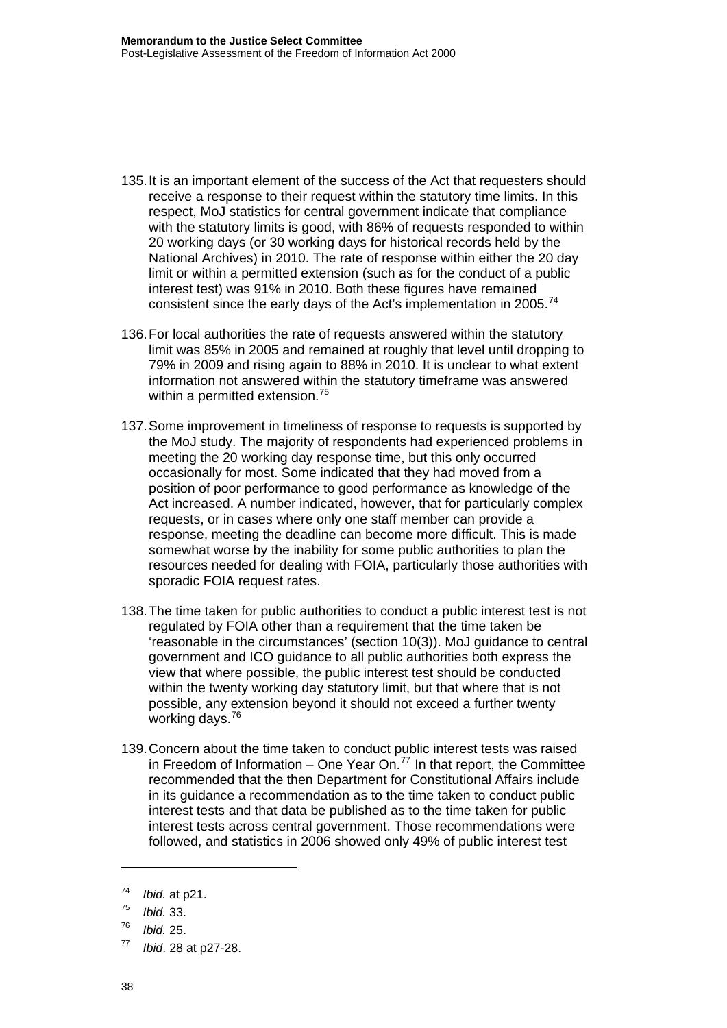135. It is an important element of the success of the Act that requesters should receive a response to their request within the statutory time limits. In this respect, MoJ statistics for central government indicate that compliance with the statutory limits is good, with 86% of requests responded to within 20 working days (or 30 working days for historical records held by the National Archives) in 2010. The rate of response within either the 20 day limit or within a permitted extension (such as for the conduct of a public interest test) was 91% in 2010. Both these figures have remained consistent since the early days of the Act's implementation in 2005.[74]

136. For local authorities the rate of requests answered within the statutory limit was 85% in 2005 and remained at roughly that level until dropping to 79% in 2009 and rising again to 88% in 2010. It is unclear to what extent information not answered within the statutory timeframe was answered within a permitted extension.[75]

137. Some improvement in timeliness of response to requests is supported by the MoJ study. The majority of respondents had experienced problems in meeting the 20 working day response time, but this only occurred occasionally for most. Some indicated that they had moved from a position of poor performance to good performance as knowledge of the Act increased. A number indicated, however, that for particularly complex requests, or in cases where only one staff member can provide a response, meeting the deadline can become more difficult. This is made somewhat worse by the inability for some public authorities to plan the resources needed for dealing with FOIA, particularly those authorities with sporadic FOIA request rates.

138. The time taken for public authorities to conduct a public interest test is not regulated by FOIA other than a requirement that the time taken be 'reasonable in the circumstances' (section 10(3)). MoJ guidance to central government and ICO guidance to all public authorities both express the view that where possible, the public interest test should be conducted within the twenty working day statutory limit, but that where that is not possible, any extension beyond it should not exceed a further twenty working days.[76]

139. Concern about the time taken to conduct public interest tests was raised in Freedom of Information – One Year On.[77] In that report, the Committee recommended that the then Department for Constitutional Affairs include in its guidance a recommendation as to the time taken to conduct public interest tests and that data be published as to the time taken for public interest tests across central government. Those recommendations were followed, and statistics in 2006 showed only 49% of public interest test

---

[74] *Ibid.* at p21.

[75] *Ibid.* 33.

[76] *Ibid.* 25.

[77] *Ibid*. 28 at p27-28.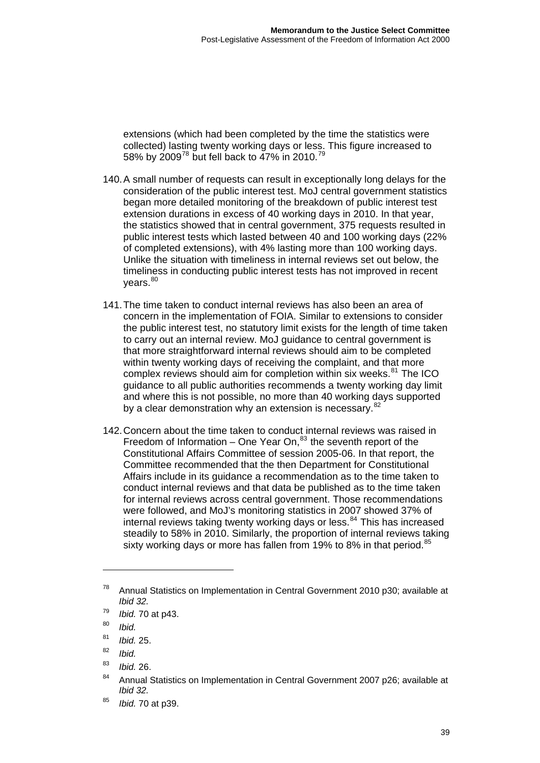extensions (which had been completed by the time the statistics were collected) lasting twenty working days or less. This figure increased to 58% by 2009[78] but fell back to 47% in 2010.[79]

140. A small number of requests can result in exceptionally long delays for the consideration of the public interest test. MoJ central government statistics began more detailed monitoring of the breakdown of public interest test extension durations in excess of 40 working days in 2010. In that year, the statistics showed that in central government, 375 requests resulted in public interest tests which lasted between 40 and 100 working days (22% of completed extensions), with 4% lasting more than 100 working days. Unlike the situation with timeliness in internal reviews set out below, the timeliness in conducting public interest tests has not improved in recent years.[80]

141. The time taken to conduct internal reviews has also been an area of concern in the implementation of FOIA. Similar to extensions to consider the public interest test, no statutory limit exists for the length of time taken to carry out an internal review. MoJ guidance to central government is that more straightforward internal reviews should aim to be completed within twenty working days of receiving the complaint, and that more complex reviews should aim for completion within six weeks.[81] The ICO guidance to all public authorities recommends a twenty working day limit and where this is not possible, no more than 40 working days supported by a clear demonstration why an extension is necessary.[82]

142. Concern about the time taken to conduct internal reviews was raised in Freedom of Information – One Year On,[83] the seventh report of the Constitutional Affairs Committee of session 2005-06. In that report, the Committee recommended that the then Department for Constitutional Affairs include in its guidance a recommendation as to the time taken to conduct internal reviews and that data be published as to the time taken for internal reviews across central government. Those recommendations were followed, and MoJ's monitoring statistics in 2007 showed 37% of internal reviews taking twenty working days or less.[84] This has increased steadily to 58% in 2010. Similarly, the proportion of internal reviews taking sixty working days or more has fallen from 19% to 8% in that period.[85]

---

[78] Annual Statistics on Implementation in Central Government 2010 p30; available at *Ibid 32.*

[79] *Ibid.* 70 at p43.

[80] *Ibid.*

[81] *Ibid.* 25.

[82] *Ibid.*

[83] *Ibid.* 26.

[84] Annual Statistics on Implementation in Central Government 2007 p26; available at *Ibid 32.*

[85] *Ibid.* 70 at p39.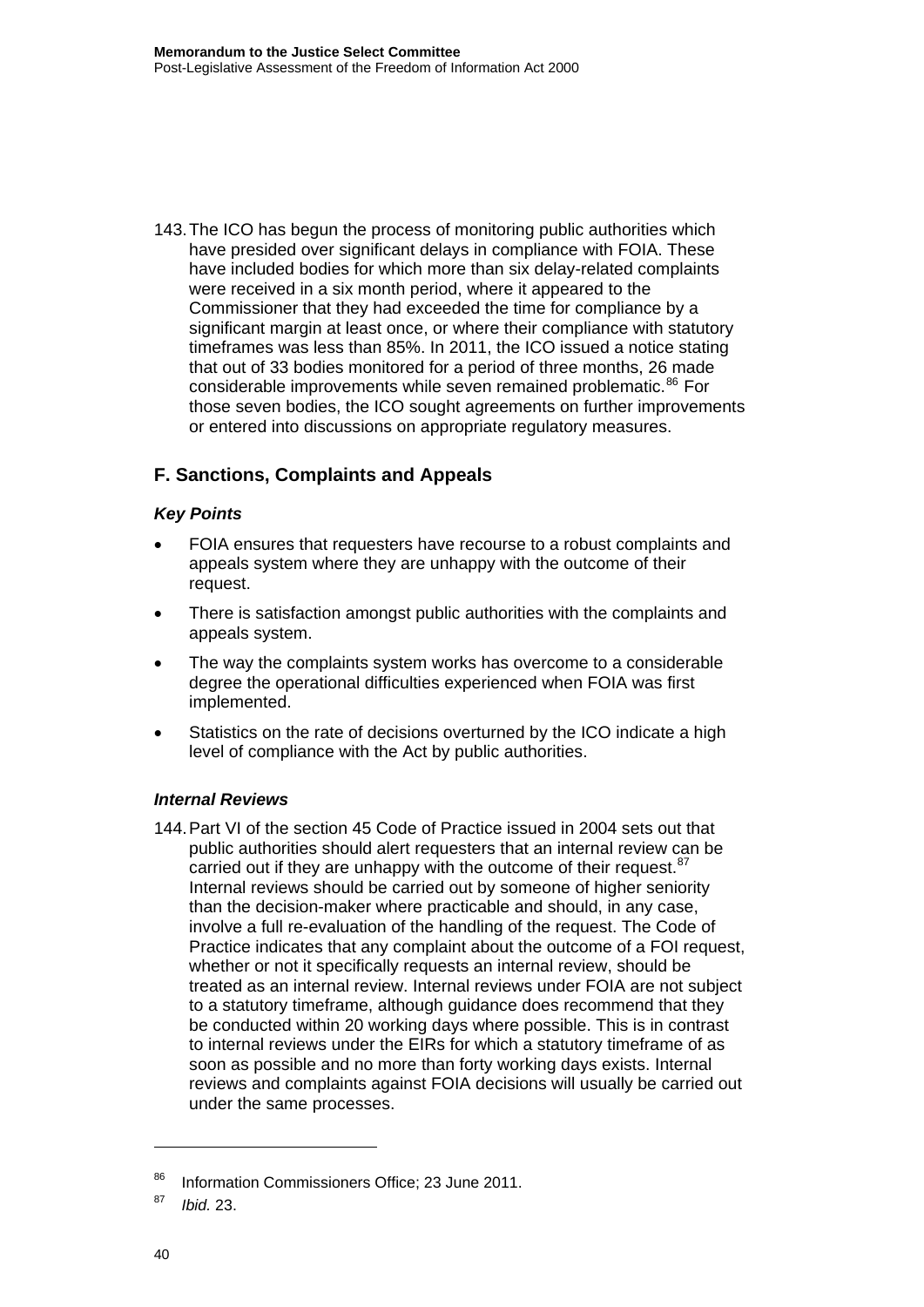143. The ICO has begun the process of monitoring public authorities which have presided over significant delays in compliance with FOIA. These have included bodies for which more than six delay-related complaints were received in a six month period, where it appeared to the Commissioner that they had exceeded the time for compliance by a significant margin at least once, or where their compliance with statutory timeframes was less than 85%. In 2011, the ICO issued a notice stating that out of 33 bodies monitored for a period of three months, 26 made considerable improvements while seven remained problematic.[86] For those seven bodies, the ICO sought agreements on further improvements or entered into discussions on appropriate regulatory measures.

## F. Sanctions, Complaints and Appeals

### *Key Points*

- FOIA ensures that requesters have recourse to a robust complaints and appeals system where they are unhappy with the outcome of their request.
- There is satisfaction amongst public authorities with the complaints and appeals system.
- The way the complaints system works has overcome to a considerable degree the operational difficulties experienced when FOIA was first implemented.
- Statistics on the rate of decisions overturned by the ICO indicate a high level of compliance with the Act by public authorities.

### *Internal Reviews*

144. Part VI of the section 45 Code of Practice issued in 2004 sets out that public authorities should alert requesters that an internal review can be carried out if they are unhappy with the outcome of their request.[87] Internal reviews should be carried out by someone of higher seniority than the decision-maker where practicable and should, in any case, involve a full re-evaluation of the handling of the request. The Code of Practice indicates that any complaint about the outcome of a FOI request, whether or not it specifically requests an internal review, should be treated as an internal review. Internal reviews under FOIA are not subject to a statutory timeframe, although guidance does recommend that they be conducted within 20 working days where possible. This is in contrast to internal reviews under the EIRs for which a statutory timeframe of as soon as possible and no more than forty working days exists. Internal reviews and complaints against FOIA decisions will usually be carried out under the same processes.

---

[86] Information Commissioners Office; 23 June 2011.

[87] *Ibid.* 23.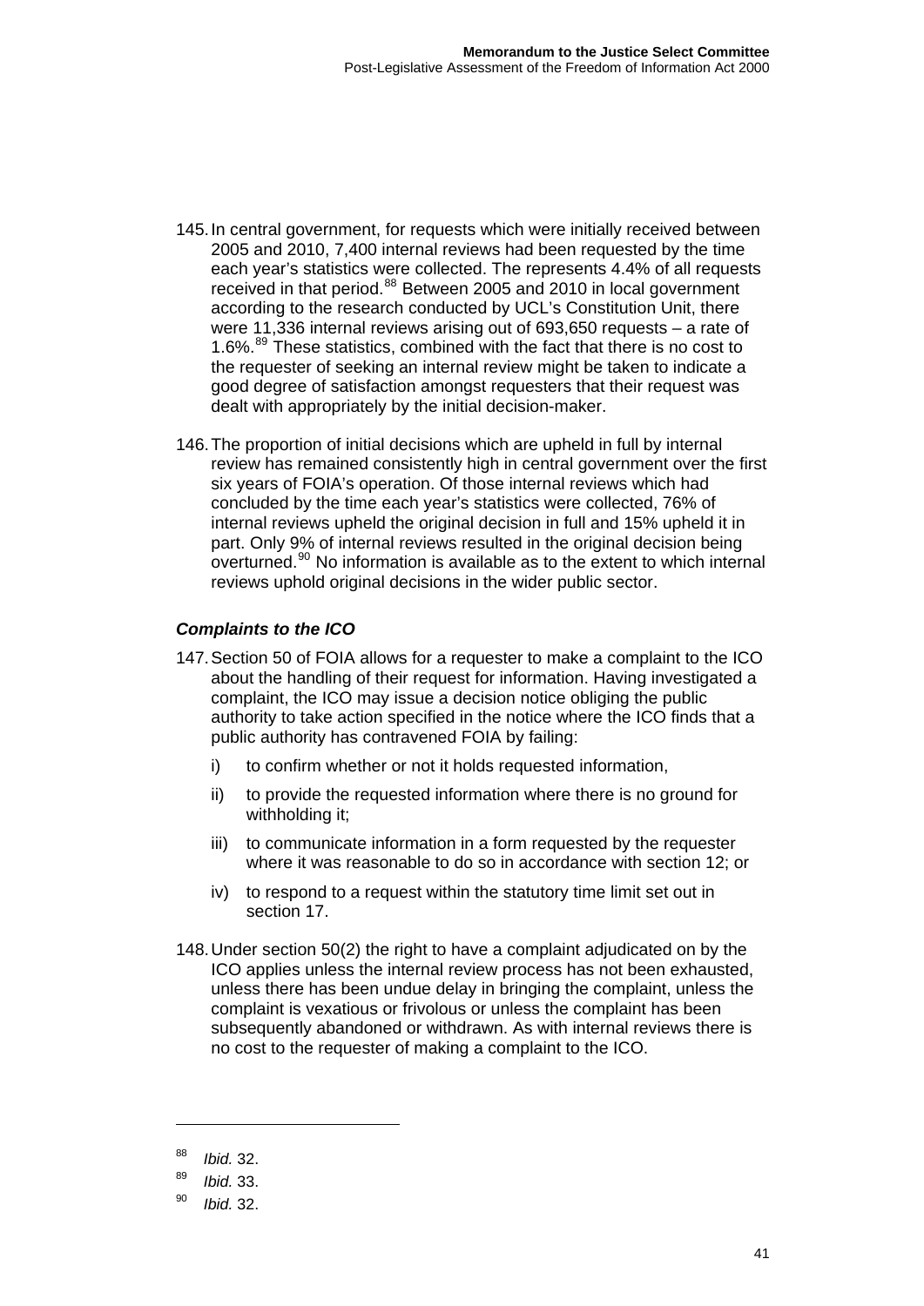145. In central government, for requests which were initially received between 2005 and 2010, 7,400 internal reviews had been requested by the time each year's statistics were collected. The represents 4.4% of all requests received in that period.[88] Between 2005 and 2010 in local government according to the research conducted by UCL's Constitution Unit, there were 11,336 internal reviews arising out of 693,650 requests – a rate of 1.6%.[89] These statistics, combined with the fact that there is no cost to the requester of seeking an internal review might be taken to indicate a good degree of satisfaction amongst requesters that their request was dealt with appropriately by the initial decision-maker.

146. The proportion of initial decisions which are upheld in full by internal review has remained consistently high in central government over the first six years of FOIA's operation. Of those internal reviews which had concluded by the time each year's statistics were collected, 76% of internal reviews upheld the original decision in full and 15% upheld it in part. Only 9% of internal reviews resulted in the original decision being overturned.[90] No information is available as to the extent to which internal reviews uphold original decisions in the wider public sector.

### *Complaints to the ICO*

147. Section 50 of FOIA allows for a requester to make a complaint to the ICO about the handling of their request for information. Having investigated a complaint, the ICO may issue a decision notice obliging the public authority to take action specified in the notice where the ICO finds that a public authority has contravened FOIA by failing:

   i) to confirm whether or not it holds requested information,

   ii) to provide the requested information where there is no ground for withholding it;

   iii) to communicate information in a form requested by the requester where it was reasonable to do so in accordance with section 12; or

   iv) to respond to a request within the statutory time limit set out in section 17.

148. Under section 50(2) the right to have a complaint adjudicated on by the ICO applies unless the internal review process has not been exhausted, unless there has been undue delay in bringing the complaint, unless the complaint is vexatious or frivolous or unless the complaint has been subsequently abandoned or withdrawn. As with internal reviews there is no cost to the requester of making a complaint to the ICO.

---

[88] *Ibid.* 32.

[89] *Ibid.* 33.

[90] *Ibid.* 32.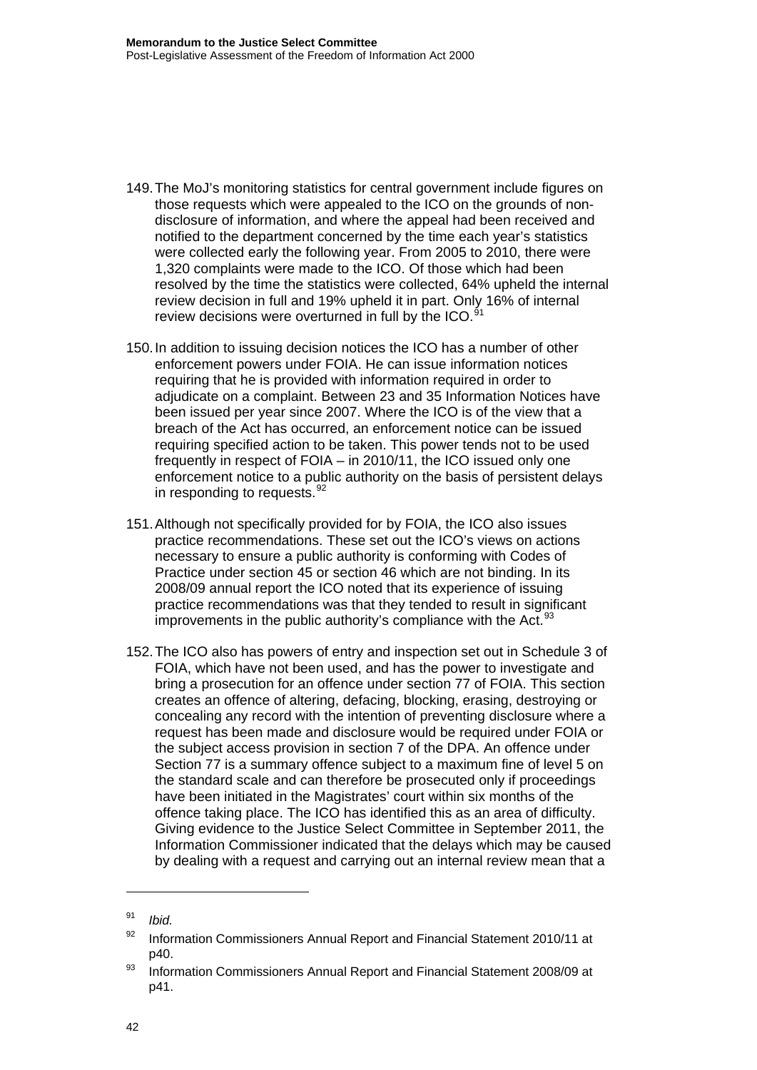149. The MoJ's monitoring statistics for central government include figures on those requests which were appealed to the ICO on the grounds of non-disclosure of information, and where the appeal had been received and notified to the department concerned by the time each year's statistics were collected early the following year. From 2005 to 2010, there were 1,320 complaints were made to the ICO. Of those which had been resolved by the time the statistics were collected, 64% upheld the internal review decision in full and 19% upheld it in part. Only 16% of internal review decisions were overturned in full by the ICO.[91]

150. In addition to issuing decision notices the ICO has a number of other enforcement powers under FOIA. He can issue information notices requiring that he is provided with information required in order to adjudicate on a complaint. Between 23 and 35 Information Notices have been issued per year since 2007. Where the ICO is of the view that a breach of the Act has occurred, an enforcement notice can be issued requiring specified action to be taken. This power tends not to be used frequently in respect of FOIA – in 2010/11, the ICO issued only one enforcement notice to a public authority on the basis of persistent delays in responding to requests.[92]

151. Although not specifically provided for by FOIA, the ICO also issues practice recommendations. These set out the ICO's views on actions necessary to ensure a public authority is conforming with Codes of Practice under section 45 or section 46 which are not binding. In its 2008/09 annual report the ICO noted that its experience of issuing practice recommendations was that they tended to result in significant improvements in the public authority's compliance with the Act.[93]

152. The ICO also has powers of entry and inspection set out in Schedule 3 of FOIA, which have not been used, and has the power to investigate and bring a prosecution for an offence under section 77 of FOIA. This section creates an offence of altering, defacing, blocking, erasing, destroying or concealing any record with the intention of preventing disclosure where a request has been made and disclosure would be required under FOIA or the subject access provision in section 7 of the DPA. An offence under Section 77 is a summary offence subject to a maximum fine of level 5 on the standard scale and can therefore be prosecuted only if proceedings have been initiated in the Magistrates' court within six months of the offence taking place. The ICO has identified this as an area of difficulty. Giving evidence to the Justice Select Committee in September 2011, the Information Commissioner indicated that the delays which may be caused by dealing with a request and carrying out an internal review mean that a

---

[91] *Ibid.*

[92] Information Commissioners Annual Report and Financial Statement 2010/11 at p40.

[93] Information Commissioners Annual Report and Financial Statement 2008/09 at p41.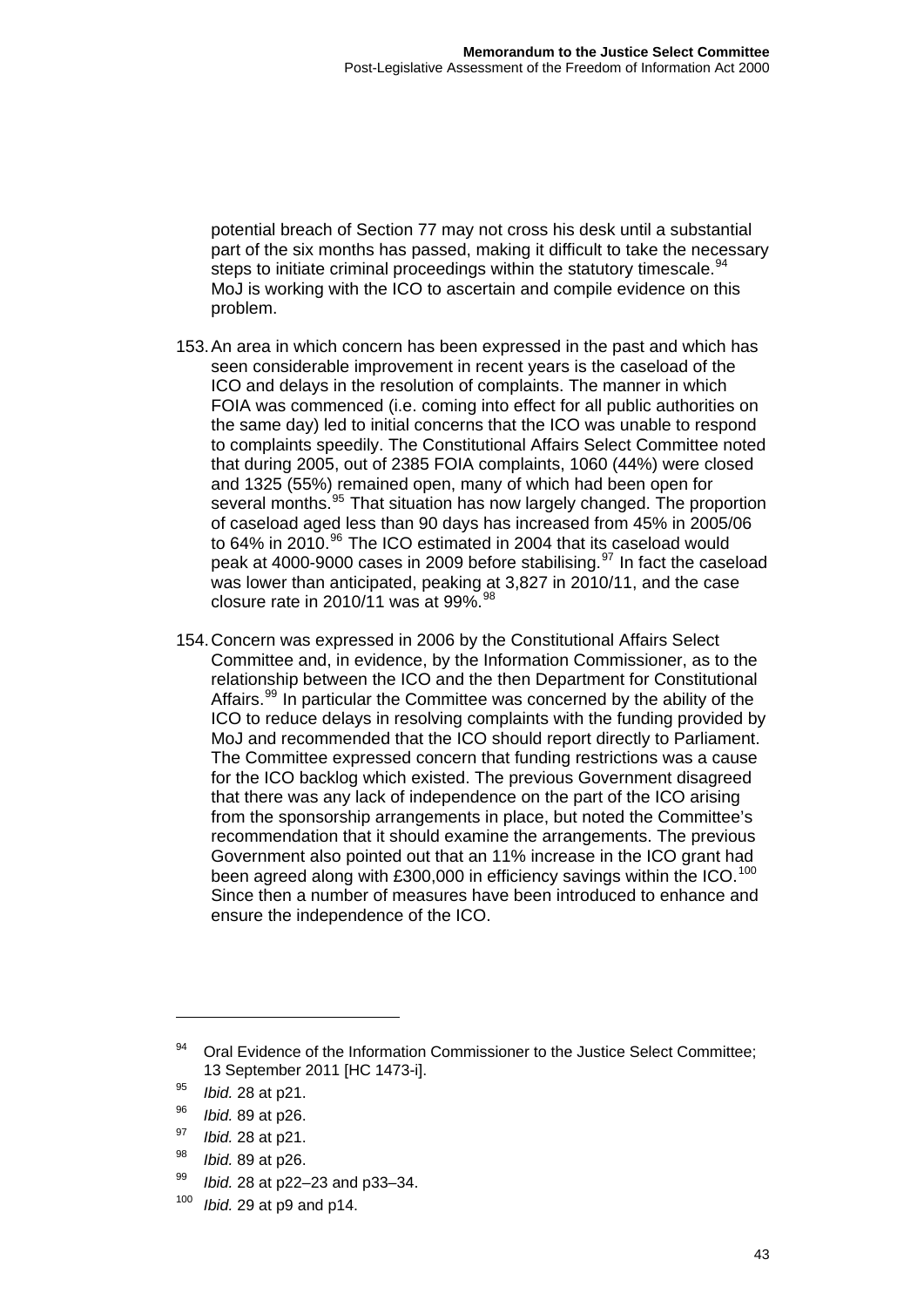potential breach of Section 77 may not cross his desk until a substantial part of the six months has passed, making it difficult to take the necessary steps to initiate criminal proceedings within the statutory timescale.[94] MoJ is working with the ICO to ascertain and compile evidence on this problem.

153. An area in which concern has been expressed in the past and which has seen considerable improvement in recent years is the caseload of the ICO and delays in the resolution of complaints. The manner in which FOIA was commenced (i.e. coming into effect for all public authorities on the same day) led to initial concerns that the ICO was unable to respond to complaints speedily. The Constitutional Affairs Select Committee noted that during 2005, out of 2385 FOIA complaints, 1060 (44%) were closed and 1325 (55%) remained open, many of which had been open for several months.[95] That situation has now largely changed. The proportion of caseload aged less than 90 days has increased from 45% in 2005/06 to 64% in 2010.[96] The ICO estimated in 2004 that its caseload would peak at 4000-9000 cases in 2009 before stabilising.[97] In fact the caseload was lower than anticipated, peaking at 3,827 in 2010/11, and the case closure rate in 2010/11 was at 99%.[98]

154. Concern was expressed in 2006 by the Constitutional Affairs Select Committee and, in evidence, by the Information Commissioner, as to the relationship between the ICO and the then Department for Constitutional Affairs.[99] In particular the Committee was concerned by the ability of the ICO to reduce delays in resolving complaints with the funding provided by MoJ and recommended that the ICO should report directly to Parliament. The Committee expressed concern that funding restrictions was a cause for the ICO backlog which existed. The previous Government disagreed that there was any lack of independence on the part of the ICO arising from the sponsorship arrangements in place, but noted the Committee's recommendation that it should examine the arrangements. The previous Government also pointed out that an 11% increase in the ICO grant had been agreed along with £300,000 in efficiency savings within the ICO.[100] Since then a number of measures have been introduced to enhance and ensure the independence of the ICO.

---

[94] Oral Evidence of the Information Commissioner to the Justice Select Committee; 13 September 2011 [HC 1473-i].

[95] *Ibid.* 28 at p21.

[96] *Ibid.* 89 at p26.

[97] *Ibid.* 28 at p21.

[98] *Ibid.* 89 at p26.

[99] *Ibid.* 28 at p22–23 and p33–34.

[100] *Ibid.* 29 at p9 and p14.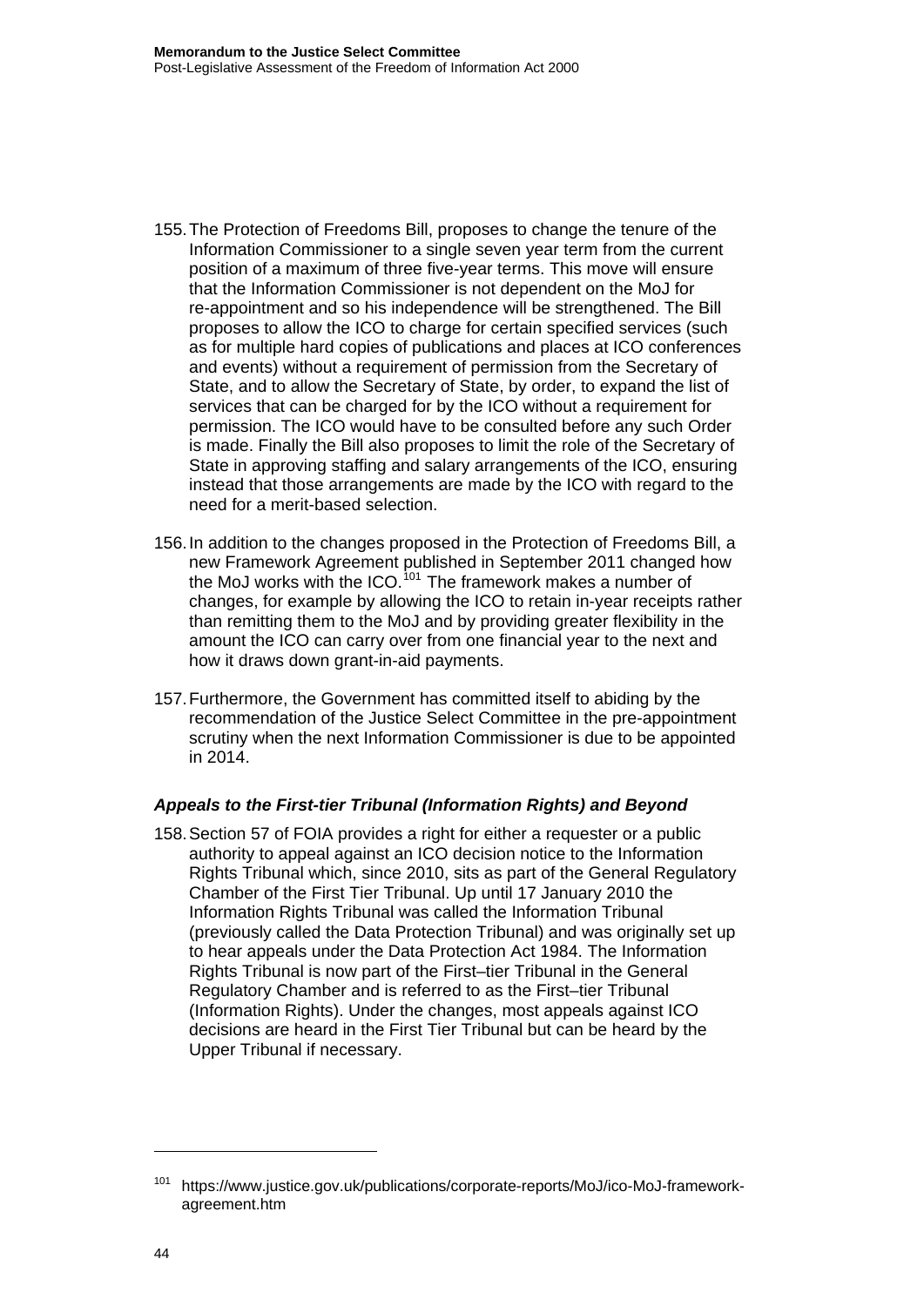155. The Protection of Freedoms Bill, proposes to change the tenure of the Information Commissioner to a single seven year term from the current position of a maximum of three five-year terms. This move will ensure that the Information Commissioner is not dependent on the MoJ for re-appointment and so his independence will be strengthened. The Bill proposes to allow the ICO to charge for certain specified services (such as for multiple hard copies of publications and places at ICO conferences and events) without a requirement of permission from the Secretary of State, and to allow the Secretary of State, by order, to expand the list of services that can be charged for by the ICO without a requirement for permission. The ICO would have to be consulted before any such Order is made. Finally the Bill also proposes to limit the role of the Secretary of State in approving staffing and salary arrangements of the ICO, ensuring instead that those arrangements are made by the ICO with regard to the need for a merit-based selection.

156. In addition to the changes proposed in the Protection of Freedoms Bill, a new Framework Agreement published in September 2011 changed how the MoJ works with the ICO.[101] The framework makes a number of changes, for example by allowing the ICO to retain in-year receipts rather than remitting them to the MoJ and by providing greater flexibility in the amount the ICO can carry over from one financial year to the next and how it draws down grant-in-aid payments.

157. Furthermore, the Government has committed itself to abiding by the recommendation of the Justice Select Committee in the pre-appointment scrutiny when the next Information Commissioner is due to be appointed in 2014.

### *Appeals to the First-tier Tribunal (Information Rights) and Beyond*

158. Section 57 of FOIA provides a right for either a requester or a public authority to appeal against an ICO decision notice to the Information Rights Tribunal which, since 2010, sits as part of the General Regulatory Chamber of the First Tier Tribunal. Up until 17 January 2010 the Information Rights Tribunal was called the Information Tribunal (previously called the Data Protection Tribunal) and was originally set up to hear appeals under the Data Protection Act 1984. The Information Rights Tribunal is now part of the First–tier Tribunal in the General Regulatory Chamber and is referred to as the First–tier Tribunal (Information Rights). Under the changes, most appeals against ICO decisions are heard in the First Tier Tribunal but can be heard by the Upper Tribunal if necessary.

---

[101] https://www.justice.gov.uk/publications/corporate-reports/MoJ/ico-MoJ-framework-agreement.htm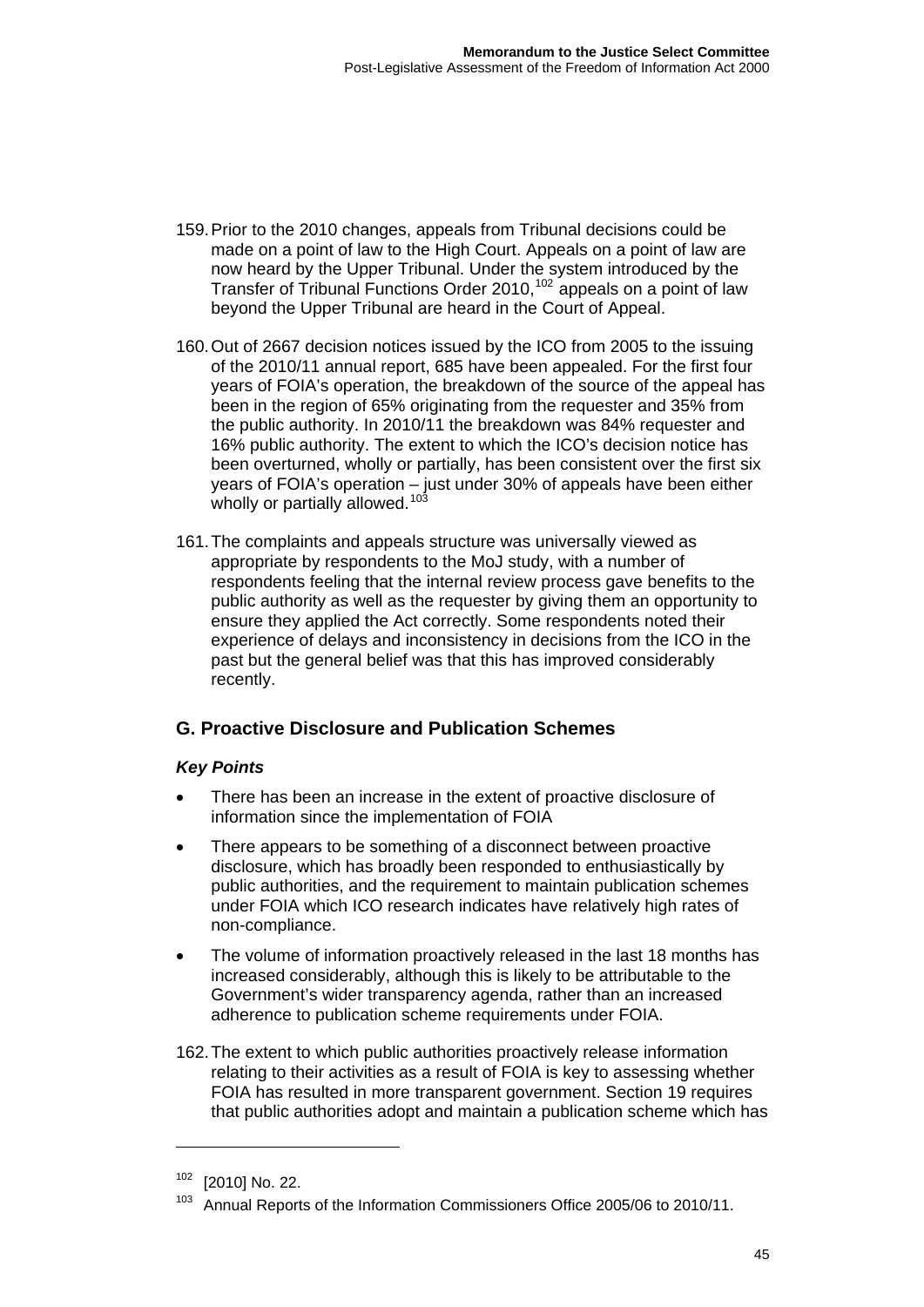159. Prior to the 2010 changes, appeals from Tribunal decisions could be made on a point of law to the High Court. Appeals on a point of law are now heard by the Upper Tribunal. Under the system introduced by the Transfer of Tribunal Functions Order 2010,[102] appeals on a point of law beyond the Upper Tribunal are heard in the Court of Appeal.

160. Out of 2667 decision notices issued by the ICO from 2005 to the issuing of the 2010/11 annual report, 685 have been appealed. For the first four years of FOIA's operation, the breakdown of the source of the appeal has been in the region of 65% originating from the requester and 35% from the public authority. In 2010/11 the breakdown was 84% requester and 16% public authority. The extent to which the ICO's decision notice has been overturned, wholly or partially, has been consistent over the first six years of FOIA's operation – just under 30% of appeals have been either wholly or partially allowed.[103]

161. The complaints and appeals structure was universally viewed as appropriate by respondents to the MoJ study, with a number of respondents feeling that the internal review process gave benefits to the public authority as well as the requester by giving them an opportunity to ensure they applied the Act correctly. Some respondents noted their experience of delays and inconsistency in decisions from the ICO in the past but the general belief was that this has improved considerably recently.

## G. Proactive Disclosure and Publication Schemes

### *Key Points*

- There has been an increase in the extent of proactive disclosure of information since the implementation of FOIA
- There appears to be something of a disconnect between proactive disclosure, which has broadly been responded to enthusiastically by public authorities, and the requirement to maintain publication schemes under FOIA which ICO research indicates have relatively high rates of non-compliance.
- The volume of information proactively released in the last 18 months has increased considerably, although this is likely to be attributable to the Government's wider transparency agenda, rather than an increased adherence to publication scheme requirements under FOIA.

162. The extent to which public authorities proactively release information relating to their activities as a result of FOIA is key to assessing whether FOIA has resulted in more transparent government. Section 19 requires that public authorities adopt and maintain a publication scheme which has

---

[102] [2010] No. 22.

[103] Annual Reports of the Information Commissioners Office 2005/06 to 2010/11.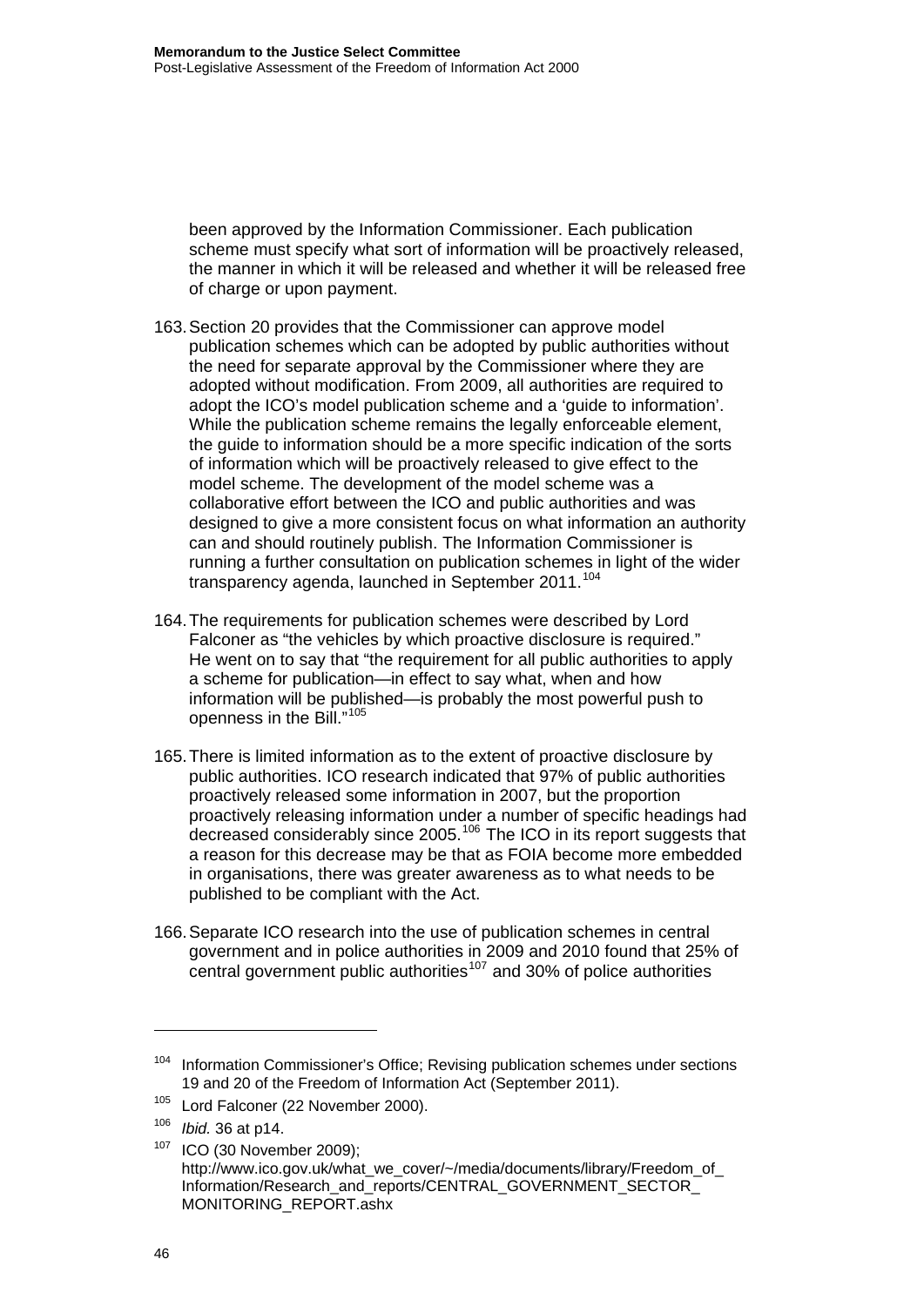been approved by the Information Commissioner. Each publication scheme must specify what sort of information will be proactively released, the manner in which it will be released and whether it will be released free of charge or upon payment.

163. Section 20 provides that the Commissioner can approve model publication schemes which can be adopted by public authorities without the need for separate approval by the Commissioner where they are adopted without modification. From 2009, all authorities are required to adopt the ICO's model publication scheme and a 'guide to information'. While the publication scheme remains the legally enforceable element, the guide to information should be a more specific indication of the sorts of information which will be proactively released to give effect to the model scheme. The development of the model scheme was a collaborative effort between the ICO and public authorities and was designed to give a more consistent focus on what information an authority can and should routinely publish. The Information Commissioner is running a further consultation on publication schemes in light of the wider transparency agenda, launched in September 2011.[104]

164. The requirements for publication schemes were described by Lord Falconer as "the vehicles by which proactive disclosure is required." He went on to say that "the requirement for all public authorities to apply a scheme for publication—in effect to say what, when and how information will be published—is probably the most powerful push to openness in the Bill."[105]

165. There is limited information as to the extent of proactive disclosure by public authorities. ICO research indicated that 97% of public authorities proactively released some information in 2007, but the proportion proactively releasing information under a number of specific headings had decreased considerably since 2005.[106] The ICO in its report suggests that a reason for this decrease may be that as FOIA become more embedded in organisations, there was greater awareness as to what needs to be published to be compliant with the Act.

166. Separate ICO research into the use of publication schemes in central government and in police authorities in 2009 and 2010 found that 25% of central government public authorities[107] and 30% of police authorities

---

[104] Information Commissioner's Office; Revising publication schemes under sections 19 and 20 of the Freedom of Information Act (September 2011).

[105] Lord Falconer (22 November 2000).

[106] *Ibid.* 36 at p14.

[107] ICO (30 November 2009); http://www.ico.gov.uk/what_we_cover/~/media/documents/library/Freedom_of_Information/Research_and_reports/CENTRAL_GOVERNMENT_SECTOR_MONITORING_REPORT.ashx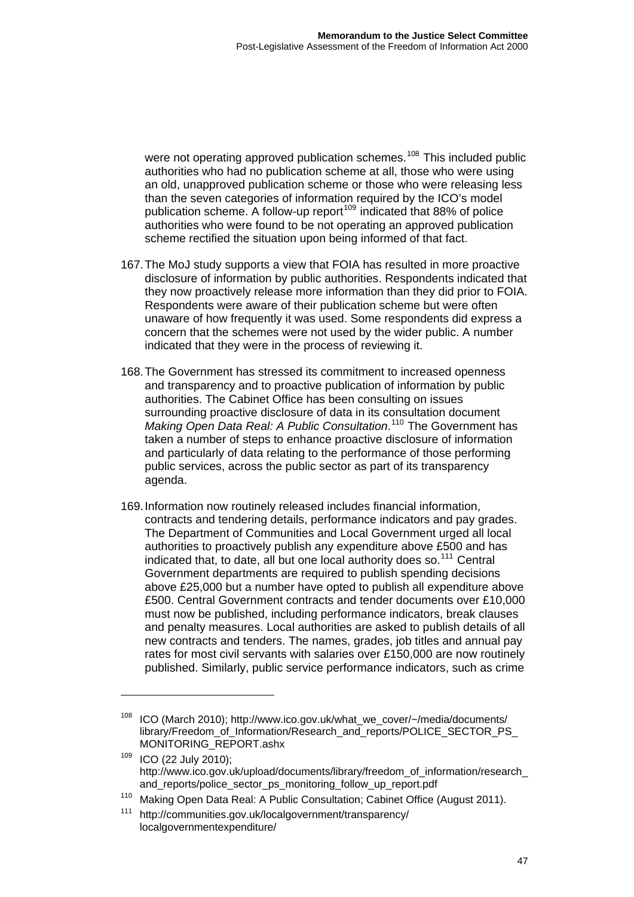were not operating approved publication schemes.[108] This included public authorities who had no publication scheme at all, those who were using an old, unapproved publication scheme or those who were releasing less than the seven categories of information required by the ICO's model publication scheme. A follow-up report[109] indicated that 88% of police authorities who were found to be not operating an approved publication scheme rectified the situation upon being informed of that fact.

167. The MoJ study supports a view that FOIA has resulted in more proactive disclosure of information by public authorities. Respondents indicated that they now proactively release more information than they did prior to FOIA. Respondents were aware of their publication scheme but were often unaware of how frequently it was used. Some respondents did express a concern that the schemes were not used by the wider public. A number indicated that they were in the process of reviewing it.

168. The Government has stressed its commitment to increased openness and transparency and to proactive publication of information by public authorities. The Cabinet Office has been consulting on issues surrounding proactive disclosure of data in its consultation document *Making Open Data Real: A Public Consultation*.[110] The Government has taken a number of steps to enhance proactive disclosure of information and particularly of data relating to the performance of those performing public services, across the public sector as part of its transparency agenda.

169. Information now routinely released includes financial information, contracts and tendering details, performance indicators and pay grades. The Department of Communities and Local Government urged all local authorities to proactively publish any expenditure above £500 and has indicated that, to date, all but one local authority does so.[111] Central Government departments are required to publish spending decisions above £25,000 but a number have opted to publish all expenditure above £500. Central Government contracts and tender documents over £10,000 must now be published, including performance indicators, break clauses and penalty measures. Local authorities are asked to publish details of all new contracts and tenders. The names, grades, job titles and annual pay rates for most civil servants with salaries over £150,000 are now routinely published. Similarly, public service performance indicators, such as crime

---

[108] ICO (March 2010); http://www.ico.gov.uk/what_we_cover/~/media/documents/library/Freedom_of_Information/Research_and_reports/POLICE_SECTOR_PS_MONITORING_REPORT.ashx

[109] ICO (22 July 2010); http://www.ico.gov.uk/upload/documents/library/freedom_of_information/research_and_reports/police_sector_ps_monitoring_follow_up_report.pdf

[110] Making Open Data Real: A Public Consultation; Cabinet Office (August 2011).

[111] http://communities.gov.uk/localgovernment/transparency/localgovernmentexpenditure/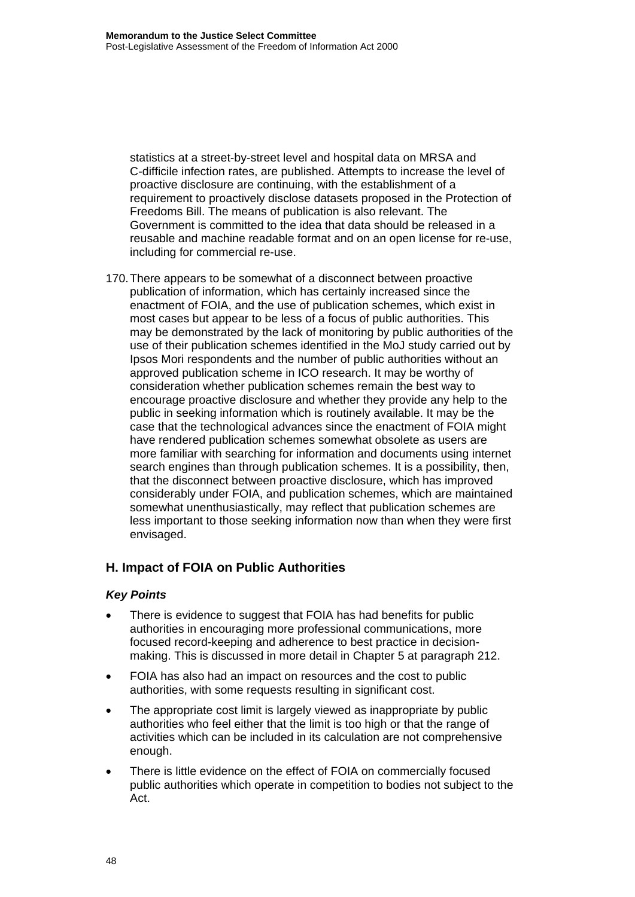statistics at a street-by-street level and hospital data on MRSA and C-difficile infection rates, are published. Attempts to increase the level of proactive disclosure are continuing, with the establishment of a requirement to proactively disclose datasets proposed in the Protection of Freedoms Bill. The means of publication is also relevant. The Government is committed to the idea that data should be released in a reusable and machine readable format and on an open license for re-use, including for commercial re-use.

170. There appears to be somewhat of a disconnect between proactive publication of information, which has certainly increased since the enactment of FOIA, and the use of publication schemes, which exist in most cases but appear to be less of a focus of public authorities. This may be demonstrated by the lack of monitoring by public authorities of the use of their publication schemes identified in the MoJ study carried out by Ipsos Mori respondents and the number of public authorities without an approved publication scheme in ICO research. It may be worthy of consideration whether publication schemes remain the best way to encourage proactive disclosure and whether they provide any help to the public in seeking information which is routinely available. It may be the case that the technological advances since the enactment of FOIA might have rendered publication schemes somewhat obsolete as users are more familiar with searching for information and documents using internet search engines than through publication schemes. It is a possibility, then, that the disconnect between proactive disclosure, which has improved considerably under FOIA, and publication schemes, which are maintained somewhat unenthusiastically, may reflect that publication schemes are less important to those seeking information now than when they were first envisaged.

## H. Impact of FOIA on Public Authorities

### *Key Points*

- There is evidence to suggest that FOIA has had benefits for public authorities in encouraging more professional communications, more focused record-keeping and adherence to best practice in decision-making. This is discussed in more detail in Chapter 5 at paragraph 212.
- FOIA has also had an impact on resources and the cost to public authorities, with some requests resulting in significant cost.
- The appropriate cost limit is largely viewed as inappropriate by public authorities who feel either that the limit is too high or that the range of activities which can be included in its calculation are not comprehensive enough.
- There is little evidence on the effect of FOIA on commercially focused public authorities which operate in competition to bodies not subject to the Act.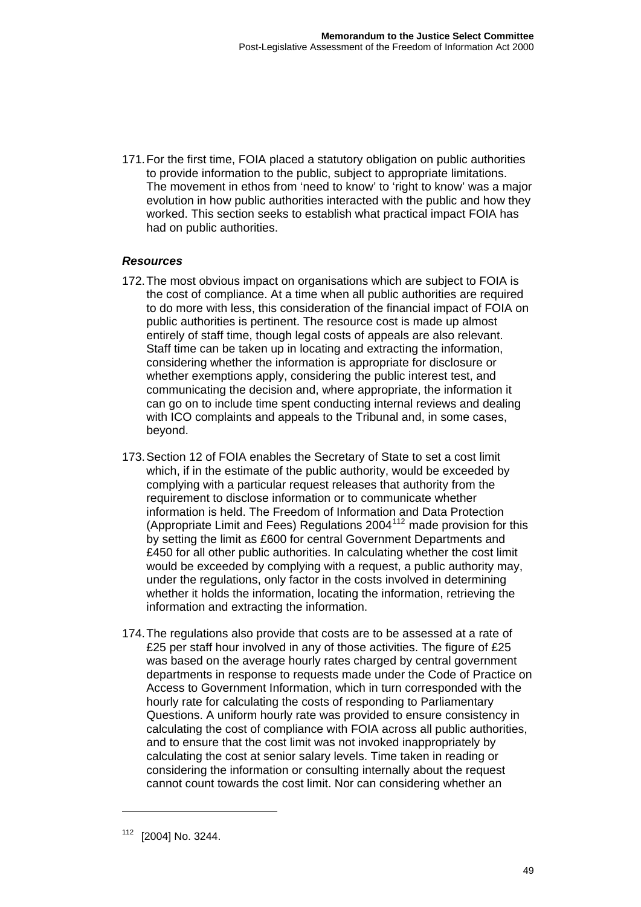171. For the first time, FOIA placed a statutory obligation on public authorities to provide information to the public, subject to appropriate limitations. The movement in ethos from 'need to know' to 'right to know' was a major evolution in how public authorities interacted with the public and how they worked. This section seeks to establish what practical impact FOIA has had on public authorities.

***Resources***

172. The most obvious impact on organisations which are subject to FOIA is the cost of compliance. At a time when all public authorities are required to do more with less, this consideration of the financial impact of FOIA on public authorities is pertinent. The resource cost is made up almost entirely of staff time, though legal costs of appeals are also relevant. Staff time can be taken up in locating and extracting the information, considering whether the information is appropriate for disclosure or whether exemptions apply, considering the public interest test, and communicating the decision and, where appropriate, the information it can go on to include time spent conducting internal reviews and dealing with ICO complaints and appeals to the Tribunal and, in some cases, beyond.

173. Section 12 of FOIA enables the Secretary of State to set a cost limit which, if in the estimate of the public authority, would be exceeded by complying with a particular request releases that authority from the requirement to disclose information or to communicate whether information is held. The Freedom of Information and Data Protection (Appropriate Limit and Fees) Regulations 2004[112] made provision for this by setting the limit as £600 for central Government Departments and £450 for all other public authorities. In calculating whether the cost limit would be exceeded by complying with a request, a public authority may, under the regulations, only factor in the costs involved in determining whether it holds the information, locating the information, retrieving the information and extracting the information.

174. The regulations also provide that costs are to be assessed at a rate of £25 per staff hour involved in any of those activities. The figure of £25 was based on the average hourly rates charged by central government departments in response to requests made under the Code of Practice on Access to Government Information, which in turn corresponded with the hourly rate for calculating the costs of responding to Parliamentary Questions. A uniform hourly rate was provided to ensure consistency in calculating the cost of compliance with FOIA across all public authorities, and to ensure that the cost limit was not invoked inappropriately by calculating the cost at senior salary levels. Time taken in reading or considering the information or consulting internally about the request cannot count towards the cost limit. Nor can considering whether an

[112] [2004] No. 3244.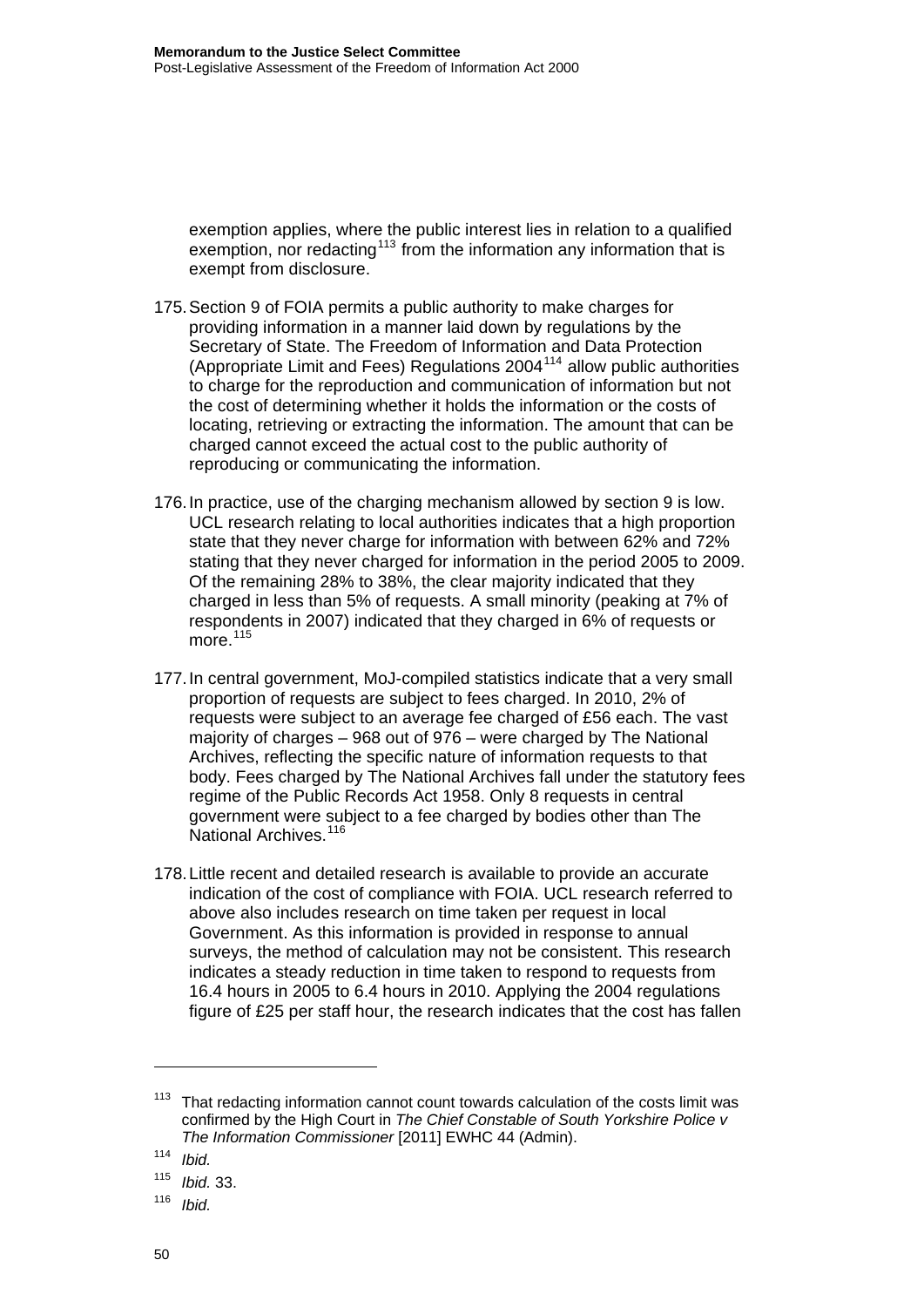exemption applies, where the public interest lies in relation to a qualified exemption, nor redacting[113] from the information any information that is exempt from disclosure.

175. Section 9 of FOIA permits a public authority to make charges for providing information in a manner laid down by regulations by the Secretary of State. The Freedom of Information and Data Protection (Appropriate Limit and Fees) Regulations 2004[114] allow public authorities to charge for the reproduction and communication of information but not the cost of determining whether it holds the information or the costs of locating, retrieving or extracting the information. The amount that can be charged cannot exceed the actual cost to the public authority of reproducing or communicating the information.

176. In practice, use of the charging mechanism allowed by section 9 is low. UCL research relating to local authorities indicates that a high proportion state that they never charge for information with between 62% and 72% stating that they never charged for information in the period 2005 to 2009. Of the remaining 28% to 38%, the clear majority indicated that they charged in less than 5% of requests. A small minority (peaking at 7% of respondents in 2007) indicated that they charged in 6% of requests or more.[115]

177. In central government, MoJ-compiled statistics indicate that a very small proportion of requests are subject to fees charged. In 2010, 2% of requests were subject to an average fee charged of £56 each. The vast majority of charges – 968 out of 976 – were charged by The National Archives, reflecting the specific nature of information requests to that body. Fees charged by The National Archives fall under the statutory fees regime of the Public Records Act 1958. Only 8 requests in central government were subject to a fee charged by bodies other than The National Archives.[116]

178. Little recent and detailed research is available to provide an accurate indication of the cost of compliance with FOIA. UCL research referred to above also includes research on time taken per request in local Government. As this information is provided in response to annual surveys, the method of calculation may not be consistent. This research indicates a steady reduction in time taken to respond to requests from 16.4 hours in 2005 to 6.4 hours in 2010. Applying the 2004 regulations figure of £25 per staff hour, the research indicates that the cost has fallen

---

[113] That redacting information cannot count towards calculation of the costs limit was confirmed by the High Court in *The Chief Constable of South Yorkshire Police v The Information Commissioner* [2011] EWHC 44 (Admin).

[114] *Ibid.*

[115] *Ibid.* 33.

[116] *Ibid.*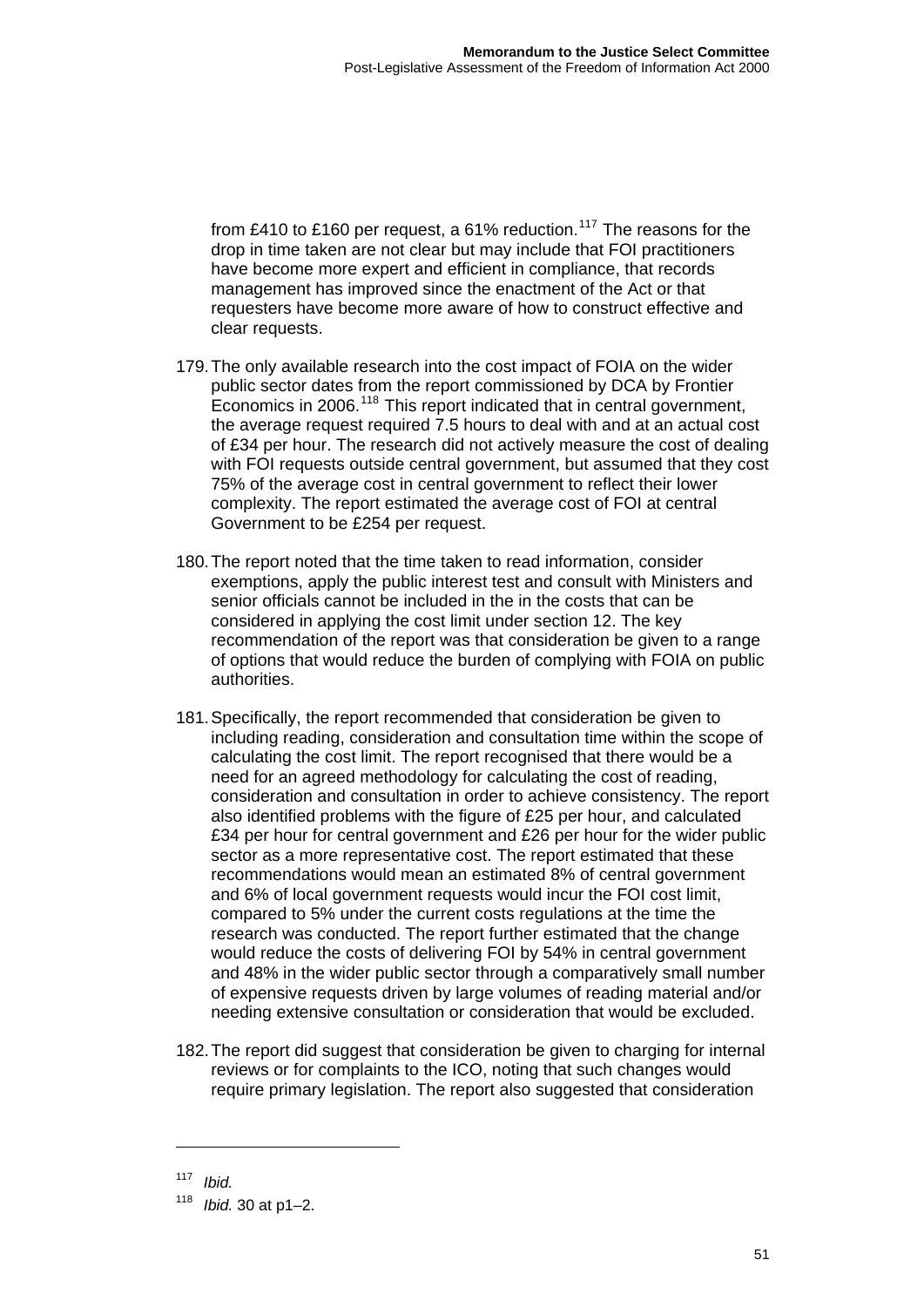from £410 to £160 per request, a 61% reduction.[117] The reasons for the drop in time taken are not clear but may include that FOI practitioners have become more expert and efficient in compliance, that records management has improved since the enactment of the Act or that requesters have become more aware of how to construct effective and clear requests.

179. The only available research into the cost impact of FOIA on the wider public sector dates from the report commissioned by DCA by Frontier Economics in 2006.[118] This report indicated that in central government, the average request required 7.5 hours to deal with and at an actual cost of £34 per hour. The research did not actively measure the cost of dealing with FOI requests outside central government, but assumed that they cost 75% of the average cost in central government to reflect their lower complexity. The report estimated the average cost of FOI at central Government to be £254 per request.

180. The report noted that the time taken to read information, consider exemptions, apply the public interest test and consult with Ministers and senior officials cannot be included in the in the costs that can be considered in applying the cost limit under section 12. The key recommendation of the report was that consideration be given to a range of options that would reduce the burden of complying with FOIA on public authorities.

181. Specifically, the report recommended that consideration be given to including reading, consideration and consultation time within the scope of calculating the cost limit. The report recognised that there would be a need for an agreed methodology for calculating the cost of reading, consideration and consultation in order to achieve consistency. The report also identified problems with the figure of £25 per hour, and calculated £34 per hour for central government and £26 per hour for the wider public sector as a more representative cost. The report estimated that these recommendations would mean an estimated 8% of central government and 6% of local government requests would incur the FOI cost limit, compared to 5% under the current costs regulations at the time the research was conducted. The report further estimated that the change would reduce the costs of delivering FOI by 54% in central government and 48% in the wider public sector through a comparatively small number of expensive requests driven by large volumes of reading material and/or needing extensive consultation or consideration that would be excluded.

182. The report did suggest that consideration be given to charging for internal reviews or for complaints to the ICO, noting that such changes would require primary legislation. The report also suggested that consideration

---

[117] *Ibid.*

[118] *Ibid.* 30 at p1–2.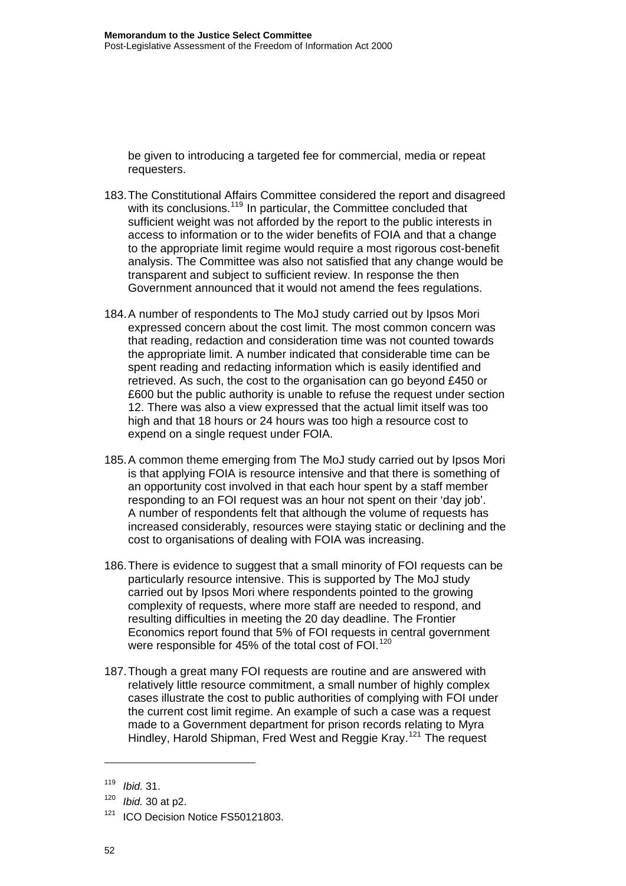be given to introducing a targeted fee for commercial, media or repeat requesters.

183. The Constitutional Affairs Committee considered the report and disagreed with its conclusions.[119] In particular, the Committee concluded that sufficient weight was not afforded by the report to the public interests in access to information or to the wider benefits of FOIA and that a change to the appropriate limit regime would require a most rigorous cost-benefit analysis. The Committee was also not satisfied that any change would be transparent and subject to sufficient review. In response the then Government announced that it would not amend the fees regulations.

184. A number of respondents to The MoJ study carried out by Ipsos Mori expressed concern about the cost limit. The most common concern was that reading, redaction and consideration time was not counted towards the appropriate limit. A number indicated that considerable time can be spent reading and redacting information which is easily identified and retrieved. As such, the cost to the organisation can go beyond £450 or £600 but the public authority is unable to refuse the request under section 12. There was also a view expressed that the actual limit itself was too high and that 18 hours or 24 hours was too high a resource cost to expend on a single request under FOIA.

185. A common theme emerging from The MoJ study carried out by Ipsos Mori is that applying FOIA is resource intensive and that there is something of an opportunity cost involved in that each hour spent by a staff member responding to an FOI request was an hour not spent on their 'day job'. A number of respondents felt that although the volume of requests has increased considerably, resources were staying static or declining and the cost to organisations of dealing with FOIA was increasing.

186. There is evidence to suggest that a small minority of FOI requests can be particularly resource intensive. This is supported by The MoJ study carried out by Ipsos Mori where respondents pointed to the growing complexity of requests, where more staff are needed to respond, and resulting difficulties in meeting the 20 day deadline. The Frontier Economics report found that 5% of FOI requests in central government were responsible for 45% of the total cost of FOI.[120]

187. Though a great many FOI requests are routine and are answered with relatively little resource commitment, a small number of highly complex cases illustrate the cost to public authorities of complying with FOI under the current cost limit regime. An example of such a case was a request made to a Government department for prison records relating to Myra Hindley, Harold Shipman, Fred West and Reggie Kray.[121] The request

---

[119] *Ibid.* 31.

[120] *Ibid.* 30 at p2.

[121] ICO Decision Notice FS50121803.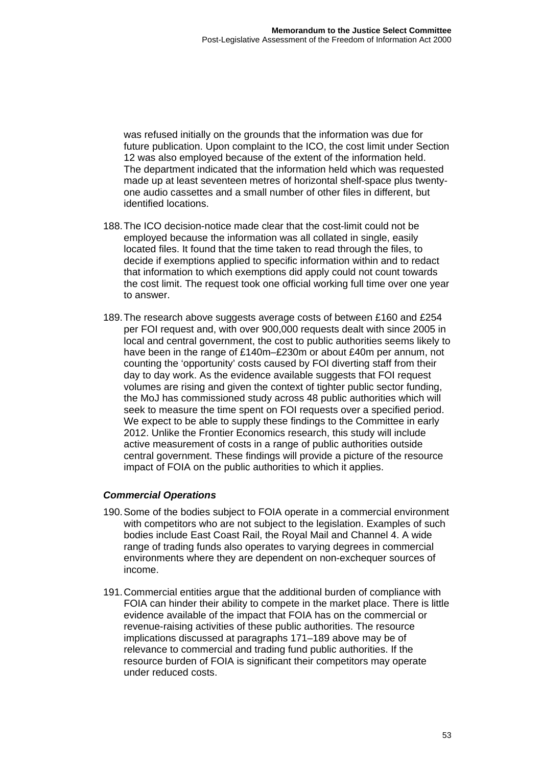was refused initially on the grounds that the information was due for future publication. Upon complaint to the ICO, the cost limit under Section 12 was also employed because of the extent of the information held. The department indicated that the information held which was requested made up at least seventeen metres of horizontal shelf-space plus twenty-one audio cassettes and a small number of other files in different, but identified locations.

188. The ICO decision-notice made clear that the cost-limit could not be employed because the information was all collated in single, easily located files. It found that the time taken to read through the files, to decide if exemptions applied to specific information within and to redact that information to which exemptions did apply could not count towards the cost limit. The request took one official working full time over one year to answer.

189. The research above suggests average costs of between £160 and £254 per FOI request and, with over 900,000 requests dealt with since 2005 in local and central government, the cost to public authorities seems likely to have been in the range of £140m–£230m or about £40m per annum, not counting the 'opportunity' costs caused by FOI diverting staff from their day to day work. As the evidence available suggests that FOI request volumes are rising and given the context of tighter public sector funding, the MoJ has commissioned study across 48 public authorities which will seek to measure the time spent on FOI requests over a specified period. We expect to be able to supply these findings to the Committee in early 2012. Unlike the Frontier Economics research, this study will include active measurement of costs in a range of public authorities outside central government. These findings will provide a picture of the resource impact of FOIA on the public authorities to which it applies.

### *Commercial Operations*

190. Some of the bodies subject to FOIA operate in a commercial environment with competitors who are not subject to the legislation. Examples of such bodies include East Coast Rail, the Royal Mail and Channel 4. A wide range of trading funds also operates to varying degrees in commercial environments where they are dependent on non-exchequer sources of income.

191. Commercial entities argue that the additional burden of compliance with FOIA can hinder their ability to compete in the market place. There is little evidence available of the impact that FOIA has on the commercial or revenue-raising activities of these public authorities. The resource implications discussed at paragraphs 171–189 above may be of relevance to commercial and trading fund public authorities. If the resource burden of FOIA is significant their competitors may operate under reduced costs.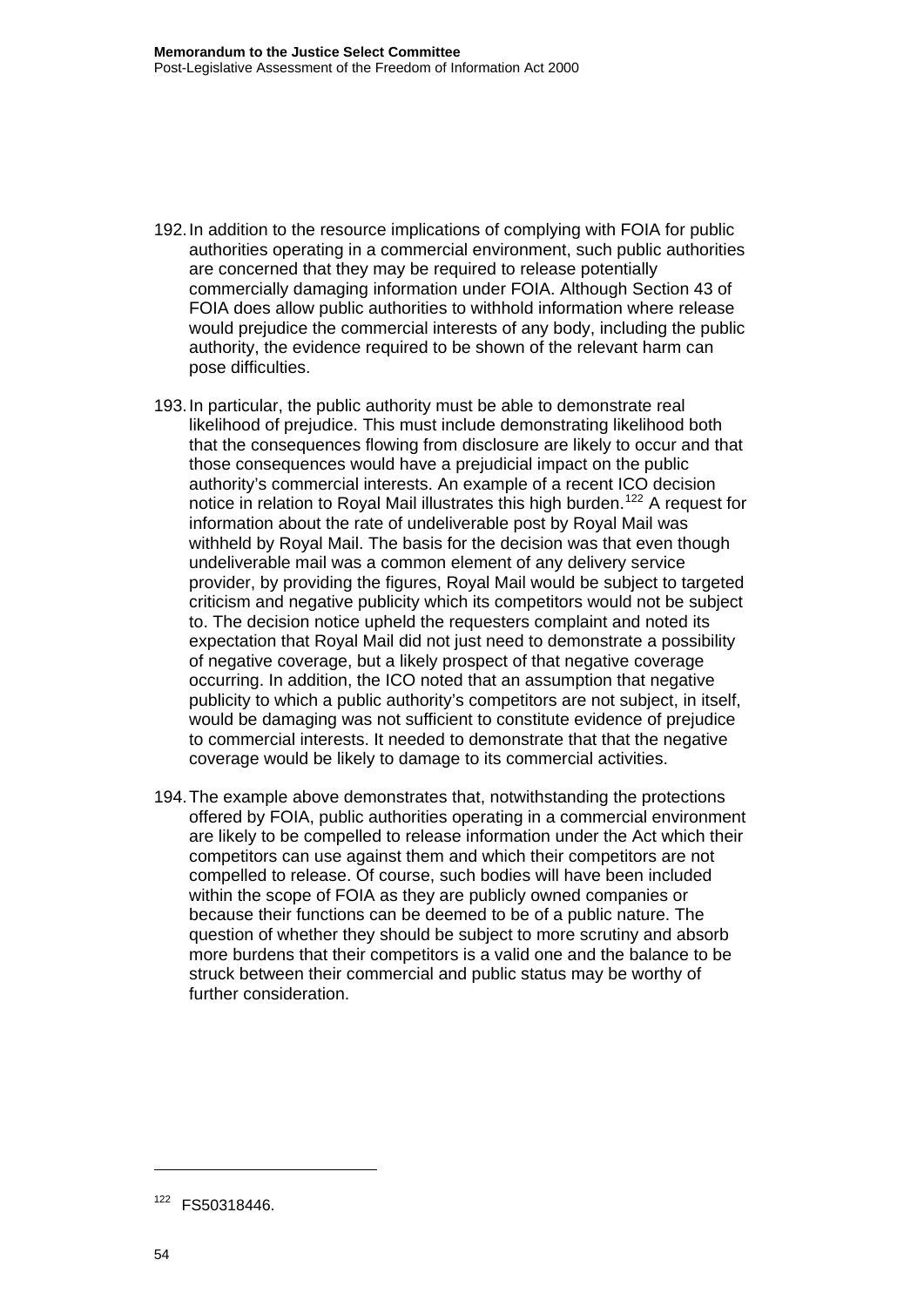192. In addition to the resource implications of complying with FOIA for public authorities operating in a commercial environment, such public authorities are concerned that they may be required to release potentially commercially damaging information under FOIA. Although Section 43 of FOIA does allow public authorities to withhold information where release would prejudice the commercial interests of any body, including the public authority, the evidence required to be shown of the relevant harm can pose difficulties.

193. In particular, the public authority must be able to demonstrate real likelihood of prejudice. This must include demonstrating likelihood both that the consequences flowing from disclosure are likely to occur and that those consequences would have a prejudicial impact on the public authority's commercial interests. An example of a recent ICO decision notice in relation to Royal Mail illustrates this high burden.[122] A request for information about the rate of undeliverable post by Royal Mail was withheld by Royal Mail. The basis for the decision was that even though undeliverable mail was a common element of any delivery service provider, by providing the figures, Royal Mail would be subject to targeted criticism and negative publicity which its competitors would not be subject to. The decision notice upheld the requesters complaint and noted its expectation that Royal Mail did not just need to demonstrate a possibility of negative coverage, but a likely prospect of that negative coverage occurring. In addition, the ICO noted that an assumption that negative publicity to which a public authority's competitors are not subject, in itself, would be damaging was not sufficient to constitute evidence of prejudice to commercial interests. It needed to demonstrate that that the negative coverage would be likely to damage to its commercial activities.

194. The example above demonstrates that, notwithstanding the protections offered by FOIA, public authorities operating in a commercial environment are likely to be compelled to release information under the Act which their competitors can use against them and which their competitors are not compelled to release. Of course, such bodies will have been included within the scope of FOIA as they are publicly owned companies or because their functions can be deemed to be of a public nature. The question of whether they should be subject to more scrutiny and absorb more burdens that their competitors is a valid one and the balance to be struck between their commercial and public status may be worthy of further consideration.

---

[122] FS50318446.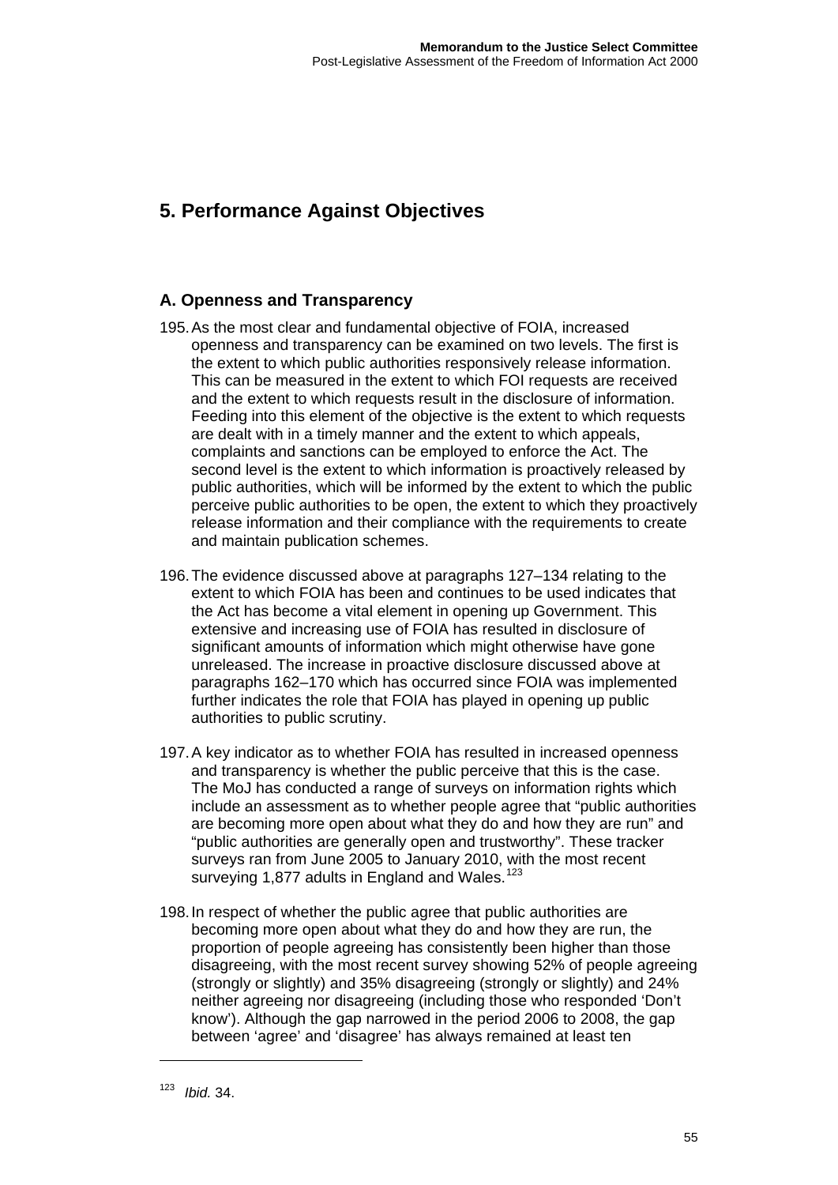## 5. Performance Against Objectives

### A. Openness and Transparency

195. As the most clear and fundamental objective of FOIA, increased openness and transparency can be examined on two levels. The first is the extent to which public authorities responsively release information. This can be measured in the extent to which FOI requests are received and the extent to which requests result in the disclosure of information. Feeding into this element of the objective is the extent to which requests are dealt with in a timely manner and the extent to which appeals, complaints and sanctions can be employed to enforce the Act. The second level is the extent to which information is proactively released by public authorities, which will be informed by the extent to which the public perceive public authorities to be open, the extent to which they proactively release information and their compliance with the requirements to create and maintain publication schemes.

196. The evidence discussed above at paragraphs 127–134 relating to the extent to which FOIA has been and continues to be used indicates that the Act has become a vital element in opening up Government. This extensive and increasing use of FOIA has resulted in disclosure of significant amounts of information which might otherwise have gone unreleased. The increase in proactive disclosure discussed above at paragraphs 162–170 which has occurred since FOIA was implemented further indicates the role that FOIA has played in opening up public authorities to public scrutiny.

197. A key indicator as to whether FOIA has resulted in increased openness and transparency is whether the public perceive that this is the case. The MoJ has conducted a range of surveys on information rights which include an assessment as to whether people agree that "public authorities are becoming more open about what they do and how they are run" and "public authorities are generally open and trustworthy". These tracker surveys ran from June 2005 to January 2010, with the most recent surveying 1,877 adults in England and Wales.[123]

198. In respect of whether the public agree that public authorities are becoming more open about what they do and how they are run, the proportion of people agreeing has consistently been higher than those disagreeing, with the most recent survey showing 52% of people agreeing (strongly or slightly) and 35% disagreeing (strongly or slightly) and 24% neither agreeing nor disagreeing (including those who responded 'Don't know'). Although the gap narrowed in the period 2006 to 2008, the gap between 'agree' and 'disagree' has always remained at least ten

---

[123] *Ibid.* 34.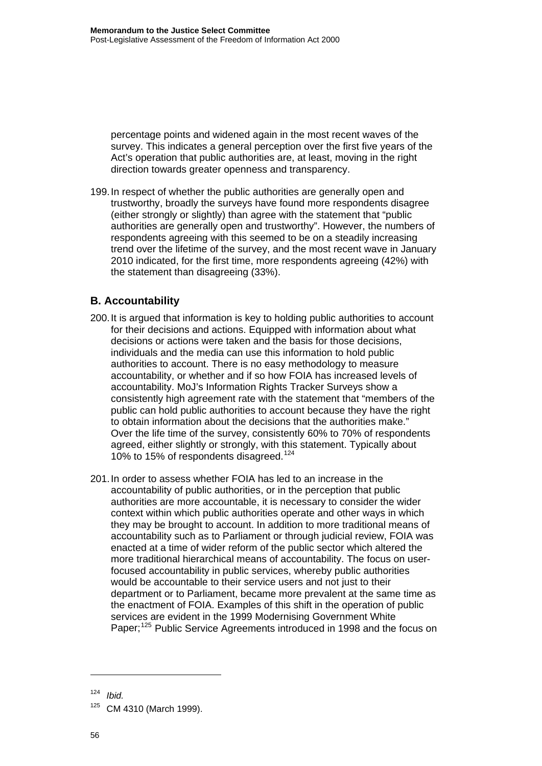percentage points and widened again in the most recent waves of the survey. This indicates a general perception over the first five years of the Act's operation that public authorities are, at least, moving in the right direction towards greater openness and transparency.

199. In respect of whether the public authorities are generally open and trustworthy, broadly the surveys have found more respondents disagree (either strongly or slightly) than agree with the statement that "public authorities are generally open and trustworthy". However, the numbers of respondents agreeing with this seemed to be on a steadily increasing trend over the lifetime of the survey, and the most recent wave in January 2010 indicated, for the first time, more respondents agreeing (42%) with the statement than disagreeing (33%).

## B. Accountability

200. It is argued that information is key to holding public authorities to account for their decisions and actions. Equipped with information about what decisions or actions were taken and the basis for those decisions, individuals and the media can use this information to hold public authorities to account. There is no easy methodology to measure accountability, or whether and if so how FOIA has increased levels of accountability. MoJ's Information Rights Tracker Surveys show a consistently high agreement rate with the statement that "members of the public can hold public authorities to account because they have the right to obtain information about the decisions that the authorities make." Over the life time of the survey, consistently 60% to 70% of respondents agreed, either slightly or strongly, with this statement. Typically about 10% to 15% of respondents disagreed.[124]

201. In order to assess whether FOIA has led to an increase in the accountability of public authorities, or in the perception that public authorities are more accountable, it is necessary to consider the wider context within which public authorities operate and other ways in which they may be brought to account. In addition to more traditional means of accountability such as to Parliament or through judicial review, FOIA was enacted at a time of wider reform of the public sector which altered the more traditional hierarchical means of accountability. The focus on user-focused accountability in public services, whereby public authorities would be accountable to their service users and not just to their department or to Parliament, became more prevalent at the same time as the enactment of FOIA. Examples of this shift in the operation of public services are evident in the 1999 Modernising Government White Paper;[125] Public Service Agreements introduced in 1998 and the focus on

---

[124] *Ibid.*

[125] CM 4310 (March 1999).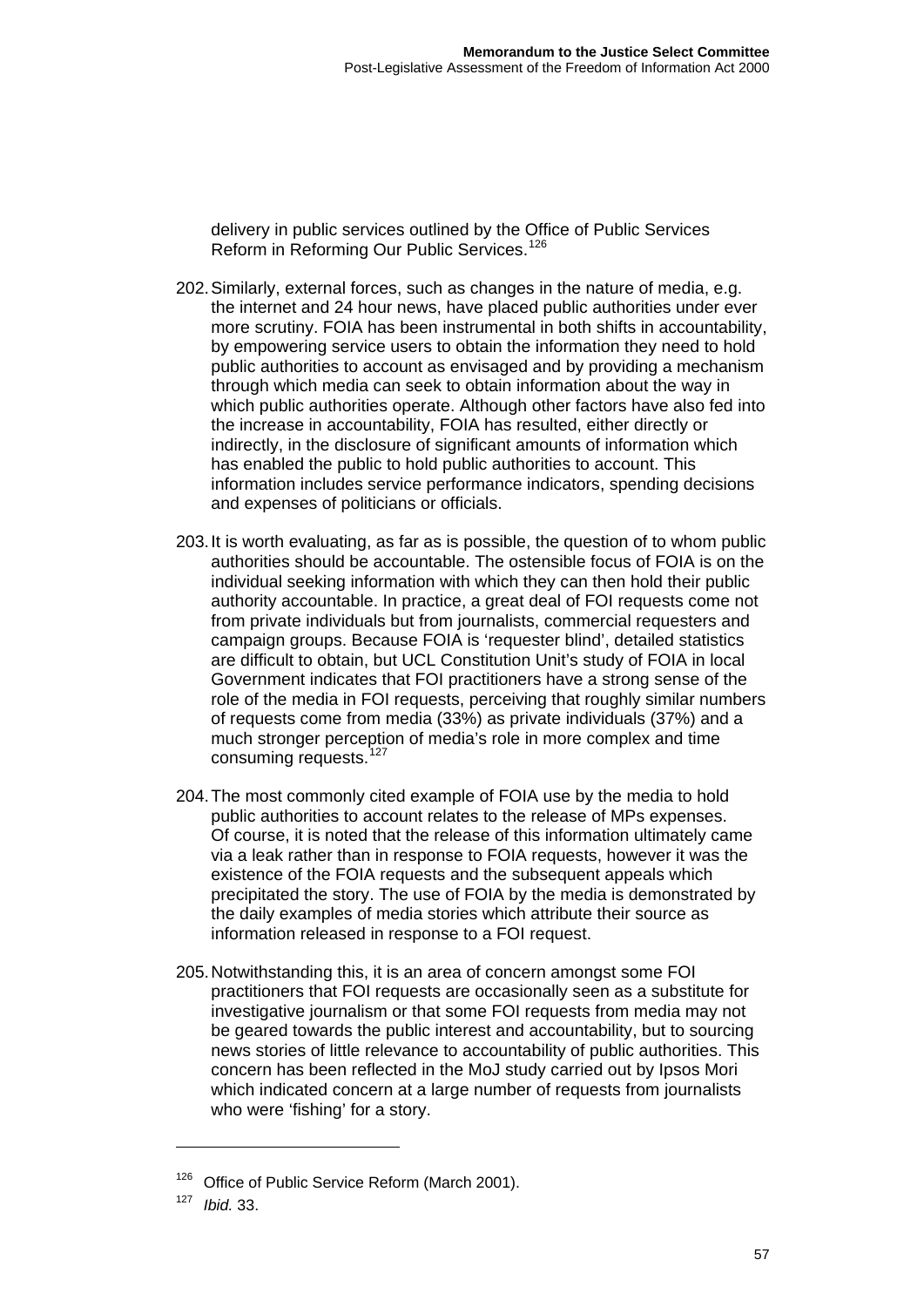delivery in public services outlined by the Office of Public Services Reform in Reforming Our Public Services.[126]

202. Similarly, external forces, such as changes in the nature of media, e.g. the internet and 24 hour news, have placed public authorities under ever more scrutiny. FOIA has been instrumental in both shifts in accountability, by empowering service users to obtain the information they need to hold public authorities to account as envisaged and by providing a mechanism through which media can seek to obtain information about the way in which public authorities operate. Although other factors have also fed into the increase in accountability, FOIA has resulted, either directly or indirectly, in the disclosure of significant amounts of information which has enabled the public to hold public authorities to account. This information includes service performance indicators, spending decisions and expenses of politicians or officials.

203. It is worth evaluating, as far as is possible, the question of to whom public authorities should be accountable. The ostensible focus of FOIA is on the individual seeking information with which they can then hold their public authority accountable. In practice, a great deal of FOI requests come not from private individuals but from journalists, commercial requesters and campaign groups. Because FOIA is 'requester blind', detailed statistics are difficult to obtain, but UCL Constitution Unit's study of FOIA in local Government indicates that FOI practitioners have a strong sense of the role of the media in FOI requests, perceiving that roughly similar numbers of requests come from media (33%) as private individuals (37%) and a much stronger perception of media's role in more complex and time consuming requests.[127]

204. The most commonly cited example of FOIA use by the media to hold public authorities to account relates to the release of MPs expenses. Of course, it is noted that the release of this information ultimately came via a leak rather than in response to FOIA requests, however it was the existence of the FOIA requests and the subsequent appeals which precipitated the story. The use of FOIA by the media is demonstrated by the daily examples of media stories which attribute their source as information released in response to a FOI request.

205. Notwithstanding this, it is an area of concern amongst some FOI practitioners that FOI requests are occasionally seen as a substitute for investigative journalism or that some FOI requests from media may not be geared towards the public interest and accountability, but to sourcing news stories of little relevance to accountability of public authorities. This concern has been reflected in the MoJ study carried out by Ipsos Mori which indicated concern at a large number of requests from journalists who were 'fishing' for a story.

---

[126] Office of Public Service Reform (March 2001).

[127] *Ibid.* 33.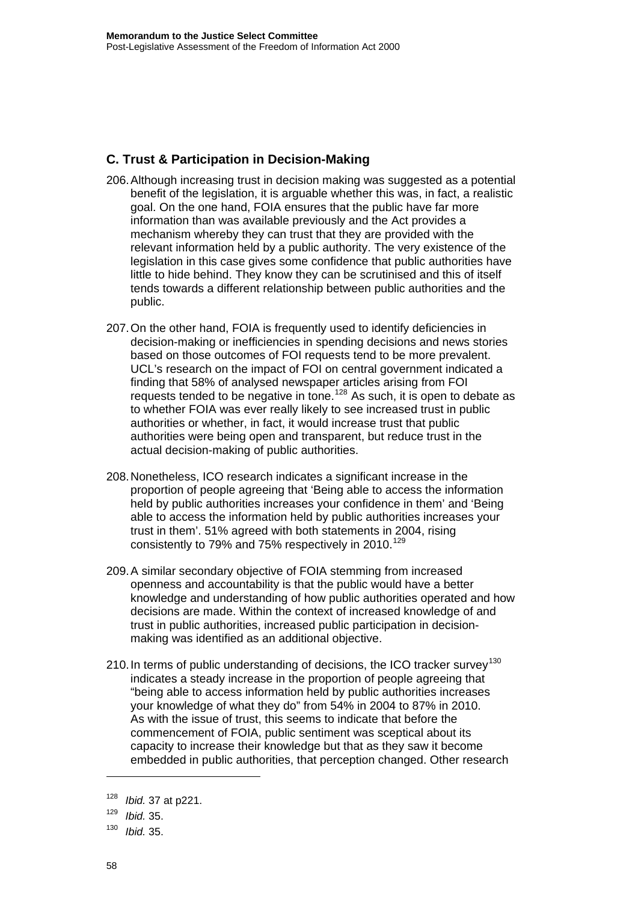## C. Trust & Participation in Decision-Making

206. Although increasing trust in decision making was suggested as a potential benefit of the legislation, it is arguable whether this was, in fact, a realistic goal. On the one hand, FOIA ensures that the public have far more information than was available previously and the Act provides a mechanism whereby they can trust that they are provided with the relevant information held by a public authority. The very existence of the legislation in this case gives some confidence that public authorities have little to hide behind. They know they can be scrutinised and this of itself tends towards a different relationship between public authorities and the public.

207. On the other hand, FOIA is frequently used to identify deficiencies in decision-making or inefficiencies in spending decisions and news stories based on those outcomes of FOI requests tend to be more prevalent. UCL's research on the impact of FOI on central government indicated a finding that 58% of analysed newspaper articles arising from FOI requests tended to be negative in tone.[128] As such, it is open to debate as to whether FOIA was ever really likely to see increased trust in public authorities or whether, in fact, it would increase trust that public authorities were being open and transparent, but reduce trust in the actual decision-making of public authorities.

208. Nonetheless, ICO research indicates a significant increase in the proportion of people agreeing that 'Being able to access the information held by public authorities increases your confidence in them' and 'Being able to access the information held by public authorities increases your trust in them'. 51% agreed with both statements in 2004, rising consistently to 79% and 75% respectively in 2010.[129]

209. A similar secondary objective of FOIA stemming from increased openness and accountability is that the public would have a better knowledge and understanding of how public authorities operated and how decisions are made. Within the context of increased knowledge of and trust in public authorities, increased public participation in decision-making was identified as an additional objective.

210. In terms of public understanding of decisions, the ICO tracker survey[130] indicates a steady increase in the proportion of people agreeing that "being able to access information held by public authorities increases your knowledge of what they do" from 54% in 2004 to 87% in 2010. As with the issue of trust, this seems to indicate that before the commencement of FOIA, public sentiment was sceptical about its capacity to increase their knowledge but that as they saw it become embedded in public authorities, that perception changed. Other research

---

[128] *Ibid.* 37 at p221.

[129] *Ibid.* 35.

[130] *Ibid.* 35.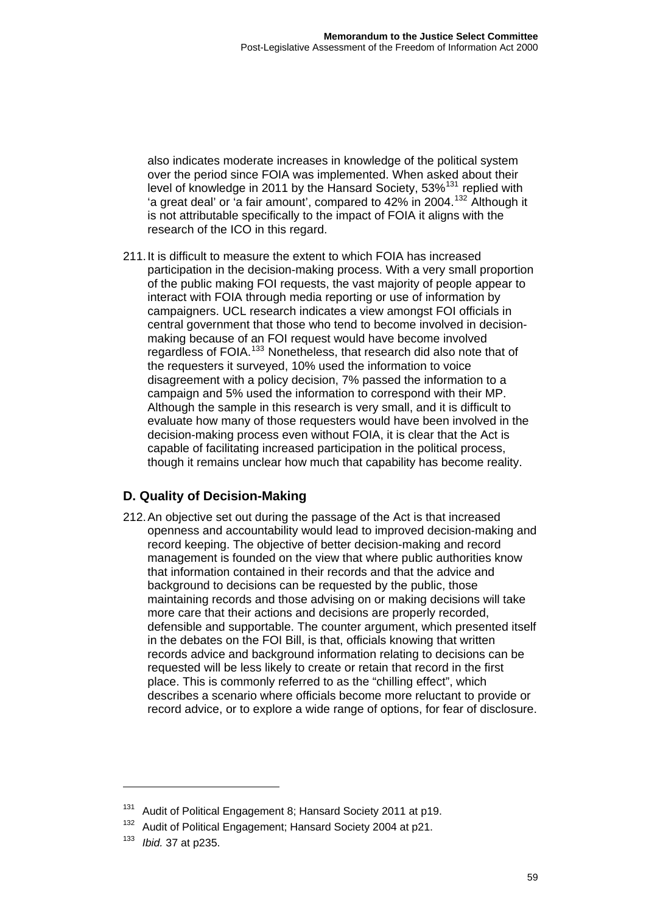also indicates moderate increases in knowledge of the political system over the period since FOIA was implemented. When asked about their level of knowledge in 2011 by the Hansard Society, 53%[131] replied with 'a great deal' or 'a fair amount', compared to 42% in 2004.[132] Although it is not attributable specifically to the impact of FOIA it aligns with the research of the ICO in this regard.

211. It is difficult to measure the extent to which FOIA has increased participation in the decision-making process. With a very small proportion of the public making FOI requests, the vast majority of people appear to interact with FOIA through media reporting or use of information by campaigners. UCL research indicates a view amongst FOI officials in central government that those who tend to become involved in decision-making because of an FOI request would have become involved regardless of FOIA.[133] Nonetheless, that research did also note that of the requesters it surveyed, 10% used the information to voice disagreement with a policy decision, 7% passed the information to a campaign and 5% used the information to correspond with their MP. Although the sample in this research is very small, and it is difficult to evaluate how many of those requesters would have been involved in the decision-making process even without FOIA, it is clear that the Act is capable of facilitating increased participation in the political process, though it remains unclear how much that capability has become reality.

## D. Quality of Decision-Making

212. An objective set out during the passage of the Act is that increased openness and accountability would lead to improved decision-making and record keeping. The objective of better decision-making and record management is founded on the view that where public authorities know that information contained in their records and that the advice and background to decisions can be requested by the public, those maintaining records and those advising on or making decisions will take more care that their actions and decisions are properly recorded, defensible and supportable. The counter argument, which presented itself in the debates on the FOI Bill, is that, officials knowing that written records advice and background information relating to decisions can be requested will be less likely to create or retain that record in the first place. This is commonly referred to as the "chilling effect", which describes a scenario where officials become more reluctant to provide or record advice, or to explore a wide range of options, for fear of disclosure.

---

[131] Audit of Political Engagement 8; Hansard Society 2011 at p19.

[132] Audit of Political Engagement; Hansard Society 2004 at p21.

[133] *Ibid.* 37 at p235.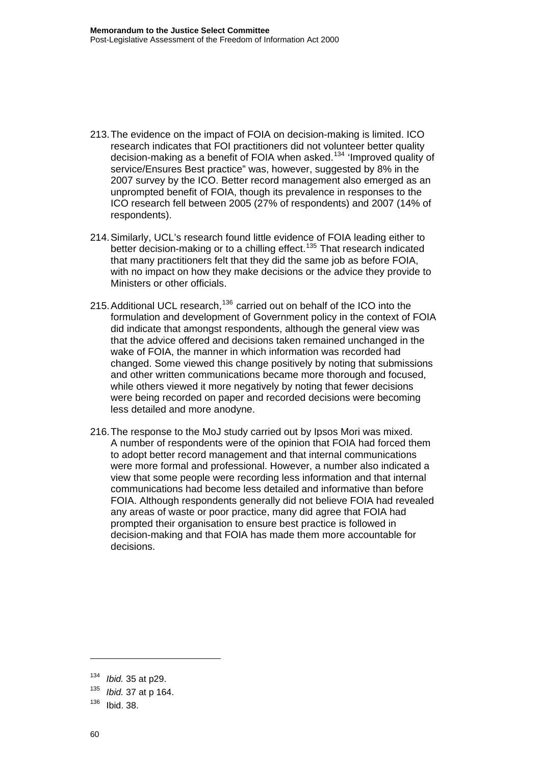213. The evidence on the impact of FOIA on decision-making is limited. ICO research indicates that FOI practitioners did not volunteer better quality decision-making as a benefit of FOIA when asked.[134] 'Improved quality of service/Ensures Best practice" was, however, suggested by 8% in the 2007 survey by the ICO. Better record management also emerged as an unprompted benefit of FOIA, though its prevalence in responses to the ICO research fell between 2005 (27% of respondents) and 2007 (14% of respondents).

214. Similarly, UCL's research found little evidence of FOIA leading either to better decision-making or to a chilling effect.[135] That research indicated that many practitioners felt that they did the same job as before FOIA, with no impact on how they make decisions or the advice they provide to Ministers or other officials.

215. Additional UCL research,[136] carried out on behalf of the ICO into the formulation and development of Government policy in the context of FOIA did indicate that amongst respondents, although the general view was that the advice offered and decisions taken remained unchanged in the wake of FOIA, the manner in which information was recorded had changed. Some viewed this change positively by noting that submissions and other written communications became more thorough and focused, while others viewed it more negatively by noting that fewer decisions were being recorded on paper and recorded decisions were becoming less detailed and more anodyne.

216. The response to the MoJ study carried out by Ipsos Mori was mixed. A number of respondents were of the opinion that FOIA had forced them to adopt better record management and that internal communications were more formal and professional. However, a number also indicated a view that some people were recording less information and that internal communications had become less detailed and informative than before FOIA. Although respondents generally did not believe FOIA had revealed any areas of waste or poor practice, many did agree that FOIA had prompted their organisation to ensure best practice is followed in decision-making and that FOIA has made them more accountable for decisions.

---

[134] *Ibid.* 35 at p29.

[135] *Ibid.* 37 at p 164.

[136] Ibid. 38.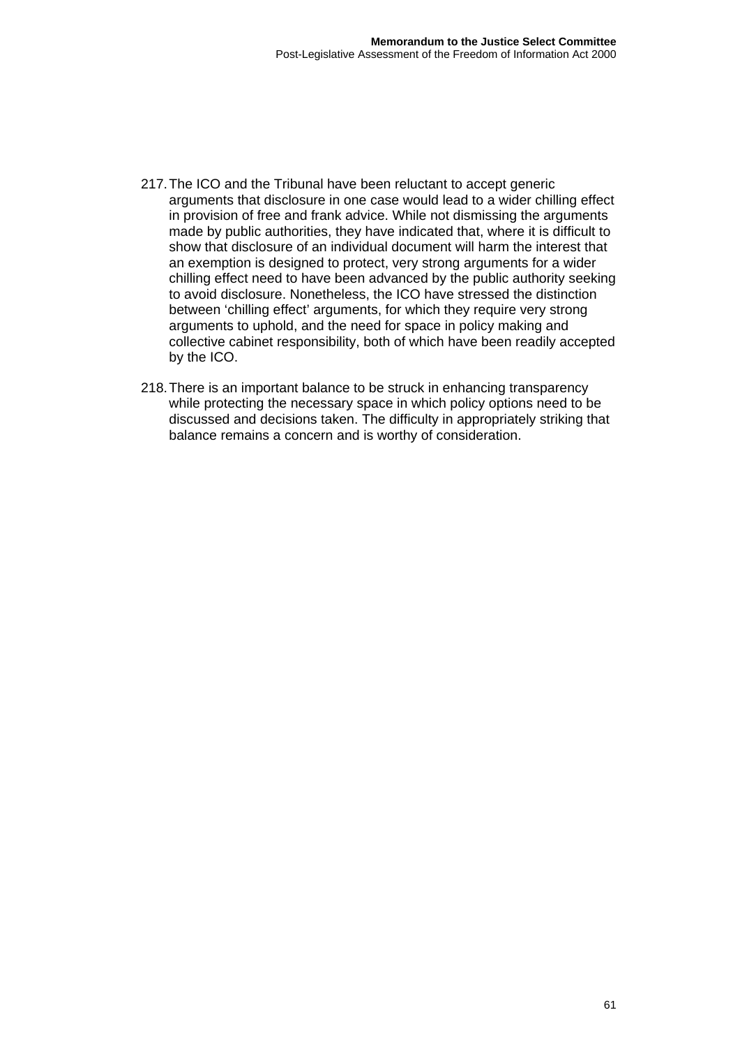217. The ICO and the Tribunal have been reluctant to accept generic arguments that disclosure in one case would lead to a wider chilling effect in provision of free and frank advice. While not dismissing the arguments made by public authorities, they have indicated that, where it is difficult to show that disclosure of an individual document will harm the interest that an exemption is designed to protect, very strong arguments for a wider chilling effect need to have been advanced by the public authority seeking to avoid disclosure. Nonetheless, the ICO have stressed the distinction between 'chilling effect' arguments, for which they require very strong arguments to uphold, and the need for space in policy making and collective cabinet responsibility, both of which have been readily accepted by the ICO.

218. There is an important balance to be struck in enhancing transparency while protecting the necessary space in which policy options need to be discussed and decisions taken. The difficulty in appropriately striking that balance remains a concern and is worthy of consideration.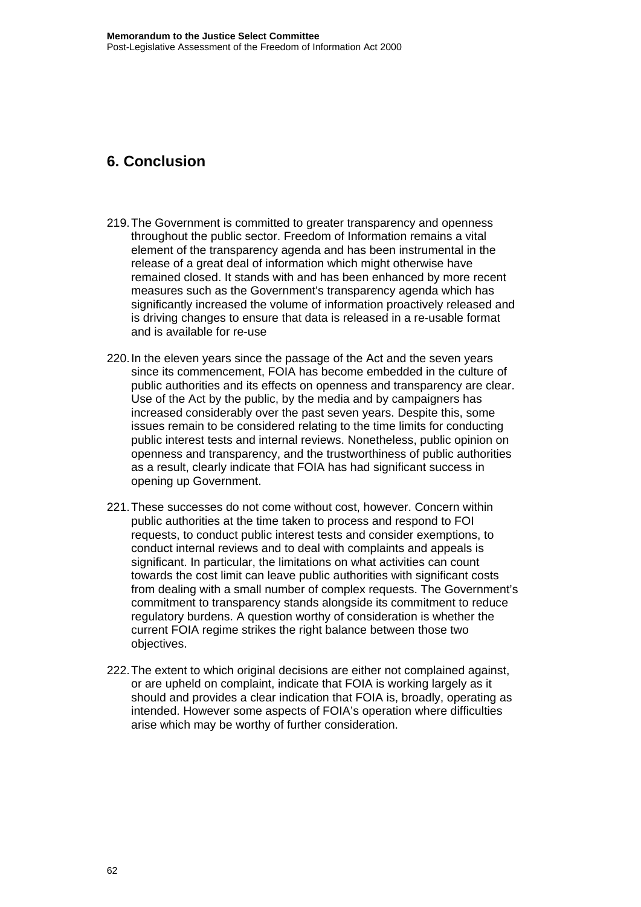# 6. Conclusion

219. The Government is committed to greater transparency and openness throughout the public sector. Freedom of Information remains a vital element of the transparency agenda and has been instrumental in the release of a great deal of information which might otherwise have remained closed. It stands with and has been enhanced by more recent measures such as the Government's transparency agenda which has significantly increased the volume of information proactively released and is driving changes to ensure that data is released in a re-usable format and is available for re-use

220. In the eleven years since the passage of the Act and the seven years since its commencement, FOIA has become embedded in the culture of public authorities and its effects on openness and transparency are clear. Use of the Act by the public, by the media and by campaigners has increased considerably over the past seven years. Despite this, some issues remain to be considered relating to the time limits for conducting public interest tests and internal reviews. Nonetheless, public opinion on openness and transparency, and the trustworthiness of public authorities as a result, clearly indicate that FOIA has had significant success in opening up Government.

221. These successes do not come without cost, however. Concern within public authorities at the time taken to process and respond to FOI requests, to conduct public interest tests and consider exemptions, to conduct internal reviews and to deal with complaints and appeals is significant. In particular, the limitations on what activities can count towards the cost limit can leave public authorities with significant costs from dealing with a small number of complex requests. The Government's commitment to transparency stands alongside its commitment to reduce regulatory burdens. A question worthy of consideration is whether the current FOIA regime strikes the right balance between those two objectives.

222. The extent to which original decisions are either not complained against, or are upheld on complaint, indicate that FOIA is working largely as it should and provides a clear indication that FOIA is, broadly, operating as intended. However some aspects of FOIA's operation where difficulties arise which may be worthy of further consideration.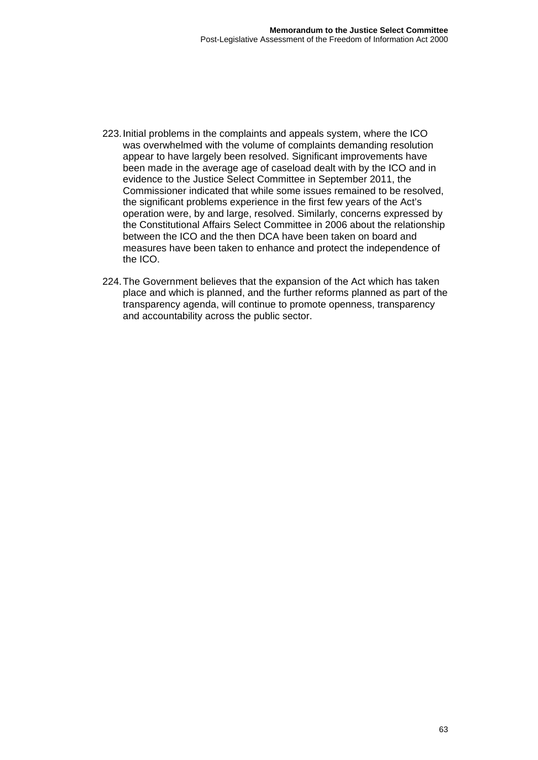223. Initial problems in the complaints and appeals system, where the ICO was overwhelmed with the volume of complaints demanding resolution appear to have largely been resolved. Significant improvements have been made in the average age of caseload dealt with by the ICO and in evidence to the Justice Select Committee in September 2011, the Commissioner indicated that while some issues remained to be resolved, the significant problems experience in the first few years of the Act's operation were, by and large, resolved. Similarly, concerns expressed by the Constitutional Affairs Select Committee in 2006 about the relationship between the ICO and the then DCA have been taken on board and measures have been taken to enhance and protect the independence of the ICO.

224. The Government believes that the expansion of the Act which has taken place and which is planned, and the further reforms planned as part of the transparency agenda, will continue to promote openness, transparency and accountability across the public sector.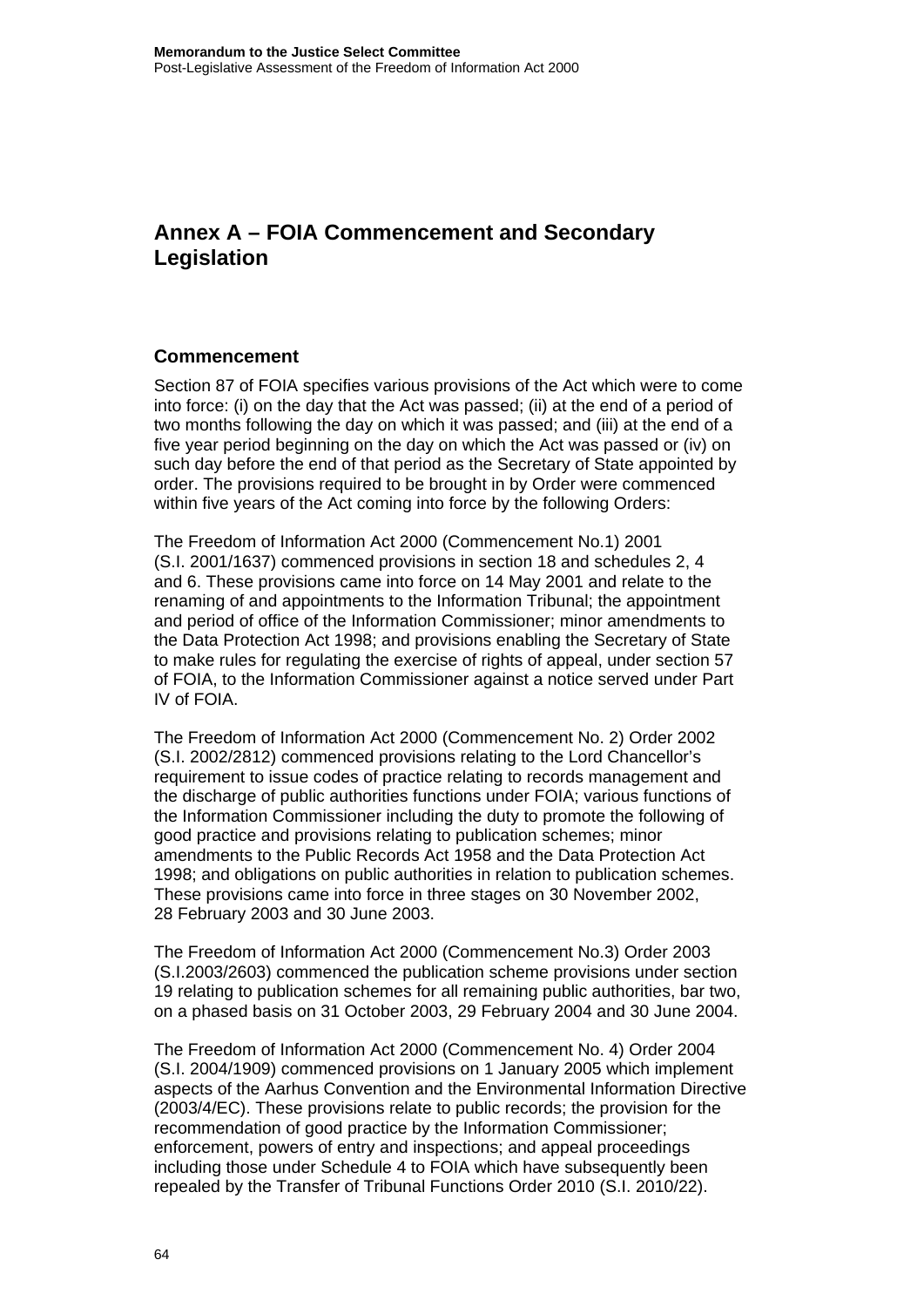# Annex A – FOIA Commencement and Secondary Legislation

## Commencement

Section 87 of FOIA specifies various provisions of the Act which were to come into force: (i) on the day that the Act was passed; (ii) at the end of a period of two months following the day on which it was passed; and (iii) at the end of a five year period beginning on the day on which the Act was passed or (iv) on such day before the end of that period as the Secretary of State appointed by order. The provisions required to be brought in by Order were commenced within five years of the Act coming into force by the following Orders:

The Freedom of Information Act 2000 (Commencement No.1) 2001 (S.I. 2001/1637) commenced provisions in section 18 and schedules 2, 4 and 6. These provisions came into force on 14 May 2001 and relate to the renaming of and appointments to the Information Tribunal; the appointment and period of office of the Information Commissioner; minor amendments to the Data Protection Act 1998; and provisions enabling the Secretary of State to make rules for regulating the exercise of rights of appeal, under section 57 of FOIA, to the Information Commissioner against a notice served under Part IV of FOIA.

The Freedom of Information Act 2000 (Commencement No. 2) Order 2002 (S.I. 2002/2812) commenced provisions relating to the Lord Chancellor's requirement to issue codes of practice relating to records management and the discharge of public authorities functions under FOIA; various functions of the Information Commissioner including the duty to promote the following of good practice and provisions relating to publication schemes; minor amendments to the Public Records Act 1958 and the Data Protection Act 1998; and obligations on public authorities in relation to publication schemes. These provisions came into force in three stages on 30 November 2002, 28 February 2003 and 30 June 2003.

The Freedom of Information Act 2000 (Commencement No.3) Order 2003 (S.I.2003/2603) commenced the publication scheme provisions under section 19 relating to publication schemes for all remaining public authorities, bar two, on a phased basis on 31 October 2003, 29 February 2004 and 30 June 2004.

The Freedom of Information Act 2000 (Commencement No. 4) Order 2004 (S.I. 2004/1909) commenced provisions on 1 January 2005 which implement aspects of the Aarhus Convention and the Environmental Information Directive (2003/4/EC). These provisions relate to public records; the provision for the recommendation of good practice by the Information Commissioner; enforcement, powers of entry and inspections; and appeal proceedings including those under Schedule 4 to FOIA which have subsequently been repealed by the Transfer of Tribunal Functions Order 2010 (S.I. 2010/22).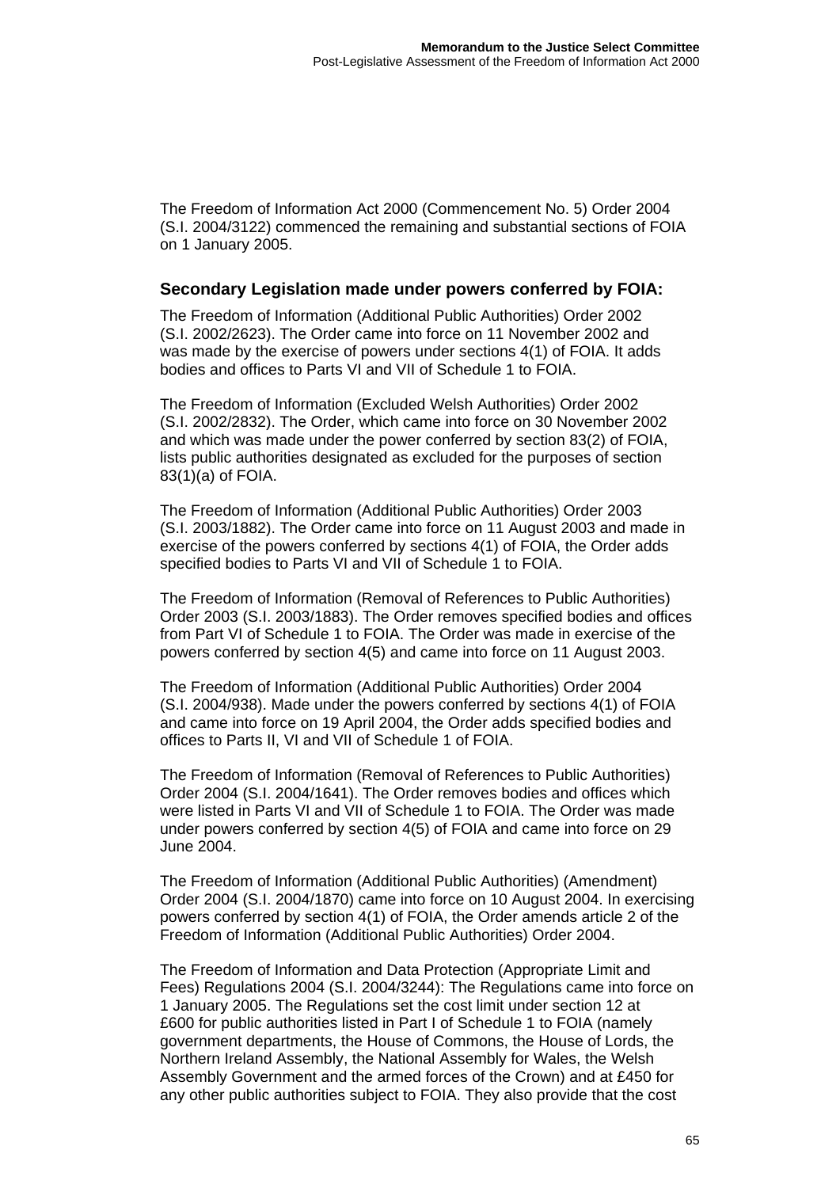The Freedom of Information Act 2000 (Commencement No. 5) Order 2004 (S.I. 2004/3122) commenced the remaining and substantial sections of FOIA on 1 January 2005.

### Secondary Legislation made under powers conferred by FOIA:

The Freedom of Information (Additional Public Authorities) Order 2002 (S.I. 2002/2623). The Order came into force on 11 November 2002 and was made by the exercise of powers under sections 4(1) of FOIA. It adds bodies and offices to Parts VI and VII of Schedule 1 to FOIA.

The Freedom of Information (Excluded Welsh Authorities) Order 2002 (S.I. 2002/2832). The Order, which came into force on 30 November 2002 and which was made under the power conferred by section 83(2) of FOIA, lists public authorities designated as excluded for the purposes of section 83(1)(a) of FOIA.

The Freedom of Information (Additional Public Authorities) Order 2003 (S.I. 2003/1882). The Order came into force on 11 August 2003 and made in exercise of the powers conferred by sections 4(1) of FOIA, the Order adds specified bodies to Parts VI and VII of Schedule 1 to FOIA.

The Freedom of Information (Removal of References to Public Authorities) Order 2003 (S.I. 2003/1883). The Order removes specified bodies and offices from Part VI of Schedule 1 to FOIA. The Order was made in exercise of the powers conferred by section 4(5) and came into force on 11 August 2003.

The Freedom of Information (Additional Public Authorities) Order 2004 (S.I. 2004/938). Made under the powers conferred by sections 4(1) of FOIA and came into force on 19 April 2004, the Order adds specified bodies and offices to Parts II, VI and VII of Schedule 1 of FOIA.

The Freedom of Information (Removal of References to Public Authorities) Order 2004 (S.I. 2004/1641). The Order removes bodies and offices which were listed in Parts VI and VII of Schedule 1 to FOIA. The Order was made under powers conferred by section 4(5) of FOIA and came into force on 29 June 2004.

The Freedom of Information (Additional Public Authorities) (Amendment) Order 2004 (S.I. 2004/1870) came into force on 10 August 2004. In exercising powers conferred by section 4(1) of FOIA, the Order amends article 2 of the Freedom of Information (Additional Public Authorities) Order 2004.

The Freedom of Information and Data Protection (Appropriate Limit and Fees) Regulations 2004 (S.I. 2004/3244): The Regulations came into force on 1 January 2005. The Regulations set the cost limit under section 12 at £600 for public authorities listed in Part I of Schedule 1 to FOIA (namely government departments, the House of Commons, the House of Lords, the Northern Ireland Assembly, the National Assembly for Wales, the Welsh Assembly Government and the armed forces of the Crown) and at £450 for any other public authorities subject to FOIA. They also provide that the cost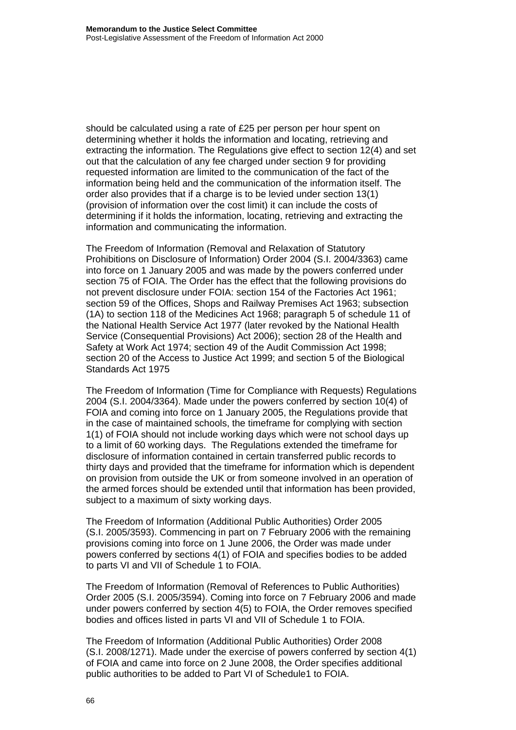should be calculated using a rate of £25 per person per hour spent on determining whether it holds the information and locating, retrieving and extracting the information. The Regulations give effect to section 12(4) and set out that the calculation of any fee charged under section 9 for providing requested information are limited to the communication of the fact of the information being held and the communication of the information itself. The order also provides that if a charge is to be levied under section 13(1) (provision of information over the cost limit) it can include the costs of determining if it holds the information, locating, retrieving and extracting the information and communicating the information.

The Freedom of Information (Removal and Relaxation of Statutory Prohibitions on Disclosure of Information) Order 2004 (S.I. 2004/3363) came into force on 1 January 2005 and was made by the powers conferred under section 75 of FOIA. The Order has the effect that the following provisions do not prevent disclosure under FOIA: section 154 of the Factories Act 1961; section 59 of the Offices, Shops and Railway Premises Act 1963; subsection (1A) to section 118 of the Medicines Act 1968; paragraph 5 of schedule 11 of the National Health Service Act 1977 (later revoked by the National Health Service (Consequential Provisions) Act 2006); section 28 of the Health and Safety at Work Act 1974; section 49 of the Audit Commission Act 1998; section 20 of the Access to Justice Act 1999; and section 5 of the Biological Standards Act 1975

The Freedom of Information (Time for Compliance with Requests) Regulations 2004 (S.I. 2004/3364). Made under the powers conferred by section 10(4) of FOIA and coming into force on 1 January 2005, the Regulations provide that in the case of maintained schools, the timeframe for complying with section 1(1) of FOIA should not include working days which were not school days up to a limit of 60 working days. The Regulations extended the timeframe for disclosure of information contained in certain transferred public records to thirty days and provided that the timeframe for information which is dependent on provision from outside the UK or from someone involved in an operation of the armed forces should be extended until that information has been provided, subject to a maximum of sixty working days.

The Freedom of Information (Additional Public Authorities) Order 2005 (S.I. 2005/3593). Commencing in part on 7 February 2006 with the remaining provisions coming into force on 1 June 2006, the Order was made under powers conferred by sections 4(1) of FOIA and specifies bodies to be added to parts VI and VII of Schedule 1 to FOIA.

The Freedom of Information (Removal of References to Public Authorities) Order 2005 (S.I. 2005/3594). Coming into force on 7 February 2006 and made under powers conferred by section 4(5) to FOIA, the Order removes specified bodies and offices listed in parts VI and VII of Schedule 1 to FOIA.

The Freedom of Information (Additional Public Authorities) Order 2008 (S.I. 2008/1271). Made under the exercise of powers conferred by section 4(1) of FOIA and came into force on 2 June 2008, the Order specifies additional public authorities to be added to Part VI of Schedule1 to FOIA.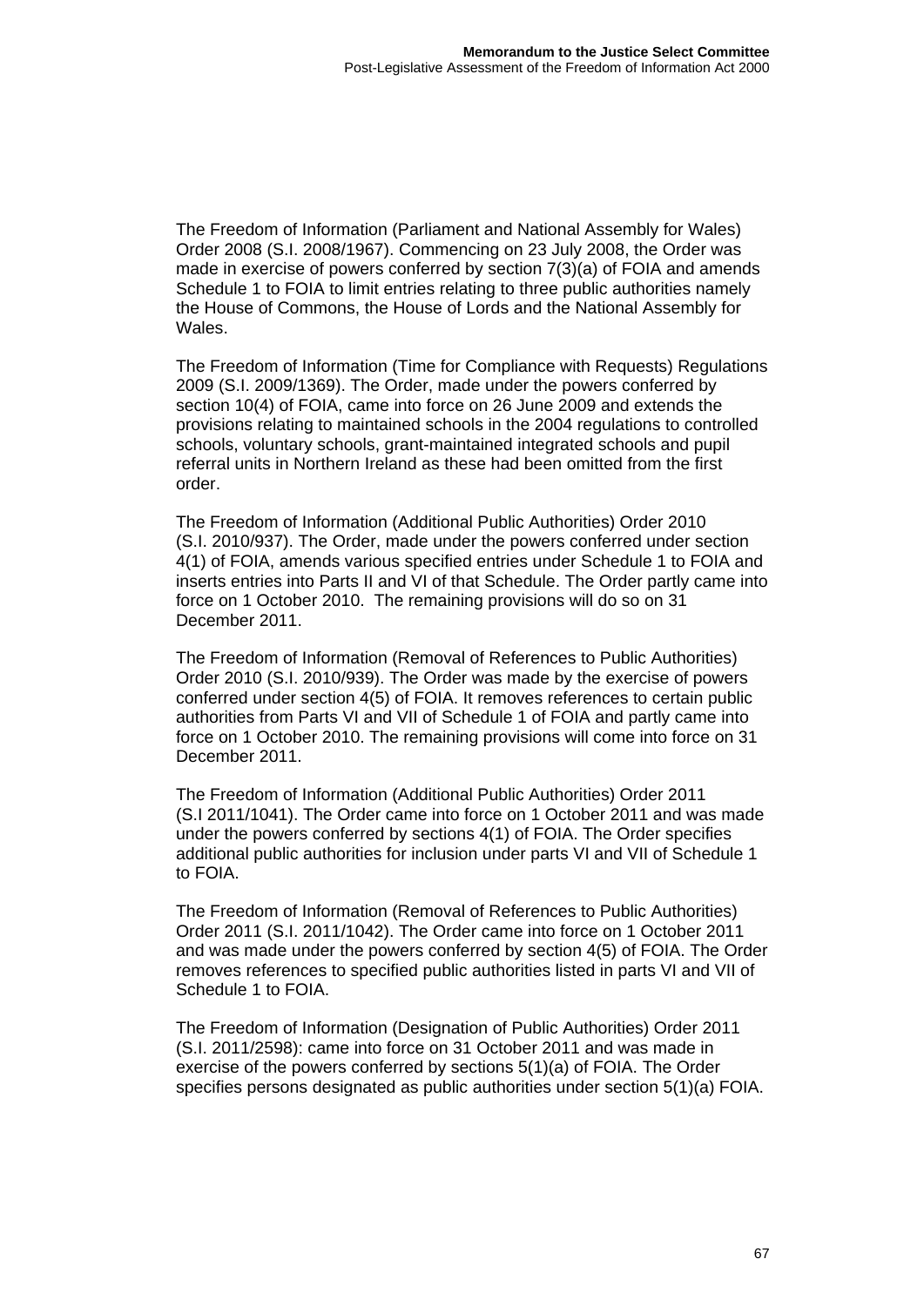The Freedom of Information (Parliament and National Assembly for Wales) Order 2008 (S.I. 2008/1967). Commencing on 23 July 2008, the Order was made in exercise of powers conferred by section 7(3)(a) of FOIA and amends Schedule 1 to FOIA to limit entries relating to three public authorities namely the House of Commons, the House of Lords and the National Assembly for Wales.

The Freedom of Information (Time for Compliance with Requests) Regulations 2009 (S.I. 2009/1369). The Order, made under the powers conferred by section 10(4) of FOIA, came into force on 26 June 2009 and extends the provisions relating to maintained schools in the 2004 regulations to controlled schools, voluntary schools, grant-maintained integrated schools and pupil referral units in Northern Ireland as these had been omitted from the first order.

The Freedom of Information (Additional Public Authorities) Order 2010 (S.I. 2010/937). The Order, made under the powers conferred under section 4(1) of FOIA, amends various specified entries under Schedule 1 to FOIA and inserts entries into Parts II and VI of that Schedule. The Order partly came into force on 1 October 2010. The remaining provisions will do so on 31 December 2011.

The Freedom of Information (Removal of References to Public Authorities) Order 2010 (S.I. 2010/939). The Order was made by the exercise of powers conferred under section 4(5) of FOIA. It removes references to certain public authorities from Parts VI and VII of Schedule 1 of FOIA and partly came into force on 1 October 2010. The remaining provisions will come into force on 31 December 2011.

The Freedom of Information (Additional Public Authorities) Order 2011 (S.I 2011/1041). The Order came into force on 1 October 2011 and was made under the powers conferred by sections 4(1) of FOIA. The Order specifies additional public authorities for inclusion under parts VI and VII of Schedule 1 to FOIA.

The Freedom of Information (Removal of References to Public Authorities) Order 2011 (S.I. 2011/1042). The Order came into force on 1 October 2011 and was made under the powers conferred by section 4(5) of FOIA. The Order removes references to specified public authorities listed in parts VI and VII of Schedule 1 to FOIA.

The Freedom of Information (Designation of Public Authorities) Order 2011 (S.I. 2011/2598): came into force on 31 October 2011 and was made in exercise of the powers conferred by sections 5(1)(a) of FOIA. The Order specifies persons designated as public authorities under section 5(1)(a) FOIA.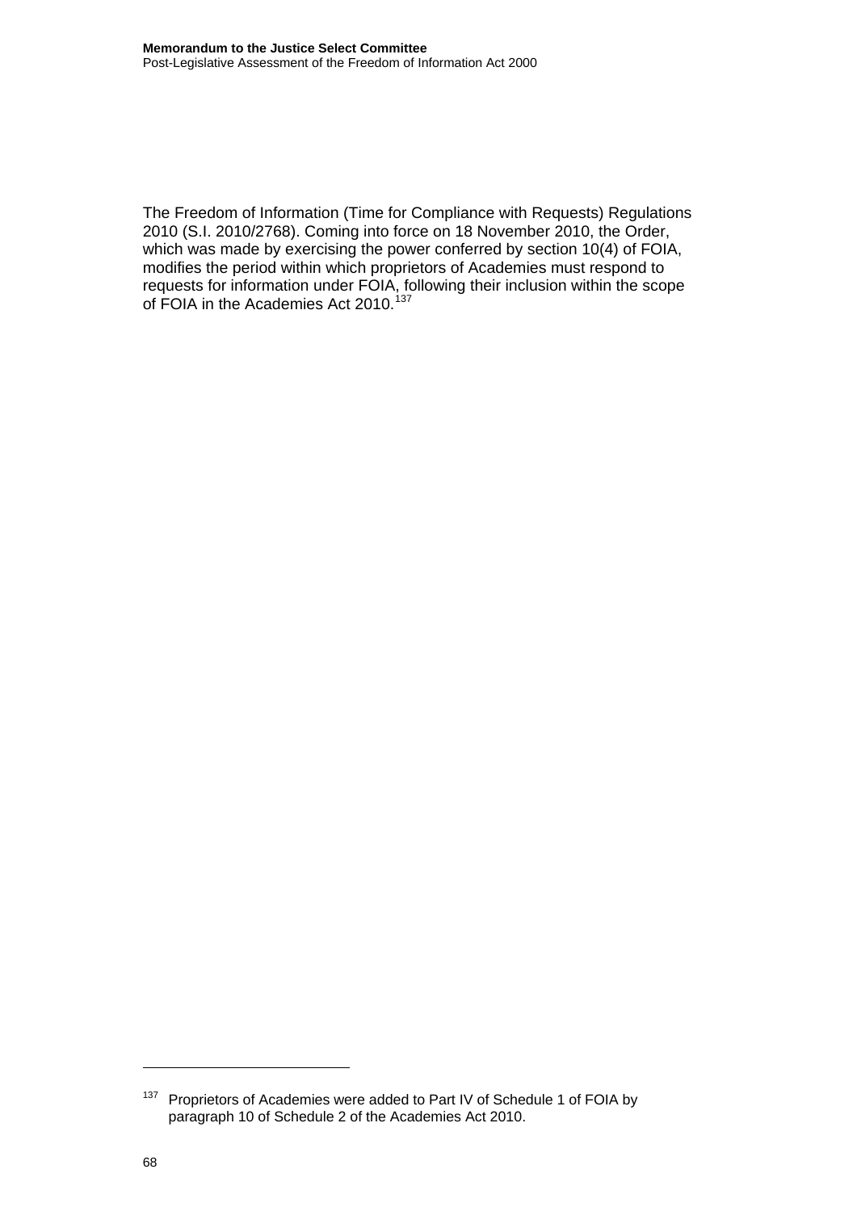The Freedom of Information (Time for Compliance with Requests) Regulations 2010 (S.I. 2010/2768). Coming into force on 18 November 2010, the Order, which was made by exercising the power conferred by section 10(4) of FOIA, modifies the period within which proprietors of Academies must respond to requests for information under FOIA, following their inclusion within the scope of FOIA in the Academies Act 2010.[137]

---

[137] Proprietors of Academies were added to Part IV of Schedule 1 of FOIA by paragraph 10 of Schedule 2 of the Academies Act 2010.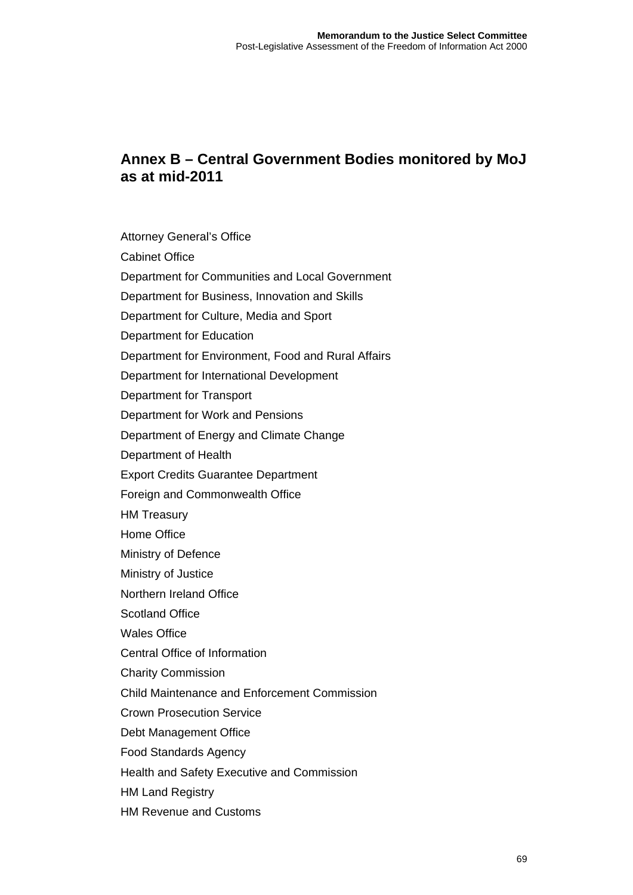## Annex B – Central Government Bodies monitored by MoJ as at mid-2011

Attorney General's Office

Cabinet Office

Department for Communities and Local Government

Department for Business, Innovation and Skills

Department for Culture, Media and Sport

Department for Education

Department for Environment, Food and Rural Affairs

Department for International Development

Department for Transport

Department for Work and Pensions

Department of Energy and Climate Change

Department of Health

Export Credits Guarantee Department

Foreign and Commonwealth Office

HM Treasury

Home Office

Ministry of Defence

Ministry of Justice

Northern Ireland Office

Scotland Office

Wales Office

Central Office of Information

Charity Commission

Child Maintenance and Enforcement Commission

Crown Prosecution Service

Debt Management Office

Food Standards Agency

Health and Safety Executive and Commission

HM Land Registry

HM Revenue and Customs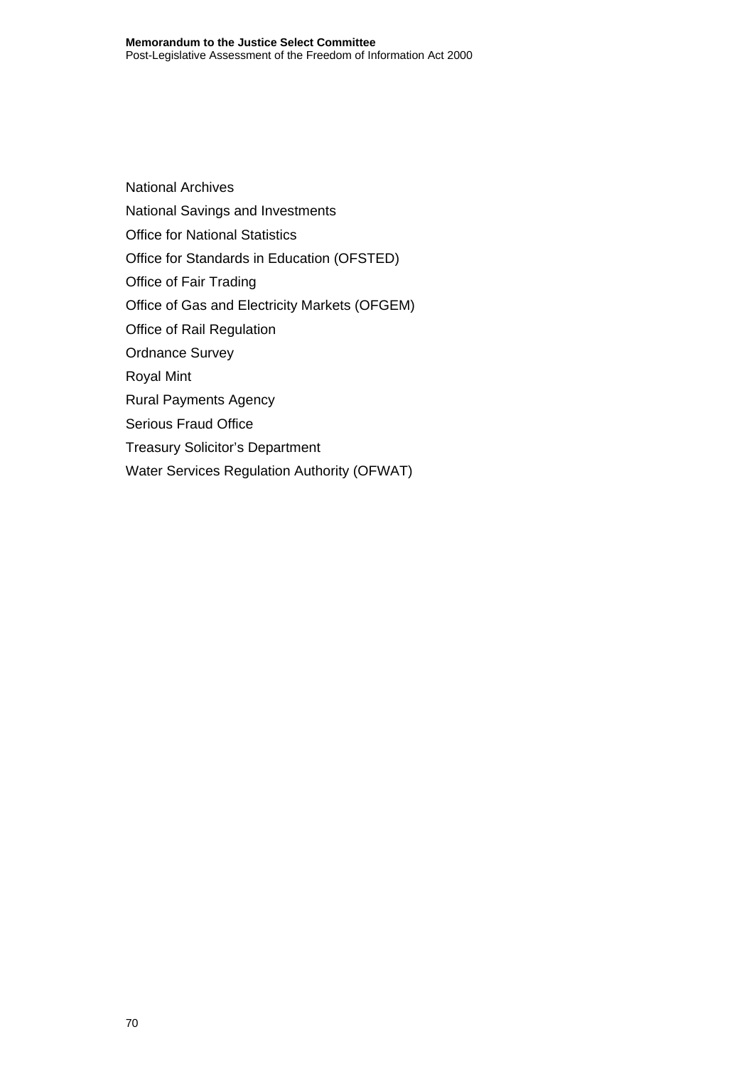National Archives

National Savings and Investments

Office for National Statistics

Office for Standards in Education (OFSTED)

Office of Fair Trading

Office of Gas and Electricity Markets (OFGEM)

Office of Rail Regulation

Ordnance Survey

Royal Mint

Rural Payments Agency

Serious Fraud Office

Treasury Solicitor's Department

Water Services Regulation Authority (OFWAT)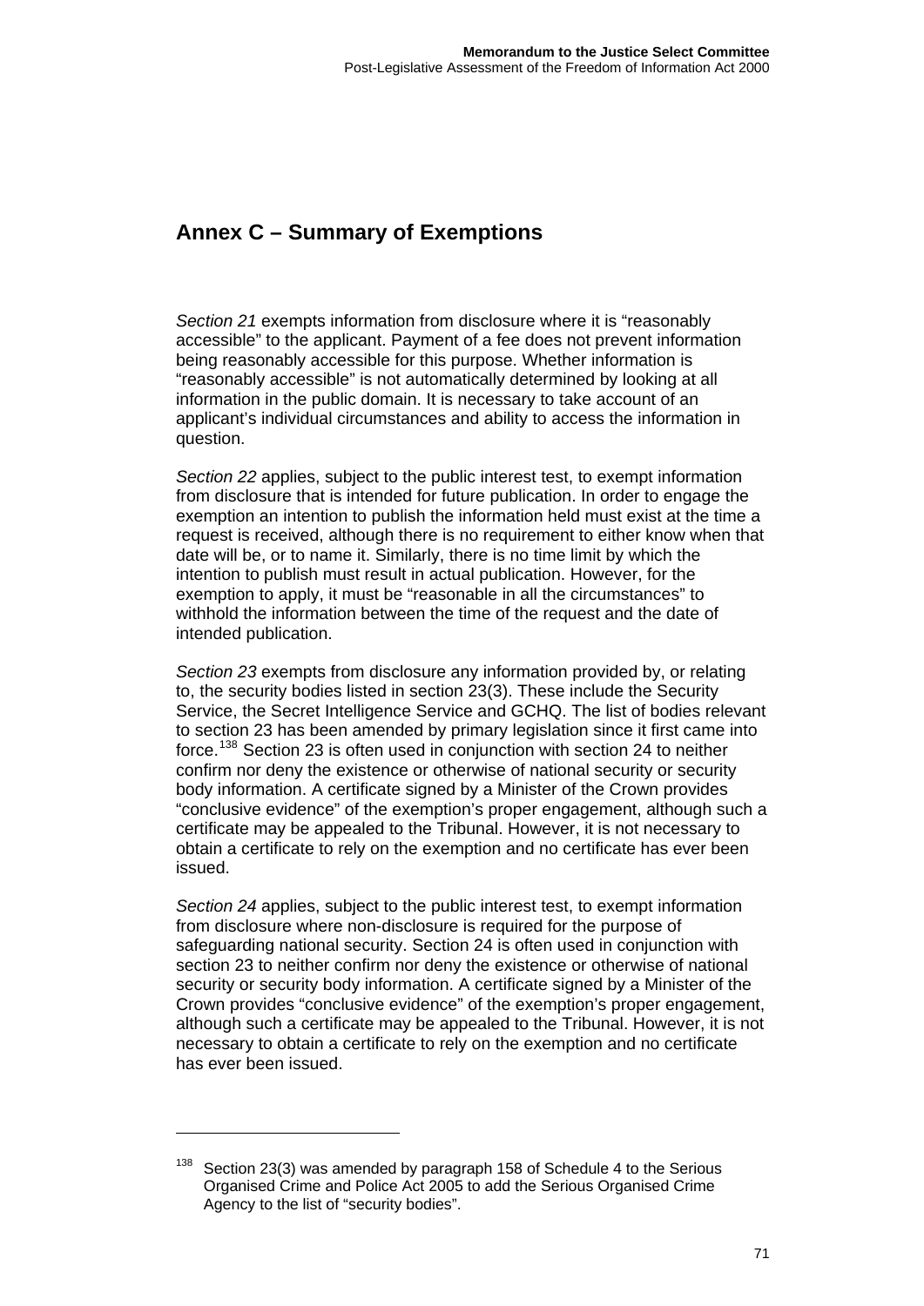## Annex C – Summary of Exemptions

*Section 21* exempts information from disclosure where it is "reasonably accessible" to the applicant. Payment of a fee does not prevent information being reasonably accessible for this purpose. Whether information is "reasonably accessible" is not automatically determined by looking at all information in the public domain. It is necessary to take account of an applicant's individual circumstances and ability to access the information in question.

*Section 22* applies, subject to the public interest test, to exempt information from disclosure that is intended for future publication. In order to engage the exemption an intention to publish the information held must exist at the time a request is received, although there is no requirement to either know when that date will be, or to name it. Similarly, there is no time limit by which the intention to publish must result in actual publication. However, for the exemption to apply, it must be "reasonable in all the circumstances" to withhold the information between the time of the request and the date of intended publication.

*Section 23* exempts from disclosure any information provided by, or relating to, the security bodies listed in section 23(3). These include the Security Service, the Secret Intelligence Service and GCHQ. The list of bodies relevant to section 23 has been amended by primary legislation since it first came into force.[138] Section 23 is often used in conjunction with section 24 to neither confirm nor deny the existence or otherwise of national security or security body information. A certificate signed by a Minister of the Crown provides "conclusive evidence" of the exemption's proper engagement, although such a certificate may be appealed to the Tribunal. However, it is not necessary to obtain a certificate to rely on the exemption and no certificate has ever been issued.

*Section 24* applies, subject to the public interest test, to exempt information from disclosure where non-disclosure is required for the purpose of safeguarding national security. Section 24 is often used in conjunction with section 23 to neither confirm nor deny the existence or otherwise of national security or security body information. A certificate signed by a Minister of the Crown provides "conclusive evidence" of the exemption's proper engagement, although such a certificate may be appealed to the Tribunal. However, it is not necessary to obtain a certificate to rely on the exemption and no certificate has ever been issued.

---

[138] Section 23(3) was amended by paragraph 158 of Schedule 4 to the Serious Organised Crime and Police Act 2005 to add the Serious Organised Crime Agency to the list of "security bodies".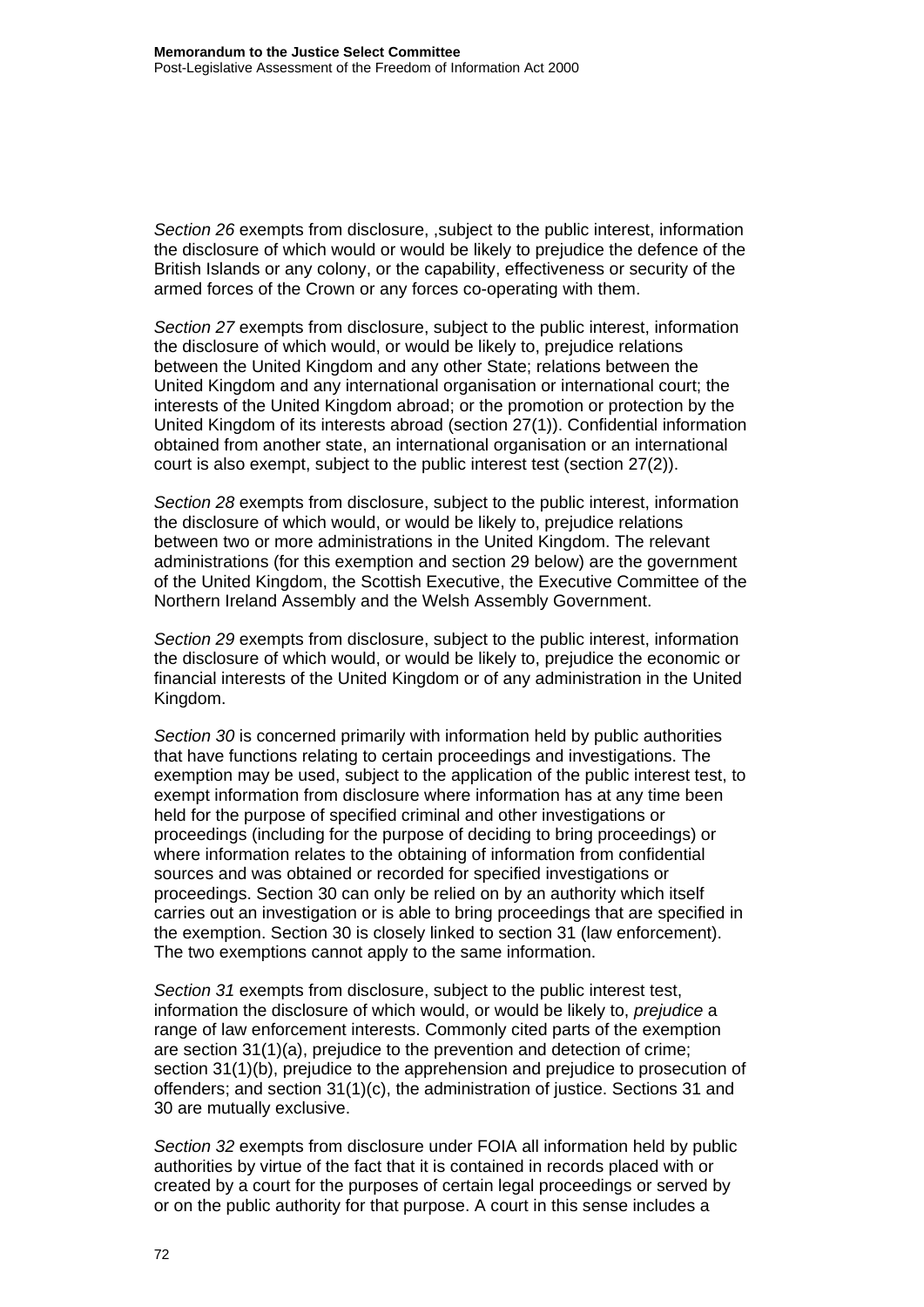*Section 26* exempts from disclosure, ,subject to the public interest, information the disclosure of which would or would be likely to prejudice the defence of the British Islands or any colony, or the capability, effectiveness or security of the armed forces of the Crown or any forces co-operating with them.

*Section 27* exempts from disclosure, subject to the public interest, information the disclosure of which would, or would be likely to, prejudice relations between the United Kingdom and any other State; relations between the United Kingdom and any international organisation or international court; the interests of the United Kingdom abroad; or the promotion or protection by the United Kingdom of its interests abroad (section 27(1)). Confidential information obtained from another state, an international organisation or an international court is also exempt, subject to the public interest test (section 27(2)).

*Section 28* exempts from disclosure, subject to the public interest, information the disclosure of which would, or would be likely to, prejudice relations between two or more administrations in the United Kingdom. The relevant administrations (for this exemption and section 29 below) are the government of the United Kingdom, the Scottish Executive, the Executive Committee of the Northern Ireland Assembly and the Welsh Assembly Government.

*Section 29* exempts from disclosure, subject to the public interest, information the disclosure of which would, or would be likely to, prejudice the economic or financial interests of the United Kingdom or of any administration in the United Kingdom.

*Section 30* is concerned primarily with information held by public authorities that have functions relating to certain proceedings and investigations. The exemption may be used, subject to the application of the public interest test, to exempt information from disclosure where information has at any time been held for the purpose of specified criminal and other investigations or proceedings (including for the purpose of deciding to bring proceedings) or where information relates to the obtaining of information from confidential sources and was obtained or recorded for specified investigations or proceedings. Section 30 can only be relied on by an authority which itself carries out an investigation or is able to bring proceedings that are specified in the exemption. Section 30 is closely linked to section 31 (law enforcement). The two exemptions cannot apply to the same information.

*Section 31* exempts from disclosure, subject to the public interest test, information the disclosure of which would, or would be likely to, *prejudice* a range of law enforcement interests. Commonly cited parts of the exemption are section 31(1)(a), prejudice to the prevention and detection of crime; section 31(1)(b), prejudice to the apprehension and prejudice to prosecution of offenders; and section 31(1)(c), the administration of justice. Sections 31 and 30 are mutually exclusive.

*Section 32* exempts from disclosure under FOIA all information held by public authorities by virtue of the fact that it is contained in records placed with or created by a court for the purposes of certain legal proceedings or served by or on the public authority for that purpose. A court in this sense includes a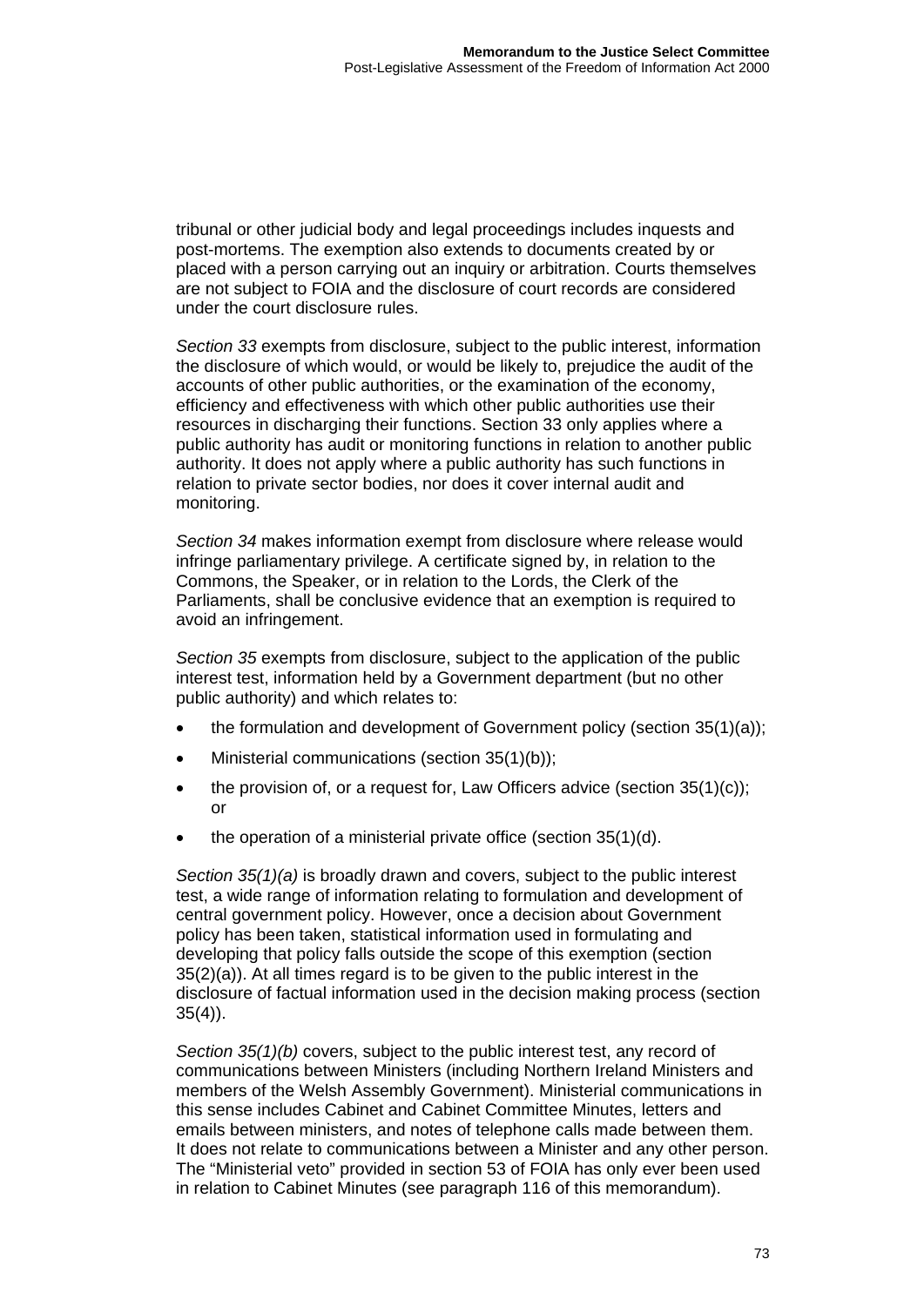tribunal or other judicial body and legal proceedings includes inquests and post-mortems. The exemption also extends to documents created by or placed with a person carrying out an inquiry or arbitration. Courts themselves are not subject to FOIA and the disclosure of court records are considered under the court disclosure rules.

*Section 33* exempts from disclosure, subject to the public interest, information the disclosure of which would, or would be likely to, prejudice the audit of the accounts of other public authorities, or the examination of the economy, efficiency and effectiveness with which other public authorities use their resources in discharging their functions. Section 33 only applies where a public authority has audit or monitoring functions in relation to another public authority. It does not apply where a public authority has such functions in relation to private sector bodies, nor does it cover internal audit and monitoring.

*Section 34* makes information exempt from disclosure where release would infringe parliamentary privilege. A certificate signed by, in relation to the Commons, the Speaker, or in relation to the Lords, the Clerk of the Parliaments, shall be conclusive evidence that an exemption is required to avoid an infringement.

*Section 35* exempts from disclosure, subject to the application of the public interest test, information held by a Government department (but no other public authority) and which relates to:

- the formulation and development of Government policy (section 35(1)(a));
- Ministerial communications (section 35(1)(b));
- the provision of, or a request for, Law Officers advice (section 35(1)(c)); or
- the operation of a ministerial private office (section 35(1)(d).

*Section 35(1)(a)* is broadly drawn and covers, subject to the public interest test, a wide range of information relating to formulation and development of central government policy. However, once a decision about Government policy has been taken, statistical information used in formulating and developing that policy falls outside the scope of this exemption (section 35(2)(a)). At all times regard is to be given to the public interest in the disclosure of factual information used in the decision making process (section 35(4)).

*Section 35(1)(b)* covers, subject to the public interest test, any record of communications between Ministers (including Northern Ireland Ministers and members of the Welsh Assembly Government). Ministerial communications in this sense includes Cabinet and Cabinet Committee Minutes, letters and emails between ministers, and notes of telephone calls made between them. It does not relate to communications between a Minister and any other person. The "Ministerial veto" provided in section 53 of FOIA has only ever been used in relation to Cabinet Minutes (see paragraph 116 of this memorandum).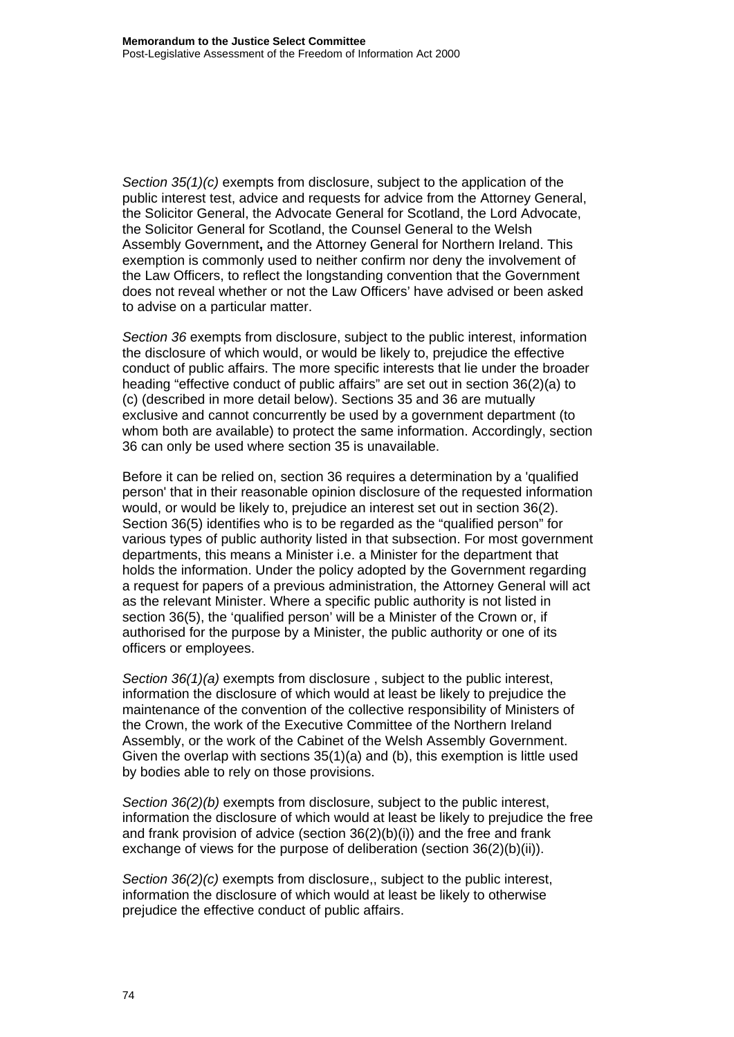*Section 35(1)(c)* exempts from disclosure, subject to the application of the public interest test, advice and requests for advice from the Attorney General, the Solicitor General, the Advocate General for Scotland, the Lord Advocate, the Solicitor General for Scotland, the Counsel General to the Welsh Assembly Government**,** and the Attorney General for Northern Ireland. This exemption is commonly used to neither confirm nor deny the involvement of the Law Officers, to reflect the longstanding convention that the Government does not reveal whether or not the Law Officers' have advised or been asked to advise on a particular matter.

*Section 36* exempts from disclosure, subject to the public interest, information the disclosure of which would, or would be likely to, prejudice the effective conduct of public affairs. The more specific interests that lie under the broader heading "effective conduct of public affairs" are set out in section 36(2)(a) to (c) (described in more detail below). Sections 35 and 36 are mutually exclusive and cannot concurrently be used by a government department (to whom both are available) to protect the same information. Accordingly, section 36 can only be used where section 35 is unavailable.

Before it can be relied on, section 36 requires a determination by a 'qualified person' that in their reasonable opinion disclosure of the requested information would, or would be likely to, prejudice an interest set out in section 36(2). Section 36(5) identifies who is to be regarded as the "qualified person" for various types of public authority listed in that subsection. For most government departments, this means a Minister i.e. a Minister for the department that holds the information. Under the policy adopted by the Government regarding a request for papers of a previous administration, the Attorney General will act as the relevant Minister. Where a specific public authority is not listed in section 36(5), the 'qualified person' will be a Minister of the Crown or, if authorised for the purpose by a Minister, the public authority or one of its officers or employees.

*Section 36(1)(a)* exempts from disclosure , subject to the public interest, information the disclosure of which would at least be likely to prejudice the maintenance of the convention of the collective responsibility of Ministers of the Crown, the work of the Executive Committee of the Northern Ireland Assembly, or the work of the Cabinet of the Welsh Assembly Government. Given the overlap with sections 35(1)(a) and (b), this exemption is little used by bodies able to rely on those provisions.

*Section 36(2)(b)* exempts from disclosure, subject to the public interest, information the disclosure of which would at least be likely to prejudice the free and frank provision of advice (section 36(2)(b)(i)) and the free and frank exchange of views for the purpose of deliberation (section 36(2)(b)(ii)).

*Section 36(2)(c)* exempts from disclosure,, subject to the public interest, information the disclosure of which would at least be likely to otherwise prejudice the effective conduct of public affairs.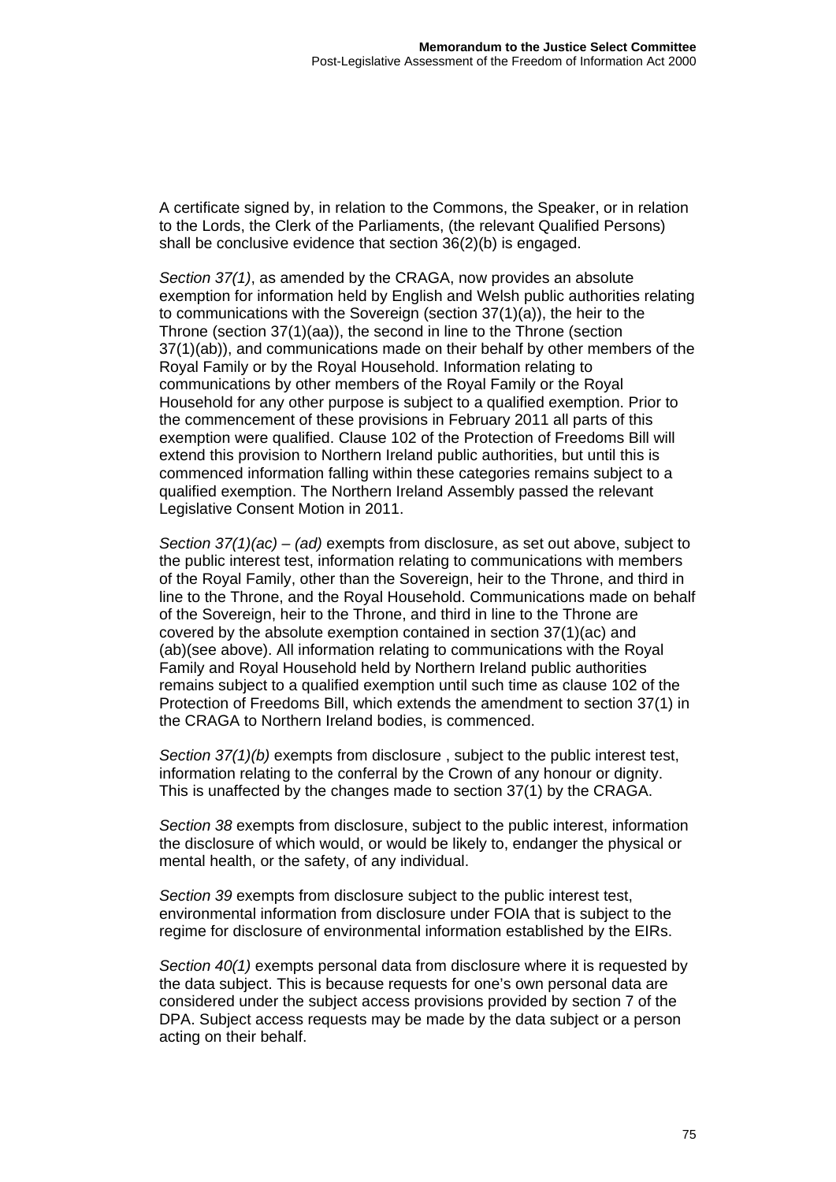A certificate signed by, in relation to the Commons, the Speaker, or in relation to the Lords, the Clerk of the Parliaments, (the relevant Qualified Persons) shall be conclusive evidence that section 36(2)(b) is engaged.

*Section 37(1)*, as amended by the CRAGA, now provides an absolute exemption for information held by English and Welsh public authorities relating to communications with the Sovereign (section 37(1)(a)), the heir to the Throne (section 37(1)(aa)), the second in line to the Throne (section 37(1)(ab)), and communications made on their behalf by other members of the Royal Family or by the Royal Household. Information relating to communications by other members of the Royal Family or the Royal Household for any other purpose is subject to a qualified exemption. Prior to the commencement of these provisions in February 2011 all parts of this exemption were qualified. Clause 102 of the Protection of Freedoms Bill will extend this provision to Northern Ireland public authorities, but until this is commenced information falling within these categories remains subject to a qualified exemption. The Northern Ireland Assembly passed the relevant Legislative Consent Motion in 2011.

*Section 37(1)(ac) – (ad)* exempts from disclosure, as set out above, subject to the public interest test, information relating to communications with members of the Royal Family, other than the Sovereign, heir to the Throne, and third in line to the Throne, and the Royal Household. Communications made on behalf of the Sovereign, heir to the Throne, and third in line to the Throne are covered by the absolute exemption contained in section 37(1)(ac) and (ab)(see above). All information relating to communications with the Royal Family and Royal Household held by Northern Ireland public authorities remains subject to a qualified exemption until such time as clause 102 of the Protection of Freedoms Bill, which extends the amendment to section 37(1) in the CRAGA to Northern Ireland bodies, is commenced.

*Section 37(1)(b)* exempts from disclosure , subject to the public interest test, information relating to the conferral by the Crown of any honour or dignity. This is unaffected by the changes made to section 37(1) by the CRAGA.

*Section 38* exempts from disclosure, subject to the public interest, information the disclosure of which would, or would be likely to, endanger the physical or mental health, or the safety, of any individual.

*Section 39* exempts from disclosure subject to the public interest test, environmental information from disclosure under FOIA that is subject to the regime for disclosure of environmental information established by the EIRs.

*Section 40(1)* exempts personal data from disclosure where it is requested by the data subject. This is because requests for one's own personal data are considered under the subject access provisions provided by section 7 of the DPA. Subject access requests may be made by the data subject or a person acting on their behalf.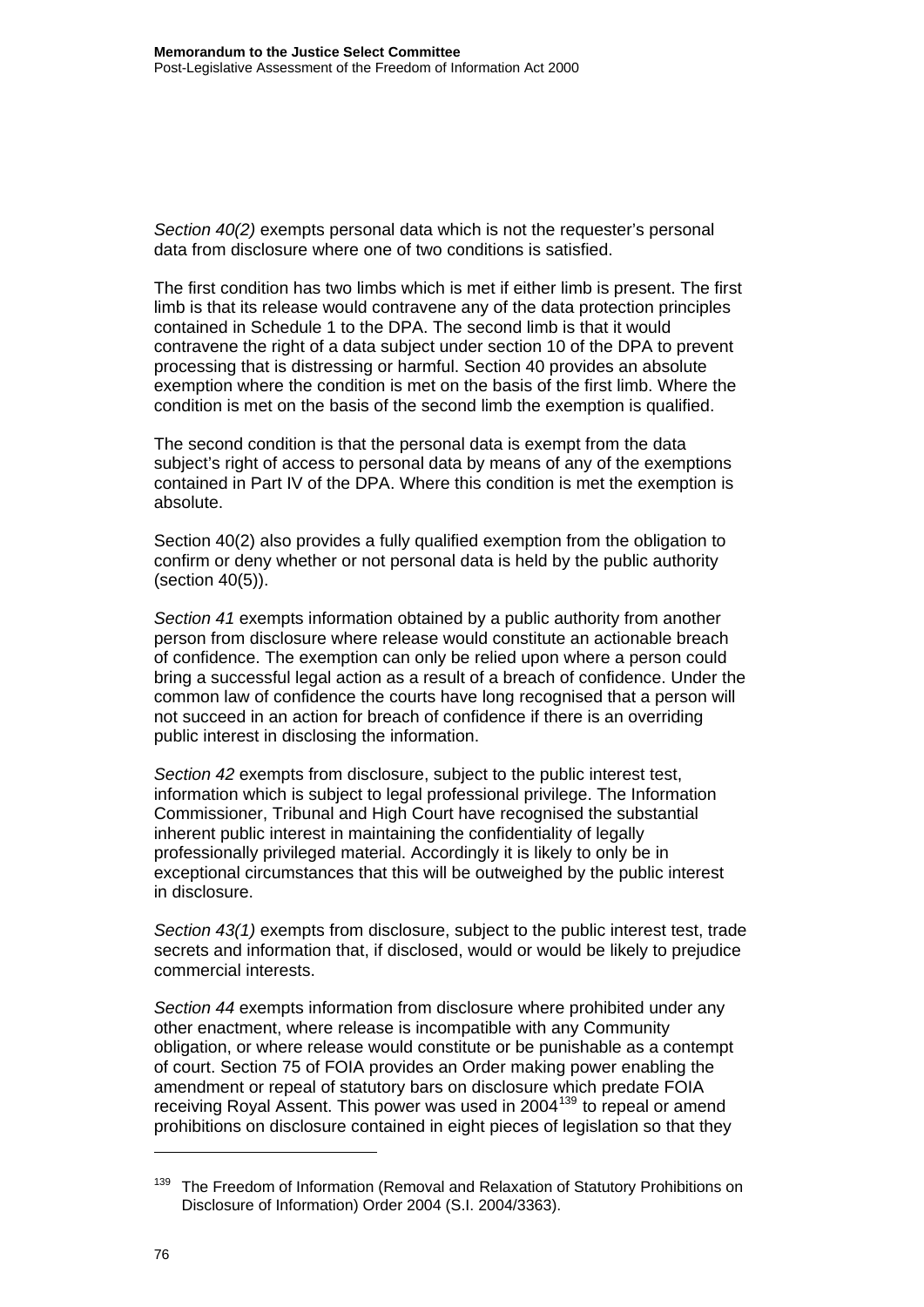*Section 40(2)* exempts personal data which is not the requester's personal data from disclosure where one of two conditions is satisfied.

The first condition has two limbs which is met if either limb is present. The first limb is that its release would contravene any of the data protection principles contained in Schedule 1 to the DPA. The second limb is that it would contravene the right of a data subject under section 10 of the DPA to prevent processing that is distressing or harmful. Section 40 provides an absolute exemption where the condition is met on the basis of the first limb. Where the condition is met on the basis of the second limb the exemption is qualified.

The second condition is that the personal data is exempt from the data subject's right of access to personal data by means of any of the exemptions contained in Part IV of the DPA. Where this condition is met the exemption is absolute.

Section 40(2) also provides a fully qualified exemption from the obligation to confirm or deny whether or not personal data is held by the public authority (section 40(5)).

*Section 41* exempts information obtained by a public authority from another person from disclosure where release would constitute an actionable breach of confidence. The exemption can only be relied upon where a person could bring a successful legal action as a result of a breach of confidence. Under the common law of confidence the courts have long recognised that a person will not succeed in an action for breach of confidence if there is an overriding public interest in disclosing the information.

*Section 42* exempts from disclosure, subject to the public interest test, information which is subject to legal professional privilege. The Information Commissioner, Tribunal and High Court have recognised the substantial inherent public interest in maintaining the confidentiality of legally professionally privileged material. Accordingly it is likely to only be in exceptional circumstances that this will be outweighed by the public interest in disclosure.

*Section 43(1)* exempts from disclosure, subject to the public interest test, trade secrets and information that, if disclosed, would or would be likely to prejudice commercial interests.

*Section 44* exempts information from disclosure where prohibited under any other enactment, where release is incompatible with any Community obligation, or where release would constitute or be punishable as a contempt of court. Section 75 of FOIA provides an Order making power enabling the amendment or repeal of statutory bars on disclosure which predate FOIA receiving Royal Assent. This power was used in 2004[139] to repeal or amend prohibitions on disclosure contained in eight pieces of legislation so that they

[139] The Freedom of Information (Removal and Relaxation of Statutory Prohibitions on Disclosure of Information) Order 2004 (S.I. 2004/3363).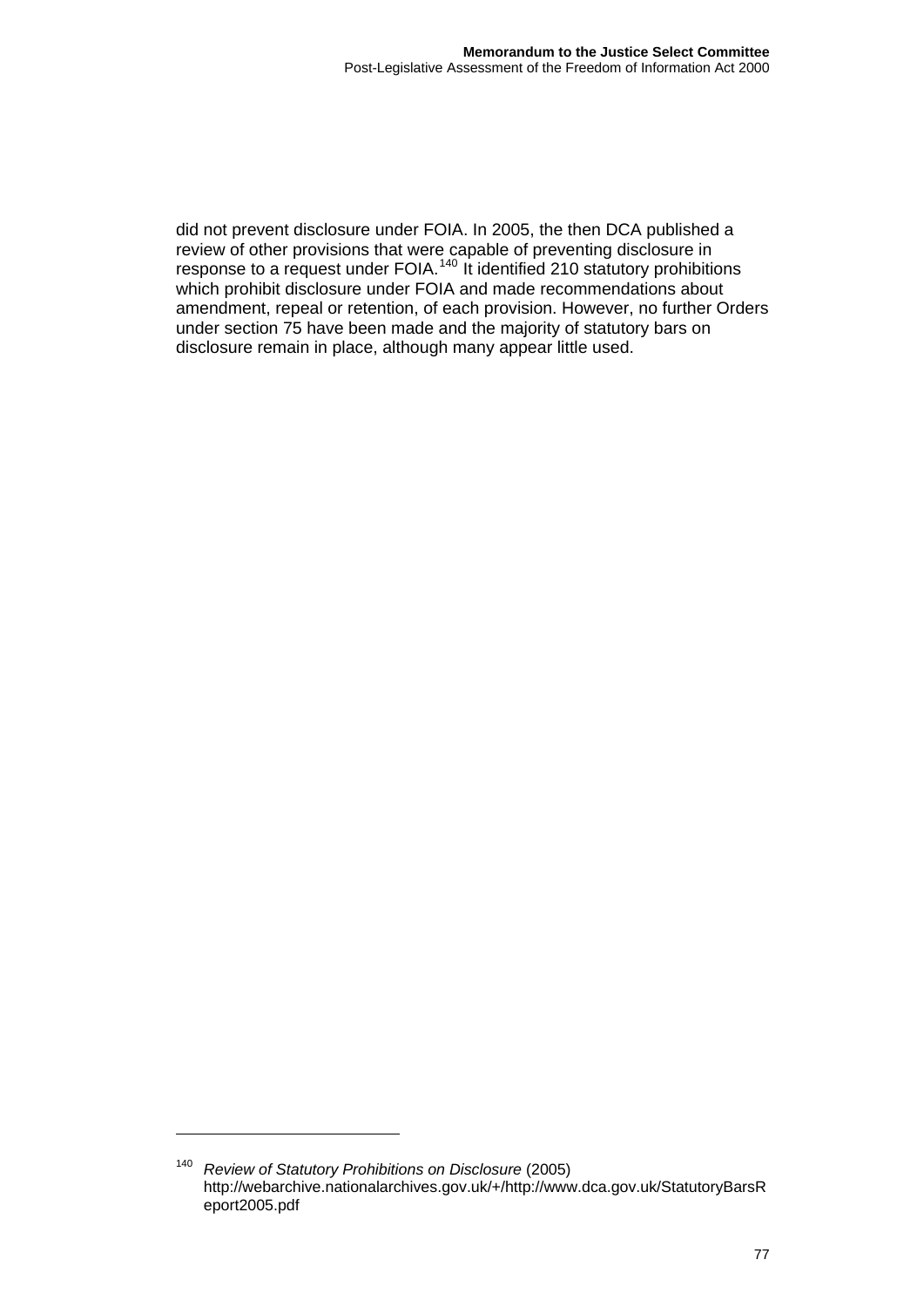did not prevent disclosure under FOIA. In 2005, the then DCA published a review of other provisions that were capable of preventing disclosure in response to a request under FOIA.[140] It identified 210 statutory prohibitions which prohibit disclosure under FOIA and made recommendations about amendment, repeal or retention, of each provision. However, no further Orders under section 75 have been made and the majority of statutory bars on disclosure remain in place, although many appear little used.

[140] *Review of Statutory Prohibitions on Disclosure* (2005) http://webarchive.nationalarchives.gov.uk/+/http://www.dca.gov.uk/StatutoryBarsReport2005.pdf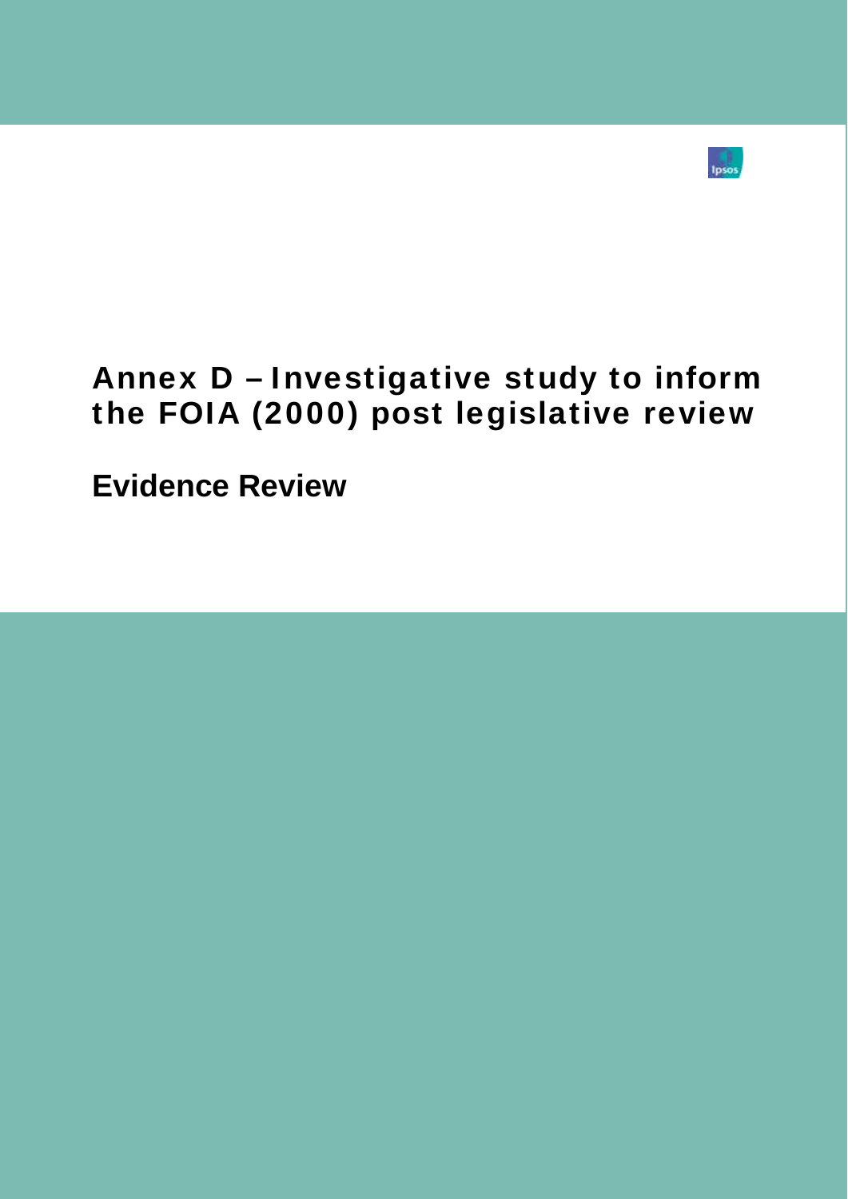# Annex D – Investigative study to inform the FOIA (2000) post legislative review

## Evidence Review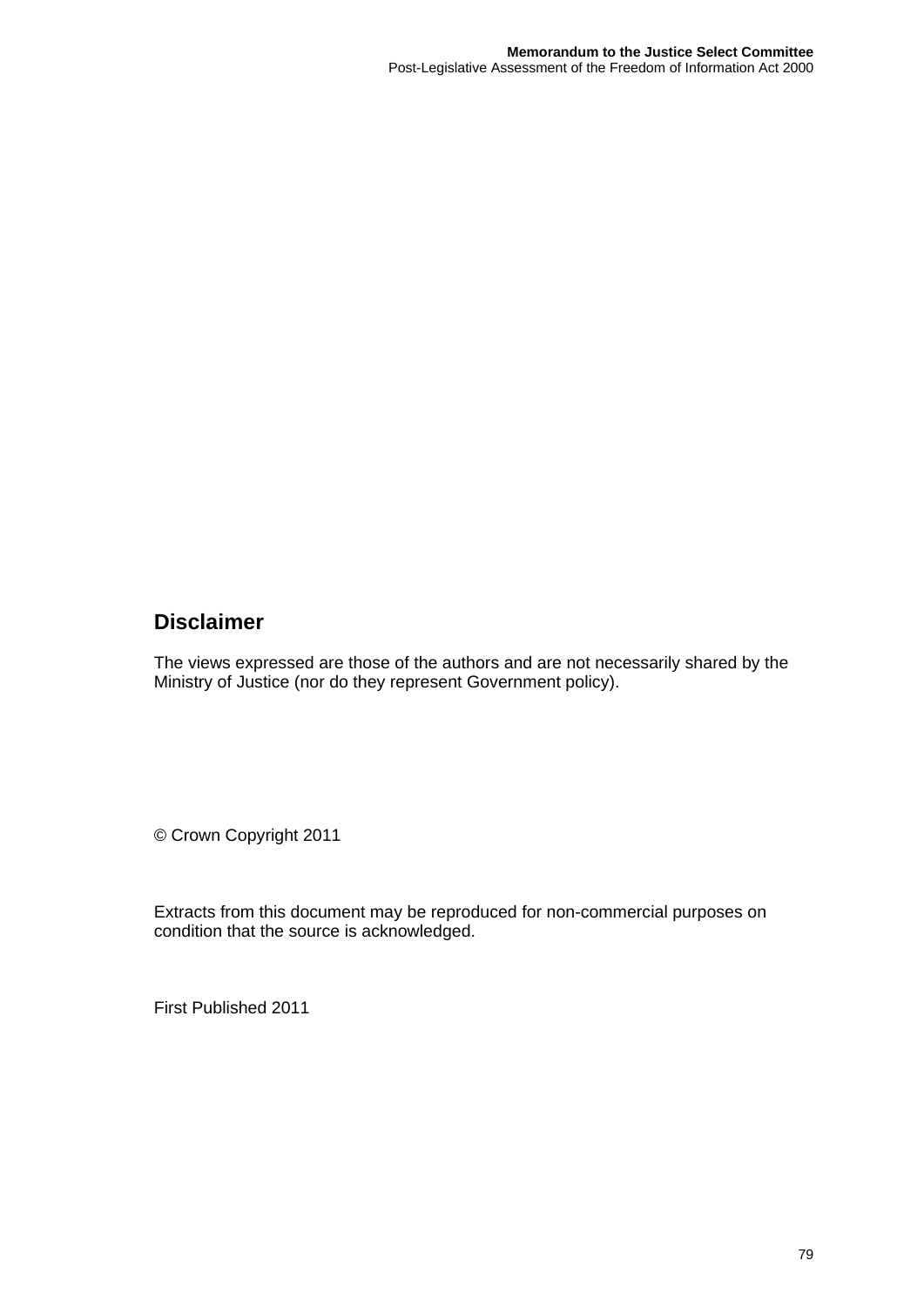## Disclaimer

The views expressed are those of the authors and are not necessarily shared by the Ministry of Justice (nor do they represent Government policy).

© Crown Copyright 2011

Extracts from this document may be reproduced for non-commercial purposes on condition that the source is acknowledged.

First Published 2011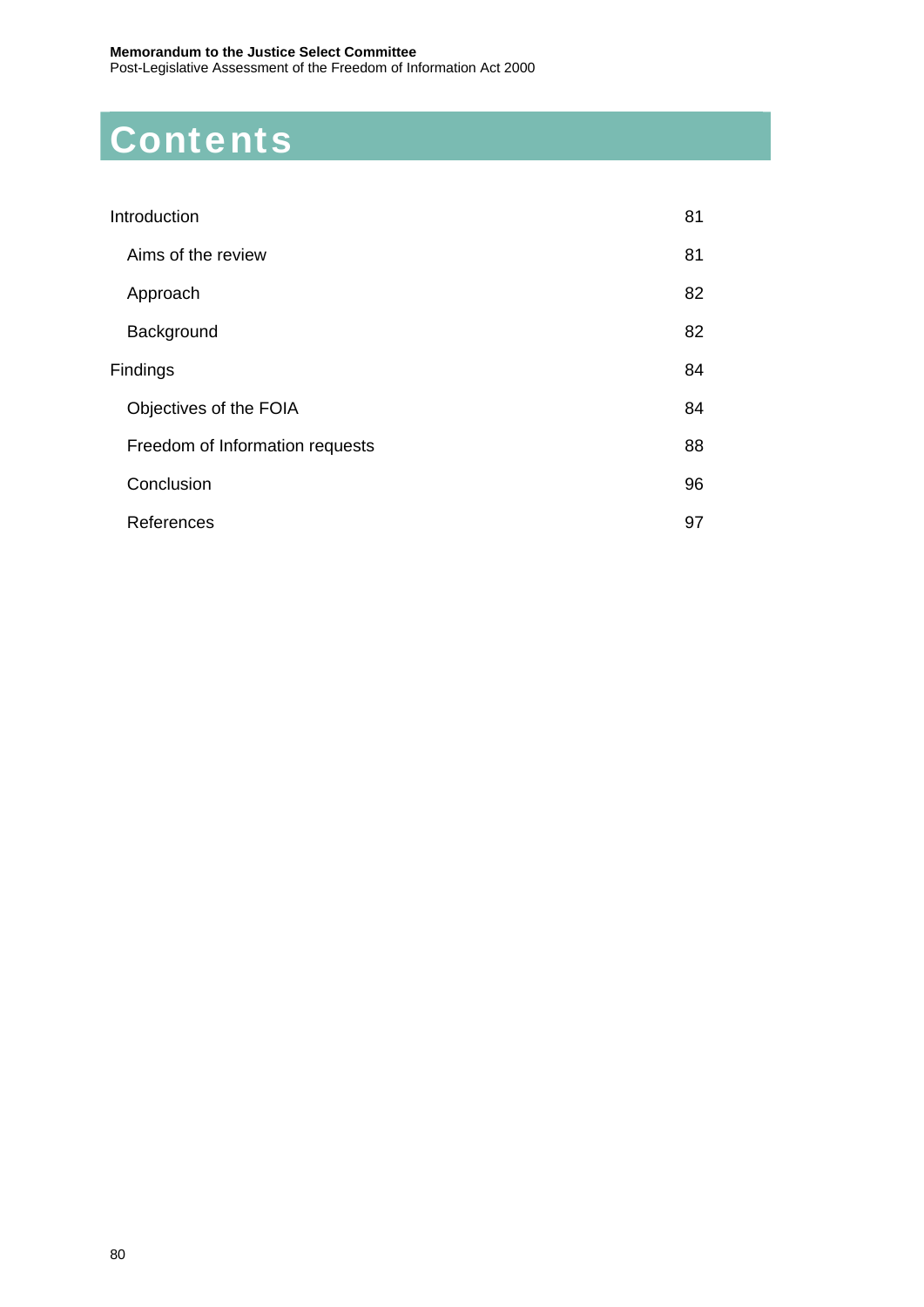# Contents

| | |
|---|---|
| Introduction | 81 |
| Aims of the review | 81 |
| Approach | 82 |
| Background | 82 |
| Findings | 84 |
| Objectives of the FOIA | 84 |
| Freedom of Information requests | 88 |
| Conclusion | 96 |
| References | 97 |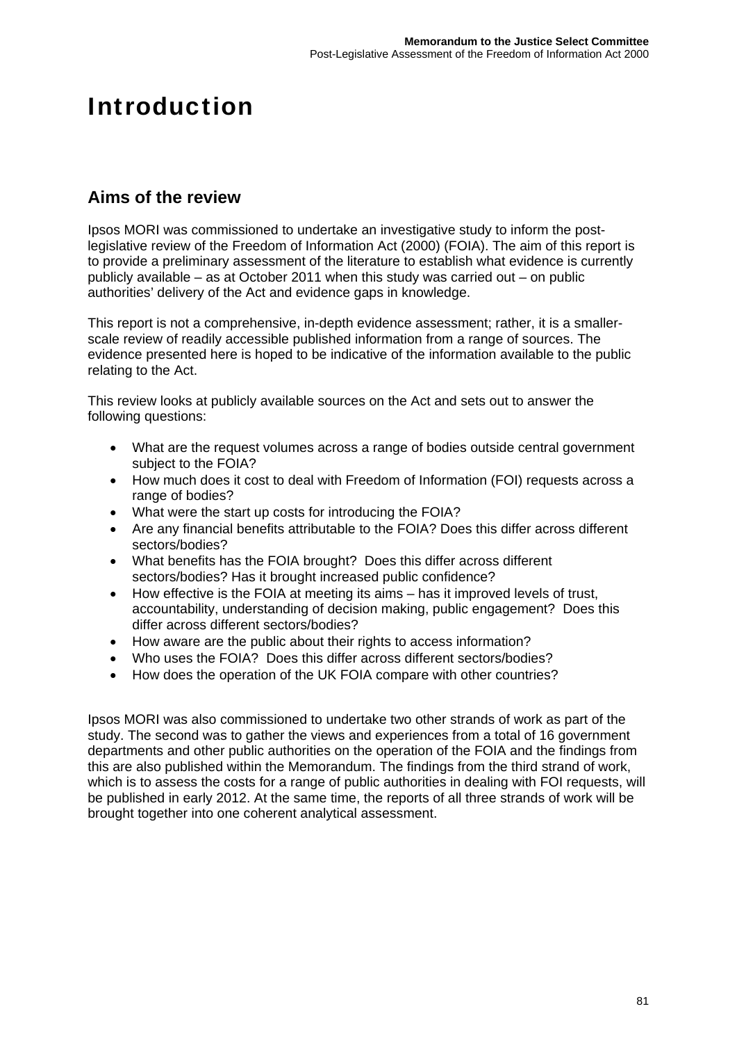# Introduction

## Aims of the review

Ipsos MORI was commissioned to undertake an investigative study to inform the post-legislative review of the Freedom of Information Act (2000) (FOIA). The aim of this report is to provide a preliminary assessment of the literature to establish what evidence is currently publicly available – as at October 2011 when this study was carried out – on public authorities' delivery of the Act and evidence gaps in knowledge.

This report is not a comprehensive, in-depth evidence assessment; rather, it is a smaller-scale review of readily accessible published information from a range of sources. The evidence presented here is hoped to be indicative of the information available to the public relating to the Act.

This review looks at publicly available sources on the Act and sets out to answer the following questions:

- What are the request volumes across a range of bodies outside central government subject to the FOIA?
- How much does it cost to deal with Freedom of Information (FOI) requests across a range of bodies?
- What were the start up costs for introducing the FOIA?
- Are any financial benefits attributable to the FOIA? Does this differ across different sectors/bodies?
- What benefits has the FOIA brought? Does this differ across different sectors/bodies? Has it brought increased public confidence?
- How effective is the FOIA at meeting its aims – has it improved levels of trust, accountability, understanding of decision making, public engagement? Does this differ across different sectors/bodies?
- How aware are the public about their rights to access information?
- Who uses the FOIA? Does this differ across different sectors/bodies?
- How does the operation of the UK FOIA compare with other countries?

Ipsos MORI was also commissioned to undertake two other strands of work as part of the study. The second was to gather the views and experiences from a total of 16 government departments and other public authorities on the operation of the FOIA and the findings from this are also published within the Memorandum. The findings from the third strand of work, which is to assess the costs for a range of public authorities in dealing with FOI requests, will be published in early 2012. At the same time, the reports of all three strands of work will be brought together into one coherent analytical assessment.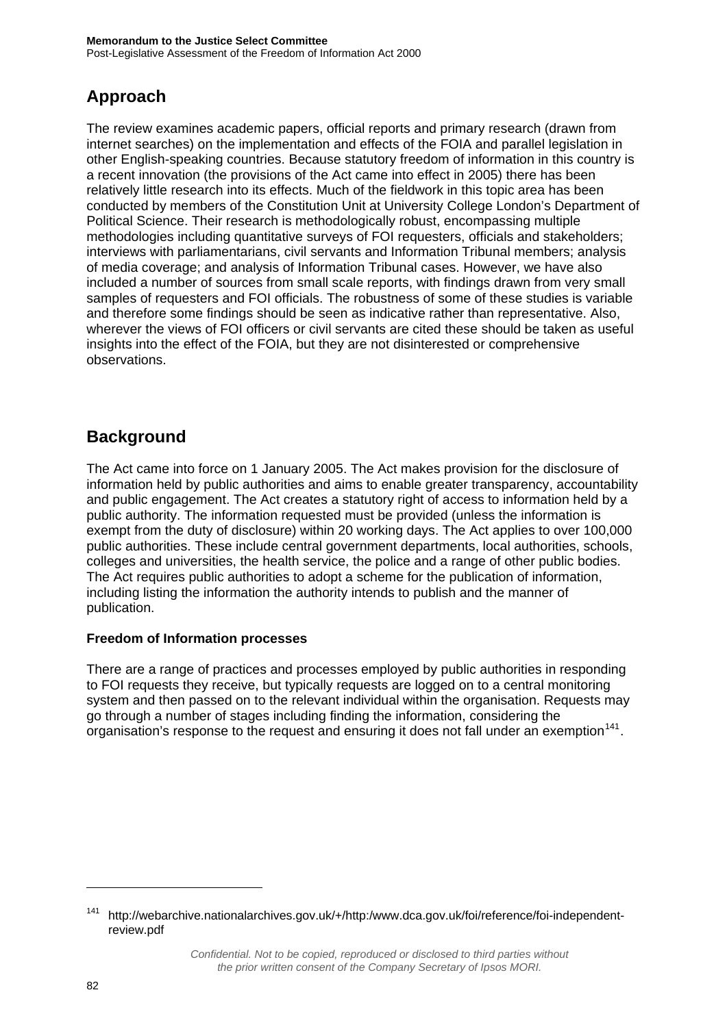## Approach

The review examines academic papers, official reports and primary research (drawn from internet searches) on the implementation and effects of the FOIA and parallel legislation in other English-speaking countries. Because statutory freedom of information in this country is a recent innovation (the provisions of the Act came into effect in 2005) there has been relatively little research into its effects. Much of the fieldwork in this topic area has been conducted by members of the Constitution Unit at University College London's Department of Political Science. Their research is methodologically robust, encompassing multiple methodologies including quantitative surveys of FOI requesters, officials and stakeholders; interviews with parliamentarians, civil servants and Information Tribunal members; analysis of media coverage; and analysis of Information Tribunal cases. However, we have also included a number of sources from small scale reports, with findings drawn from very small samples of requesters and FOI officials. The robustness of some of these studies is variable and therefore some findings should be seen as indicative rather than representative. Also, wherever the views of FOI officers or civil servants are cited these should be taken as useful insights into the effect of the FOIA, but they are not disinterested or comprehensive observations.

## Background

The Act came into force on 1 January 2005. The Act makes provision for the disclosure of information held by public authorities and aims to enable greater transparency, accountability and public engagement. The Act creates a statutory right of access to information held by a public authority. The information requested must be provided (unless the information is exempt from the duty of disclosure) within 20 working days. The Act applies to over 100,000 public authorities. These include central government departments, local authorities, schools, colleges and universities, the health service, the police and a range of other public bodies. The Act requires public authorities to adopt a scheme for the publication of information, including listing the information the authority intends to publish and the manner of publication.

### Freedom of Information processes

There are a range of practices and processes employed by public authorities in responding to FOI requests they receive, but typically requests are logged on to a central monitoring system and then passed on to the relevant individual within the organisation. Requests may go through a number of stages including finding the information, considering the organisation's response to the request and ensuring it does not fall under an exemption[141].

---

[141] http://webarchive.nationalarchives.gov.uk/+/http:/www.dca.gov.uk/foi/reference/foi-independent-review.pdf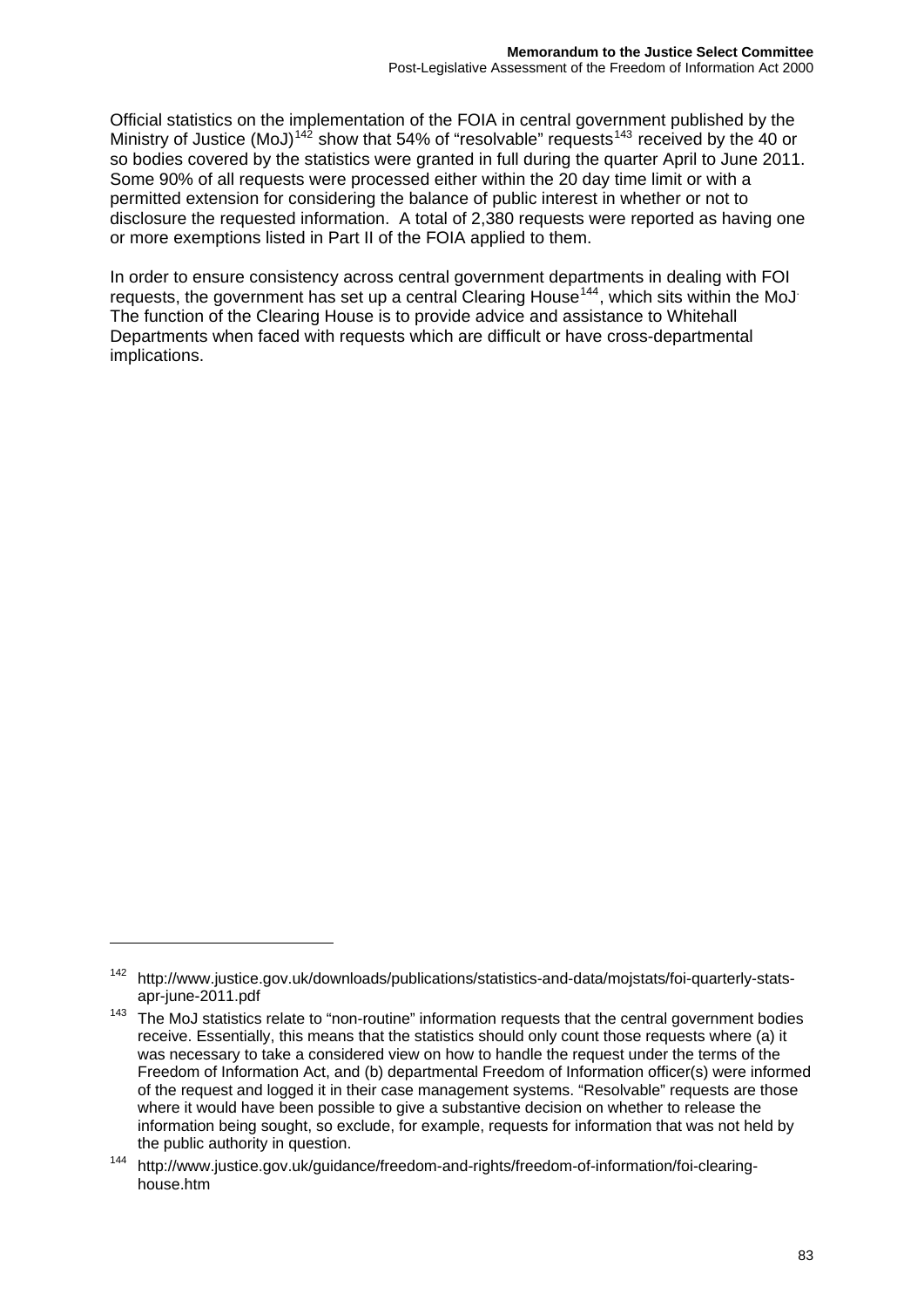Official statistics on the implementation of the FOIA in central government published by the Ministry of Justice (MoJ)[142] show that 54% of "resolvable" requests[143] received by the 40 or so bodies covered by the statistics were granted in full during the quarter April to June 2011. Some 90% of all requests were processed either within the 20 day time limit or with a permitted extension for considering the balance of public interest in whether or not to disclosure the requested information. A total of 2,380 requests were reported as having one or more exemptions listed in Part II of the FOIA applied to them.

In order to ensure consistency across central government departments in dealing with FOI requests, the government has set up a central Clearing House[144], which sits within the MoJ. The function of the Clearing House is to provide advice and assistance to Whitehall Departments when faced with requests which are difficult or have cross-departmental implications.

---

[142] http://www.justice.gov.uk/downloads/publications/statistics-and-data/mojstats/foi-quarterly-stats-apr-june-2011.pdf

[143] The MoJ statistics relate to "non-routine" information requests that the central government bodies receive. Essentially, this means that the statistics should only count those requests where (a) it was necessary to take a considered view on how to handle the request under the terms of the Freedom of Information Act, and (b) departmental Freedom of Information officer(s) were informed of the request and logged it in their case management systems. "Resolvable" requests are those where it would have been possible to give a substantive decision on whether to release the information being sought, so exclude, for example, requests for information that was not held by the public authority in question.

[144] http://www.justice.gov.uk/guidance/freedom-and-rights/freedom-of-information/foi-clearing-house.htm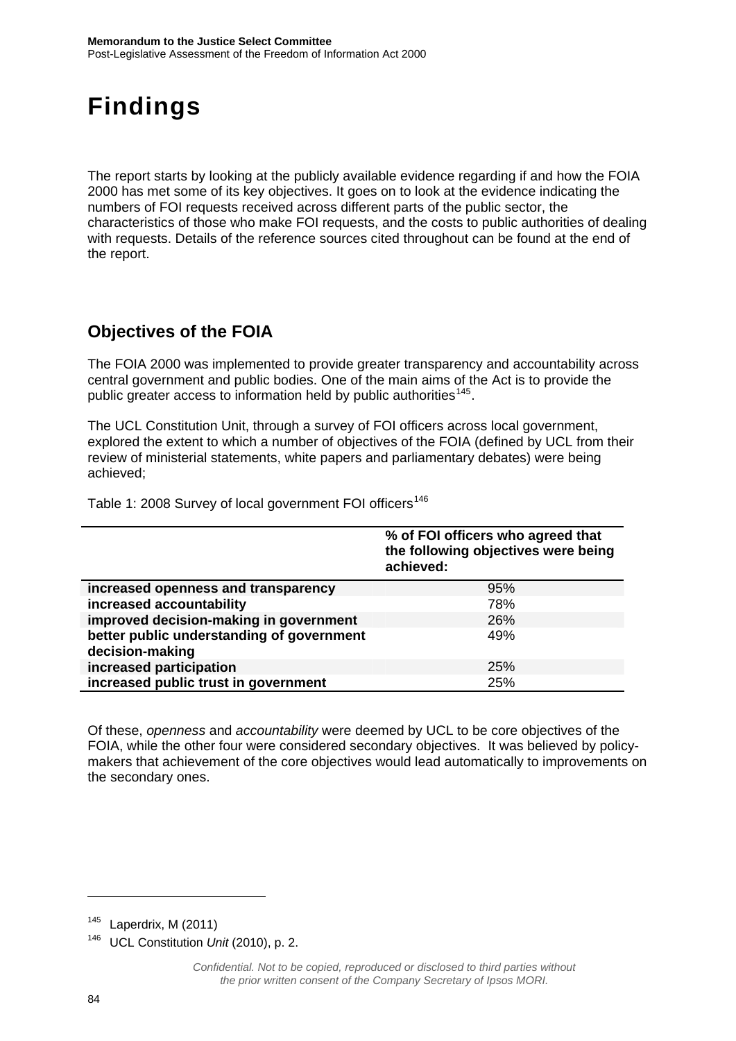# Findings

The report starts by looking at the publicly available evidence regarding if and how the FOIA 2000 has met some of its key objectives. It goes on to look at the evidence indicating the numbers of FOI requests received across different parts of the public sector, the characteristics of those who make FOI requests, and the costs to public authorities of dealing with requests. Details of the reference sources cited throughout can be found at the end of the report.

## Objectives of the FOIA

The FOIA 2000 was implemented to provide greater transparency and accountability across central government and public bodies. One of the main aims of the Act is to provide the public greater access to information held by public authorities[145].

The UCL Constitution Unit, through a survey of FOI officers across local government, explored the extent to which a number of objectives of the FOIA (defined by UCL from their review of ministerial statements, white papers and parliamentary debates) were being achieved;

Table 1: 2008 Survey of local government FOI officers[146]

| | **% of FOI officers who agreed that the following objectives were being achieved:** |
|---|---|
| **increased openness and transparency** | 95% |
| **increased accountability** | 78% |
| **improved decision-making in government** | 26% |
| **better public understanding of government decision-making** | 49% |
| **increased participation** | 25% |
| **increased public trust in government** | 25% |

Of these, *openness* and *accountability* were deemed by UCL to be core objectives of the FOIA, while the other four were considered secondary objectives. It was believed by policy-makers that achievement of the core objectives would lead automatically to improvements on the secondary ones.

[145] Laperdrix, M (2011)

[146] UCL Constitution *Unit* (2010), p. 2.

*Confidential. Not to be copied, reproduced or disclosed to third parties without the prior written consent of the Company Secretary of Ipsos MORI.*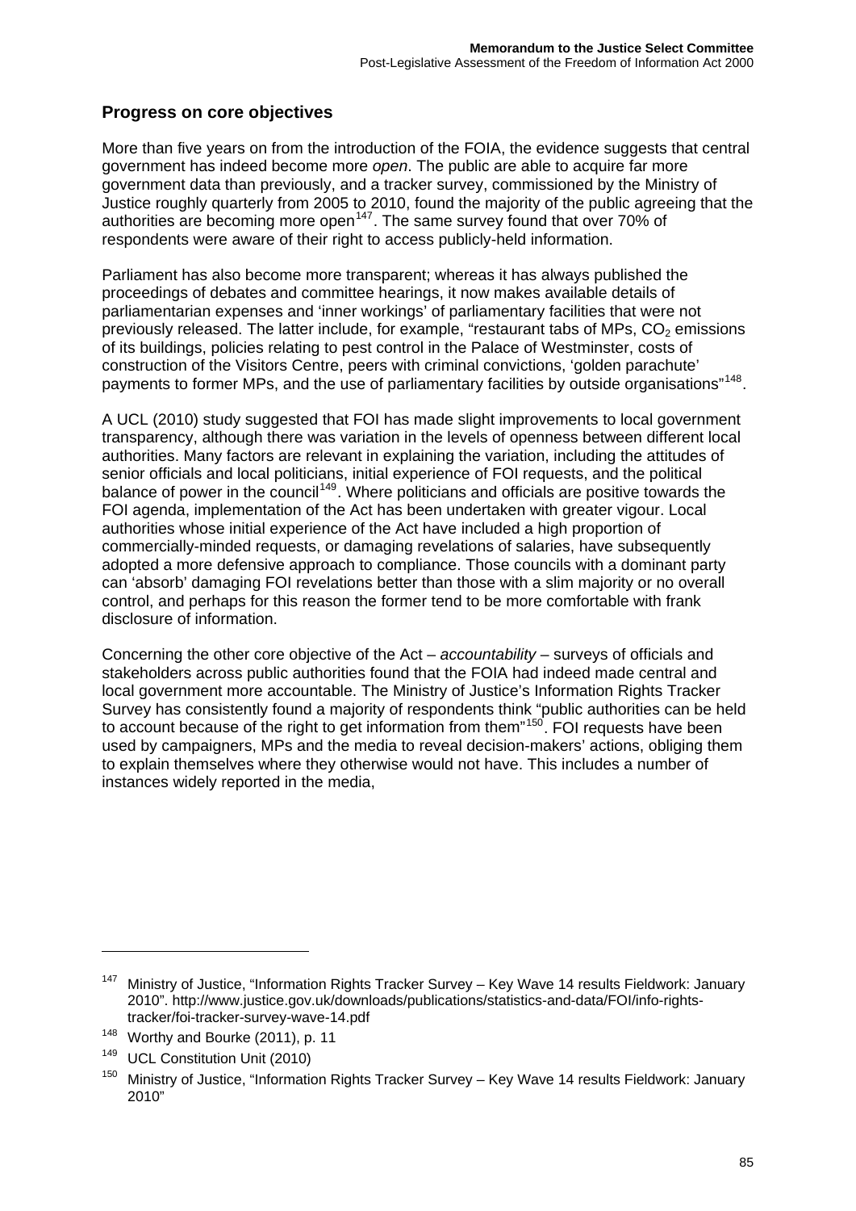## Progress on core objectives

More than five years on from the introduction of the FOIA, the evidence suggests that central government has indeed become more *open*. The public are able to acquire far more government data than previously, and a tracker survey, commissioned by the Ministry of Justice roughly quarterly from 2005 to 2010, found the majority of the public agreeing that the authorities are becoming more open[147]. The same survey found that over 70% of respondents were aware of their right to access publicly-held information.

Parliament has also become more transparent; whereas it has always published the proceedings of debates and committee hearings, it now makes available details of parliamentarian expenses and 'inner workings' of parliamentary facilities that were not previously released. The latter include, for example, "restaurant tabs of MPs, $CO_2$ emissions of its buildings, policies relating to pest control in the Palace of Westminster, costs of construction of the Visitors Centre, peers with criminal convictions, 'golden parachute' payments to former MPs, and the use of parliamentary facilities by outside organisations"[148].

A UCL (2010) study suggested that FOI has made slight improvements to local government transparency, although there was variation in the levels of openness between different local authorities. Many factors are relevant in explaining the variation, including the attitudes of senior officials and local politicians, initial experience of FOI requests, and the political balance of power in the council[149]. Where politicians and officials are positive towards the FOI agenda, implementation of the Act has been undertaken with greater vigour. Local authorities whose initial experience of the Act have included a high proportion of commercially-minded requests, or damaging revelations of salaries, have subsequently adopted a more defensive approach to compliance. Those councils with a dominant party can 'absorb' damaging FOI revelations better than those with a slim majority or no overall control, and perhaps for this reason the former tend to be more comfortable with frank disclosure of information.

Concerning the other core objective of the Act – *accountability* – surveys of officials and stakeholders across public authorities found that the FOIA had indeed made central and local government more accountable. The Ministry of Justice's Information Rights Tracker Survey has consistently found a majority of respondents think "public authorities can be held to account because of the right to get information from them"[150]. FOI requests have been used by campaigners, MPs and the media to reveal decision-makers' actions, obliging them to explain themselves where they otherwise would not have. This includes a number of instances widely reported in the media,

---

[147] Ministry of Justice, "Information Rights Tracker Survey – Key Wave 14 results Fieldwork: January 2010". http://www.justice.gov.uk/downloads/publications/statistics-and-data/FOI/info-rights-tracker/foi-tracker-survey-wave-14.pdf

[148] Worthy and Bourke (2011), p. 11

[149] UCL Constitution Unit (2010)

[150] Ministry of Justice, "Information Rights Tracker Survey – Key Wave 14 results Fieldwork: January 2010"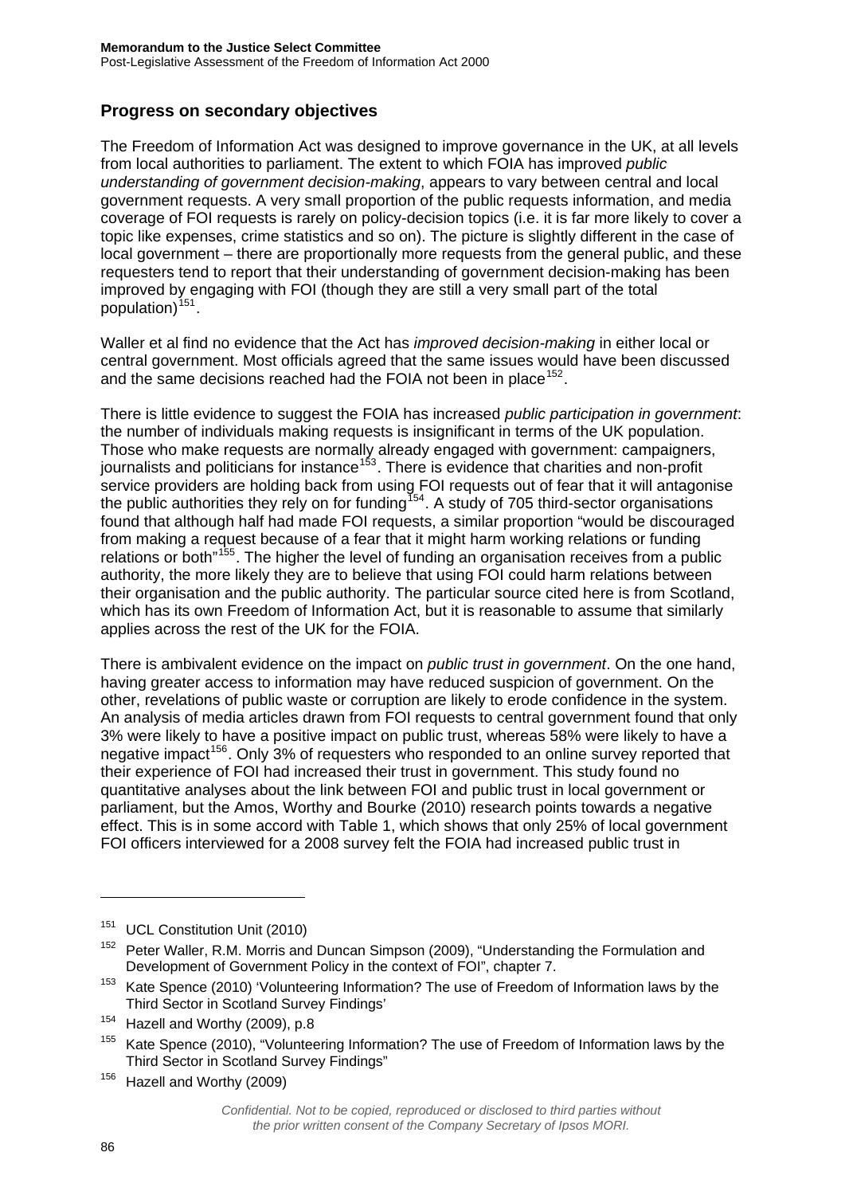## Progress on secondary objectives

The Freedom of Information Act was designed to improve governance in the UK, at all levels from local authorities to parliament. The extent to which FOIA has improved *public understanding of government decision-making*, appears to vary between central and local government requests. A very small proportion of the public requests information, and media coverage of FOI requests is rarely on policy-decision topics (i.e. it is far more likely to cover a topic like expenses, crime statistics and so on). The picture is slightly different in the case of local government – there are proportionally more requests from the general public, and these requesters tend to report that their understanding of government decision-making has been improved by engaging with FOI (though they are still a very small part of the total population)[151].

Waller et al find no evidence that the Act has *improved decision-making* in either local or central government. Most officials agreed that the same issues would have been discussed and the same decisions reached had the FOIA not been in place[152].

There is little evidence to suggest the FOIA has increased *public participation in government*: the number of individuals making requests is insignificant in terms of the UK population. Those who make requests are normally already engaged with government: campaigners, journalists and politicians for instance[153]. There is evidence that charities and non-profit service providers are holding back from using FOI requests out of fear that it will antagonise the public authorities they rely on for funding[154]. A study of 705 third-sector organisations found that although half had made FOI requests, a similar proportion "would be discouraged from making a request because of a fear that it might harm working relations or funding relations or both"[155]. The higher the level of funding an organisation receives from a public authority, the more likely they are to believe that using FOI could harm relations between their organisation and the public authority. The particular source cited here is from Scotland, which has its own Freedom of Information Act, but it is reasonable to assume that similarly applies across the rest of the UK for the FOIA.

There is ambivalent evidence on the impact on *public trust in government*. On the one hand, having greater access to information may have reduced suspicion of government. On the other, revelations of public waste or corruption are likely to erode confidence in the system. An analysis of media articles drawn from FOI requests to central government found that only 3% were likely to have a positive impact on public trust, whereas 58% were likely to have a negative impact[156]. Only 3% of requesters who responded to an online survey reported that their experience of FOI had increased their trust in government. This study found no quantitative analyses about the link between FOI and public trust in local government or parliament, but the Amos, Worthy and Bourke (2010) research points towards a negative effect. This is in some accord with Table 1, which shows that only 25% of local government FOI officers interviewed for a 2008 survey felt the FOIA had increased public trust in

---

[151] UCL Constitution Unit (2010)

[152] Peter Waller, R.M. Morris and Duncan Simpson (2009), "Understanding the Formulation and Development of Government Policy in the context of FOI", chapter 7.

[153] Kate Spence (2010) 'Volunteering Information? The use of Freedom of Information laws by the Third Sector in Scotland Survey Findings'

[154] Hazell and Worthy (2009), p.8

[155] Kate Spence (2010), "Volunteering Information? The use of Freedom of Information laws by the Third Sector in Scotland Survey Findings"

[156] Hazell and Worthy (2009)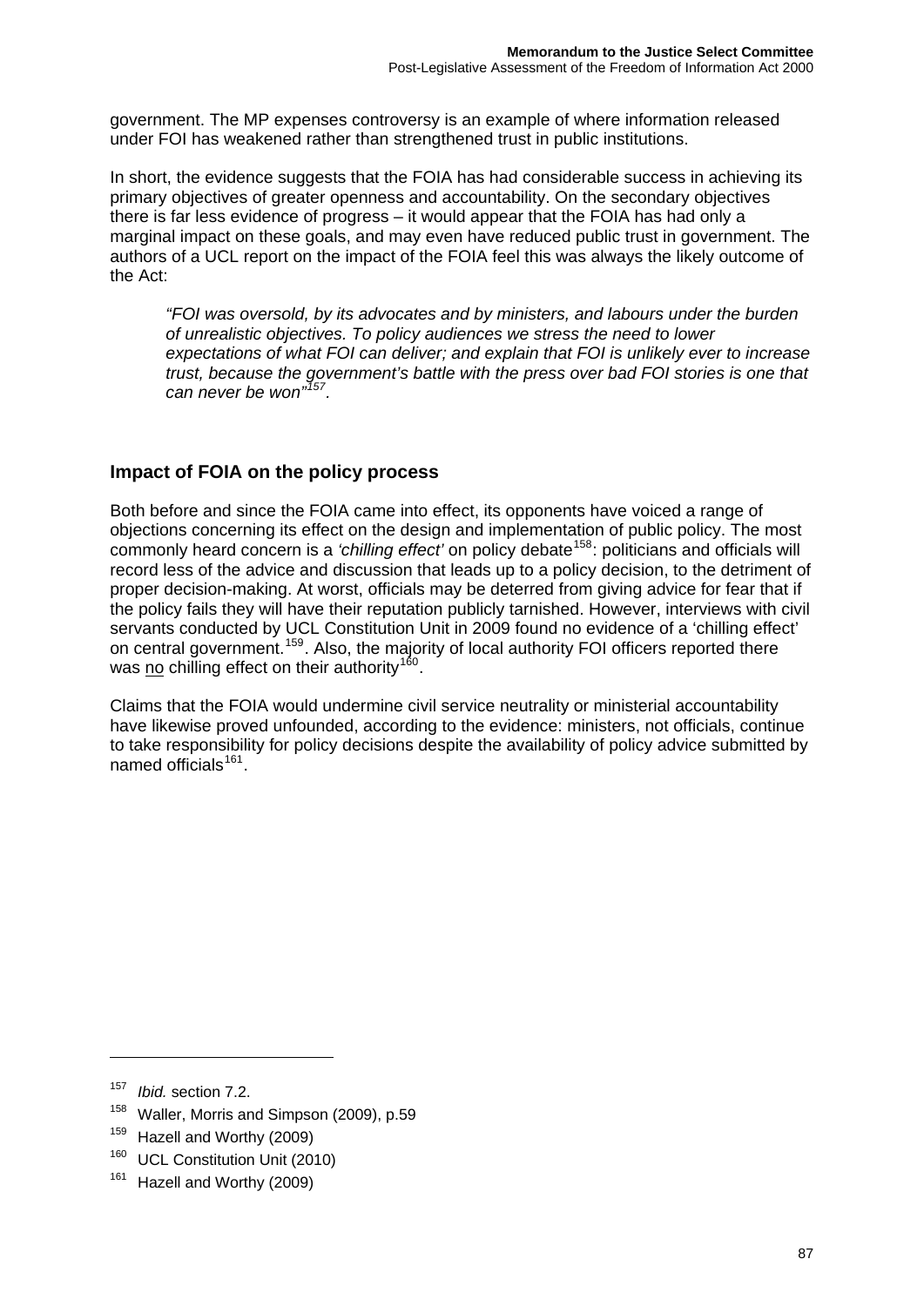government. The MP expenses controversy is an example of where information released under FOI has weakened rather than strengthened trust in public institutions.

In short, the evidence suggests that the FOIA has had considerable success in achieving its primary objectives of greater openness and accountability. On the secondary objectives there is far less evidence of progress – it would appear that the FOIA has had only a marginal impact on these goals, and may even have reduced public trust in government. The authors of a UCL report on the impact of the FOIA feel this was always the likely outcome of the Act:

> *"FOI was oversold, by its advocates and by ministers, and labours under the burden of unrealistic objectives. To policy audiences we stress the need to lower expectations of what FOI can deliver; and explain that FOI is unlikely ever to increase trust, because the government's battle with the press over bad FOI stories is one that can never be won"*[157].

## Impact of FOIA on the policy process

Both before and since the FOIA came into effect, its opponents have voiced a range of objections concerning its effect on the design and implementation of public policy. The most commonly heard concern is a *'chilling effect'* on policy debate[158]: politicians and officials will record less of the advice and discussion that leads up to a policy decision, to the detriment of proper decision-making. At worst, officials may be deterred from giving advice for fear that if the policy fails they will have their reputation publicly tarnished. However, interviews with civil servants conducted by UCL Constitution Unit in 2009 found no evidence of a 'chilling effect' on central government.[159]. Also, the majority of local authority FOI officers reported there was <u>no</u> chilling effect on their authority[160].

Claims that the FOIA would undermine civil service neutrality or ministerial accountability have likewise proved unfounded, according to the evidence: ministers, not officials, continue to take responsibility for policy decisions despite the availability of policy advice submitted by named officials[161].

---

[157] *Ibid.* section 7.2.

[158] Waller, Morris and Simpson (2009), p.59

[159] Hazell and Worthy (2009)

[160] UCL Constitution Unit (2010)

[161] Hazell and Worthy (2009)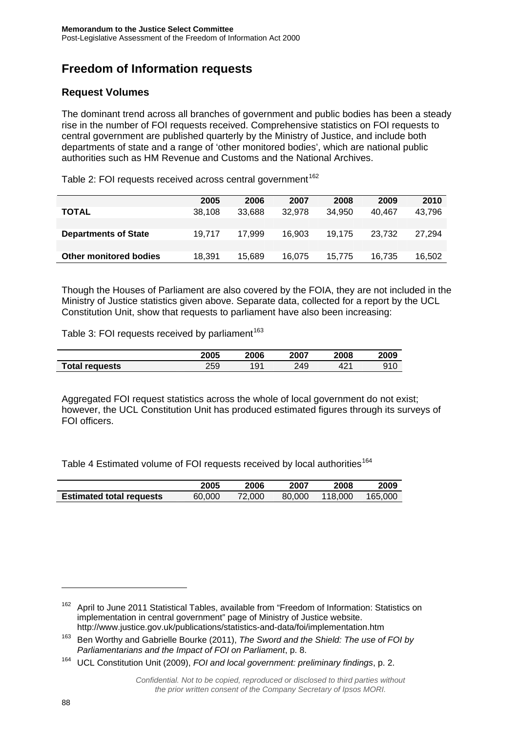## Freedom of Information requests

### Request Volumes

The dominant trend across all branches of government and public bodies has been a steady rise in the number of FOI requests received. Comprehensive statistics on FOI requests to central government are published quarterly by the Ministry of Justice, and include both departments of state and a range of 'other monitored bodies', which are national public authorities such as HM Revenue and Customs and the National Archives.

Table 2: FOI requests received across central government[162]

| | 2005 | 2006 | 2007 | 2008 | 2009 | 2010 |
|---|---|---|---|---|---|---|
| **TOTAL** | 38,108 | 33,688 | 32,978 | 34,950 | 40,467 | 43,796 |
| **Departments of State** | 19,717 | 17,999 | 16,903 | 19,175 | 23,732 | 27,294 |
| **Other monitored bodies** | 18,391 | 15,689 | 16,075 | 15,775 | 16,735 | 16,502 |

Though the Houses of Parliament are also covered by the FOIA, they are not included in the Ministry of Justice statistics given above. Separate data, collected for a report by the UCL Constitution Unit, show that requests to parliament have also been increasing:

Table 3: FOI requests received by parliament[163]

| | 2005 | 2006 | 2007 | 2008 | 2009 |
|---|---|---|---|---|---|
| **Total requests** | 259 | 191 | 249 | 421 | 910 |

Aggregated FOI request statistics across the whole of local government do not exist; however, the UCL Constitution Unit has produced estimated figures through its surveys of FOI officers.

Table 4 Estimated volume of FOI requests received by local authorities[164]

| | 2005 | 2006 | 2007 | 2008 | 2009 |
|---|---|---|---|---|---|
| **Estimated total requests** | 60,000 | 72,000 | 80,000 | 118,000 | 165,000 |

[162] April to June 2011 Statistical Tables, available from "Freedom of Information: Statistics on implementation in central government" page of Ministry of Justice website. http://www.justice.gov.uk/publications/statistics-and-data/foi/implementation.htm

[163] Ben Worthy and Gabrielle Bourke (2011), *The Sword and the Shield: The use of FOI by Parliamentarians and the Impact of FOI on Parliament*, p. 8.

[164] UCL Constitution Unit (2009), *FOI and local government: preliminary findings*, p. 2.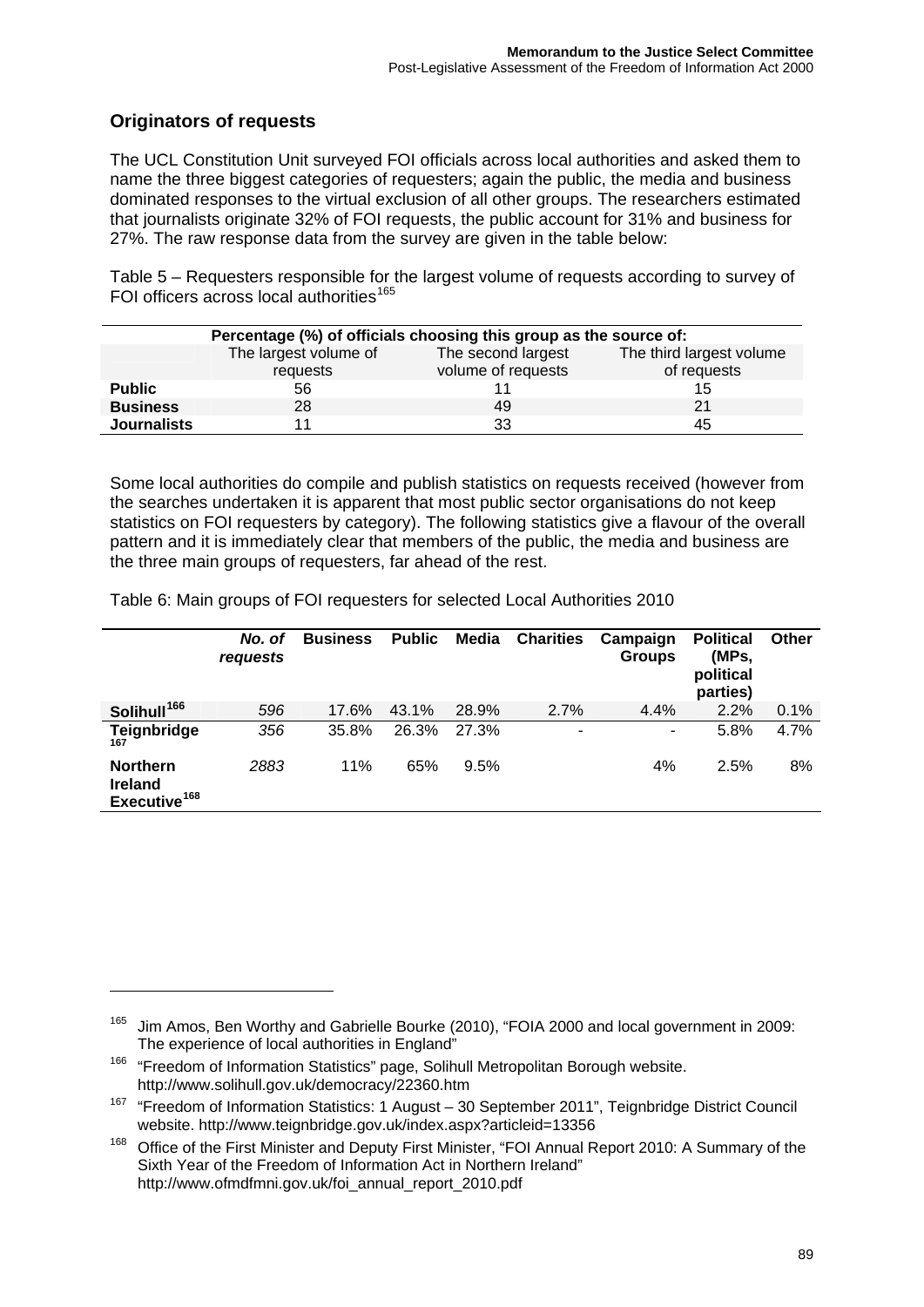## Originators of requests

The UCL Constitution Unit surveyed FOI officials across local authorities and asked them to name the three biggest categories of requesters; again the public, the media and business dominated responses to the virtual exclusion of all other groups. The researchers estimated that journalists originate 32% of FOI requests, the public account for 31% and business for 27%. The raw response data from the survey are given in the table below:

Table 5 – Requesters responsible for the largest volume of requests according to survey of FOI officers across local authorities[165]

| | Percentage (%) of officials choosing this group as the source of: | | |
|---|---|---|---|
| | The largest volume of requests | The second largest volume of requests | The third largest volume of requests |
| **Public** | 56 | 11 | 15 |
| **Business** | 28 | 49 | 21 |
| **Journalists** | 11 | 33 | 45 |

Some local authorities do compile and publish statistics on requests received (however from the searches undertaken it is apparent that most public sector organisations do not keep statistics on FOI requesters by category). The following statistics give a flavour of the overall pattern and it is immediately clear that members of the public, the media and business are the three main groups of requesters, far ahead of the rest.

Table 6: Main groups of FOI requesters for selected Local Authorities 2010

| | *No. of requests* | Business | Public | Media | Charities | Campaign Groups | Political (MPs, political parties) | Other |
|---|---|---|---|---|---|---|---|---|
| **Solihull**[166] | *596* | 17.6% | 43.1% | 28.9% | 2.7% | 4.4% | 2.2% | 0.1% |
| **Teignbridge**[167] | *356* | 35.8% | 26.3% | 27.3% | - | - | 5.8% | 4.7% |
| **Northern Ireland Executive**[168] | *2883* | 11% | 65% | 9.5% | | 4% | 2.5% | 8% |

---

[165] Jim Amos, Ben Worthy and Gabrielle Bourke (2010), "FOIA 2000 and local government in 2009: The experience of local authorities in England"

[166] "Freedom of Information Statistics" page, Solihull Metropolitan Borough website. http://www.solihull.gov.uk/democracy/22360.htm

[167] "Freedom of Information Statistics: 1 August – 30 September 2011", Teignbridge District Council website. http://www.teignbridge.gov.uk/index.aspx?articleid=13356

[168] Office of the First Minister and Deputy First Minister, "FOI Annual Report 2010: A Summary of the Sixth Year of the Freedom of Information Act in Northern Ireland" http://www.ofmdfmni.gov.uk/foi_annual_report_2010.pdf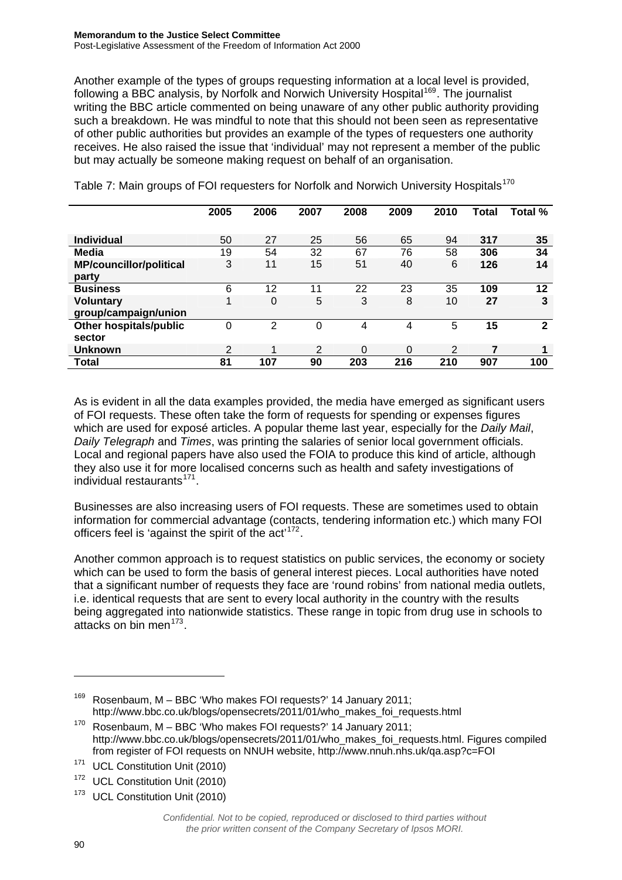Another example of the types of groups requesting information at a local level is provided, following a BBC analysis, by Norfolk and Norwich University Hospital[169]. The journalist writing the BBC article commented on being unaware of any other public authority providing such a breakdown. He was mindful to note that this should not been seen as representative of other public authorities but provides an example of the types of requesters one authority receives. He also raised the issue that 'individual' may not represent a member of the public but may actually be someone making request on behalf of an organisation.

Table 7: Main groups of FOI requesters for Norfolk and Norwich University Hospitals[170]

| | 2005 | 2006 | 2007 | 2008 | 2009 | 2010 | Total | Total % |
|---|---|---|---|---|---|---|---|---|
| **Individual** | 50 | 27 | 25 | 56 | 65 | 94 | **317** | **35** |
| **Media** | 19 | 54 | 32 | 67 | 76 | 58 | **306** | **34** |
| **MP/councillor/political party** | 3 | 11 | 15 | 51 | 40 | 6 | **126** | **14** |
| **Business** | 6 | 12 | 11 | 22 | 23 | 35 | **109** | **12** |
| **Voluntary group/campaign/union** | 1 | 0 | 5 | 3 | 8 | 10 | **27** | **3** |
| **Other hospitals/public sector** | 0 | 2 | 0 | 4 | 4 | 5 | **15** | **2** |
| **Unknown** | 2 | 1 | 2 | 0 | 0 | 2 | **7** | **1** |
| **Total** | **81** | **107** | **90** | **203** | **216** | **210** | **907** | **100** |

As is evident in all the data examples provided, the media have emerged as significant users of FOI requests. These often take the form of requests for spending or expenses figures which are used for exposé articles. A popular theme last year, especially for the *Daily Mail*, *Daily Telegraph* and *Times*, was printing the salaries of senior local government officials. Local and regional papers have also used the FOIA to produce this kind of article, although they also use it for more localised concerns such as health and safety investigations of individual restaurants[171].

Businesses are also increasing users of FOI requests. These are sometimes used to obtain information for commercial advantage (contacts, tendering information etc.) which many FOI officers feel is 'against the spirit of the act'[172].

Another common approach is to request statistics on public services, the economy or society which can be used to form the basis of general interest pieces. Local authorities have noted that a significant number of requests they face are 'round robins' from national media outlets, i.e. identical requests that are sent to every local authority in the country with the results being aggregated into nationwide statistics. These range in topic from drug use in schools to attacks on bin men[173].

---

[169] Rosenbaum, M – BBC 'Who makes FOI requests?' 14 January 2011; http://www.bbc.co.uk/blogs/opensecrets/2011/01/who_makes_foi_requests.html

[170] Rosenbaum, M – BBC 'Who makes FOI requests?' 14 January 2011; http://www.bbc.co.uk/blogs/opensecrets/2011/01/who_makes_foi_requests.html. Figures compiled from register of FOI requests on NNUH website, http://www.nnuh.nhs.uk/qa.asp?c=FOI

[171] UCL Constitution Unit (2010)

[172] UCL Constitution Unit (2010)

[173] UCL Constitution Unit (2010)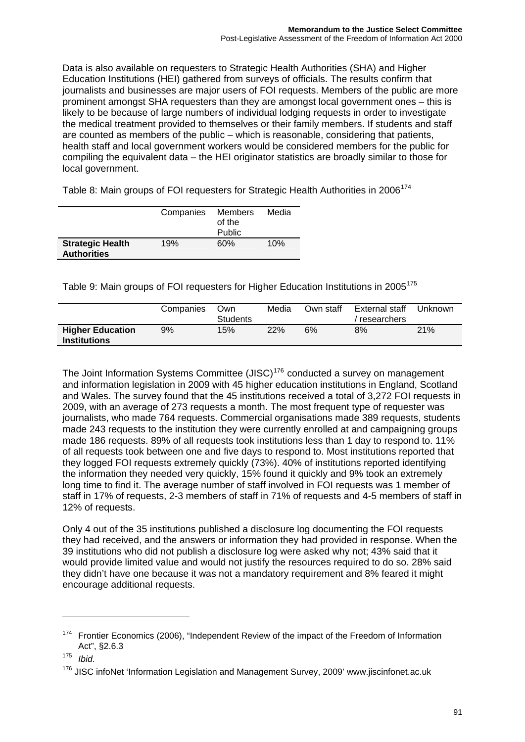Data is also available on requesters to Strategic Health Authorities (SHA) and Higher Education Institutions (HEI) gathered from surveys of officials. The results confirm that journalists and businesses are major users of FOI requests. Members of the public are more prominent amongst SHA requesters than they are amongst local government ones – this is likely to be because of large numbers of individual lodging requests in order to investigate the medical treatment provided to themselves or their family members. If students and staff are counted as members of the public – which is reasonable, considering that patients, health staff and local government workers would be considered members for the public for compiling the equivalent data – the HEI originator statistics are broadly similar to those for local government.

Table 8: Main groups of FOI requesters for Strategic Health Authorities in 2006[174]

| | Companies | Members of the Public | Media |
|---|---|---|---|
| **Strategic Health Authorities** | 19% | 60% | 10% |

Table 9: Main groups of FOI requesters for Higher Education Institutions in 2005[175]

| | Companies | Own Students | Media | Own staff | External staff / researchers | Unknown |
|---|---|---|---|---|---|---|
| **Higher Education Institutions** | 9% | 15% | 22% | 6% | 8% | 21% |

The Joint Information Systems Committee (JISC)[176] conducted a survey on management and information legislation in 2009 with 45 higher education institutions in England, Scotland and Wales. The survey found that the 45 institutions received a total of 3,272 FOI requests in 2009, with an average of 273 requests a month. The most frequent type of requester was journalists, who made 764 requests. Commercial organisations made 389 requests, students made 243 requests to the institution they were currently enrolled at and campaigning groups made 186 requests. 89% of all requests took institutions less than 1 day to respond to. 11% of all requests took between one and five days to respond to. Most institutions reported that they logged FOI requests extremely quickly (73%). 40% of institutions reported identifying the information they needed very quickly, 15% found it quickly and 9% took an extremely long time to find it. The average number of staff involved in FOI requests was 1 member of staff in 17% of requests, 2-3 members of staff in 71% of requests and 4-5 members of staff in 12% of requests.

Only 4 out of the 35 institutions published a disclosure log documenting the FOI requests they had received, and the answers or information they had provided in response. When the 39 institutions who did not publish a disclosure log were asked why not; 43% said that it would provide limited value and would not justify the resources required to do so. 28% said they didn't have one because it was not a mandatory requirement and 8% feared it might encourage additional requests.

---

[174] Frontier Economics (2006), "Independent Review of the impact of the Freedom of Information Act", §2.6.3

[175] *Ibid*.

[176] JISC infoNet 'Information Legislation and Management Survey, 2009' www.jiscinfonet.ac.uk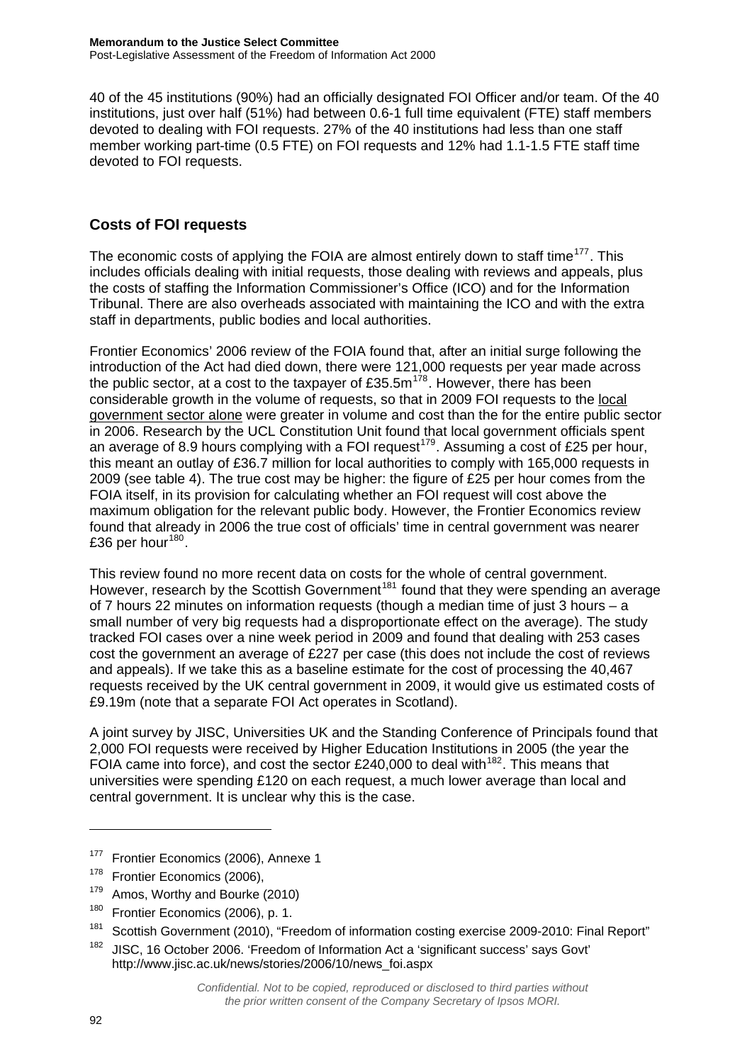40 of the 45 institutions (90%) had an officially designated FOI Officer and/or team. Of the 40 institutions, just over half (51%) had between 0.6-1 full time equivalent (FTE) staff members devoted to dealing with FOI requests. 27% of the 40 institutions had less than one staff member working part-time (0.5 FTE) on FOI requests and 12% had 1.1-1.5 FTE staff time devoted to FOI requests.

## Costs of FOI requests

The economic costs of applying the FOIA are almost entirely down to staff time[177]. This includes officials dealing with initial requests, those dealing with reviews and appeals, plus the costs of staffing the Information Commissioner's Office (ICO) and for the Information Tribunal. There are also overheads associated with maintaining the ICO and with the extra staff in departments, public bodies and local authorities.

Frontier Economics' 2006 review of the FOIA found that, after an initial surge following the introduction of the Act had died down, there were 121,000 requests per year made across the public sector, at a cost to the taxpayer of £35.5m[178]. However, there has been considerable growth in the volume of requests, so that in 2009 FOI requests to the <u>local government sector alone</u> were greater in volume and cost than the for the entire public sector in 2006. Research by the UCL Constitution Unit found that local government officials spent an average of 8.9 hours complying with a FOI request[179]. Assuming a cost of £25 per hour, this meant an outlay of £36.7 million for local authorities to comply with 165,000 requests in 2009 (see table 4). The true cost may be higher: the figure of £25 per hour comes from the FOIA itself, in its provision for calculating whether an FOI request will cost above the maximum obligation for the relevant public body. However, the Frontier Economics review found that already in 2006 the true cost of officials' time in central government was nearer £36 per hour[180].

This review found no more recent data on costs for the whole of central government. However, research by the Scottish Government[181] found that they were spending an average of 7 hours 22 minutes on information requests (though a median time of just 3 hours – a small number of very big requests had a disproportionate effect on the average). The study tracked FOI cases over a nine week period in 2009 and found that dealing with 253 cases cost the government an average of £227 per case (this does not include the cost of reviews and appeals). If we take this as a baseline estimate for the cost of processing the 40,467 requests received by the UK central government in 2009, it would give us estimated costs of £9.19m (note that a separate FOI Act operates in Scotland).

A joint survey by JISC, Universities UK and the Standing Conference of Principals found that 2,000 FOI requests were received by Higher Education Institutions in 2005 (the year the FOIA came into force), and cost the sector £240,000 to deal with[182]. This means that universities were spending £120 on each request, a much lower average than local and central government. It is unclear why this is the case.

---

[177] Frontier Economics (2006), Annexe 1

[178] Frontier Economics (2006),

[179] Amos, Worthy and Bourke (2010)

[180] Frontier Economics (2006), p. 1.

[181] Scottish Government (2010), "Freedom of information costing exercise 2009-2010: Final Report"

[182] JISC, 16 October 2006. 'Freedom of Information Act a 'significant success' says Govt' http://www.jisc.ac.uk/news/stories/2006/10/news_foi.aspx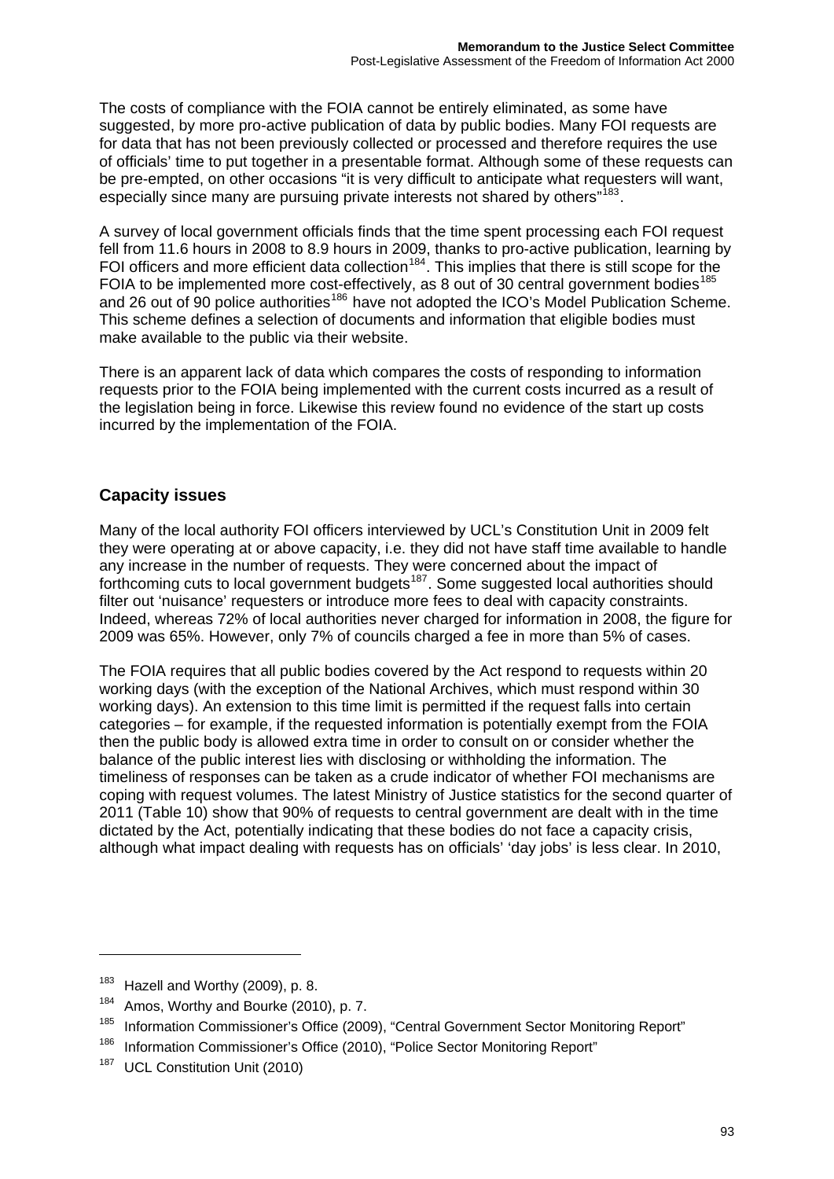The costs of compliance with the FOIA cannot be entirely eliminated, as some have suggested, by more pro-active publication of data by public bodies. Many FOI requests are for data that has not been previously collected or processed and therefore requires the use of officials' time to put together in a presentable format. Although some of these requests can be pre-empted, on other occasions "it is very difficult to anticipate what requesters will want, especially since many are pursuing private interests not shared by others"[183].

A survey of local government officials finds that the time spent processing each FOI request fell from 11.6 hours in 2008 to 8.9 hours in 2009, thanks to pro-active publication, learning by FOI officers and more efficient data collection[184]. This implies that there is still scope for the FOIA to be implemented more cost-effectively, as 8 out of 30 central government bodies[185] and 26 out of 90 police authorities[186] have not adopted the ICO's Model Publication Scheme. This scheme defines a selection of documents and information that eligible bodies must make available to the public via their website.

There is an apparent lack of data which compares the costs of responding to information requests prior to the FOIA being implemented with the current costs incurred as a result of the legislation being in force. Likewise this review found no evidence of the start up costs incurred by the implementation of the FOIA.

## Capacity issues

Many of the local authority FOI officers interviewed by UCL's Constitution Unit in 2009 felt they were operating at or above capacity, i.e. they did not have staff time available to handle any increase in the number of requests. They were concerned about the impact of forthcoming cuts to local government budgets[187]. Some suggested local authorities should filter out 'nuisance' requesters or introduce more fees to deal with capacity constraints. Indeed, whereas 72% of local authorities never charged for information in 2008, the figure for 2009 was 65%. However, only 7% of councils charged a fee in more than 5% of cases.

The FOIA requires that all public bodies covered by the Act respond to requests within 20 working days (with the exception of the National Archives, which must respond within 30 working days). An extension to this time limit is permitted if the request falls into certain categories – for example, if the requested information is potentially exempt from the FOIA then the public body is allowed extra time in order to consult on or consider whether the balance of the public interest lies with disclosing or withholding the information. The timeliness of responses can be taken as a crude indicator of whether FOI mechanisms are coping with request volumes. The latest Ministry of Justice statistics for the second quarter of 2011 (Table 10) show that 90% of requests to central government are dealt with in the time dictated by the Act, potentially indicating that these bodies do not face a capacity crisis, although what impact dealing with requests has on officials' 'day jobs' is less clear. In 2010,

---

[183] Hazell and Worthy (2009), p. 8.

[184] Amos, Worthy and Bourke (2010), p. 7.

[185] Information Commissioner's Office (2009), "Central Government Sector Monitoring Report"

[186] Information Commissioner's Office (2010), "Police Sector Monitoring Report"

[187] UCL Constitution Unit (2010)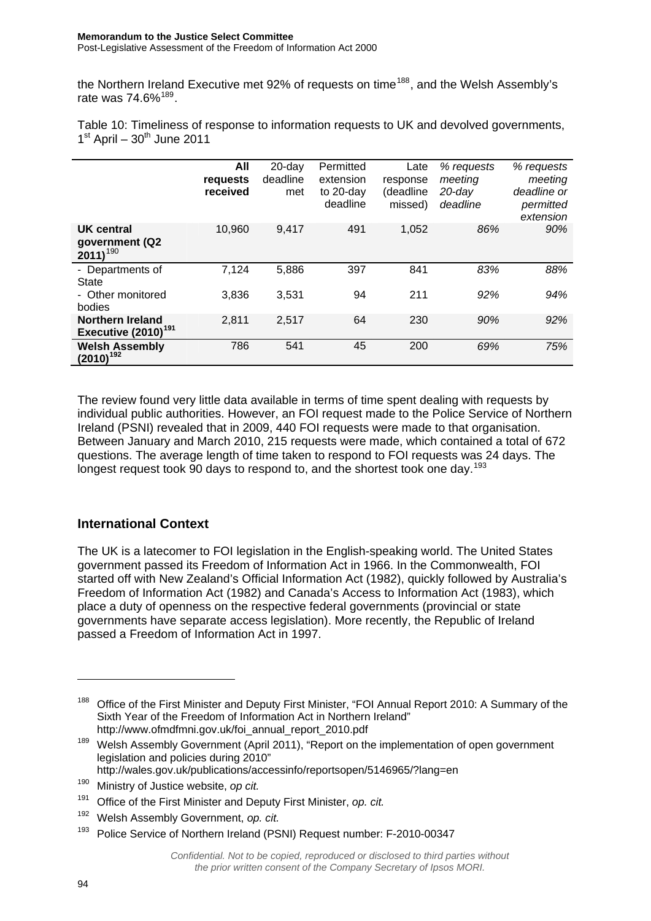the Northern Ireland Executive met 92% of requests on time[188], and the Welsh Assembly's rate was 74.6%[189].

Table 10: Timeliness of response to information requests to UK and devolved governments, 1st April – 30th June 2011

| | All requests received | 20-day deadline met | Permitted extension to 20-day deadline | Late response (deadline missed) | *% requests meeting 20-day deadline* | *% requests meeting deadline or permitted extension* |
|---|---|---|---|---|---|---|
| **UK central government (Q2 2011)**[190] | 10,960 | 9,417 | 491 | 1,052 | *86%* | *90%* |
| - Departments of State | 7,124 | 5,886 | 397 | 841 | *83%* | *88%* |
| - Other monitored bodies | 3,836 | 3,531 | 94 | 211 | *92%* | *94%* |
| **Northern Ireland Executive (2010)**[191] | 2,811 | 2,517 | 64 | 230 | *90%* | *92%* |
| **Welsh Assembly (2010)**[192] | 786 | 541 | 45 | 200 | *69%* | *75%* |

The review found very little data available in terms of time spent dealing with requests by individual public authorities. However, an FOI request made to the Police Service of Northern Ireland (PSNI) revealed that in 2009, 440 FOI requests were made to that organisation. Between January and March 2010, 215 requests were made, which contained a total of 672 questions. The average length of time taken to respond to FOI requests was 24 days. The longest request took 90 days to respond to, and the shortest took one day.[193]

## International Context

The UK is a latecomer to FOI legislation in the English-speaking world. The United States government passed its Freedom of Information Act in 1966. In the Commonwealth, FOI started off with New Zealand's Official Information Act (1982), quickly followed by Australia's Freedom of Information Act (1982) and Canada's Access to Information Act (1983), which place a duty of openness on the respective federal governments (provincial or state governments have separate access legislation). More recently, the Republic of Ireland passed a Freedom of Information Act in 1997.

---

[188] Office of the First Minister and Deputy First Minister, "FOI Annual Report 2010: A Summary of the Sixth Year of the Freedom of Information Act in Northern Ireland" http://www.ofmdfmni.gov.uk/foi_annual_report_2010.pdf

[189] Welsh Assembly Government (April 2011), "Report on the implementation of open government legislation and policies during 2010" http://wales.gov.uk/publications/accessinfo/reportsopen/5146965/?lang=en

[190] Ministry of Justice website, *op cit.*

[191] Office of the First Minister and Deputy First Minister, *op. cit.*

[192] Welsh Assembly Government, *op. cit.*

[193] Police Service of Northern Ireland (PSNI) Request number: F-2010-00347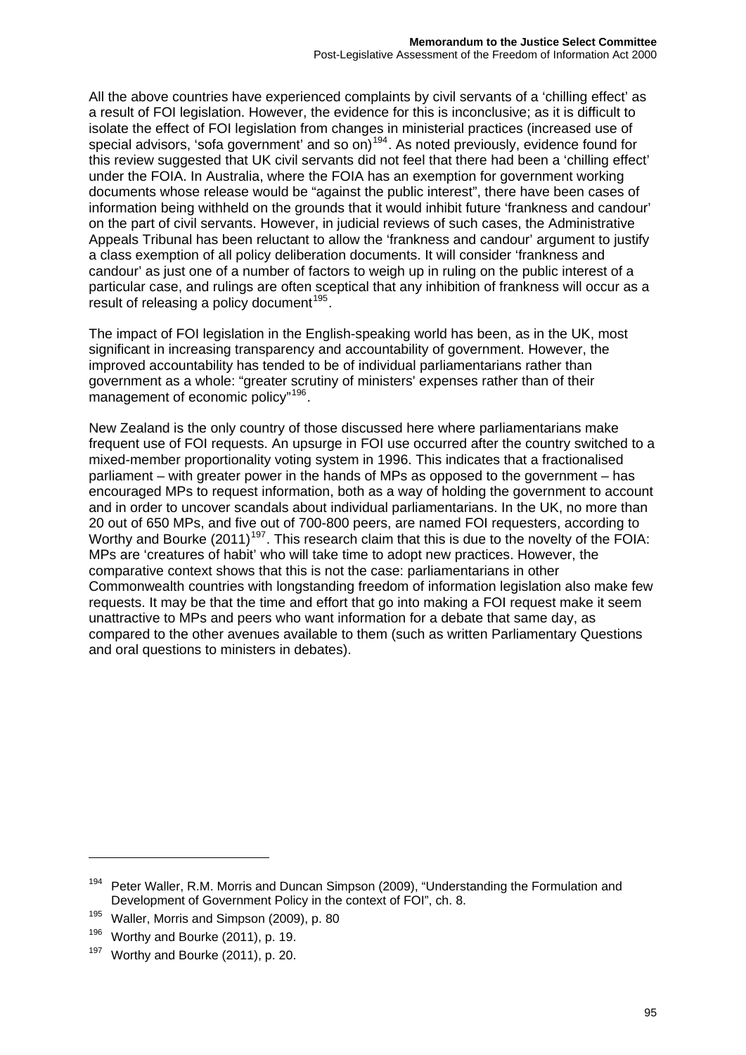All the above countries have experienced complaints by civil servants of a 'chilling effect' as a result of FOI legislation. However, the evidence for this is inconclusive; as it is difficult to isolate the effect of FOI legislation from changes in ministerial practices (increased use of special advisors, 'sofa government' and so on)[194]. As noted previously, evidence found for this review suggested that UK civil servants did not feel that there had been a 'chilling effect' under the FOIA. In Australia, where the FOIA has an exemption for government working documents whose release would be "against the public interest", there have been cases of information being withheld on the grounds that it would inhibit future 'frankness and candour' on the part of civil servants. However, in judicial reviews of such cases, the Administrative Appeals Tribunal has been reluctant to allow the 'frankness and candour' argument to justify a class exemption of all policy deliberation documents. It will consider 'frankness and candour' as just one of a number of factors to weigh up in ruling on the public interest of a particular case, and rulings are often sceptical that any inhibition of frankness will occur as a result of releasing a policy document[195].

The impact of FOI legislation in the English-speaking world has been, as in the UK, most significant in increasing transparency and accountability of government. However, the improved accountability has tended to be of individual parliamentarians rather than government as a whole: "greater scrutiny of ministers' expenses rather than of their management of economic policy"[196].

New Zealand is the only country of those discussed here where parliamentarians make frequent use of FOI requests. An upsurge in FOI use occurred after the country switched to a mixed-member proportionality voting system in 1996. This indicates that a fractionalised parliament – with greater power in the hands of MPs as opposed to the government – has encouraged MPs to request information, both as a way of holding the government to account and in order to uncover scandals about individual parliamentarians. In the UK, no more than 20 out of 650 MPs, and five out of 700-800 peers, are named FOI requesters, according to Worthy and Bourke (2011)[197]. This research claim that this is due to the novelty of the FOIA: MPs are 'creatures of habit' who will take time to adopt new practices. However, the comparative context shows that this is not the case: parliamentarians in other Commonwealth countries with longstanding freedom of information legislation also make few requests. It may be that the time and effort that go into making a FOI request make it seem unattractive to MPs and peers who want information for a debate that same day, as compared to the other avenues available to them (such as written Parliamentary Questions and oral questions to ministers in debates).

---

[194] Peter Waller, R.M. Morris and Duncan Simpson (2009), "Understanding the Formulation and Development of Government Policy in the context of FOI", ch. 8.

[195] Waller, Morris and Simpson (2009), p. 80

[196] Worthy and Bourke (2011), p. 19.

[197] Worthy and Bourke (2011), p. 20.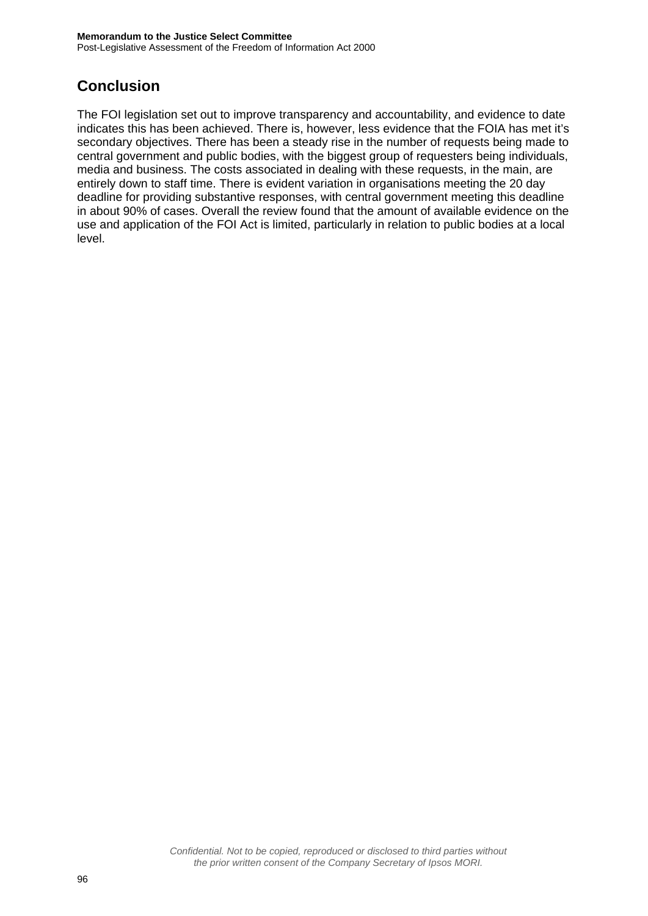## Conclusion

The FOI legislation set out to improve transparency and accountability, and evidence to date indicates this has been achieved. There is, however, less evidence that the FOIA has met it's secondary objectives. There has been a steady rise in the number of requests being made to central government and public bodies, with the biggest group of requesters being individuals, media and business. The costs associated in dealing with these requests, in the main, are entirely down to staff time. There is evident variation in organisations meeting the 20 day deadline for providing substantive responses, with central government meeting this deadline in about 90% of cases. Overall the review found that the amount of available evidence on the use and application of the FOI Act is limited, particularly in relation to public bodies at a local level.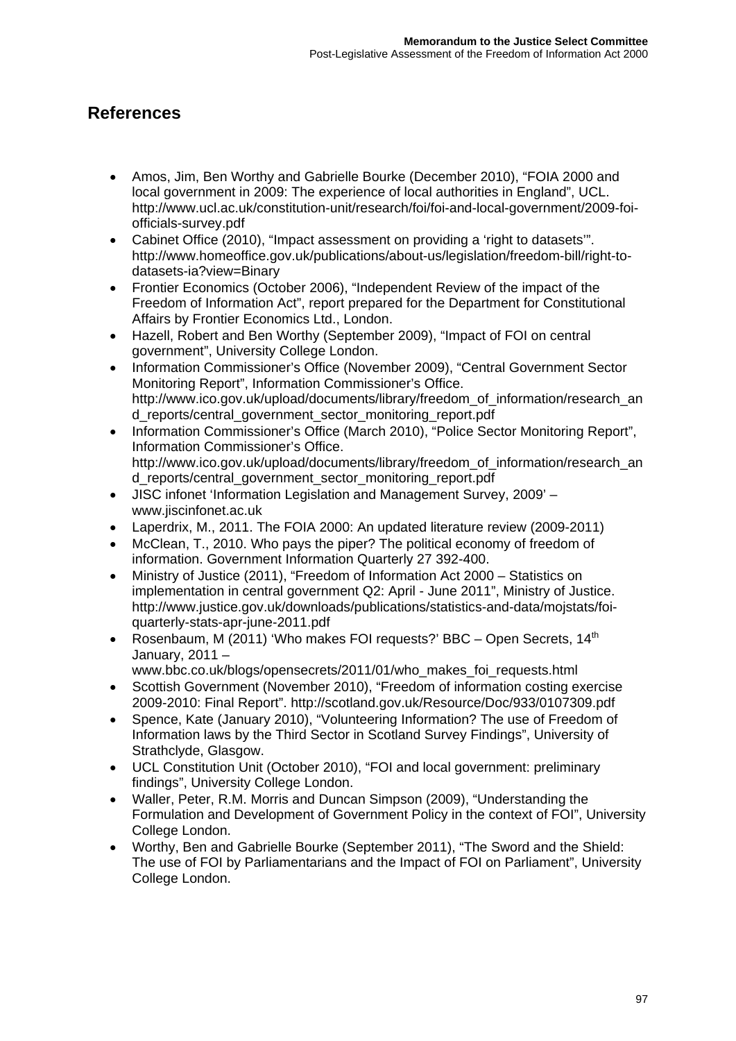## References

- Amos, Jim, Ben Worthy and Gabrielle Bourke (December 2010), "FOIA 2000 and local government in 2009: The experience of local authorities in England", UCL. http://www.ucl.ac.uk/constitution-unit/research/foi/foi-and-local-government/2009-foi-officials-survey.pdf
- Cabinet Office (2010), "Impact assessment on providing a 'right to datasets'". http://www.homeoffice.gov.uk/publications/about-us/legislation/freedom-bill/right-to-datasets-ia?view=Binary
- Frontier Economics (October 2006), "Independent Review of the impact of the Freedom of Information Act", report prepared for the Department for Constitutional Affairs by Frontier Economics Ltd., London.
- Hazell, Robert and Ben Worthy (September 2009), "Impact of FOI on central government", University College London.
- Information Commissioner's Office (November 2009), "Central Government Sector Monitoring Report", Information Commissioner's Office. http://www.ico.gov.uk/upload/documents/library/freedom_of_information/research_and_reports/central_government_sector_monitoring_report.pdf
- Information Commissioner's Office (March 2010), "Police Sector Monitoring Report", Information Commissioner's Office. http://www.ico.gov.uk/upload/documents/library/freedom_of_information/research_and_reports/central_government_sector_monitoring_report.pdf
- JISC infonet 'Information Legislation and Management Survey, 2009' – www.jiscinfonet.ac.uk
- Laperdrix, M., 2011. The FOIA 2000: An updated literature review (2009-2011)
- McClean, T., 2010. Who pays the piper? The political economy of freedom of information. Government Information Quarterly 27 392-400.
- Ministry of Justice (2011), "Freedom of Information Act 2000 – Statistics on implementation in central government Q2: April - June 2011", Ministry of Justice. http://www.justice.gov.uk/downloads/publications/statistics-and-data/mojstats/foi-quarterly-stats-apr-june-2011.pdf
- Rosenbaum, M (2011) 'Who makes FOI requests?' BBC – Open Secrets, 14th January, 2011 – www.bbc.co.uk/blogs/opensecrets/2011/01/who_makes_foi_requests.html
- Scottish Government (November 2010), "Freedom of information costing exercise 2009-2010: Final Report". http://scotland.gov.uk/Resource/Doc/933/0107309.pdf
- Spence, Kate (January 2010), "Volunteering Information? The use of Freedom of Information laws by the Third Sector in Scotland Survey Findings", University of Strathclyde, Glasgow.
- UCL Constitution Unit (October 2010), "FOI and local government: preliminary findings", University College London.
- Waller, Peter, R.M. Morris and Duncan Simpson (2009), "Understanding the Formulation and Development of Government Policy in the context of FOI", University College London.
- Worthy, Ben and Gabrielle Bourke (September 2011), "The Sword and the Shield: The use of FOI by Parliamentarians and the Impact of FOI on Parliament", University College London.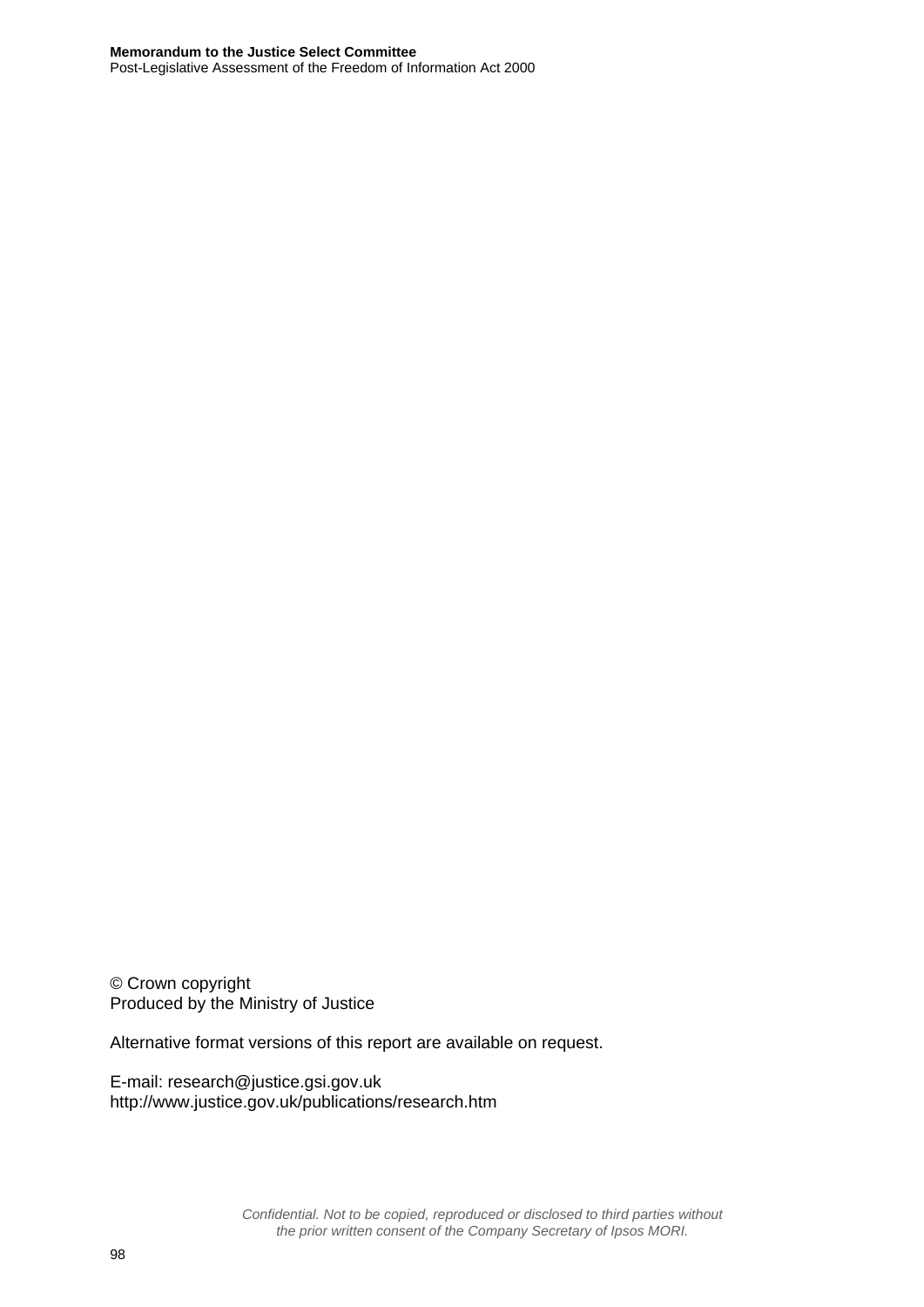© Crown copyright
Produced by the Ministry of Justice

Alternative format versions of this report are available on request.

E-mail: research@justice.gsi.gov.uk
http://www.justice.gov.uk/publications/research.htm

*Confidential. Not to be copied, reproduced or disclosed to third parties without the prior written consent of the Company Secretary of Ipsos MORI.*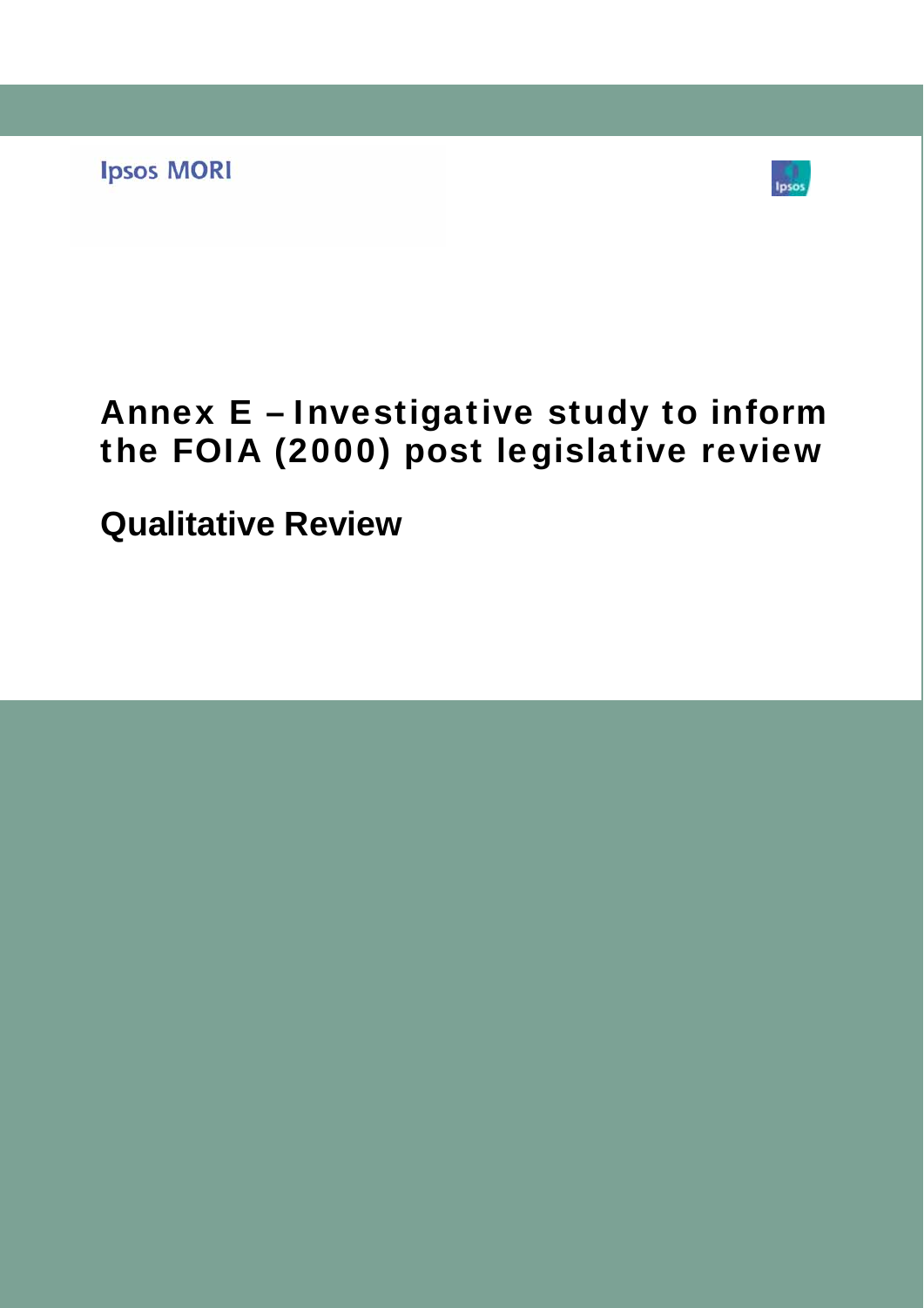Ipsos MORI

# Annex E – Investigative study to inform the FOIA (2000) post legislative review

## Qualitative Review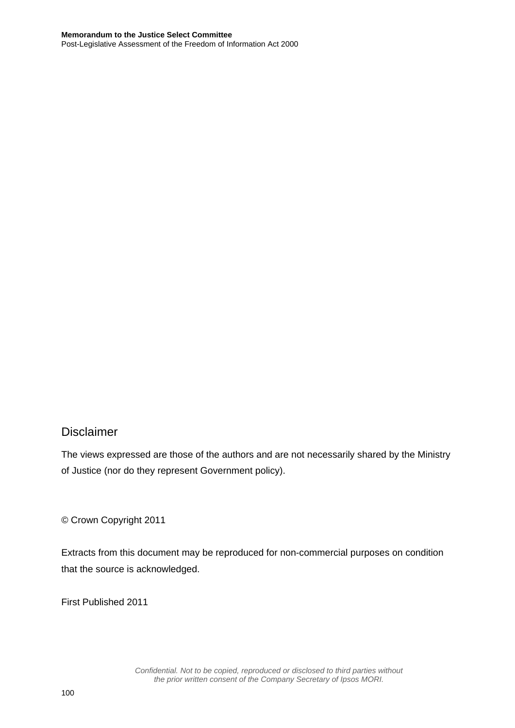## Disclaimer

The views expressed are those of the authors and are not necessarily shared by the Ministry of Justice (nor do they represent Government policy).

© Crown Copyright 2011

Extracts from this document may be reproduced for non-commercial purposes on condition that the source is acknowledged.

First Published 2011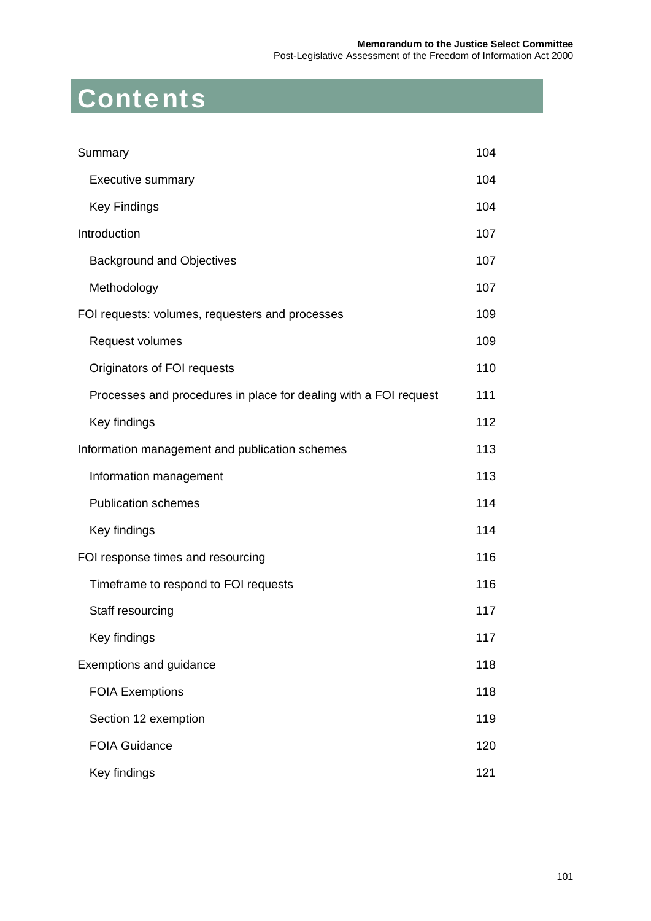# Contents

| | |
|---|---|
| Summary | 104 |
| Executive summary | 104 |
| Key Findings | 104 |
| Introduction | 107 |
| Background and Objectives | 107 |
| Methodology | 107 |
| FOI requests: volumes, requesters and processes | 109 |
| Request volumes | 109 |
| Originators of FOI requests | 110 |
| Processes and procedures in place for dealing with a FOI request | 111 |
| Key findings | 112 |
| Information management and publication schemes | 113 |
| Information management | 113 |
| Publication schemes | 114 |
| Key findings | 114 |
| FOI response times and resourcing | 116 |
| Timeframe to respond to FOI requests | 116 |
| Staff resourcing | 117 |
| Key findings | 117 |
| Exemptions and guidance | 118 |
| FOIA Exemptions | 118 |
| Section 12 exemption | 119 |
| FOIA Guidance | 120 |
| Key findings | 121 |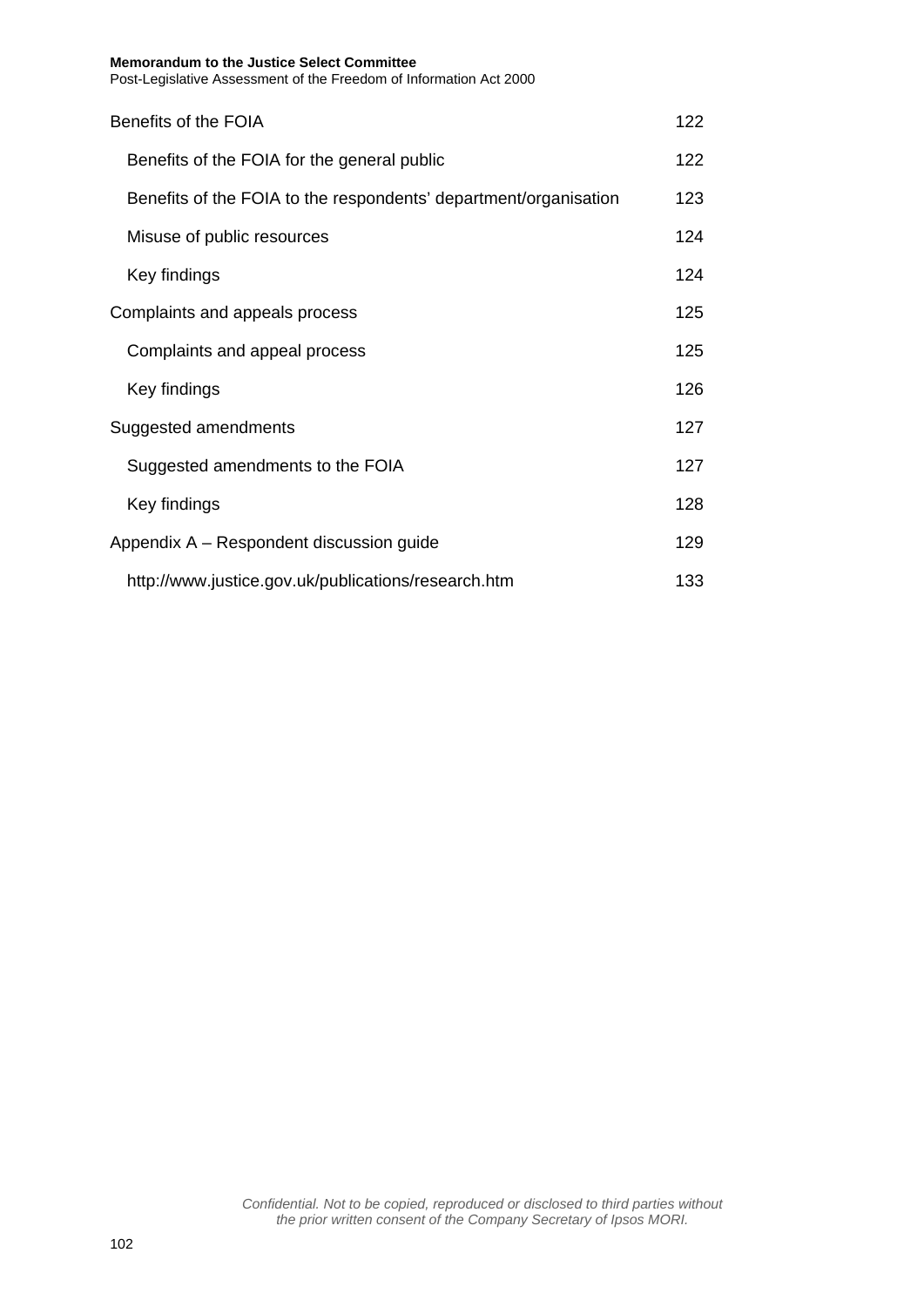Benefits of the FOIA 122

- Benefits of the FOIA for the general public 122
- Benefits of the FOIA to the respondents' department/organisation 123
- Misuse of public resources 124
- Key findings 124

Complaints and appeals process 125

- Complaints and appeal process 125
- Key findings 126

Suggested amendments 127

- Suggested amendments to the FOIA 127
- Key findings 128

Appendix A – Respondent discussion guide 129

- http://www.justice.gov.uk/publications/research.htm 133

*Confidential. Not to be copied, reproduced or disclosed to third parties without the prior written consent of the Company Secretary of Ipsos MORI.*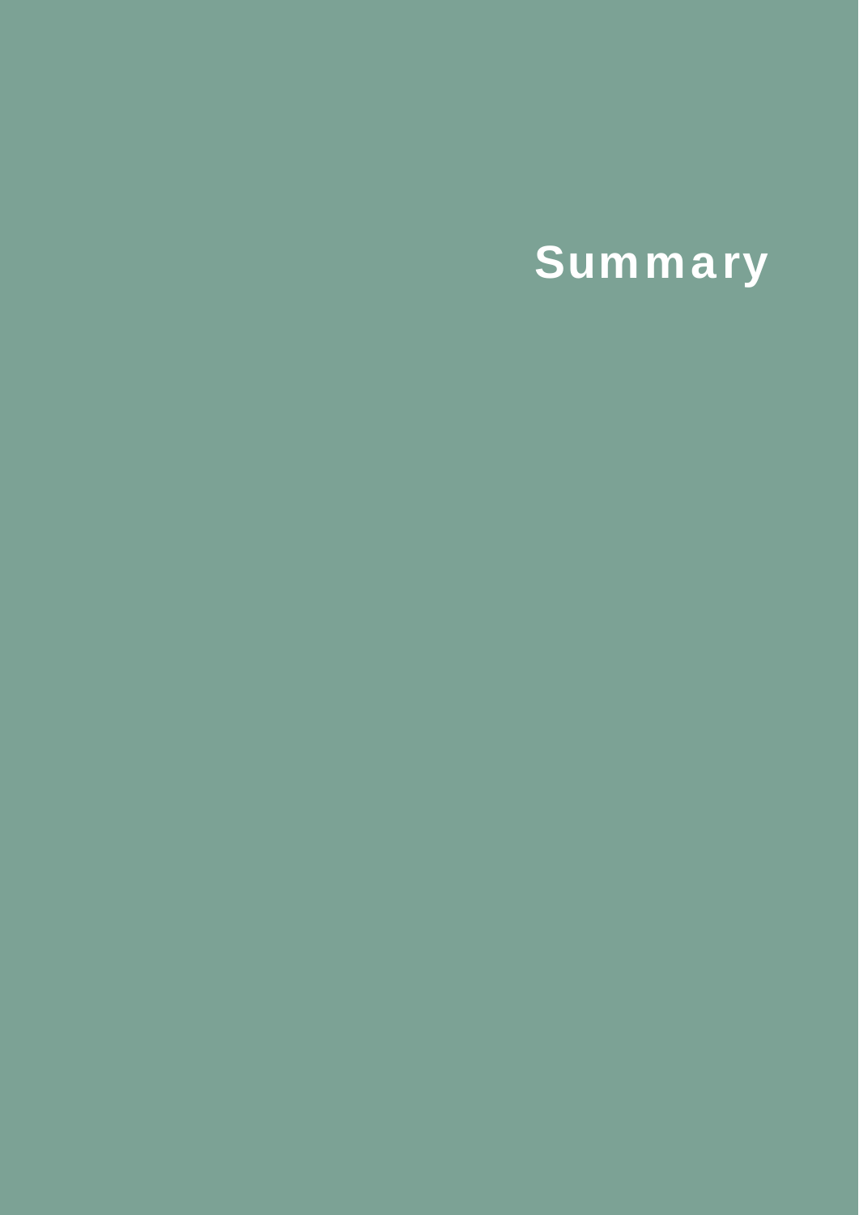# Summary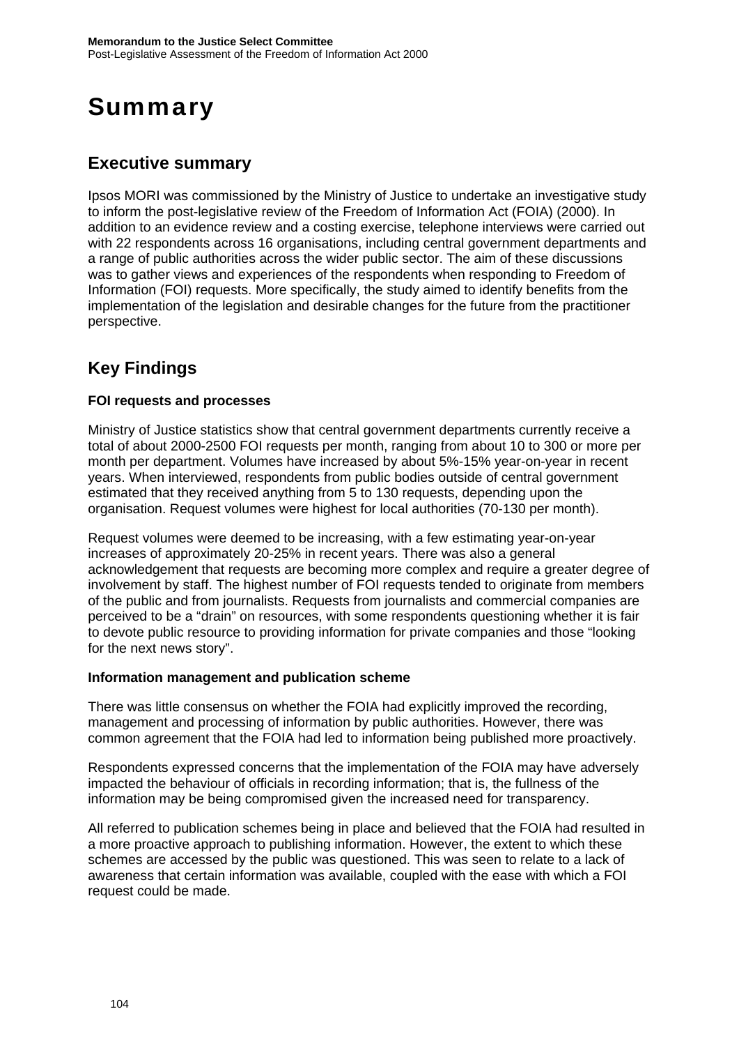# Summary

## Executive summary

Ipsos MORI was commissioned by the Ministry of Justice to undertake an investigative study to inform the post-legislative review of the Freedom of Information Act (FOIA) (2000). In addition to an evidence review and a costing exercise, telephone interviews were carried out with 22 respondents across 16 organisations, including central government departments and a range of public authorities across the wider public sector. The aim of these discussions was to gather views and experiences of the respondents when responding to Freedom of Information (FOI) requests. More specifically, the study aimed to identify benefits from the implementation of the legislation and desirable changes for the future from the practitioner perspective.

## Key Findings

**FOI requests and processes**

Ministry of Justice statistics show that central government departments currently receive a total of about 2000-2500 FOI requests per month, ranging from about 10 to 300 or more per month per department. Volumes have increased by about 5%-15% year-on-year in recent years. When interviewed, respondents from public bodies outside of central government estimated that they received anything from 5 to 130 requests, depending upon the organisation. Request volumes were highest for local authorities (70-130 per month).

Request volumes were deemed to be increasing, with a few estimating year-on-year increases of approximately 20-25% in recent years. There was also a general acknowledgement that requests are becoming more complex and require a greater degree of involvement by staff. The highest number of FOI requests tended to originate from members of the public and from journalists. Requests from journalists and commercial companies are perceived to be a "drain" on resources, with some respondents questioning whether it is fair to devote public resource to providing information for private companies and those "looking for the next news story".

**Information management and publication scheme**

There was little consensus on whether the FOIA had explicitly improved the recording, management and processing of information by public authorities. However, there was common agreement that the FOIA had led to information being published more proactively.

Respondents expressed concerns that the implementation of the FOIA may have adversely impacted the behaviour of officials in recording information; that is, the fullness of the information may be being compromised given the increased need for transparency.

All referred to publication schemes being in place and believed that the FOIA had resulted in a more proactive approach to publishing information. However, the extent to which these schemes are accessed by the public was questioned. This was seen to relate to a lack of awareness that certain information was available, coupled with the ease with which a FOI request could be made.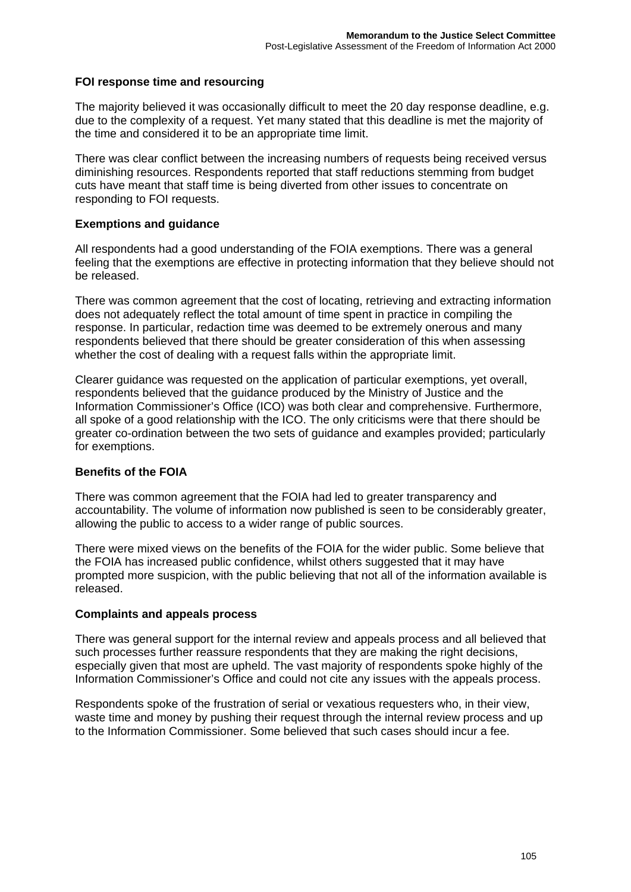**FOI response time and resourcing**

The majority believed it was occasionally difficult to meet the 20 day response deadline, e.g. due to the complexity of a request. Yet many stated that this deadline is met the majority of the time and considered it to be an appropriate time limit.

There was clear conflict between the increasing numbers of requests being received versus diminishing resources. Respondents reported that staff reductions stemming from budget cuts have meant that staff time is being diverted from other issues to concentrate on responding to FOI requests.

**Exemptions and guidance**

All respondents had a good understanding of the FOIA exemptions. There was a general feeling that the exemptions are effective in protecting information that they believe should not be released.

There was common agreement that the cost of locating, retrieving and extracting information does not adequately reflect the total amount of time spent in practice in compiling the response. In particular, redaction time was deemed to be extremely onerous and many respondents believed that there should be greater consideration of this when assessing whether the cost of dealing with a request falls within the appropriate limit.

Clearer guidance was requested on the application of particular exemptions, yet overall, respondents believed that the guidance produced by the Ministry of Justice and the Information Commissioner's Office (ICO) was both clear and comprehensive. Furthermore, all spoke of a good relationship with the ICO. The only criticisms were that there should be greater co-ordination between the two sets of guidance and examples provided; particularly for exemptions.

**Benefits of the FOIA**

There was common agreement that the FOIA had led to greater transparency and accountability. The volume of information now published is seen to be considerably greater, allowing the public to access to a wider range of public sources.

There were mixed views on the benefits of the FOIA for the wider public. Some believe that the FOIA has increased public confidence, whilst others suggested that it may have prompted more suspicion, with the public believing that not all of the information available is released.

**Complaints and appeals process**

There was general support for the internal review and appeals process and all believed that such processes further reassure respondents that they are making the right decisions, especially given that most are upheld. The vast majority of respondents spoke highly of the Information Commissioner's Office and could not cite any issues with the appeals process.

Respondents spoke of the frustration of serial or vexatious requesters who, in their view, waste time and money by pushing their request through the internal review process and up to the Information Commissioner. Some believed that such cases should incur a fee.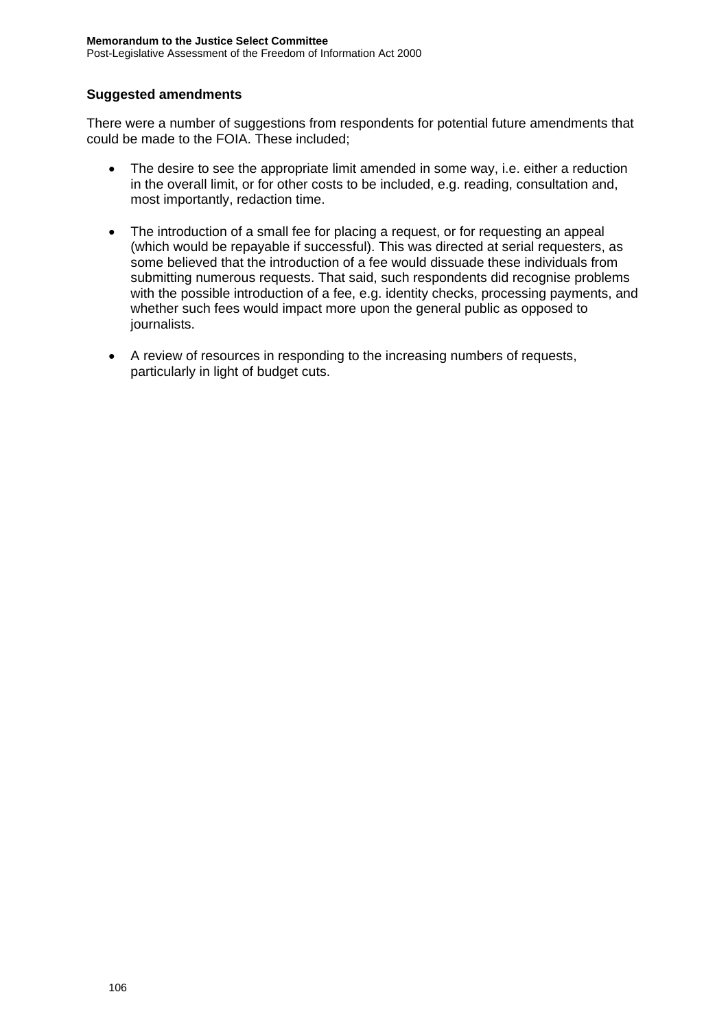### Suggested amendments

There were a number of suggestions from respondents for potential future amendments that could be made to the FOIA. These included;

- The desire to see the appropriate limit amended in some way, i.e. either a reduction in the overall limit, or for other costs to be included, e.g. reading, consultation and, most importantly, redaction time.

- The introduction of a small fee for placing a request, or for requesting an appeal (which would be repayable if successful). This was directed at serial requesters, as some believed that the introduction of a fee would dissuade these individuals from submitting numerous requests. That said, such respondents did recognise problems with the possible introduction of a fee, e.g. identity checks, processing payments, and whether such fees would impact more upon the general public as opposed to journalists.

- A review of resources in responding to the increasing numbers of requests, particularly in light of budget cuts.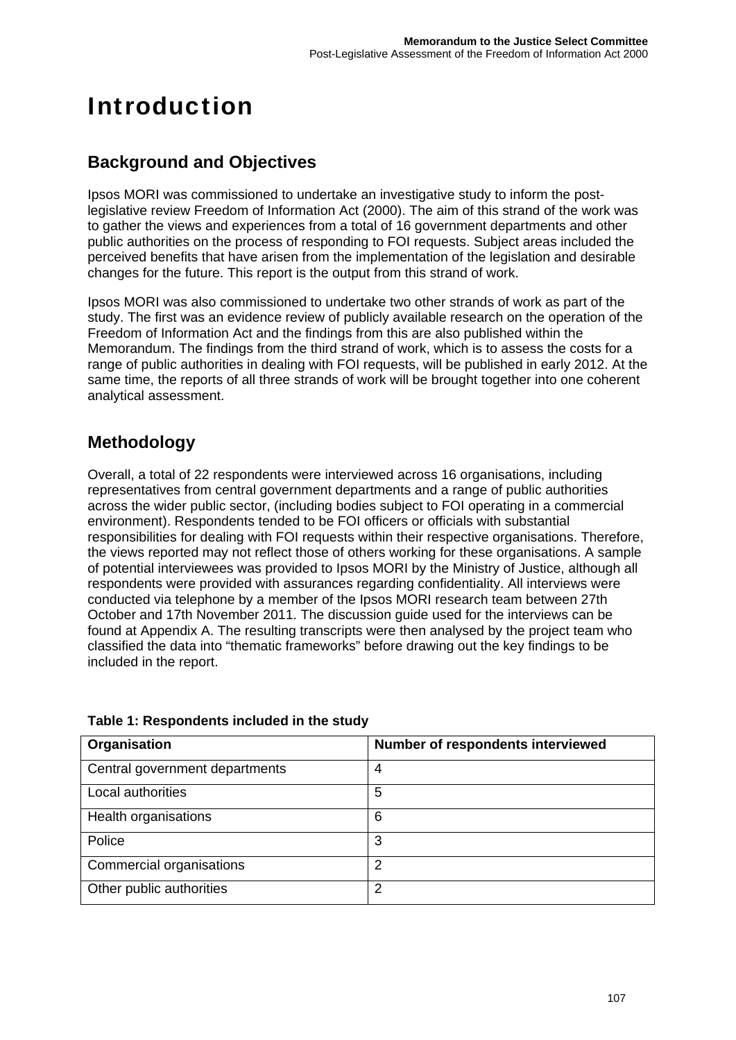# Introduction

## Background and Objectives

Ipsos MORI was commissioned to undertake an investigative study to inform the post-legislative review Freedom of Information Act (2000). The aim of this strand of the work was to gather the views and experiences from a total of 16 government departments and other public authorities on the process of responding to FOI requests. Subject areas included the perceived benefits that have arisen from the implementation of the legislation and desirable changes for the future. This report is the output from this strand of work.

Ipsos MORI was also commissioned to undertake two other strands of work as part of the study. The first was an evidence review of publicly available research on the operation of the Freedom of Information Act and the findings from this are also published within the Memorandum. The findings from the third strand of work, which is to assess the costs for a range of public authorities in dealing with FOI requests, will be published in early 2012. At the same time, the reports of all three strands of work will be brought together into one coherent analytical assessment.

## Methodology

Overall, a total of 22 respondents were interviewed across 16 organisations, including representatives from central government departments and a range of public authorities across the wider public sector, (including bodies subject to FOI operating in a commercial environment). Respondents tended to be FOI officers or officials with substantial responsibilities for dealing with FOI requests within their respective organisations. Therefore, the views reported may not reflect those of others working for these organisations. A sample of potential interviewees was provided to Ipsos MORI by the Ministry of Justice, although all respondents were provided with assurances regarding confidentiality. All interviews were conducted via telephone by a member of the Ipsos MORI research team between 27th October and 17th November 2011. The discussion guide used for the interviews can be found at Appendix A. The resulting transcripts were then analysed by the project team who classified the data into "thematic frameworks" before drawing out the key findings to be included in the report.

**Table 1: Respondents included in the study**

| Organisation | Number of respondents interviewed |
|---|---|
| Central government departments | 4 |
| Local authorities | 5 |
| Health organisations | 6 |
| Police | 3 |
| Commercial organisations | 2 |
| Other public authorities | 2 |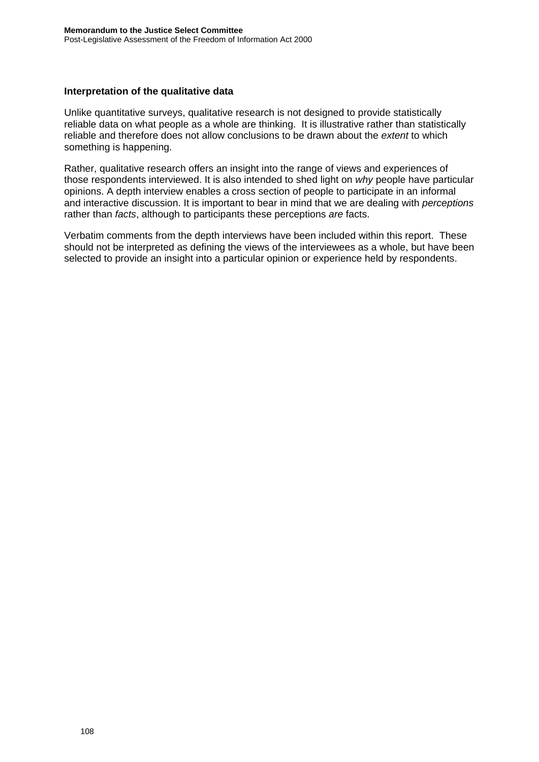**Interpretation of the qualitative data**

Unlike quantitative surveys, qualitative research is not designed to provide statistically reliable data on what people as a whole are thinking. It is illustrative rather than statistically reliable and therefore does not allow conclusions to be drawn about the *extent* to which something is happening.

Rather, qualitative research offers an insight into the range of views and experiences of those respondents interviewed. It is also intended to shed light on *why* people have particular opinions. A depth interview enables a cross section of people to participate in an informal and interactive discussion. It is important to bear in mind that we are dealing with *perceptions* rather than *facts*, although to participants these perceptions *are* facts.

Verbatim comments from the depth interviews have been included within this report. These should not be interpreted as defining the views of the interviewees as a whole, but have been selected to provide an insight into a particular opinion or experience held by respondents.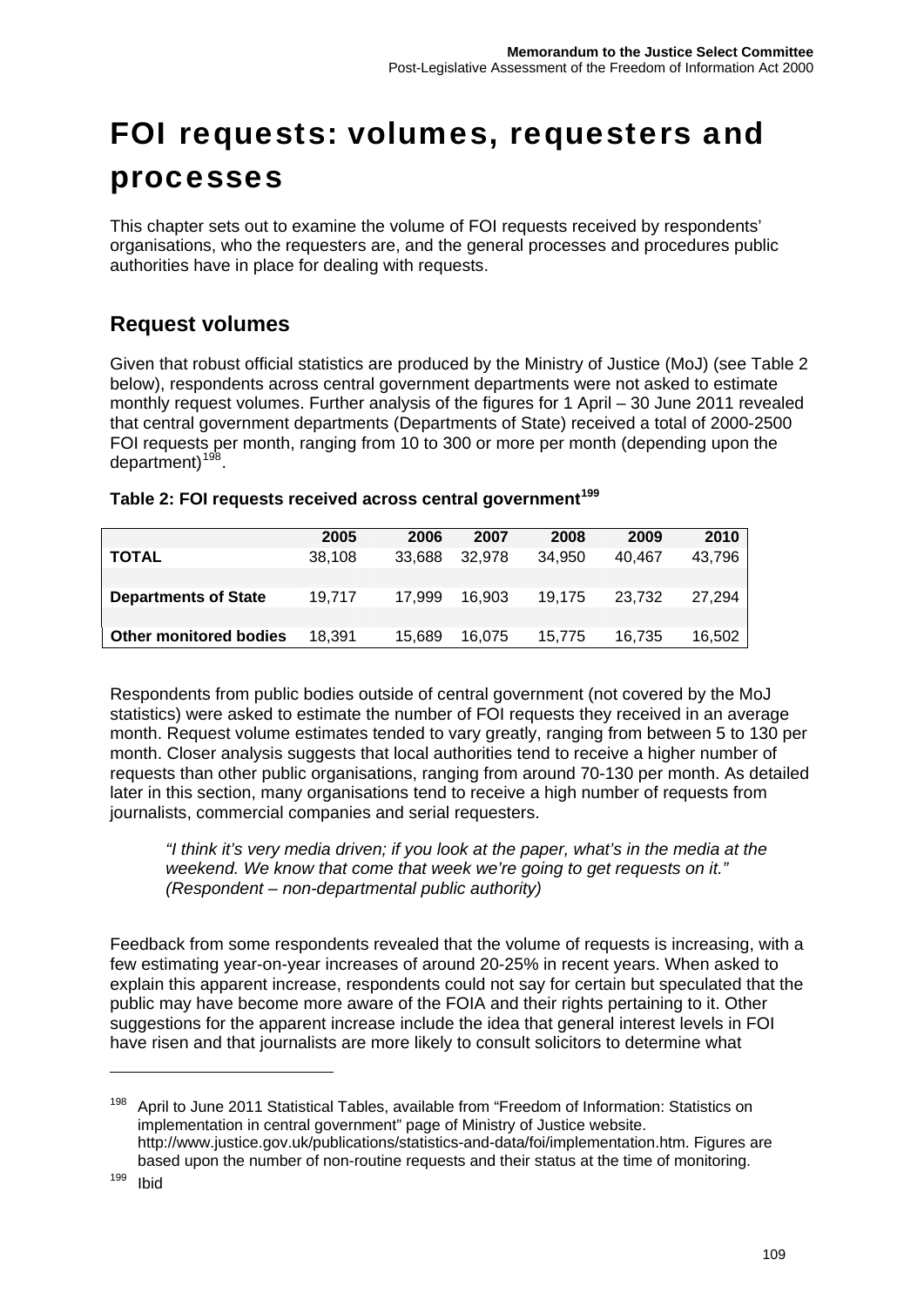# FOI requests: volumes, requesters and processes

This chapter sets out to examine the volume of FOI requests received by respondents' organisations, who the requesters are, and the general processes and procedures public authorities have in place for dealing with requests.

## Request volumes

Given that robust official statistics are produced by the Ministry of Justice (MoJ) (see Table 2 below), respondents across central government departments were not asked to estimate monthly request volumes. Further analysis of the figures for 1 April – 30 June 2011 revealed that central government departments (Departments of State) received a total of 2000-2500 FOI requests per month, ranging from 10 to 300 or more per month (depending upon the department)[198].

**Table 2: FOI requests received across central government[199]**

| | 2005 | 2006 | 2007 | 2008 | 2009 | 2010 |
|---|---|---|---|---|---|---|
| **TOTAL** | 38,108 | 33,688 | 32,978 | 34,950 | 40,467 | 43,796 |
| **Departments of State** | 19,717 | 17,999 | 16,903 | 19,175 | 23,732 | 27,294 |
| **Other monitored bodies** | 18,391 | 15,689 | 16,075 | 15,775 | 16,735 | 16,502 |

Respondents from public bodies outside of central government (not covered by the MoJ statistics) were asked to estimate the number of FOI requests they received in an average month. Request volume estimates tended to vary greatly, ranging from between 5 to 130 per month. Closer analysis suggests that local authorities tend to receive a higher number of requests than other public organisations, ranging from around 70-130 per month. As detailed later in this section, many organisations tend to receive a high number of requests from journalists, commercial companies and serial requesters.

> *"I think it's very media driven; if you look at the paper, what's in the media at the weekend. We know that come that week we're going to get requests on it." (Respondent – non-departmental public authority)*

Feedback from some respondents revealed that the volume of requests is increasing, with a few estimating year-on-year increases of around 20-25% in recent years. When asked to explain this apparent increase, respondents could not say for certain but speculated that the public may have become more aware of the FOIA and their rights pertaining to it. Other suggestions for the apparent increase include the idea that general interest levels in FOI have risen and that journalists are more likely to consult solicitors to determine what

---

[198] April to June 2011 Statistical Tables, available from "Freedom of Information: Statistics on implementation in central government" page of Ministry of Justice website. http://www.justice.gov.uk/publications/statistics-and-data/foi/implementation.htm. Figures are based upon the number of non-routine requests and their status at the time of monitoring.

[199] Ibid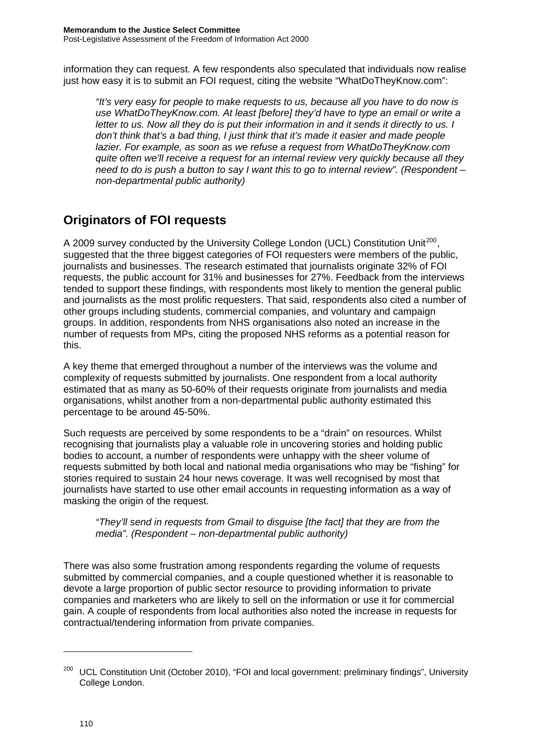information they can request. A few respondents also speculated that individuals now realise just how easy it is to submit an FOI request, citing the website "WhatDoTheyKnow.com":

> *"It's very easy for people to make requests to us, because all you have to do now is use WhatDoTheyKnow.com. At least [before] they'd have to type an email or write a letter to us. Now all they do is put their information in and it sends it directly to us. I don't think that's a bad thing, I just think that it's made it easier and made people lazier. For example, as soon as we refuse a request from WhatDoTheyKnow.com quite often we'll receive a request for an internal review very quickly because all they need to do is push a button to say I want this to go to internal review". (Respondent – non-departmental public authority)*

## Originators of FOI requests

A 2009 survey conducted by the University College London (UCL) Constitution Unit[200], suggested that the three biggest categories of FOI requesters were members of the public, journalists and businesses. The research estimated that journalists originate 32% of FOI requests, the public account for 31% and businesses for 27%. Feedback from the interviews tended to support these findings, with respondents most likely to mention the general public and journalists as the most prolific requesters. That said, respondents also cited a number of other groups including students, commercial companies, and voluntary and campaign groups. In addition, respondents from NHS organisations also noted an increase in the number of requests from MPs, citing the proposed NHS reforms as a potential reason for this.

A key theme that emerged throughout a number of the interviews was the volume and complexity of requests submitted by journalists. One respondent from a local authority estimated that as many as 50-60% of their requests originate from journalists and media organisations, whilst another from a non-departmental public authority estimated this percentage to be around 45-50%.

Such requests are perceived by some respondents to be a "drain" on resources. Whilst recognising that journalists play a valuable role in uncovering stories and holding public bodies to account, a number of respondents were unhappy with the sheer volume of requests submitted by both local and national media organisations who may be "fishing" for stories required to sustain 24 hour news coverage. It was well recognised by most that journalists have started to use other email accounts in requesting information as a way of masking the origin of the request.

> *"They'll send in requests from Gmail to disguise [the fact] that they are from the media". (Respondent – non-departmental public authority)*

There was also some frustration among respondents regarding the volume of requests submitted by commercial companies, and a couple questioned whether it is reasonable to devote a large proportion of public sector resource to providing information to private companies and marketers who are likely to sell on the information or use it for commercial gain. A couple of respondents from local authorities also noted the increase in requests for contractual/tendering information from private companies.

---

[200] UCL Constitution Unit (October 2010), "FOI and local government: preliminary findings", University College London.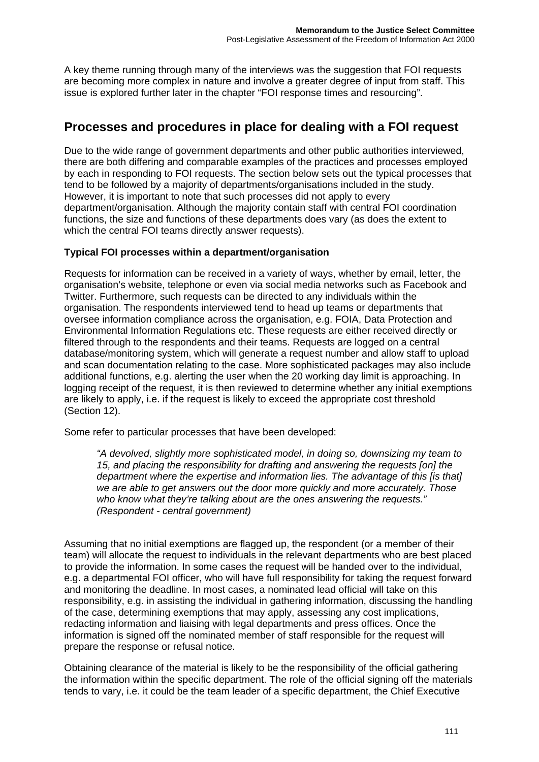A key theme running through many of the interviews was the suggestion that FOI requests are becoming more complex in nature and involve a greater degree of input from staff. This issue is explored further later in the chapter "FOI response times and resourcing".

## Processes and procedures in place for dealing with a FOI request

Due to the wide range of government departments and other public authorities interviewed, there are both differing and comparable examples of the practices and processes employed by each in responding to FOI requests. The section below sets out the typical processes that tend to be followed by a majority of departments/organisations included in the study. However, it is important to note that such processes did not apply to every department/organisation. Although the majority contain staff with central FOI coordination functions, the size and functions of these departments does vary (as does the extent to which the central FOI teams directly answer requests).

### Typical FOI processes within a department/organisation

Requests for information can be received in a variety of ways, whether by email, letter, the organisation's website, telephone or even via social media networks such as Facebook and Twitter. Furthermore, such requests can be directed to any individuals within the organisation. The respondents interviewed tend to head up teams or departments that oversee information compliance across the organisation, e.g. FOIA, Data Protection and Environmental Information Regulations etc. These requests are either received directly or filtered through to the respondents and their teams. Requests are logged on a central database/monitoring system, which will generate a request number and allow staff to upload and scan documentation relating to the case. More sophisticated packages may also include additional functions, e.g. alerting the user when the 20 working day limit is approaching. In logging receipt of the request, it is then reviewed to determine whether any initial exemptions are likely to apply, i.e. if the request is likely to exceed the appropriate cost threshold (Section 12).

Some refer to particular processes that have been developed:

> *"A devolved, slightly more sophisticated model, in doing so, downsizing my team to 15, and placing the responsibility for drafting and answering the requests [on] the department where the expertise and information lies. The advantage of this [is that] we are able to get answers out the door more quickly and more accurately. Those who know what they're talking about are the ones answering the requests." (Respondent - central government)*

Assuming that no initial exemptions are flagged up, the respondent (or a member of their team) will allocate the request to individuals in the relevant departments who are best placed to provide the information. In some cases the request will be handed over to the individual, e.g. a departmental FOI officer, who will have full responsibility for taking the request forward and monitoring the deadline. In most cases, a nominated lead official will take on this responsibility, e.g. in assisting the individual in gathering information, discussing the handling of the case, determining exemptions that may apply, assessing any cost implications, redacting information and liaising with legal departments and press offices. Once the information is signed off the nominated member of staff responsible for the request will prepare the response or refusal notice.

Obtaining clearance of the material is likely to be the responsibility of the official gathering the information within the specific department. The role of the official signing off the materials tends to vary, i.e. it could be the team leader of a specific department, the Chief Executive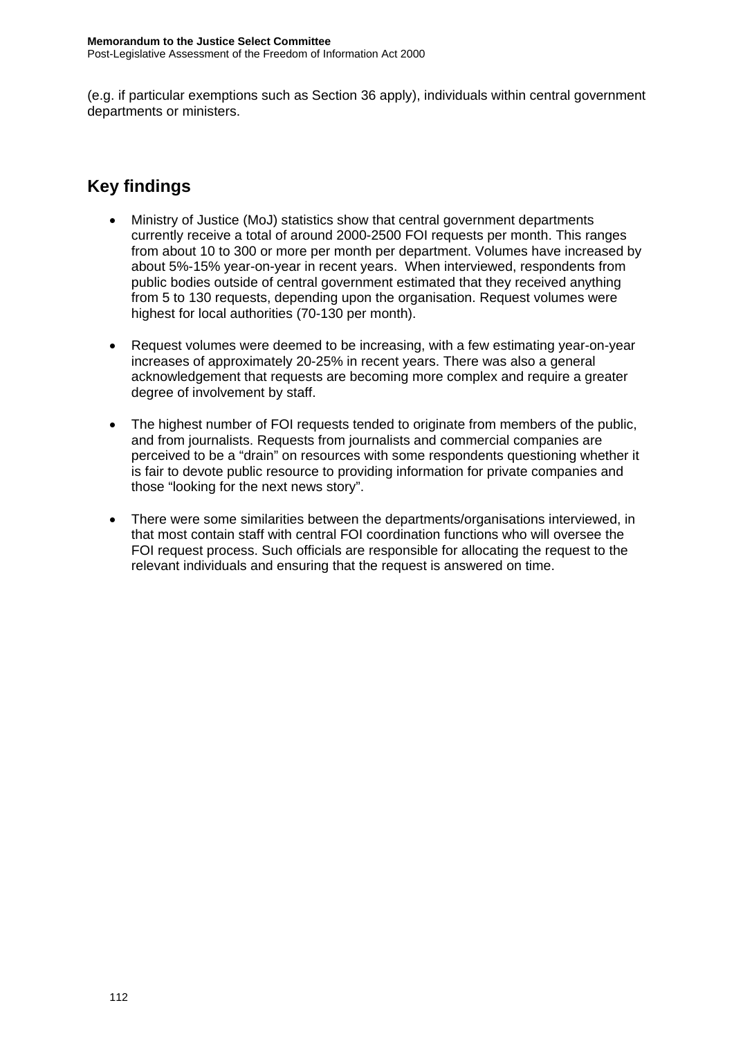(e.g. if particular exemptions such as Section 36 apply), individuals within central government departments or ministers.

## Key findings

- Ministry of Justice (MoJ) statistics show that central government departments currently receive a total of around 2000-2500 FOI requests per month. This ranges from about 10 to 300 or more per month per department. Volumes have increased by about 5%-15% year-on-year in recent years. When interviewed, respondents from public bodies outside of central government estimated that they received anything from 5 to 130 requests, depending upon the organisation. Request volumes were highest for local authorities (70-130 per month).

- Request volumes were deemed to be increasing, with a few estimating year-on-year increases of approximately 20-25% in recent years. There was also a general acknowledgement that requests are becoming more complex and require a greater degree of involvement by staff.

- The highest number of FOI requests tended to originate from members of the public, and from journalists. Requests from journalists and commercial companies are perceived to be a "drain" on resources with some respondents questioning whether it is fair to devote public resource to providing information for private companies and those "looking for the next news story".

- There were some similarities between the departments/organisations interviewed, in that most contain staff with central FOI coordination functions who will oversee the FOI request process. Such officials are responsible for allocating the request to the relevant individuals and ensuring that the request is answered on time.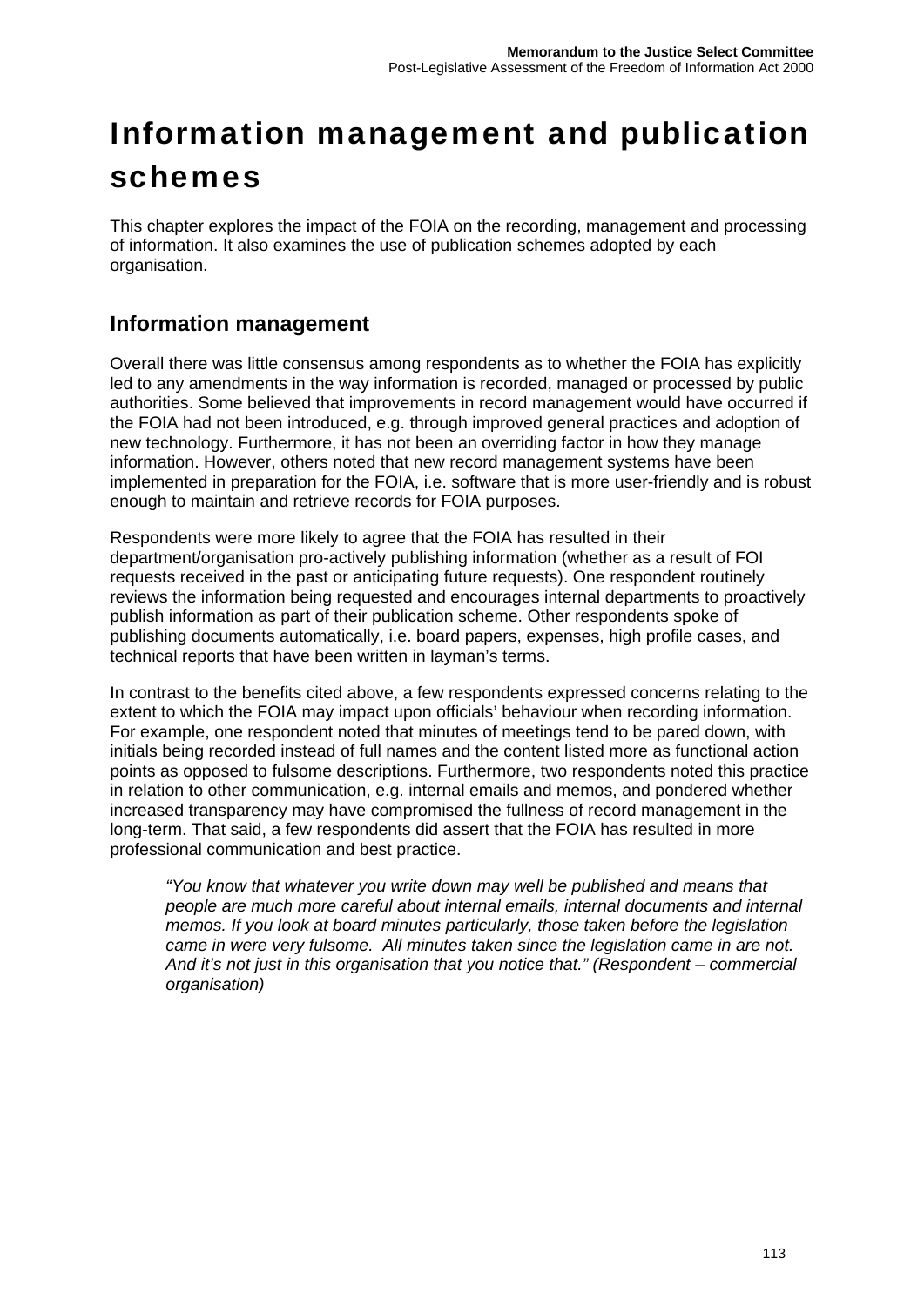# Information management and publication schemes

This chapter explores the impact of the FOIA on the recording, management and processing of information. It also examines the use of publication schemes adopted by each organisation.

## Information management

Overall there was little consensus among respondents as to whether the FOIA has explicitly led to any amendments in the way information is recorded, managed or processed by public authorities. Some believed that improvements in record management would have occurred if the FOIA had not been introduced, e.g. through improved general practices and adoption of new technology. Furthermore, it has not been an overriding factor in how they manage information. However, others noted that new record management systems have been implemented in preparation for the FOIA, i.e. software that is more user-friendly and is robust enough to maintain and retrieve records for FOIA purposes.

Respondents were more likely to agree that the FOIA has resulted in their department/organisation pro-actively publishing information (whether as a result of FOI requests received in the past or anticipating future requests). One respondent routinely reviews the information being requested and encourages internal departments to proactively publish information as part of their publication scheme. Other respondents spoke of publishing documents automatically, i.e. board papers, expenses, high profile cases, and technical reports that have been written in layman's terms.

In contrast to the benefits cited above, a few respondents expressed concerns relating to the extent to which the FOIA may impact upon officials' behaviour when recording information. For example, one respondent noted that minutes of meetings tend to be pared down, with initials being recorded instead of full names and the content listed more as functional action points as opposed to fulsome descriptions. Furthermore, two respondents noted this practice in relation to other communication, e.g. internal emails and memos, and pondered whether increased transparency may have compromised the fullness of record management in the long-term. That said, a few respondents did assert that the FOIA has resulted in more professional communication and best practice.

> *"You know that whatever you write down may well be published and means that people are much more careful about internal emails, internal documents and internal memos. If you look at board minutes particularly, those taken before the legislation came in were very fulsome. All minutes taken since the legislation came in are not. And it's not just in this organisation that you notice that." (Respondent – commercial organisation)*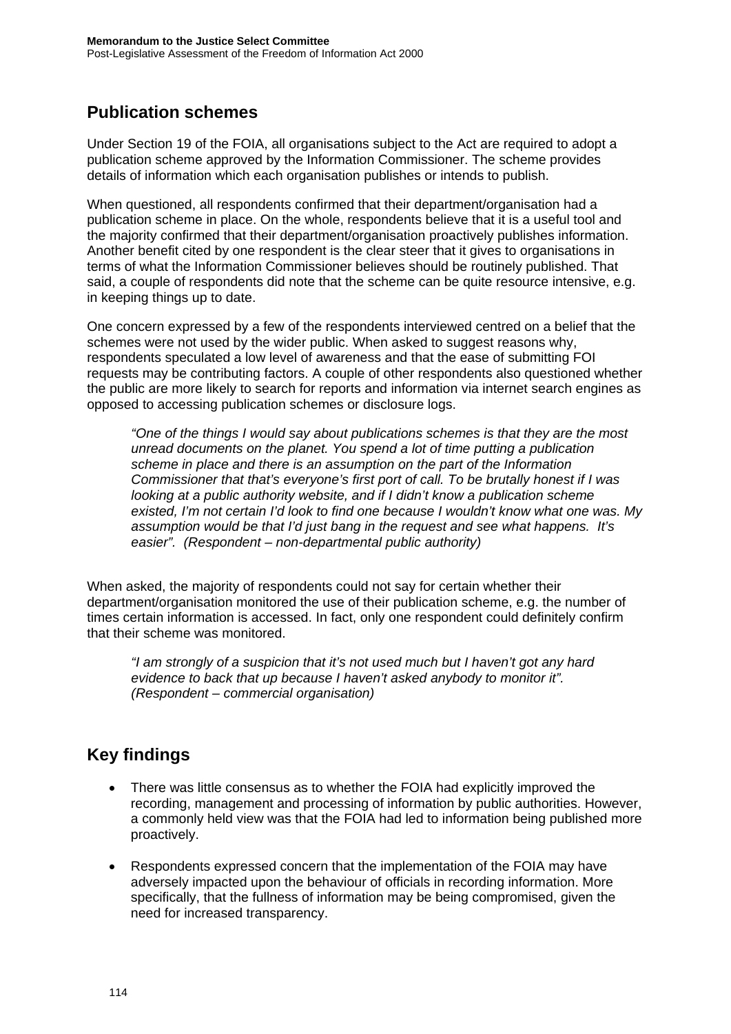## Publication schemes

Under Section 19 of the FOIA, all organisations subject to the Act are required to adopt a publication scheme approved by the Information Commissioner. The scheme provides details of information which each organisation publishes or intends to publish.

When questioned, all respondents confirmed that their department/organisation had a publication scheme in place. On the whole, respondents believe that it is a useful tool and the majority confirmed that their department/organisation proactively publishes information. Another benefit cited by one respondent is the clear steer that it gives to organisations in terms of what the Information Commissioner believes should be routinely published. That said, a couple of respondents did note that the scheme can be quite resource intensive, e.g. in keeping things up to date.

One concern expressed by a few of the respondents interviewed centred on a belief that the schemes were not used by the wider public. When asked to suggest reasons why, respondents speculated a low level of awareness and that the ease of submitting FOI requests may be contributing factors. A couple of other respondents also questioned whether the public are more likely to search for reports and information via internet search engines as opposed to accessing publication schemes or disclosure logs.

> *"One of the things I would say about publications schemes is that they are the most unread documents on the planet. You spend a lot of time putting a publication scheme in place and there is an assumption on the part of the Information Commissioner that that's everyone's first port of call. To be brutally honest if I was looking at a public authority website, and if I didn't know a publication scheme existed, I'm not certain I'd look to find one because I wouldn't know what one was. My assumption would be that I'd just bang in the request and see what happens. It's easier". (Respondent – non-departmental public authority)*

When asked, the majority of respondents could not say for certain whether their department/organisation monitored the use of their publication scheme, e.g. the number of times certain information is accessed. In fact, only one respondent could definitely confirm that their scheme was monitored.

> *"I am strongly of a suspicion that it's not used much but I haven't got any hard evidence to back that up because I haven't asked anybody to monitor it". (Respondent – commercial organisation)*

## Key findings

- There was little consensus as to whether the FOIA had explicitly improved the recording, management and processing of information by public authorities. However, a commonly held view was that the FOIA had led to information being published more proactively.
- Respondents expressed concern that the implementation of the FOIA may have adversely impacted upon the behaviour of officials in recording information. More specifically, that the fullness of information may be being compromised, given the need for increased transparency.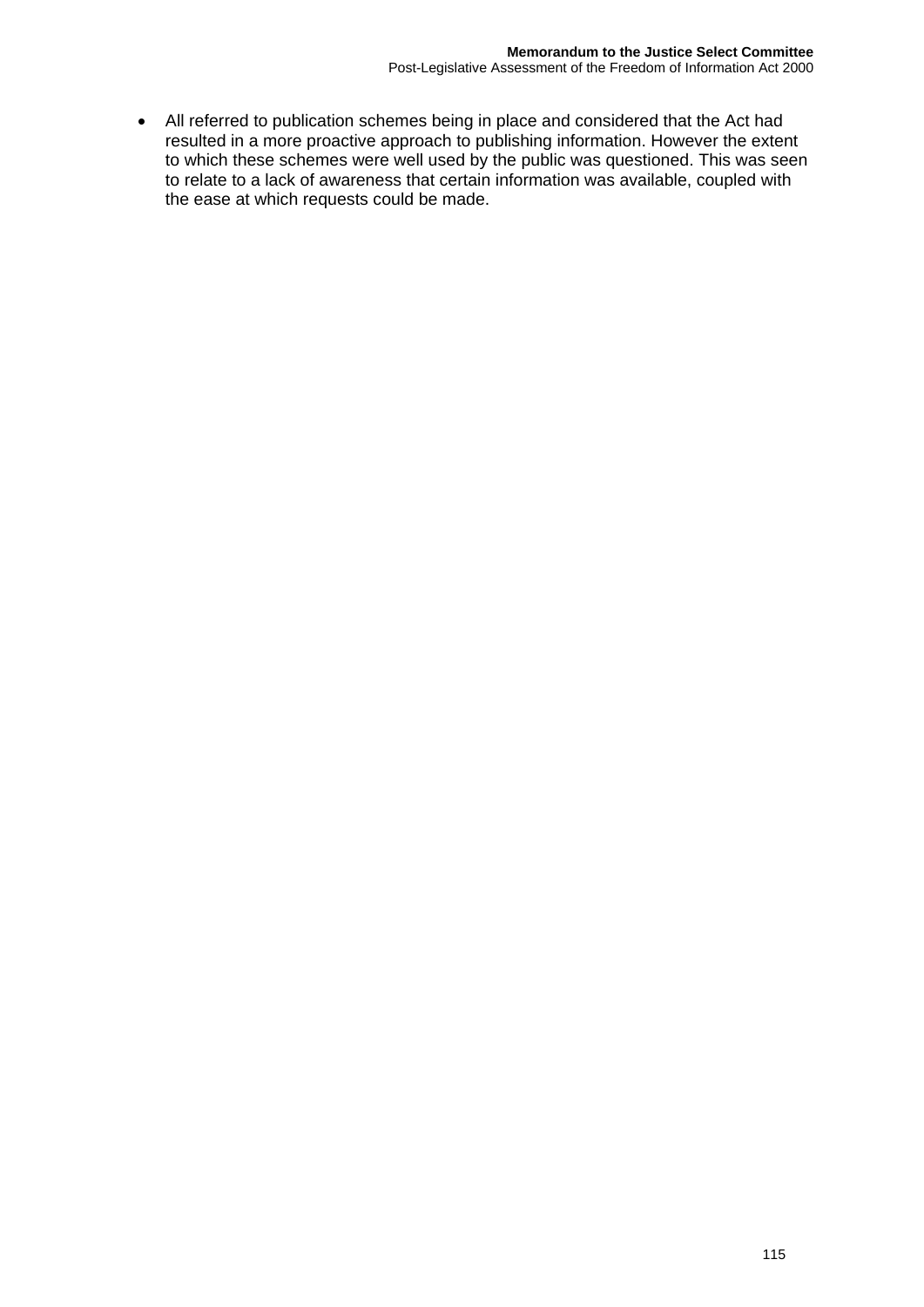- All referred to publication schemes being in place and considered that the Act had resulted in a more proactive approach to publishing information. However the extent to which these schemes were well used by the public was questioned. This was seen to relate to a lack of awareness that certain information was available, coupled with the ease at which requests could be made.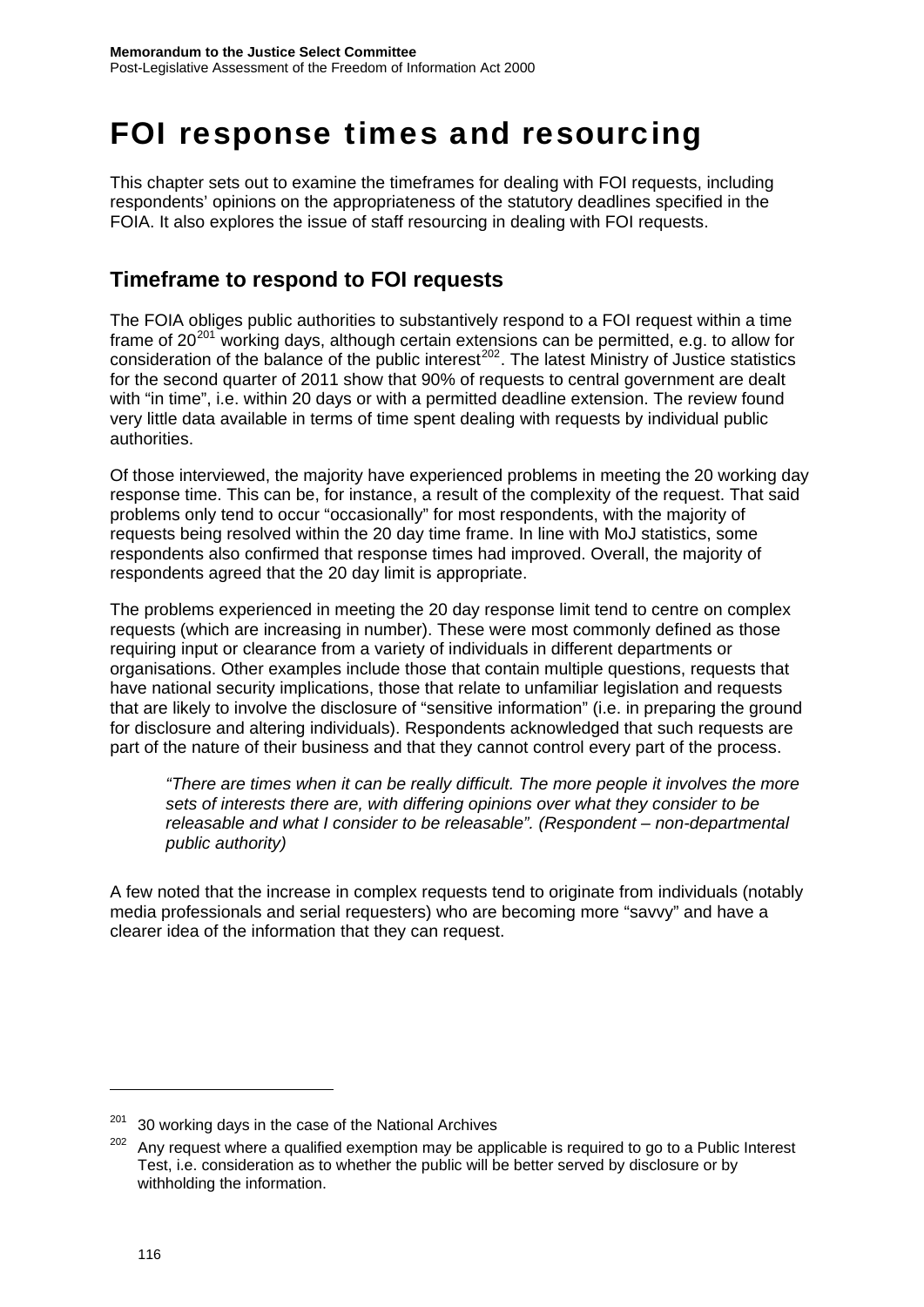# FOI response times and resourcing

This chapter sets out to examine the timeframes for dealing with FOI requests, including respondents' opinions on the appropriateness of the statutory deadlines specified in the FOIA. It also explores the issue of staff resourcing in dealing with FOI requests.

## Timeframe to respond to FOI requests

The FOIA obliges public authorities to substantively respond to a FOI request within a time frame of 20[201] working days, although certain extensions can be permitted, e.g. to allow for consideration of the balance of the public interest[202]. The latest Ministry of Justice statistics for the second quarter of 2011 show that 90% of requests to central government are dealt with "in time", i.e. within 20 days or with a permitted deadline extension. The review found very little data available in terms of time spent dealing with requests by individual public authorities.

Of those interviewed, the majority have experienced problems in meeting the 20 working day response time. This can be, for instance, a result of the complexity of the request. That said problems only tend to occur "occasionally" for most respondents, with the majority of requests being resolved within the 20 day time frame. In line with MoJ statistics, some respondents also confirmed that response times had improved. Overall, the majority of respondents agreed that the 20 day limit is appropriate.

The problems experienced in meeting the 20 day response limit tend to centre on complex requests (which are increasing in number). These were most commonly defined as those requiring input or clearance from a variety of individuals in different departments or organisations. Other examples include those that contain multiple questions, requests that have national security implications, those that relate to unfamiliar legislation and requests that are likely to involve the disclosure of "sensitive information" (i.e. in preparing the ground for disclosure and altering individuals). Respondents acknowledged that such requests are part of the nature of their business and that they cannot control every part of the process.

> *"There are times when it can be really difficult. The more people it involves the more sets of interests there are, with differing opinions over what they consider to be releasable and what I consider to be releasable". (Respondent – non-departmental public authority)*

A few noted that the increase in complex requests tend to originate from individuals (notably media professionals and serial requesters) who are becoming more "savvy" and have a clearer idea of the information that they can request.

---

[201] 30 working days in the case of the National Archives

[202] Any request where a qualified exemption may be applicable is required to go to a Public Interest Test, i.e. consideration as to whether the public will be better served by disclosure or by withholding the information.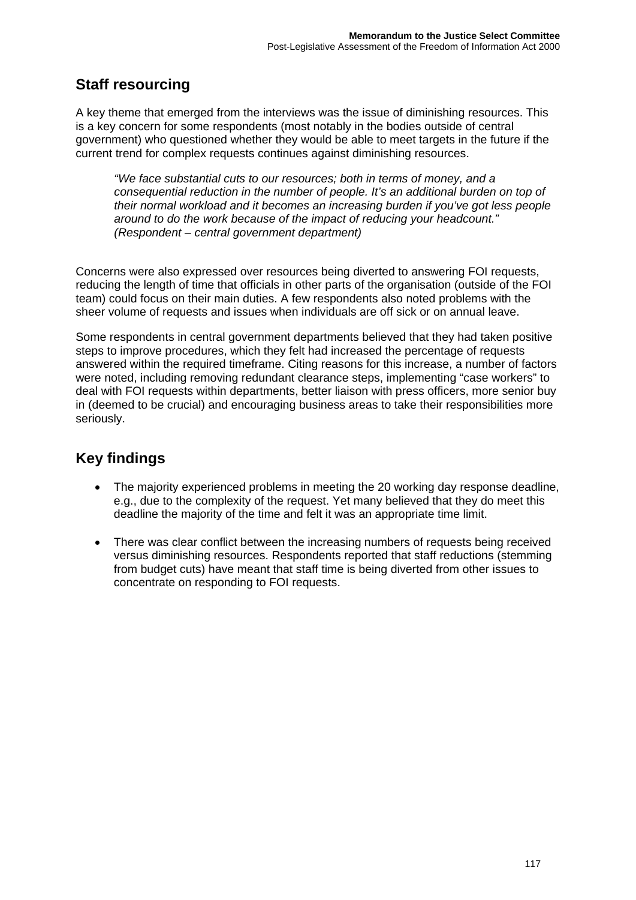## Staff resourcing

A key theme that emerged from the interviews was the issue of diminishing resources. This is a key concern for some respondents (most notably in the bodies outside of central government) who questioned whether they would be able to meet targets in the future if the current trend for complex requests continues against diminishing resources.

> *"We face substantial cuts to our resources; both in terms of money, and a consequential reduction in the number of people. It's an additional burden on top of their normal workload and it becomes an increasing burden if you've got less people around to do the work because of the impact of reducing your headcount." (Respondent – central government department)*

Concerns were also expressed over resources being diverted to answering FOI requests, reducing the length of time that officials in other parts of the organisation (outside of the FOI team) could focus on their main duties. A few respondents also noted problems with the sheer volume of requests and issues when individuals are off sick or on annual leave.

Some respondents in central government departments believed that they had taken positive steps to improve procedures, which they felt had increased the percentage of requests answered within the required timeframe. Citing reasons for this increase, a number of factors were noted, including removing redundant clearance steps, implementing "case workers" to deal with FOI requests within departments, better liaison with press officers, more senior buy in (deemed to be crucial) and encouraging business areas to take their responsibilities more seriously.

## Key findings

- The majority experienced problems in meeting the 20 working day response deadline, e.g., due to the complexity of the request. Yet many believed that they do meet this deadline the majority of the time and felt it was an appropriate time limit.
- There was clear conflict between the increasing numbers of requests being received versus diminishing resources. Respondents reported that staff reductions (stemming from budget cuts) have meant that staff time is being diverted from other issues to concentrate on responding to FOI requests.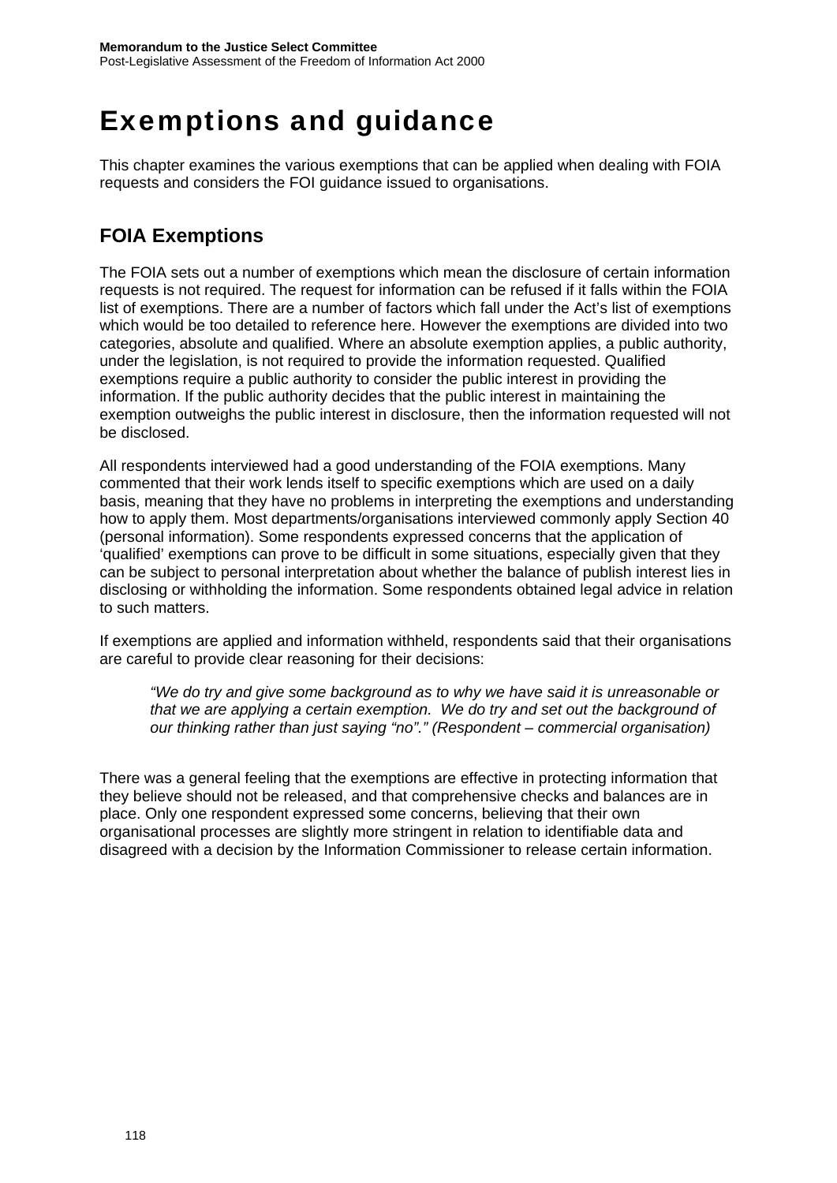# Exemptions and guidance

This chapter examines the various exemptions that can be applied when dealing with FOIA requests and considers the FOI guidance issued to organisations.

## FOIA Exemptions

The FOIA sets out a number of exemptions which mean the disclosure of certain information requests is not required. The request for information can be refused if it falls within the FOIA list of exemptions. There are a number of factors which fall under the Act's list of exemptions which would be too detailed to reference here. However the exemptions are divided into two categories, absolute and qualified. Where an absolute exemption applies, a public authority, under the legislation, is not required to provide the information requested. Qualified exemptions require a public authority to consider the public interest in providing the information. If the public authority decides that the public interest in maintaining the exemption outweighs the public interest in disclosure, then the information requested will not be disclosed.

All respondents interviewed had a good understanding of the FOIA exemptions. Many commented that their work lends itself to specific exemptions which are used on a daily basis, meaning that they have no problems in interpreting the exemptions and understanding how to apply them. Most departments/organisations interviewed commonly apply Section 40 (personal information). Some respondents expressed concerns that the application of 'qualified' exemptions can prove to be difficult in some situations, especially given that they can be subject to personal interpretation about whether the balance of publish interest lies in disclosing or withholding the information. Some respondents obtained legal advice in relation to such matters.

If exemptions are applied and information withheld, respondents said that their organisations are careful to provide clear reasoning for their decisions:

> *"We do try and give some background as to why we have said it is unreasonable or that we are applying a certain exemption. We do try and set out the background of our thinking rather than just saying "no"." (Respondent – commercial organisation)*

There was a general feeling that the exemptions are effective in protecting information that they believe should not be released, and that comprehensive checks and balances are in place. Only one respondent expressed some concerns, believing that their own organisational processes are slightly more stringent in relation to identifiable data and disagreed with a decision by the Information Commissioner to release certain information.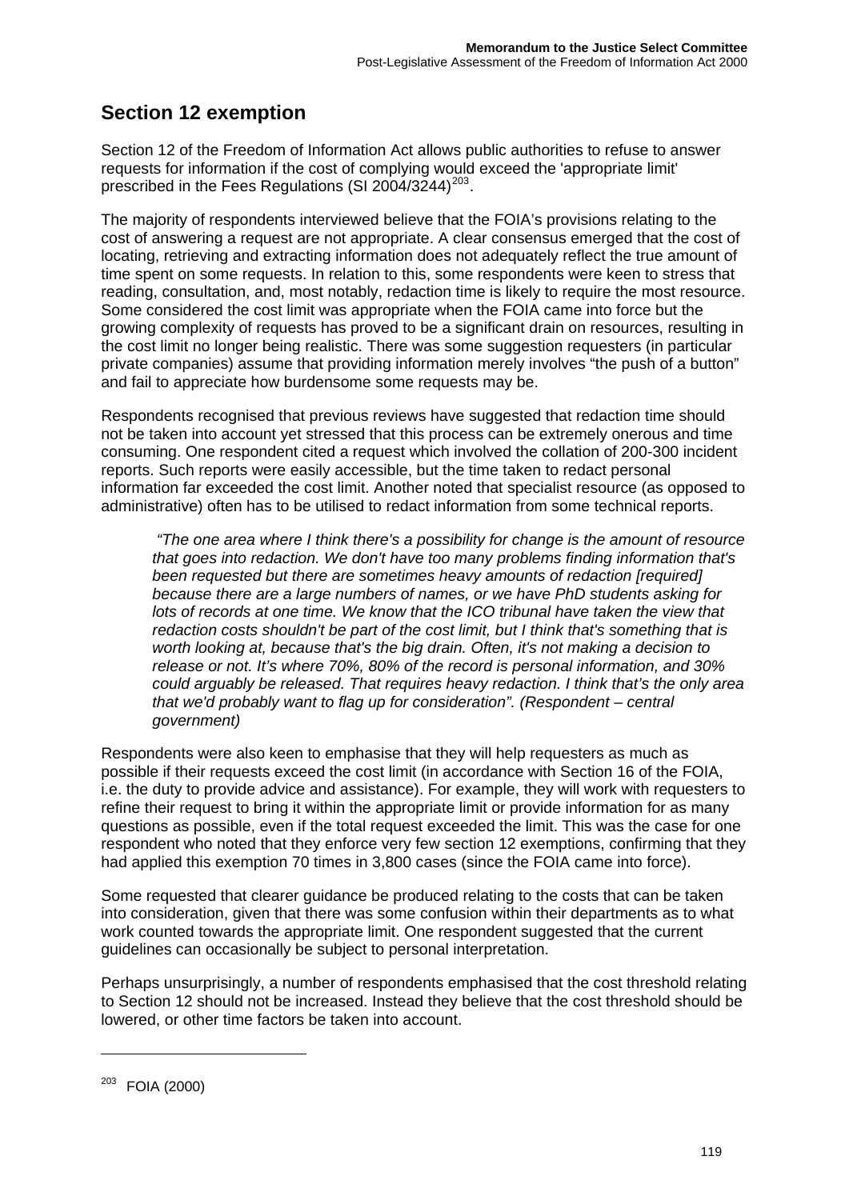## Section 12 exemption

Section 12 of the Freedom of Information Act allows public authorities to refuse to answer requests for information if the cost of complying would exceed the 'appropriate limit' prescribed in the Fees Regulations (SI 2004/3244)[203].

The majority of respondents interviewed believe that the FOIA's provisions relating to the cost of answering a request are not appropriate. A clear consensus emerged that the cost of locating, retrieving and extracting information does not adequately reflect the true amount of time spent on some requests. In relation to this, some respondents were keen to stress that reading, consultation, and, most notably, redaction time is likely to require the most resource. Some considered the cost limit was appropriate when the FOIA came into force but the growing complexity of requests has proved to be a significant drain on resources, resulting in the cost limit no longer being realistic. There was some suggestion requesters (in particular private companies) assume that providing information merely involves "the push of a button" and fail to appreciate how burdensome some requests may be.

Respondents recognised that previous reviews have suggested that redaction time should not be taken into account yet stressed that this process can be extremely onerous and time consuming. One respondent cited a request which involved the collation of 200-300 incident reports. Such reports were easily accessible, but the time taken to redact personal information far exceeded the cost limit. Another noted that specialist resource (as opposed to administrative) often has to be utilised to redact information from some technical reports.

> *"The one area where I think there's a possibility for change is the amount of resource that goes into redaction. We don't have too many problems finding information that's been requested but there are sometimes heavy amounts of redaction [required] because there are a large numbers of names, or we have PhD students asking for lots of records at one time. We know that the ICO tribunal have taken the view that redaction costs shouldn't be part of the cost limit, but I think that's something that is worth looking at, because that's the big drain. Often, it's not making a decision to release or not. It's where 70%, 80% of the record is personal information, and 30% could arguably be released. That requires heavy redaction. I think that's the only area that we'd probably want to flag up for consideration". (Respondent – central government)*

Respondents were also keen to emphasise that they will help requesters as much as possible if their requests exceed the cost limit (in accordance with Section 16 of the FOIA, i.e. the duty to provide advice and assistance). For example, they will work with requesters to refine their request to bring it within the appropriate limit or provide information for as many questions as possible, even if the total request exceeded the limit. This was the case for one respondent who noted that they enforce very few section 12 exemptions, confirming that they had applied this exemption 70 times in 3,800 cases (since the FOIA came into force).

Some requested that clearer guidance be produced relating to the costs that can be taken into consideration, given that there was some confusion within their departments as to what work counted towards the appropriate limit. One respondent suggested that the current guidelines can occasionally be subject to personal interpretation.

Perhaps unsurprisingly, a number of respondents emphasised that the cost threshold relating to Section 12 should not be increased. Instead they believe that the cost threshold should be lowered, or other time factors be taken into account.

---

[203] FOIA (2000)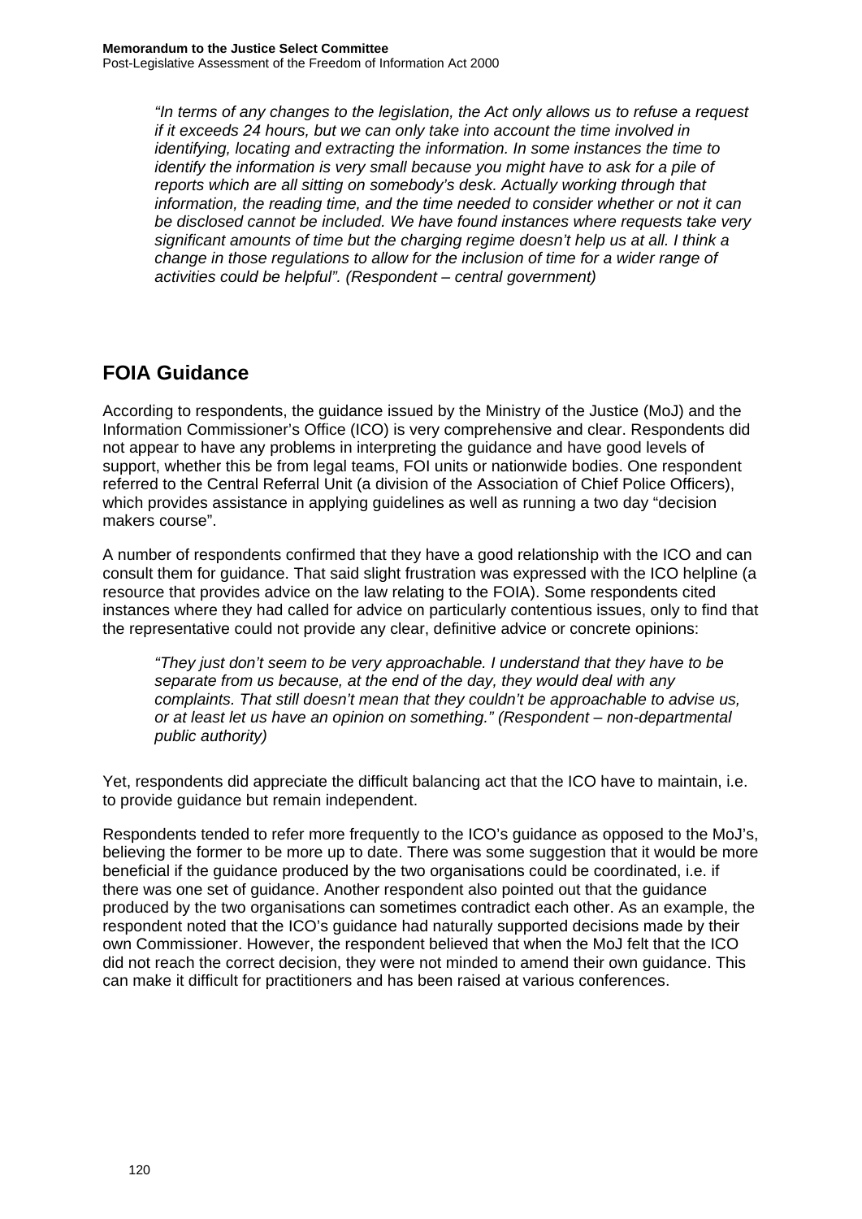*"In terms of any changes to the legislation, the Act only allows us to refuse a request if it exceeds 24 hours, but we can only take into account the time involved in identifying, locating and extracting the information. In some instances the time to identify the information is very small because you might have to ask for a pile of reports which are all sitting on somebody's desk. Actually working through that information, the reading time, and the time needed to consider whether or not it can be disclosed cannot be included. We have found instances where requests take very significant amounts of time but the charging regime doesn't help us at all. I think a change in those regulations to allow for the inclusion of time for a wider range of activities could be helpful". (Respondent – central government)*

## FOIA Guidance

According to respondents, the guidance issued by the Ministry of the Justice (MoJ) and the Information Commissioner's Office (ICO) is very comprehensive and clear. Respondents did not appear to have any problems in interpreting the guidance and have good levels of support, whether this be from legal teams, FOI units or nationwide bodies. One respondent referred to the Central Referral Unit (a division of the Association of Chief Police Officers), which provides assistance in applying guidelines as well as running a two day "decision makers course".

A number of respondents confirmed that they have a good relationship with the ICO and can consult them for guidance. That said slight frustration was expressed with the ICO helpline (a resource that provides advice on the law relating to the FOIA). Some respondents cited instances where they had called for advice on particularly contentious issues, only to find that the representative could not provide any clear, definitive advice or concrete opinions:

*"They just don't seem to be very approachable. I understand that they have to be separate from us because, at the end of the day, they would deal with any complaints. That still doesn't mean that they couldn't be approachable to advise us, or at least let us have an opinion on something." (Respondent – non-departmental public authority)*

Yet, respondents did appreciate the difficult balancing act that the ICO have to maintain, i.e. to provide guidance but remain independent.

Respondents tended to refer more frequently to the ICO's guidance as opposed to the MoJ's, believing the former to be more up to date. There was some suggestion that it would be more beneficial if the guidance produced by the two organisations could be coordinated, i.e. if there was one set of guidance. Another respondent also pointed out that the guidance produced by the two organisations can sometimes contradict each other. As an example, the respondent noted that the ICO's guidance had naturally supported decisions made by their own Commissioner. However, the respondent believed that when the MoJ felt that the ICO did not reach the correct decision, they were not minded to amend their own guidance. This can make it difficult for practitioners and has been raised at various conferences.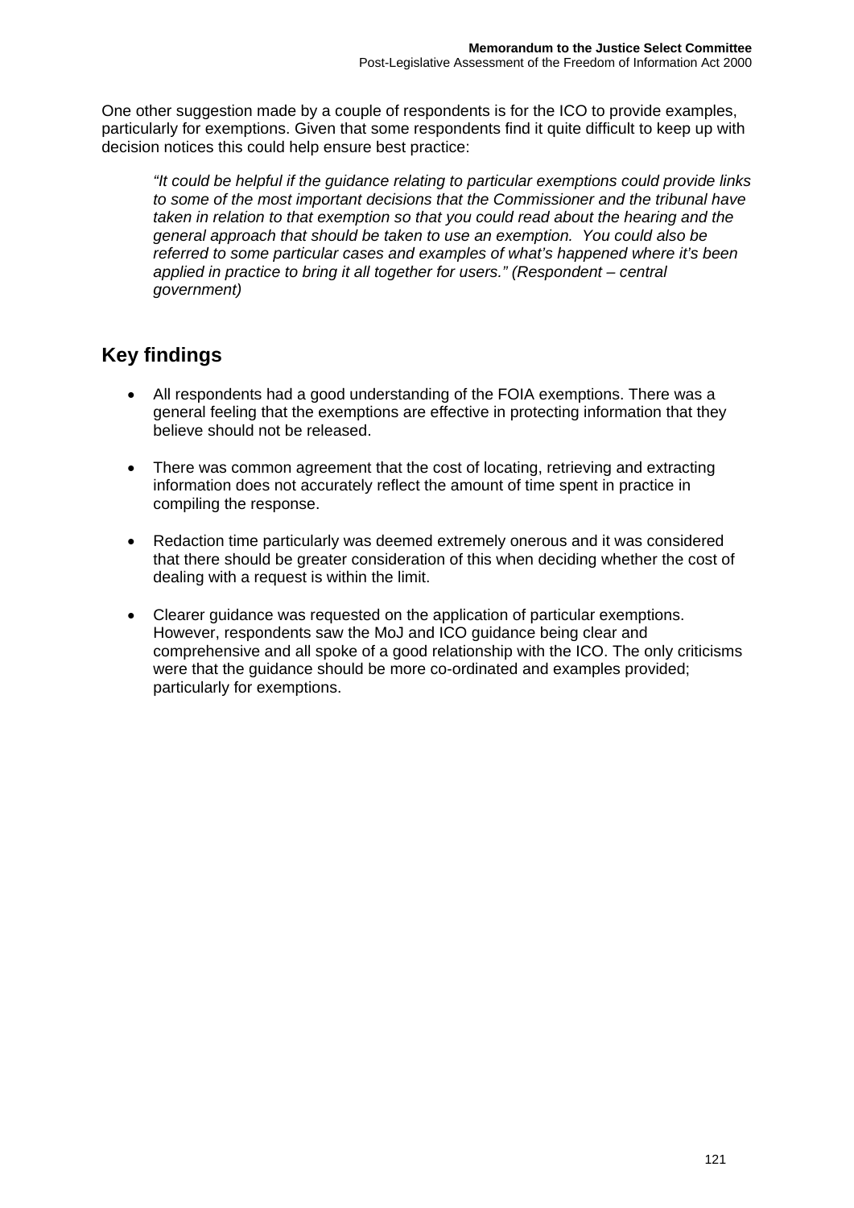One other suggestion made by a couple of respondents is for the ICO to provide examples, particularly for exemptions. Given that some respondents find it quite difficult to keep up with decision notices this could help ensure best practice:

> *"It could be helpful if the guidance relating to particular exemptions could provide links to some of the most important decisions that the Commissioner and the tribunal have taken in relation to that exemption so that you could read about the hearing and the general approach that should be taken to use an exemption. You could also be referred to some particular cases and examples of what's happened where it's been applied in practice to bring it all together for users." (Respondent – central government)*

## Key findings

- All respondents had a good understanding of the FOIA exemptions. There was a general feeling that the exemptions are effective in protecting information that they believe should not be released.
- There was common agreement that the cost of locating, retrieving and extracting information does not accurately reflect the amount of time spent in practice in compiling the response.
- Redaction time particularly was deemed extremely onerous and it was considered that there should be greater consideration of this when deciding whether the cost of dealing with a request is within the limit.
- Clearer guidance was requested on the application of particular exemptions. However, respondents saw the MoJ and ICO guidance being clear and comprehensive and all spoke of a good relationship with the ICO. The only criticisms were that the guidance should be more co-ordinated and examples provided; particularly for exemptions.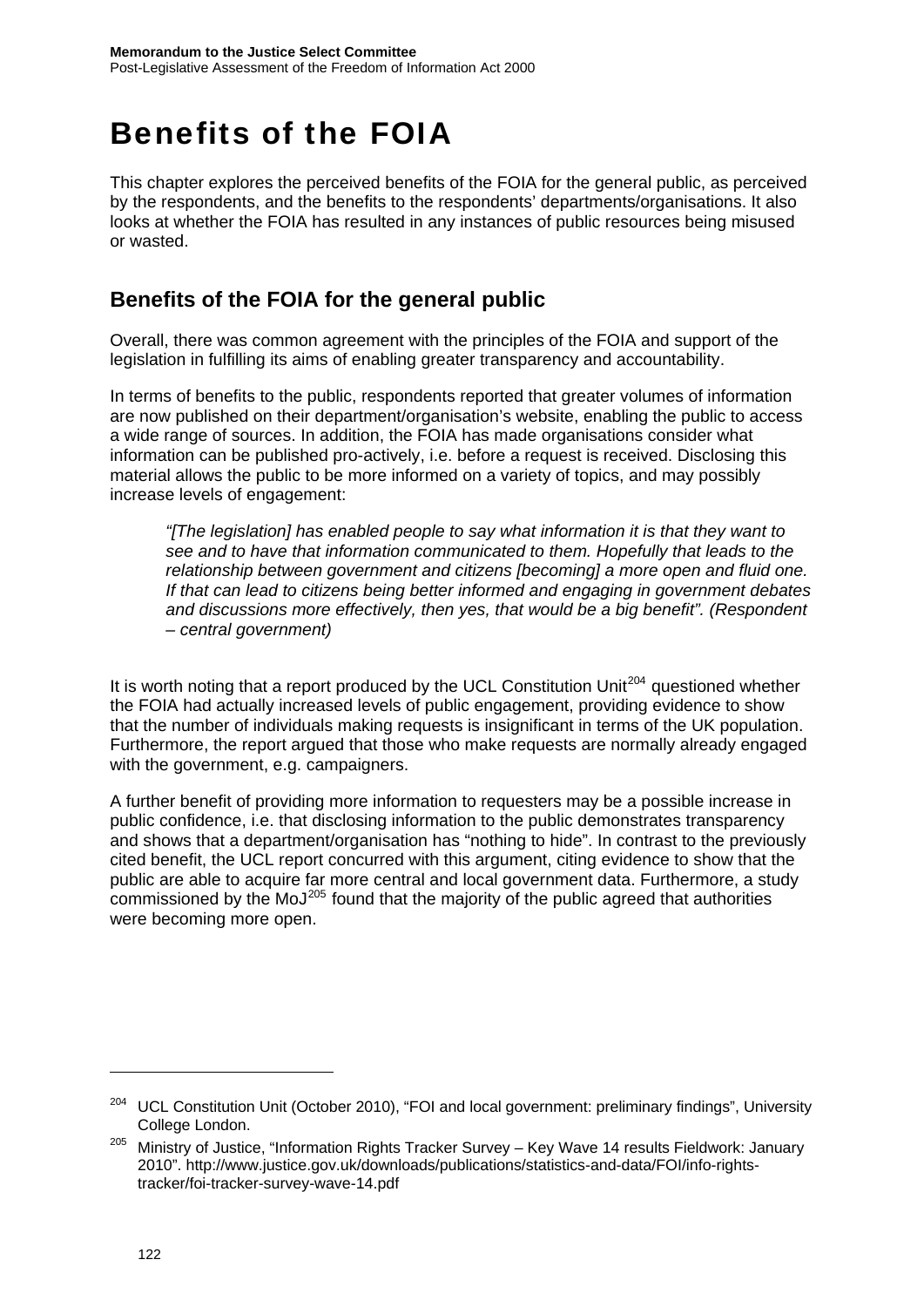# Benefits of the FOIA

This chapter explores the perceived benefits of the FOIA for the general public, as perceived by the respondents, and the benefits to the respondents' departments/organisations. It also looks at whether the FOIA has resulted in any instances of public resources being misused or wasted.

## Benefits of the FOIA for the general public

Overall, there was common agreement with the principles of the FOIA and support of the legislation in fulfilling its aims of enabling greater transparency and accountability.

In terms of benefits to the public, respondents reported that greater volumes of information are now published on their department/organisation's website, enabling the public to access a wide range of sources. In addition, the FOIA has made organisations consider what information can be published pro-actively, i.e. before a request is received. Disclosing this material allows the public to be more informed on a variety of topics, and may possibly increase levels of engagement:

> *"[The legislation] has enabled people to say what information it is that they want to see and to have that information communicated to them. Hopefully that leads to the relationship between government and citizens [becoming] a more open and fluid one. If that can lead to citizens being better informed and engaging in government debates and discussions more effectively, then yes, that would be a big benefit". (Respondent – central government)*

It is worth noting that a report produced by the UCL Constitution Unit[204] questioned whether the FOIA had actually increased levels of public engagement, providing evidence to show that the number of individuals making requests is insignificant in terms of the UK population. Furthermore, the report argued that those who make requests are normally already engaged with the government, e.g. campaigners.

A further benefit of providing more information to requesters may be a possible increase in public confidence, i.e. that disclosing information to the public demonstrates transparency and shows that a department/organisation has "nothing to hide". In contrast to the previously cited benefit, the UCL report concurred with this argument, citing evidence to show that the public are able to acquire far more central and local government data. Furthermore, a study commissioned by the MoJ[205] found that the majority of the public agreed that authorities were becoming more open.

---

[204] UCL Constitution Unit (October 2010), "FOI and local government: preliminary findings", University College London.

[205] Ministry of Justice, "Information Rights Tracker Survey – Key Wave 14 results Fieldwork: January 2010". http://www.justice.gov.uk/downloads/publications/statistics-and-data/FOI/info-rights-tracker/foi-tracker-survey-wave-14.pdf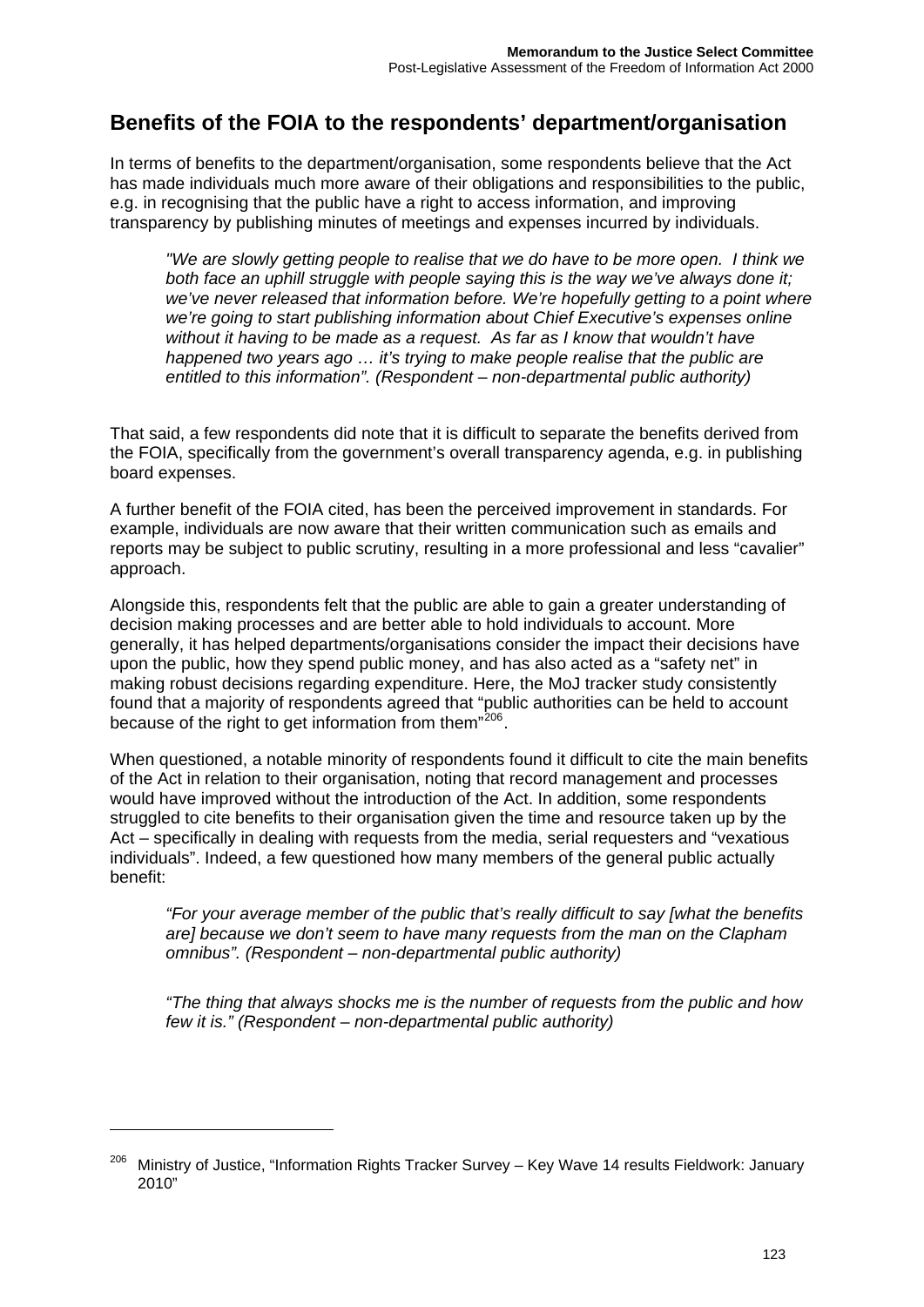## Benefits of the FOIA to the respondents' department/organisation

In terms of benefits to the department/organisation, some respondents believe that the Act has made individuals much more aware of their obligations and responsibilities to the public, e.g. in recognising that the public have a right to access information, and improving transparency by publishing minutes of meetings and expenses incurred by individuals.

> *"We are slowly getting people to realise that we do have to be more open. I think we both face an uphill struggle with people saying this is the way we've always done it; we've never released that information before. We're hopefully getting to a point where we're going to start publishing information about Chief Executive's expenses online without it having to be made as a request. As far as I know that wouldn't have happened two years ago … it's trying to make people realise that the public are entitled to this information". (Respondent – non-departmental public authority)*

That said, a few respondents did note that it is difficult to separate the benefits derived from the FOIA, specifically from the government's overall transparency agenda, e.g. in publishing board expenses.

A further benefit of the FOIA cited, has been the perceived improvement in standards. For example, individuals are now aware that their written communication such as emails and reports may be subject to public scrutiny, resulting in a more professional and less "cavalier" approach.

Alongside this, respondents felt that the public are able to gain a greater understanding of decision making processes and are better able to hold individuals to account. More generally, it has helped departments/organisations consider the impact their decisions have upon the public, how they spend public money, and has also acted as a "safety net" in making robust decisions regarding expenditure. Here, the MoJ tracker study consistently found that a majority of respondents agreed that "public authorities can be held to account because of the right to get information from them"[206].

When questioned, a notable minority of respondents found it difficult to cite the main benefits of the Act in relation to their organisation, noting that record management and processes would have improved without the introduction of the Act. In addition, some respondents struggled to cite benefits to their organisation given the time and resource taken up by the Act – specifically in dealing with requests from the media, serial requesters and "vexatious individuals". Indeed, a few questioned how many members of the general public actually benefit:

> *"For your average member of the public that's really difficult to say [what the benefits are] because we don't seem to have many requests from the man on the Clapham omnibus". (Respondent – non-departmental public authority)*

> *"The thing that always shocks me is the number of requests from the public and how few it is." (Respondent – non-departmental public authority)*

---

[206] Ministry of Justice, "Information Rights Tracker Survey – Key Wave 14 results Fieldwork: January 2010"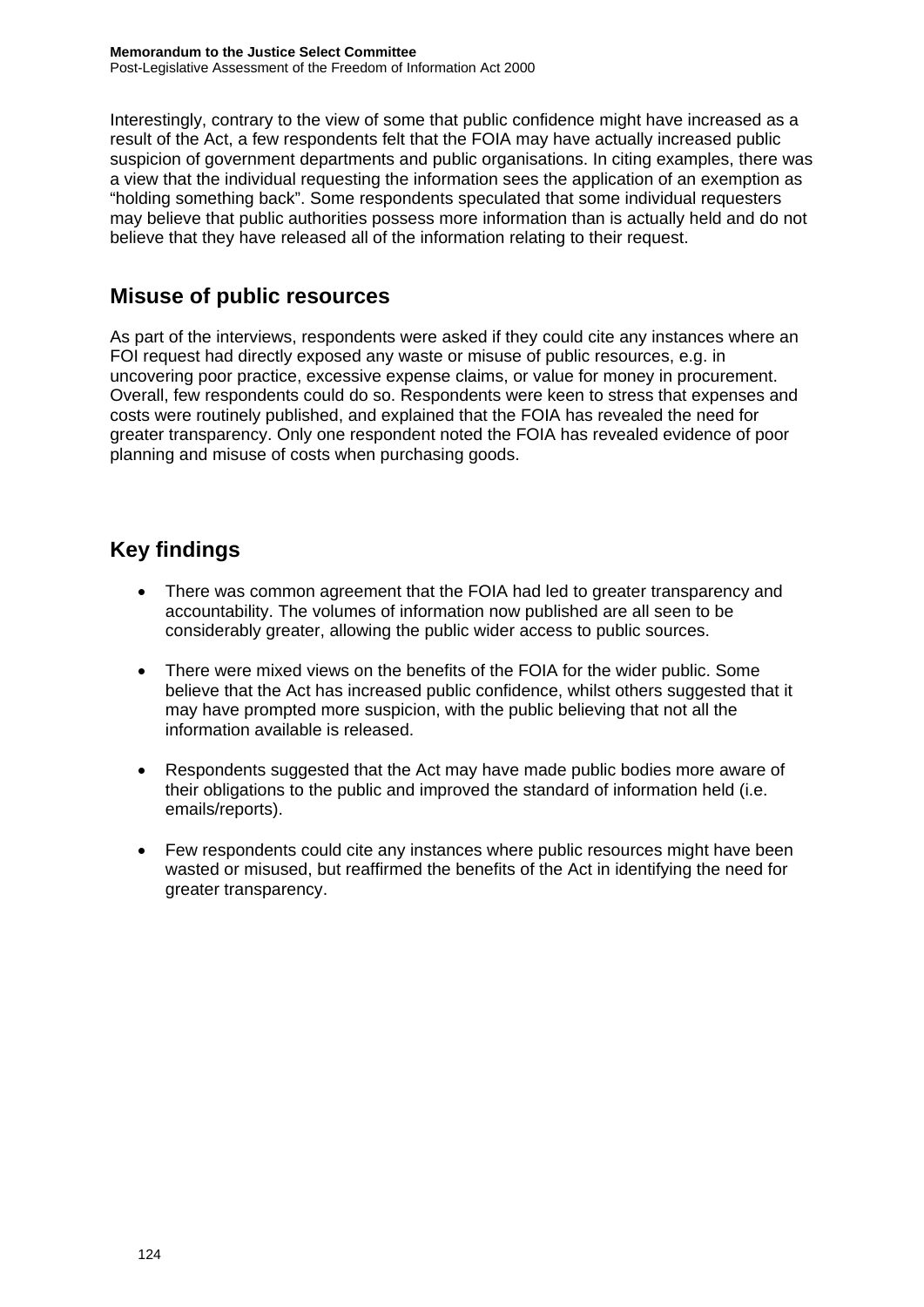Interestingly, contrary to the view of some that public confidence might have increased as a result of the Act, a few respondents felt that the FOIA may have actually increased public suspicion of government departments and public organisations. In citing examples, there was a view that the individual requesting the information sees the application of an exemption as "holding something back". Some respondents speculated that some individual requesters may believe that public authorities possess more information than is actually held and do not believe that they have released all of the information relating to their request.

## Misuse of public resources

As part of the interviews, respondents were asked if they could cite any instances where an FOI request had directly exposed any waste or misuse of public resources, e.g. in uncovering poor practice, excessive expense claims, or value for money in procurement. Overall, few respondents could do so. Respondents were keen to stress that expenses and costs were routinely published, and explained that the FOIA has revealed the need for greater transparency. Only one respondent noted the FOIA has revealed evidence of poor planning and misuse of costs when purchasing goods.

## Key findings

- There was common agreement that the FOIA had led to greater transparency and accountability. The volumes of information now published are all seen to be considerably greater, allowing the public wider access to public sources.
- There were mixed views on the benefits of the FOIA for the wider public. Some believe that the Act has increased public confidence, whilst others suggested that it may have prompted more suspicion, with the public believing that not all the information available is released.
- Respondents suggested that the Act may have made public bodies more aware of their obligations to the public and improved the standard of information held (i.e. emails/reports).
- Few respondents could cite any instances where public resources might have been wasted or misused, but reaffirmed the benefits of the Act in identifying the need for greater transparency.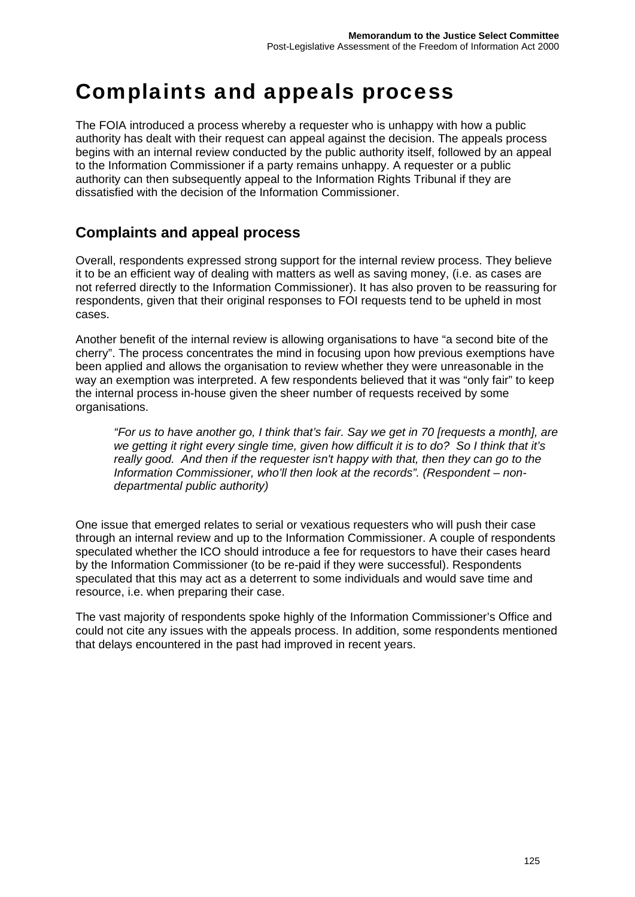# Complaints and appeals process

The FOIA introduced a process whereby a requester who is unhappy with how a public authority has dealt with their request can appeal against the decision. The appeals process begins with an internal review conducted by the public authority itself, followed by an appeal to the Information Commissioner if a party remains unhappy. A requester or a public authority can then subsequently appeal to the Information Rights Tribunal if they are dissatisfied with the decision of the Information Commissioner.

## Complaints and appeal process

Overall, respondents expressed strong support for the internal review process. They believe it to be an efficient way of dealing with matters as well as saving money, (i.e. as cases are not referred directly to the Information Commissioner). It has also proven to be reassuring for respondents, given that their original responses to FOI requests tend to be upheld in most cases.

Another benefit of the internal review is allowing organisations to have "a second bite of the cherry". The process concentrates the mind in focusing upon how previous exemptions have been applied and allows the organisation to review whether they were unreasonable in the way an exemption was interpreted. A few respondents believed that it was "only fair" to keep the internal process in-house given the sheer number of requests received by some organisations.

> *"For us to have another go, I think that's fair. Say we get in 70 [requests a month], are we getting it right every single time, given how difficult it is to do? So I think that it's really good. And then if the requester isn't happy with that, then they can go to the Information Commissioner, who'll then look at the records". (Respondent – non-departmental public authority)*

One issue that emerged relates to serial or vexatious requesters who will push their case through an internal review and up to the Information Commissioner. A couple of respondents speculated whether the ICO should introduce a fee for requestors to have their cases heard by the Information Commissioner (to be re-paid if they were successful). Respondents speculated that this may act as a deterrent to some individuals and would save time and resource, i.e. when preparing their case.

The vast majority of respondents spoke highly of the Information Commissioner's Office and could not cite any issues with the appeals process. In addition, some respondents mentioned that delays encountered in the past had improved in recent years.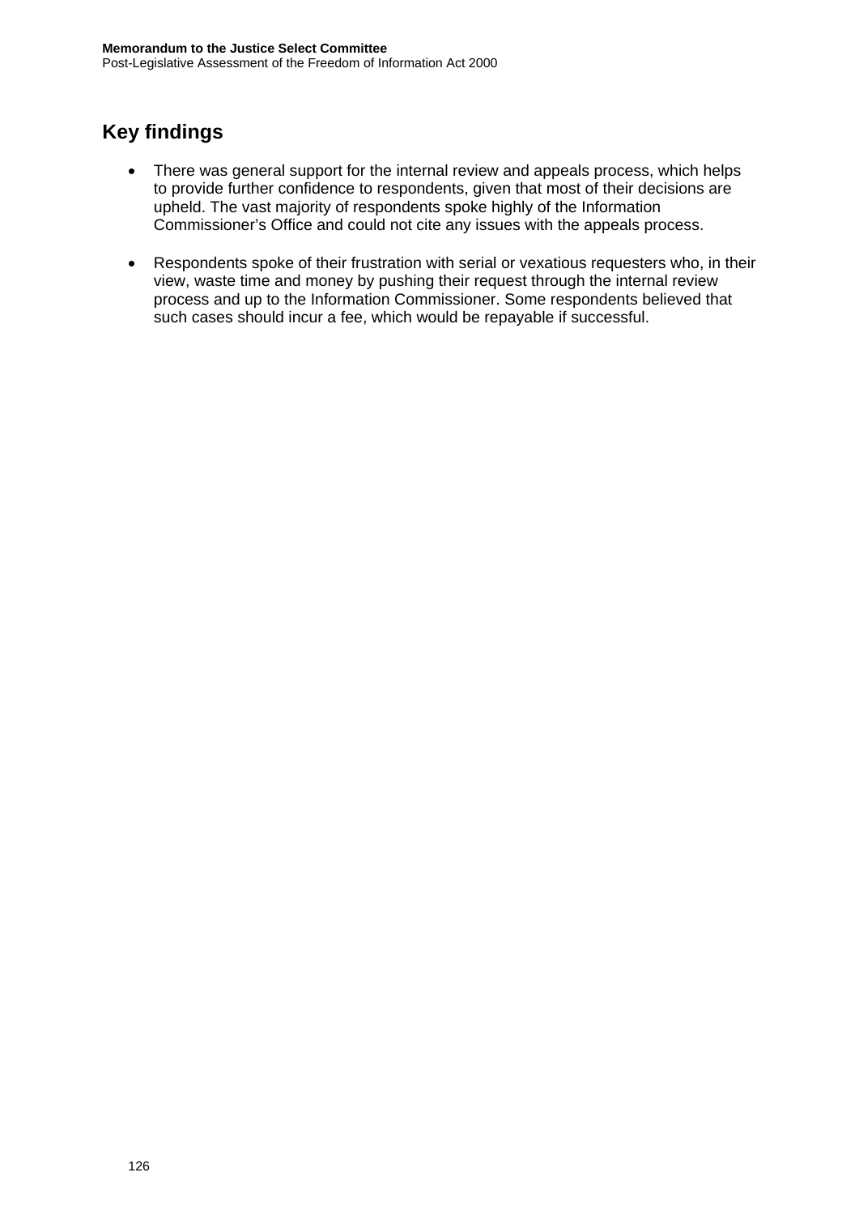## Key findings

- There was general support for the internal review and appeals process, which helps to provide further confidence to respondents, given that most of their decisions are upheld. The vast majority of respondents spoke highly of the Information Commissioner's Office and could not cite any issues with the appeals process.

- Respondents spoke of their frustration with serial or vexatious requesters who, in their view, waste time and money by pushing their request through the internal review process and up to the Information Commissioner. Some respondents believed that such cases should incur a fee, which would be repayable if successful.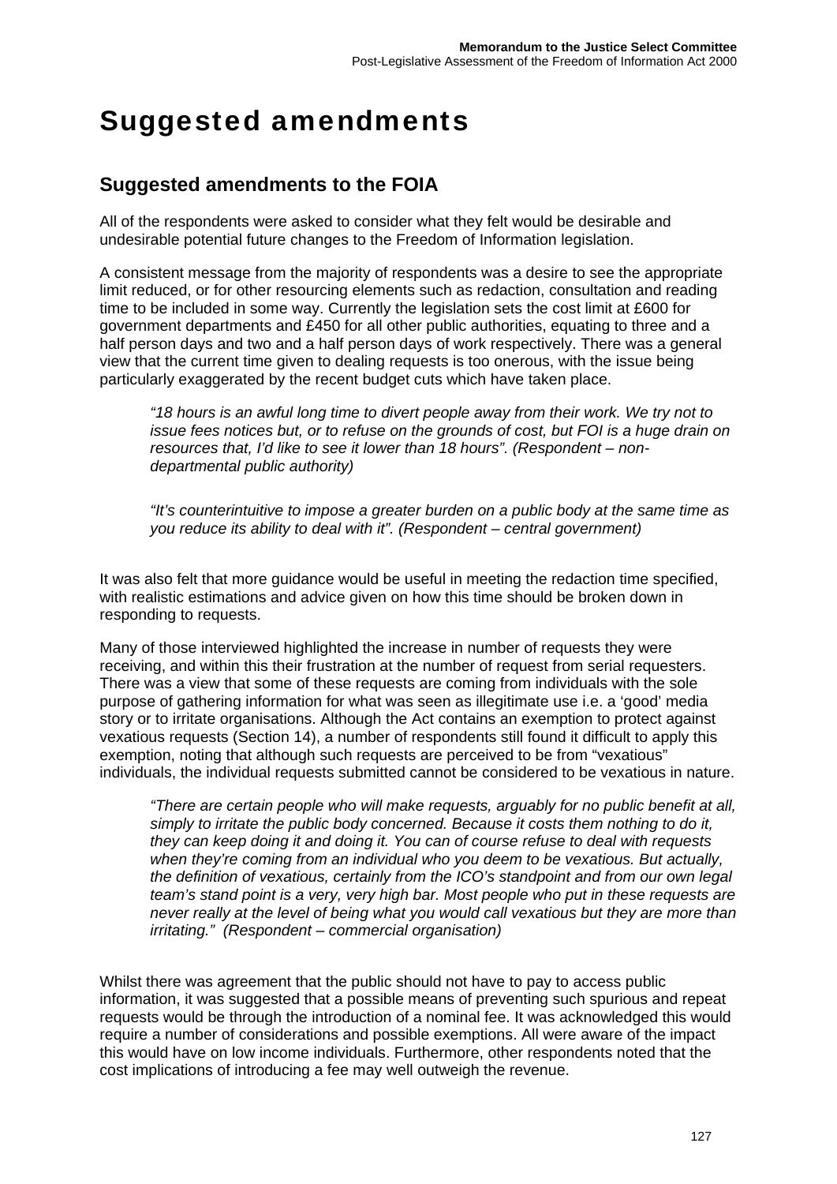# Suggested amendments

## Suggested amendments to the FOIA

All of the respondents were asked to consider what they felt would be desirable and undesirable potential future changes to the Freedom of Information legislation.

A consistent message from the majority of respondents was a desire to see the appropriate limit reduced, or for other resourcing elements such as redaction, consultation and reading time to be included in some way. Currently the legislation sets the cost limit at £600 for government departments and £450 for all other public authorities, equating to three and a half person days and two and a half person days of work respectively. There was a general view that the current time given to dealing requests is too onerous, with the issue being particularly exaggerated by the recent budget cuts which have taken place.

> *"18 hours is an awful long time to divert people away from their work. We try not to issue fees notices but, or to refuse on the grounds of cost, but FOI is a huge drain on resources that, I'd like to see it lower than 18 hours". (Respondent – non-departmental public authority)*

> *"It's counterintuitive to impose a greater burden on a public body at the same time as you reduce its ability to deal with it". (Respondent – central government)*

It was also felt that more guidance would be useful in meeting the redaction time specified, with realistic estimations and advice given on how this time should be broken down in responding to requests.

Many of those interviewed highlighted the increase in number of requests they were receiving, and within this their frustration at the number of request from serial requesters. There was a view that some of these requests are coming from individuals with the sole purpose of gathering information for what was seen as illegitimate use i.e. a 'good' media story or to irritate organisations. Although the Act contains an exemption to protect against vexatious requests (Section 14), a number of respondents still found it difficult to apply this exemption, noting that although such requests are perceived to be from "vexatious" individuals, the individual requests submitted cannot be considered to be vexatious in nature.

> *"There are certain people who will make requests, arguably for no public benefit at all, simply to irritate the public body concerned. Because it costs them nothing to do it, they can keep doing it and doing it. You can of course refuse to deal with requests when they're coming from an individual who you deem to be vexatious. But actually, the definition of vexatious, certainly from the ICO's standpoint and from our own legal team's stand point is a very, very high bar. Most people who put in these requests are never really at the level of being what you would call vexatious but they are more than irritating." (Respondent – commercial organisation)*

Whilst there was agreement that the public should not have to pay to access public information, it was suggested that a possible means of preventing such spurious and repeat requests would be through the introduction of a nominal fee. It was acknowledged this would require a number of considerations and possible exemptions. All were aware of the impact this would have on low income individuals. Furthermore, other respondents noted that the cost implications of introducing a fee may well outweigh the revenue.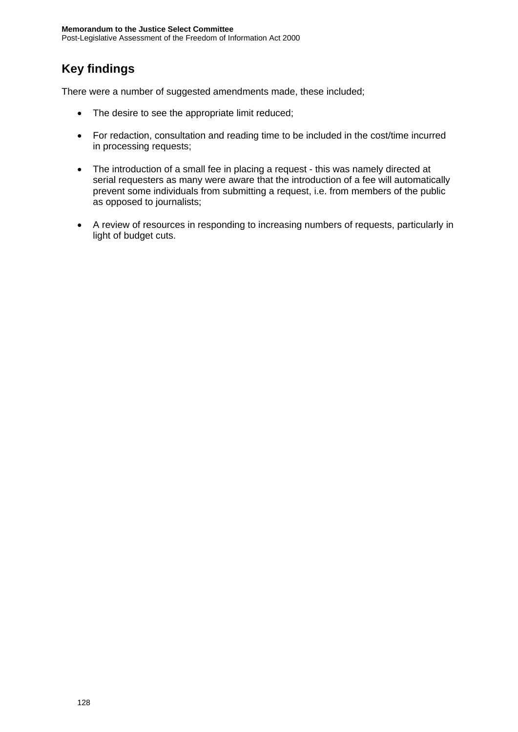## Key findings

There were a number of suggested amendments made, these included;

- The desire to see the appropriate limit reduced;

- For redaction, consultation and reading time to be included in the cost/time incurred in processing requests;

- The introduction of a small fee in placing a request - this was namely directed at serial requesters as many were aware that the introduction of a fee will automatically prevent some individuals from submitting a request, i.e. from members of the public as opposed to journalists;

- A review of resources in responding to increasing numbers of requests, particularly in light of budget cuts.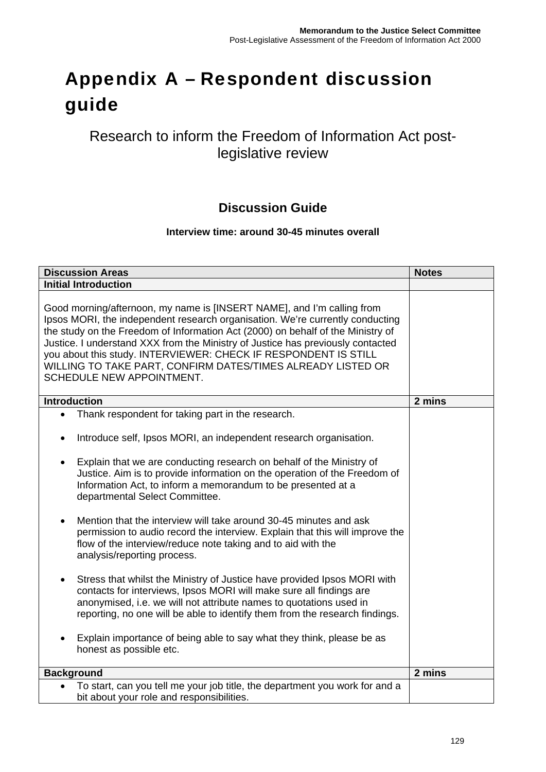# Appendix A – Respondent discussion guide

Research to inform the Freedom of Information Act post-legislative review

## Discussion Guide

**Interview time: around 30-45 minutes overall**

| Discussion Areas | Notes |
|---|---|
| **Initial Introduction** | |
| Good morning/afternoon, my name is [INSERT NAME], and I'm calling from Ipsos MORI, the independent research organisation. We're currently conducting the study on the Freedom of Information Act (2000) on behalf of the Ministry of Justice. I understand XXX from the Ministry of Justice has previously contacted you about this study. INTERVIEWER: CHECK IF RESPONDENT IS STILL WILLING TO TAKE PART, CONFIRM DATES/TIMES ALREADY LISTED OR SCHEDULE NEW APPOINTMENT. | |
| **Introduction** | **2 mins** |
| • Thank respondent for taking part in the research.<br>• Introduce self, Ipsos MORI, an independent research organisation.<br>• Explain that we are conducting research on behalf of the Ministry of Justice. Aim is to provide information on the operation of the Freedom of Information Act, to inform a memorandum to be presented at a departmental Select Committee.<br>• Mention that the interview will take around 30-45 minutes and ask permission to audio record the interview. Explain that this will improve the flow of the interview/reduce note taking and to aid with the analysis/reporting process.<br>• Stress that whilst the Ministry of Justice have provided Ipsos MORI with contacts for interviews, Ipsos MORI will make sure all findings are anonymised, i.e. we will not attribute names to quotations used in reporting, no one will be able to identify them from the research findings.<br>• Explain importance of being able to say what they think, please be as honest as possible etc. | |
| **Background** | **2 mins** |
| • To start, can you tell me your job title, the department you work for and a bit about your role and responsibilities. | |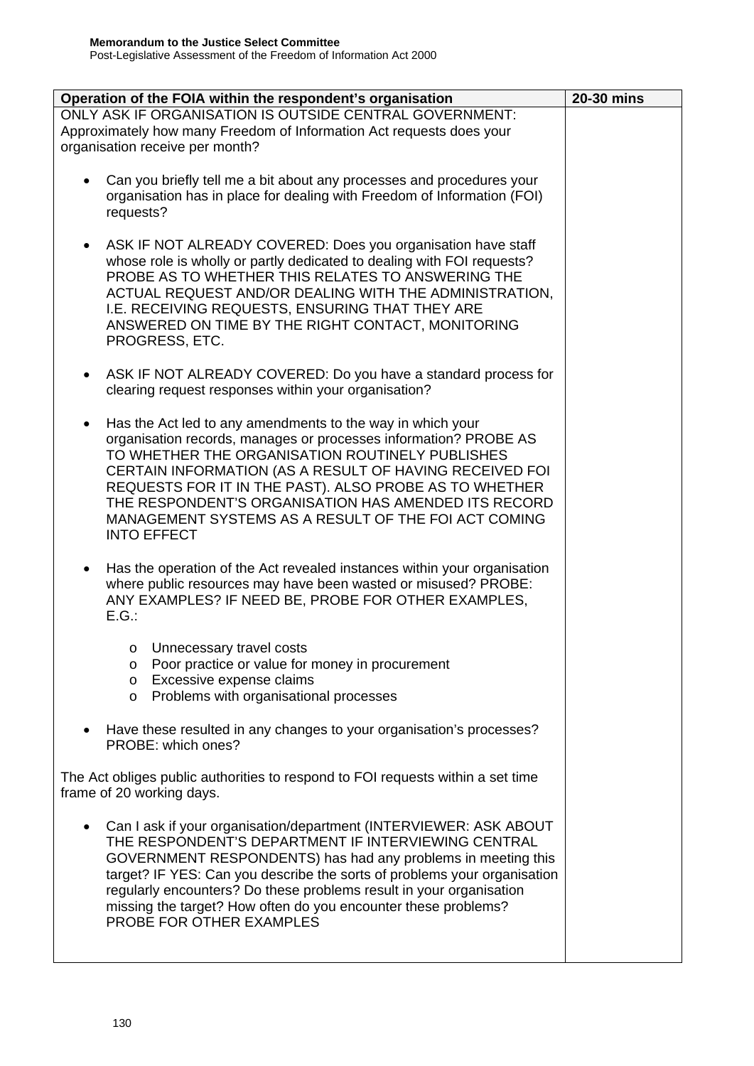| Operation of the FOIA within the respondent's organisation | 20-30 mins |
|---|---|
| ONLY ASK IF ORGANISATION IS OUTSIDE CENTRAL GOVERNMENT: Approximately how many Freedom of Information Act requests does your organisation receive per month?<br><br>• Can you briefly tell me a bit about any processes and procedures your organisation has in place for dealing with Freedom of Information (FOI) requests?<br><br>• ASK IF NOT ALREADY COVERED: Does you organisation have staff whose role is wholly or partly dedicated to dealing with FOI requests? PROBE AS TO WHETHER THIS RELATES TO ANSWERING THE ACTUAL REQUEST AND/OR DEALING WITH THE ADMINISTRATION, I.E. RECEIVING REQUESTS, ENSURING THAT THEY ARE ANSWERED ON TIME BY THE RIGHT CONTACT, MONITORING PROGRESS, ETC.<br><br>• ASK IF NOT ALREADY COVERED: Do you have a standard process for clearing request responses within your organisation?<br><br>• Has the Act led to any amendments to the way in which your organisation records, manages or processes information? PROBE AS TO WHETHER THE ORGANISATION ROUTINELY PUBLISHES CERTAIN INFORMATION (AS A RESULT OF HAVING RECEIVED FOI REQUESTS FOR IT IN THE PAST). ALSO PROBE AS TO WHETHER THE RESPONDENT'S ORGANISATION HAS AMENDED ITS RECORD MANAGEMENT SYSTEMS AS A RESULT OF THE FOI ACT COMING INTO EFFECT<br><br>• Has the operation of the Act revealed instances within your organisation where public resources may have been wasted or misused? PROBE: ANY EXAMPLES? IF NEED BE, PROBE FOR OTHER EXAMPLES, E.G.:<br>&nbsp;&nbsp;&nbsp;&nbsp;o Unnecessary travel costs<br>&nbsp;&nbsp;&nbsp;&nbsp;o Poor practice or value for money in procurement<br>&nbsp;&nbsp;&nbsp;&nbsp;o Excessive expense claims<br>&nbsp;&nbsp;&nbsp;&nbsp;o Problems with organisational processes<br><br>• Have these resulted in any changes to your organisation's processes? PROBE: which ones?<br><br>The Act obliges public authorities to respond to FOI requests within a set time frame of 20 working days.<br><br>• Can I ask if your organisation/department (INTERVIEWER: ASK ABOUT THE RESPONDENT'S DEPARTMENT IF INTERVIEWING CENTRAL GOVERNMENT RESPONDENTS) has had any problems in meeting this target? IF YES: Can you describe the sorts of problems your organisation regularly encounters? Do these problems result in your organisation missing the target? How often do you encounter these problems? PROBE FOR OTHER EXAMPLES | |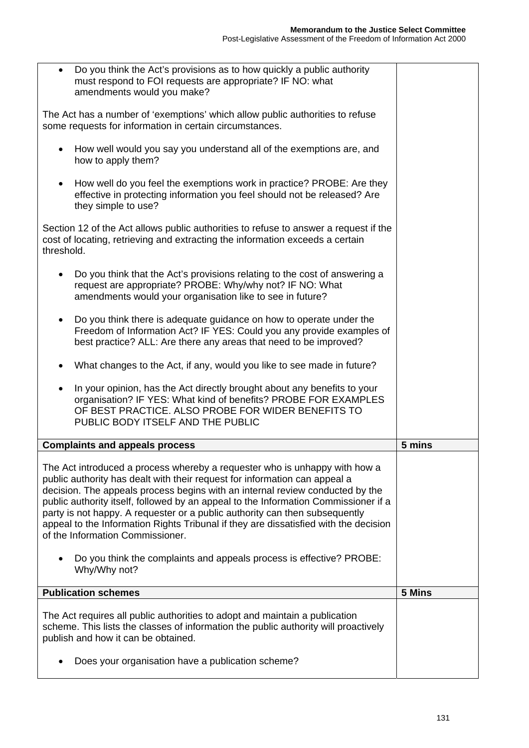| | |
|---|---|
| • Do you think the Act's provisions as to how quickly a public authority must respond to FOI requests are appropriate? IF NO: what amendments would you make?<br><br>The Act has a number of 'exemptions' which allow public authorities to refuse some requests for information in certain circumstances.<br><br>• How well would you say you understand all of the exemptions are, and how to apply them?<br><br>• How well do you feel the exemptions work in practice? PROBE: Are they effective in protecting information you feel should not be released? Are they simple to use?<br><br>Section 12 of the Act allows public authorities to refuse to answer a request if the cost of locating, retrieving and extracting the information exceeds a certain threshold.<br><br>• Do you think that the Act's provisions relating to the cost of answering a request are appropriate? PROBE: Why/why not? IF NO: What amendments would your organisation like to see in future?<br><br>• Do you think there is adequate guidance on how to operate under the Freedom of Information Act? IF YES: Could you any provide examples of best practice? ALL: Are there any areas that need to be improved?<br><br>• What changes to the Act, if any, would you like to see made in future?<br><br>• In your opinion, has the Act directly brought about any benefits to your organisation? IF YES: What kind of benefits? PROBE FOR EXAMPLES OF BEST PRACTICE. ALSO PROBE FOR WIDER BENEFITS TO PUBLIC BODY ITSELF AND THE PUBLIC | |
| **Complaints and appeals process** | **5 mins** |
| The Act introduced a process whereby a requester who is unhappy with how a public authority has dealt with their request for information can appeal a decision. The appeals process begins with an internal review conducted by the public authority itself, followed by an appeal to the Information Commissioner if a party is not happy. A requester or a public authority can then subsequently appeal to the Information Rights Tribunal if they are dissatisfied with the decision of the Information Commissioner.<br><br>• Do you think the complaints and appeals process is effective? PROBE: Why/Why not? | |
| **Publication schemes** | **5 Mins** |
| The Act requires all public authorities to adopt and maintain a publication scheme. This lists the classes of information the public authority will proactively publish and how it can be obtained.<br><br>• Does your organisation have a publication scheme? | |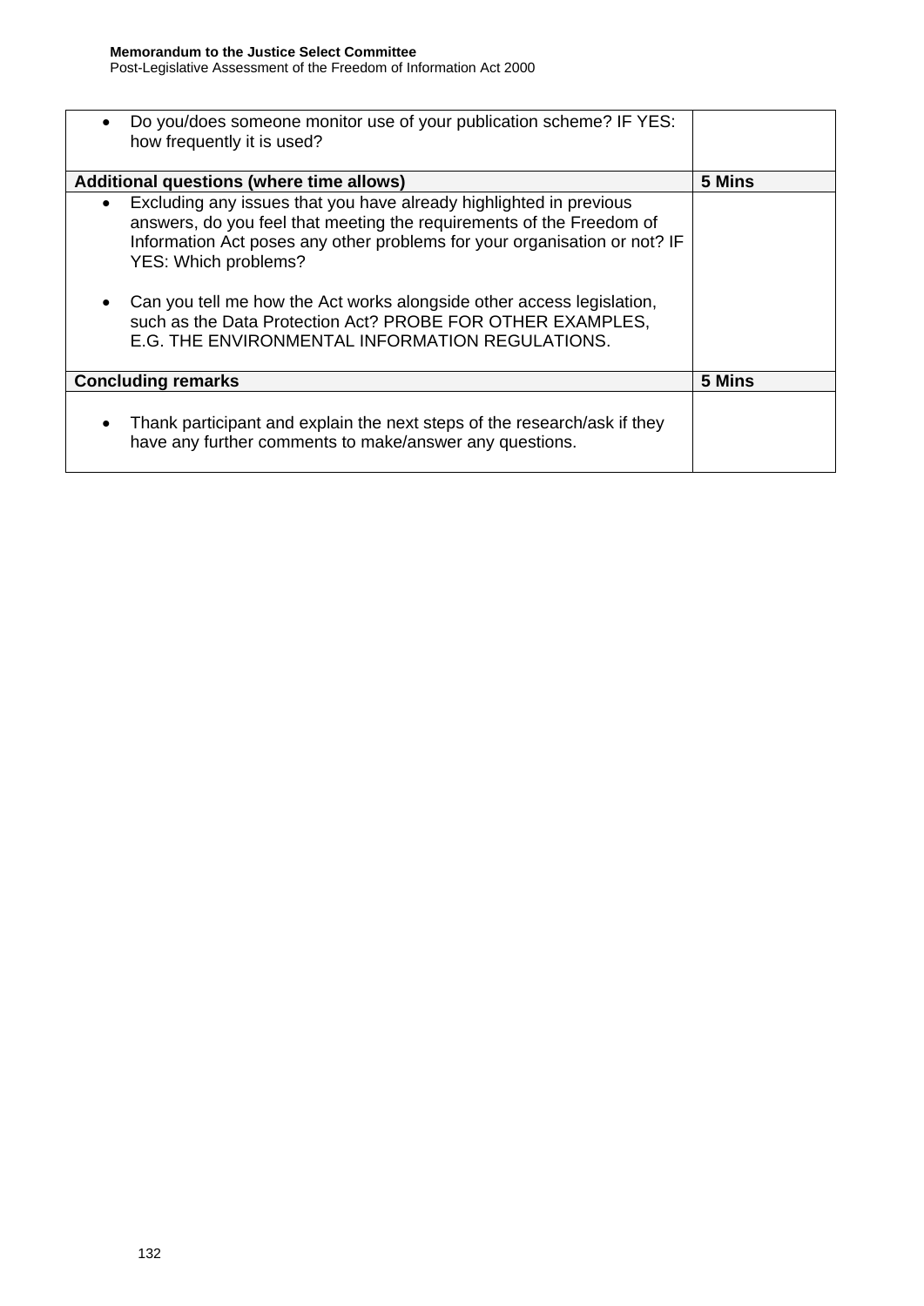| | |
|---|---|
| • Do you/does someone monitor use of your publication scheme? IF YES: how frequently it is used? | |
| **Additional questions (where time allows)** | **5 Mins** |
| • Excluding any issues that you have already highlighted in previous answers, do you feel that meeting the requirements of the Freedom of Information Act poses any other problems for your organisation or not? IF YES: Which problems?<br><br>• Can you tell me how the Act works alongside other access legislation, such as the Data Protection Act? PROBE FOR OTHER EXAMPLES, E.G. THE ENVIRONMENTAL INFORMATION REGULATIONS. | |
| **Concluding remarks** | **5 Mins** |
| • Thank participant and explain the next steps of the research/ask if they have any further comments to make/answer any questions. | |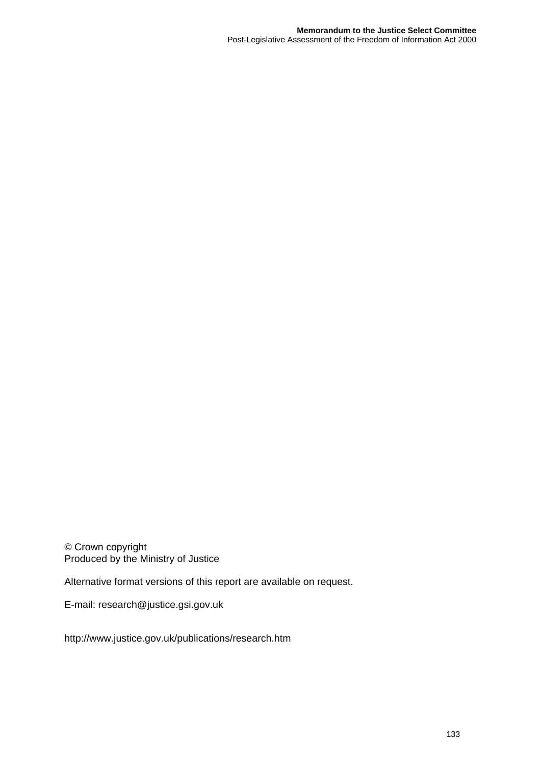© Crown copyright
Produced by the Ministry of Justice

Alternative format versions of this report are available on request.

E-mail: research@justice.gsi.gov.uk

http://www.justice.gov.uk/publications/research.htm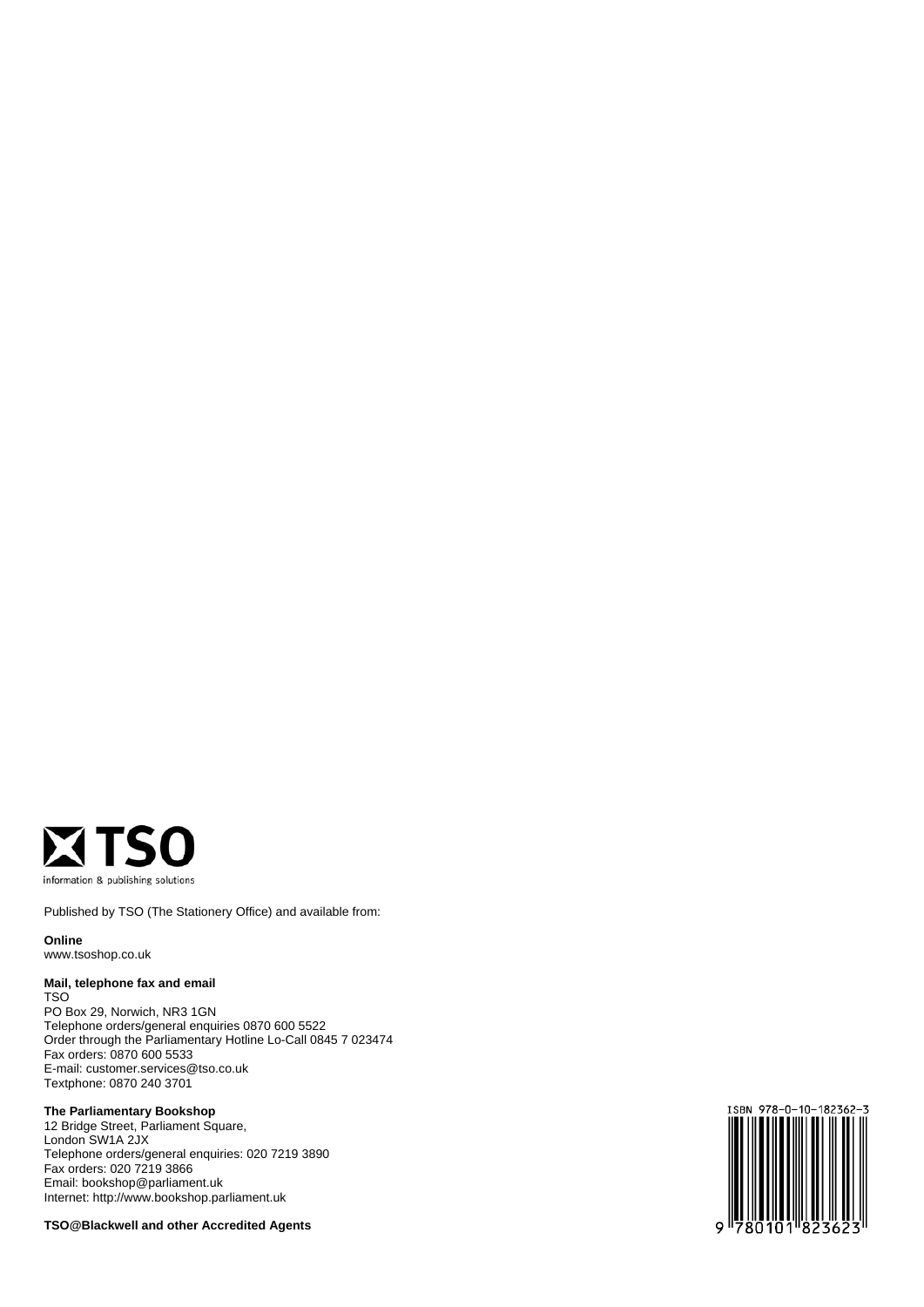TSO

information & publishing solutions

Published by TSO (The Stationery Office) and available from:

**Online**
www.tsoshop.co.uk

**Mail, telephone fax and email**
TSO
PO Box 29, Norwich, NR3 1GN
Telephone orders/general enquiries 0870 600 5522
Order through the Parliamentary Hotline Lo-Call 0845 7 023474
Fax orders: 0870 600 5533
E-mail: customer.services@tso.co.uk
Textphone: 0870 240 3701

**The Parliamentary Bookshop**
12 Bridge Street, Parliament Square,
London SW1A 2JX
Telephone orders/general enquiries: 020 7219 3890
Fax orders: 020 7219 3866
Email: bookshop@parliament.uk
Internet: http://www.bookshop.parliament.uk

**TSO@Blackwell and other Accredited Agents**

ISBN 978-0-10-182362-3

9 780101 823623